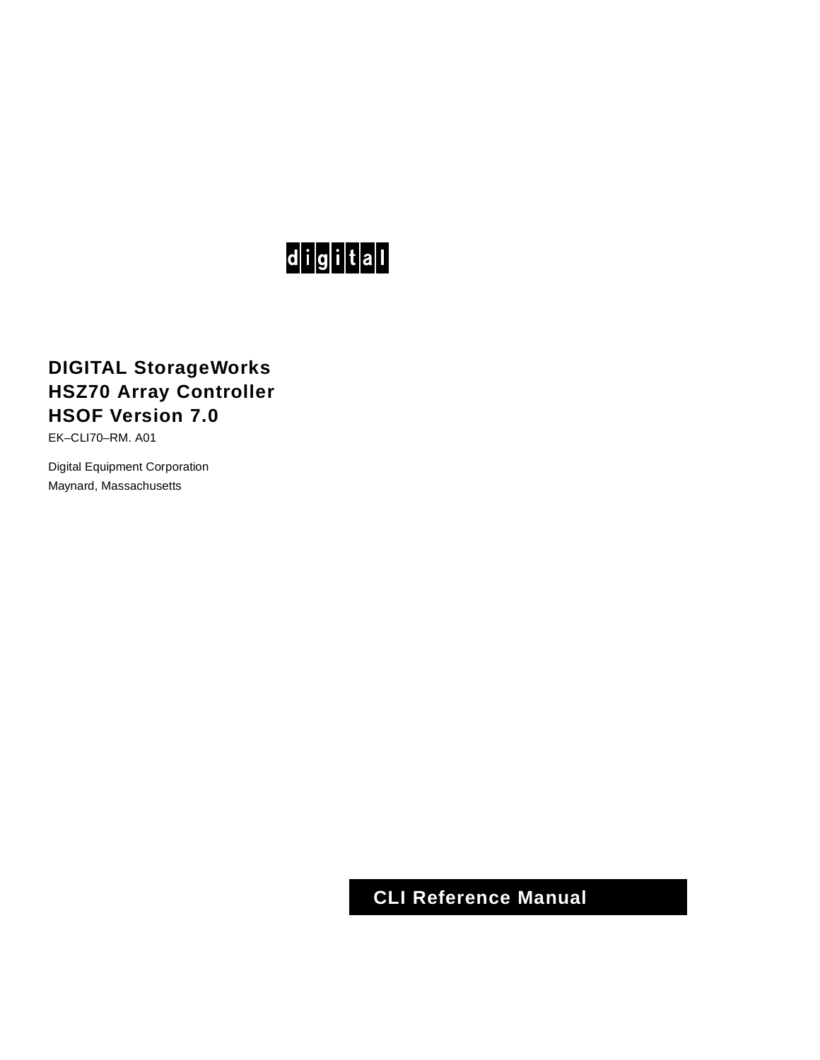d i g i t a l

# DIGITAL StorageWorks
# HSZ70 Array Controller
# HSOF Version 7.0

EK–CLI70–RM. A01

Digital Equipment Corporation
Maynard, Massachusetts

**CLI Reference Manual**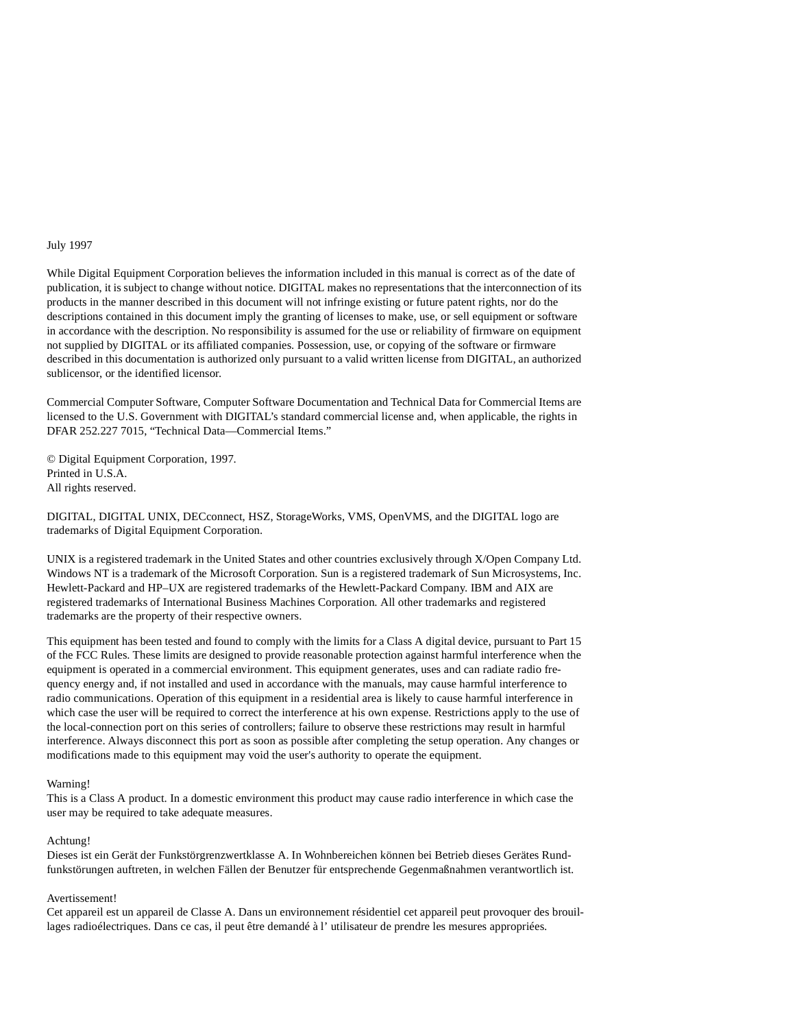July 1997

While Digital Equipment Corporation believes the information included in this manual is correct as of the date of publication, it is subject to change without notice. DIGITAL makes no representations that the interconnection of its products in the manner described in this document will not infringe existing or future patent rights, nor do the descriptions contained in this document imply the granting of licenses to make, use, or sell equipment or software in accordance with the description. No responsibility is assumed for the use or reliability of firmware on equipment not supplied by DIGITAL or its affiliated companies. Possession, use, or copying of the software or firmware described in this documentation is authorized only pursuant to a valid written license from DIGITAL, an authorized sublicensor, or the identified licensor.

Commercial Computer Software, Computer Software Documentation and Technical Data for Commercial Items are licensed to the U.S. Government with DIGITAL's standard commercial license and, when applicable, the rights in DFAR 252.227 7015, "Technical Data—Commercial Items."

© Digital Equipment Corporation, 1997.
Printed in U.S.A.
All rights reserved.

DIGITAL, DIGITAL UNIX, DECconnect, HSZ, StorageWorks, VMS, OpenVMS, and the DIGITAL logo are trademarks of Digital Equipment Corporation.

UNIX is a registered trademark in the United States and other countries exclusively through X/Open Company Ltd. Windows NT is a trademark of the Microsoft Corporation. Sun is a registered trademark of Sun Microsystems, Inc. Hewlett-Packard and HP–UX are registered trademarks of the Hewlett-Packard Company. IBM and AIX are registered trademarks of International Business Machines Corporation. All other trademarks and registered trademarks are the property of their respective owners.

This equipment has been tested and found to comply with the limits for a Class A digital device, pursuant to Part 15 of the FCC Rules. These limits are designed to provide reasonable protection against harmful interference when the equipment is operated in a commercial environment. This equipment generates, uses and can radiate radio frequency energy and, if not installed and used in accordance with the manuals, may cause harmful interference to radio communications. Operation of this equipment in a residential area is likely to cause harmful interference in which case the user will be required to correct the interference at his own expense. Restrictions apply to the use of the local-connection port on this series of controllers; failure to observe these restrictions may result in harmful interference. Always disconnect this port as soon as possible after completing the setup operation. Any changes or modifications made to this equipment may void the user's authority to operate the equipment.

Warning!
This is a Class A product. In a domestic environment this product may cause radio interference in which case the user may be required to take adequate measures.

Achtung!
Dieses ist ein Gerät der Funkstörgrenzwertklasse A. In Wohnbereichen können bei Betrieb dieses Gerätes Rundfunkstörungen auftreten, in welchen Fällen der Benutzer für entsprechende Gegenmaßnahmen verantwortlich ist.

Avertissement!
Cet appareil est un appareil de Classe A. Dans un environnement résidentiel cet appareil peut provoquer des brouillages radioélectriques. Dans ce cas, il peut être demandé à l' utilisateur de prendre les mesures appropriées.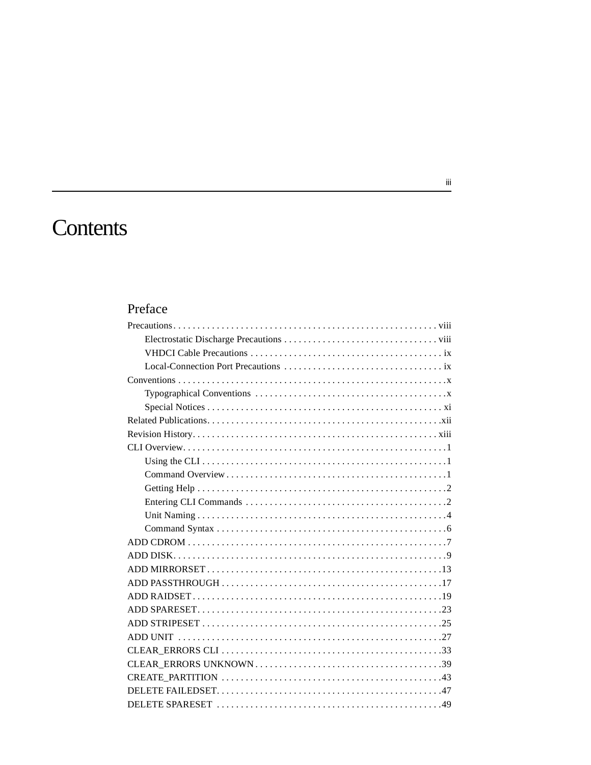# Contents

## Preface

Precautions . . . . . . . . . . . . . . . . . . . . . . . . . . . . . . . . . . . . . . . . . . . . . . . . . . . . . viii
- Electrostatic Discharge Precautions . . . . . . . . . . . . . . . . . . . . . . . . . . . . . . . viii
- VHDCI Cable Precautions . . . . . . . . . . . . . . . . . . . . . . . . . . . . . . . . . . . . . . ix
- Local-Connection Port Precautions . . . . . . . . . . . . . . . . . . . . . . . . . . . . . . . . ix

Conventions . . . . . . . . . . . . . . . . . . . . . . . . . . . . . . . . . . . . . . . . . . . . . . . . . . . . . . . x
- Typographical Conventions . . . . . . . . . . . . . . . . . . . . . . . . . . . . . . . . . . . . . . . x
- Special Notices . . . . . . . . . . . . . . . . . . . . . . . . . . . . . . . . . . . . . . . . . . . . . . . . xi

Related Publications. . . . . . . . . . . . . . . . . . . . . . . . . . . . . . . . . . . . . . . . . . . . . . . . xii

Revision History. . . . . . . . . . . . . . . . . . . . . . . . . . . . . . . . . . . . . . . . . . . . . . . . . . xiii

CLI Overview. . . . . . . . . . . . . . . . . . . . . . . . . . . . . . . . . . . . . . . . . . . . . . . . . . . . . . 1
- Using the CLI . . . . . . . . . . . . . . . . . . . . . . . . . . . . . . . . . . . . . . . . . . . . . . . . . . 1
- Command Overview . . . . . . . . . . . . . . . . . . . . . . . . . . . . . . . . . . . . . . . . . . . . . 1
- Getting Help . . . . . . . . . . . . . . . . . . . . . . . . . . . . . . . . . . . . . . . . . . . . . . . . . . . 2
- Entering CLI Commands . . . . . . . . . . . . . . . . . . . . . . . . . . . . . . . . . . . . . . . . . . 2
- Unit Naming . . . . . . . . . . . . . . . . . . . . . . . . . . . . . . . . . . . . . . . . . . . . . . . . . . . 4
- Command Syntax . . . . . . . . . . . . . . . . . . . . . . . . . . . . . . . . . . . . . . . . . . . . . . . 6

ADD CDROM . . . . . . . . . . . . . . . . . . . . . . . . . . . . . . . . . . . . . . . . . . . . . . . . . . . . . . 7

ADD DISK. . . . . . . . . . . . . . . . . . . . . . . . . . . . . . . . . . . . . . . . . . . . . . . . . . . . . . . . . 9

ADD MIRRORSET . . . . . . . . . . . . . . . . . . . . . . . . . . . . . . . . . . . . . . . . . . . . . . . . . . 13

ADD PASSTHROUGH . . . . . . . . . . . . . . . . . . . . . . . . . . . . . . . . . . . . . . . . . . . . . . 17

ADD RAIDSET . . . . . . . . . . . . . . . . . . . . . . . . . . . . . . . . . . . . . . . . . . . . . . . . . . . . 19

ADD SPARESET. . . . . . . . . . . . . . . . . . . . . . . . . . . . . . . . . . . . . . . . . . . . . . . . . . . 23

ADD STRIPESET . . . . . . . . . . . . . . . . . . . . . . . . . . . . . . . . . . . . . . . . . . . . . . . . . . 25

ADD UNIT . . . . . . . . . . . . . . . . . . . . . . . . . . . . . . . . . . . . . . . . . . . . . . . . . . . . . . . 27

CLEAR_ERRORS CLI . . . . . . . . . . . . . . . . . . . . . . . . . . . . . . . . . . . . . . . . . . . . . . 33

CLEAR_ERRORS UNKNOWN . . . . . . . . . . . . . . . . . . . . . . . . . . . . . . . . . . . . . . . 39

CREATE_PARTITION . . . . . . . . . . . . . . . . . . . . . . . . . . . . . . . . . . . . . . . . . . . . . 43

DELETE FAILEDSET. . . . . . . . . . . . . . . . . . . . . . . . . . . . . . . . . . . . . . . . . . . . . . . 47

DELETE SPARESET . . . . . . . . . . . . . . . . . . . . . . . . . . . . . . . . . . . . . . . . . . . . . . 49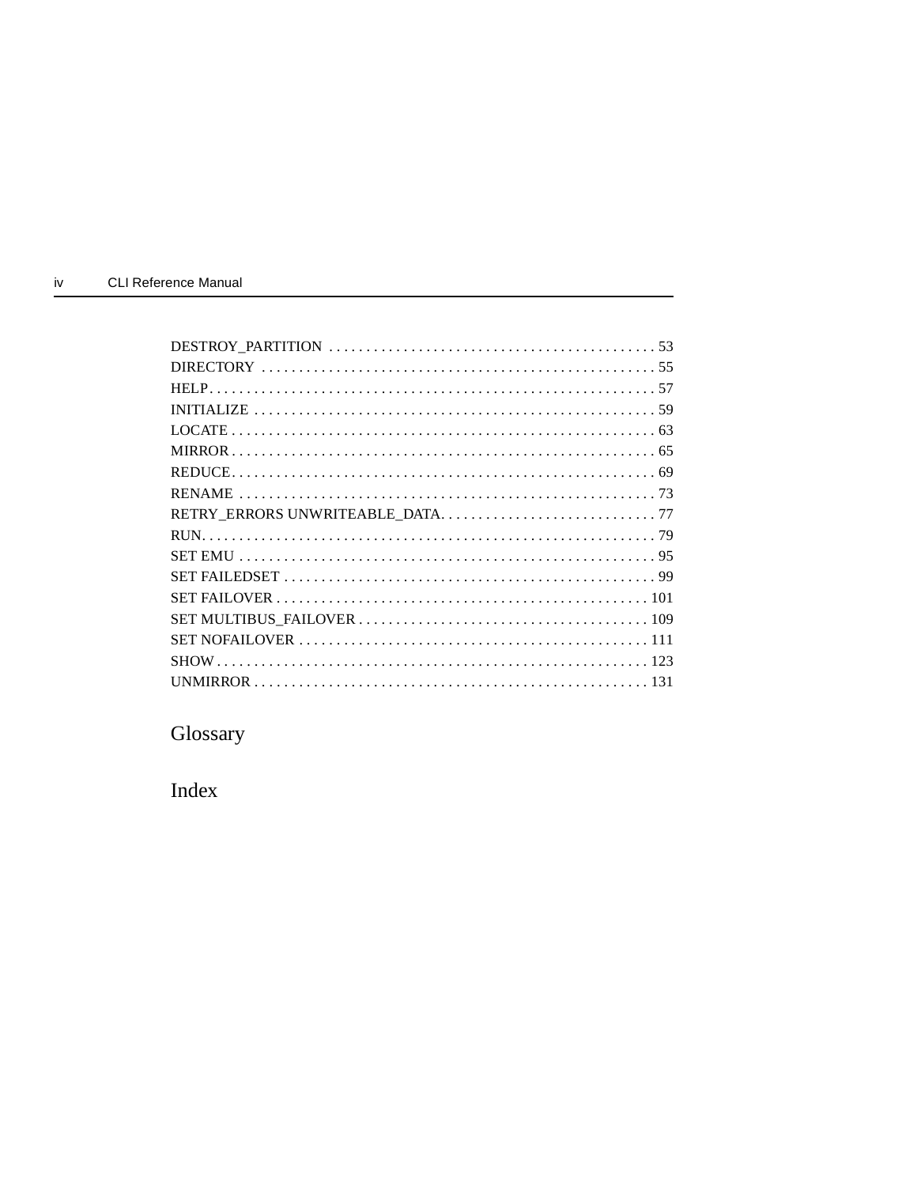DESTROY_PARTITION . . . . . . . . . . . . . . . . . . . . . . . . . . . . . . . . . . . . . . . . . . . 53
DIRECTORY . . . . . . . . . . . . . . . . . . . . . . . . . . . . . . . . . . . . . . . . . . . . . . . . . . . . 55
HELP. . . . . . . . . . . . . . . . . . . . . . . . . . . . . . . . . . . . . . . . . . . . . . . . . . . . . . . . . . . 57
INITIALIZE . . . . . . . . . . . . . . . . . . . . . . . . . . . . . . . . . . . . . . . . . . . . . . . . . . . . . 59
LOCATE . . . . . . . . . . . . . . . . . . . . . . . . . . . . . . . . . . . . . . . . . . . . . . . . . . . . . . . . 63
MIRROR . . . . . . . . . . . . . . . . . . . . . . . . . . . . . . . . . . . . . . . . . . . . . . . . . . . . . . . . 65
REDUCE. . . . . . . . . . . . . . . . . . . . . . . . . . . . . . . . . . . . . . . . . . . . . . . . . . . . . . . . 69
RENAME . . . . . . . . . . . . . . . . . . . . . . . . . . . . . . . . . . . . . . . . . . . . . . . . . . . . . . . 73
RETRY_ERRORS UNWRITEABLE_DATA. . . . . . . . . . . . . . . . . . . . . . . . . . . . . 77
RUN. . . . . . . . . . . . . . . . . . . . . . . . . . . . . . . . . . . . . . . . . . . . . . . . . . . . . . . . . . . . 79
SET EMU . . . . . . . . . . . . . . . . . . . . . . . . . . . . . . . . . . . . . . . . . . . . . . . . . . . . . . . 95
SET FAILEDSET . . . . . . . . . . . . . . . . . . . . . . . . . . . . . . . . . . . . . . . . . . . . . . . . . . 99
SET FAILOVER . . . . . . . . . . . . . . . . . . . . . . . . . . . . . . . . . . . . . . . . . . . . . . . . . . 101
SET MULTIBUS_FAILOVER . . . . . . . . . . . . . . . . . . . . . . . . . . . . . . . . . . . . . . . 109
SET NOFAILOVER . . . . . . . . . . . . . . . . . . . . . . . . . . . . . . . . . . . . . . . . . . . . . . . 111
SHOW . . . . . . . . . . . . . . . . . . . . . . . . . . . . . . . . . . . . . . . . . . . . . . . . . . . . . . . . . 123
UNMIRROR . . . . . . . . . . . . . . . . . . . . . . . . . . . . . . . . . . . . . . . . . . . . . . . . . . . . 131

## Glossary

## Index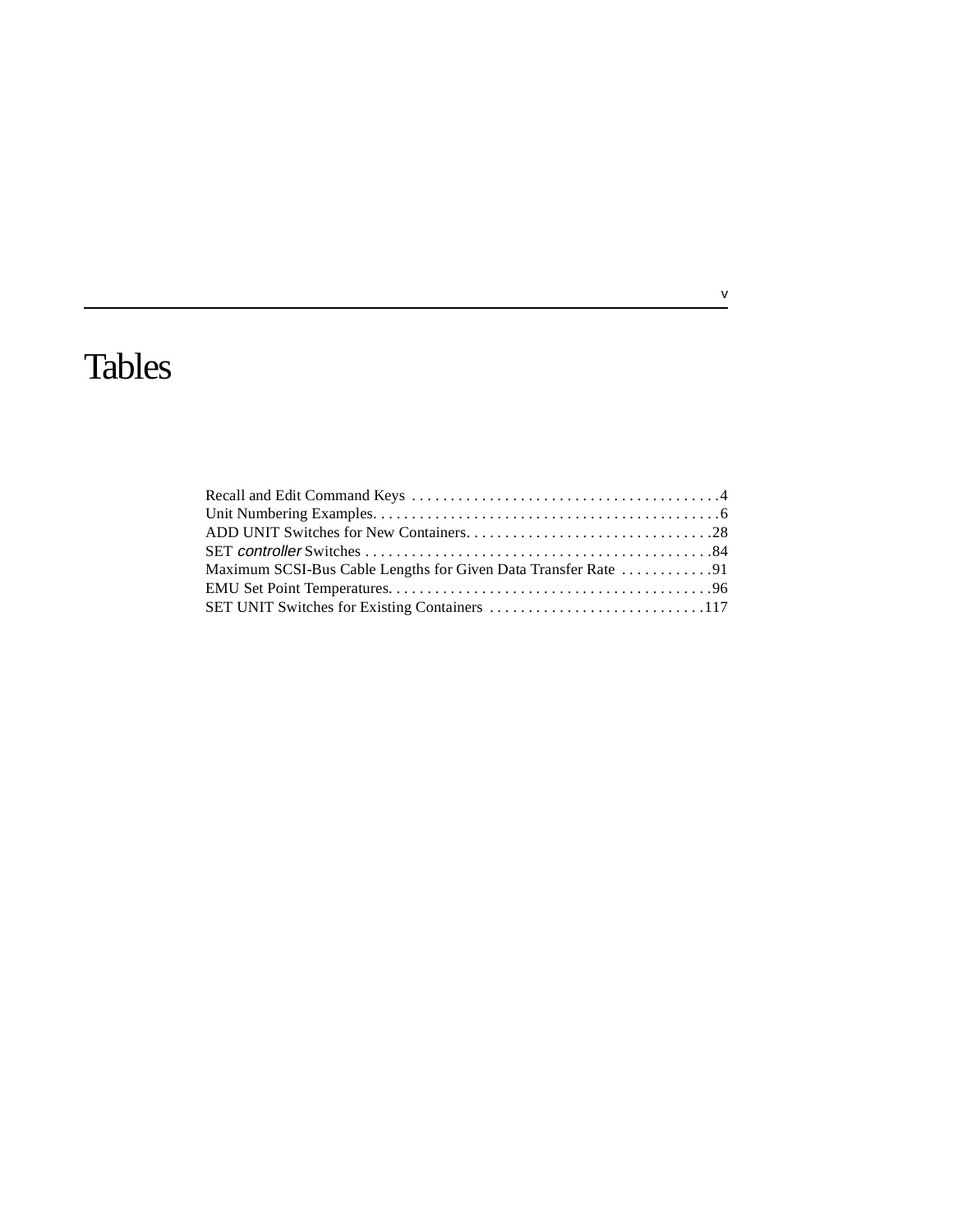# Tables

Recall and Edit Command Keys . . . . . . . . . . . . . . . . . . . . . . . . . . . . . . . . . . . . . . . . 4
Unit Numbering Examples. . . . . . . . . . . . . . . . . . . . . . . . . . . . . . . . . . . . . . . . . . . . 6
ADD UNIT Switches for New Containers. . . . . . . . . . . . . . . . . . . . . . . . . . . . . . . 28
SET *controller* Switches . . . . . . . . . . . . . . . . . . . . . . . . . . . . . . . . . . . . . . . . . . . . 84
Maximum SCSI-Bus Cable Lengths for Given Data Transfer Rate . . . . . . . . . . . . 91
EMU Set Point Temperatures. . . . . . . . . . . . . . . . . . . . . . . . . . . . . . . . . . . . . . . . . 96
SET UNIT Switches for Existing Containers . . . . . . . . . . . . . . . . . . . . . . . . . . . . 117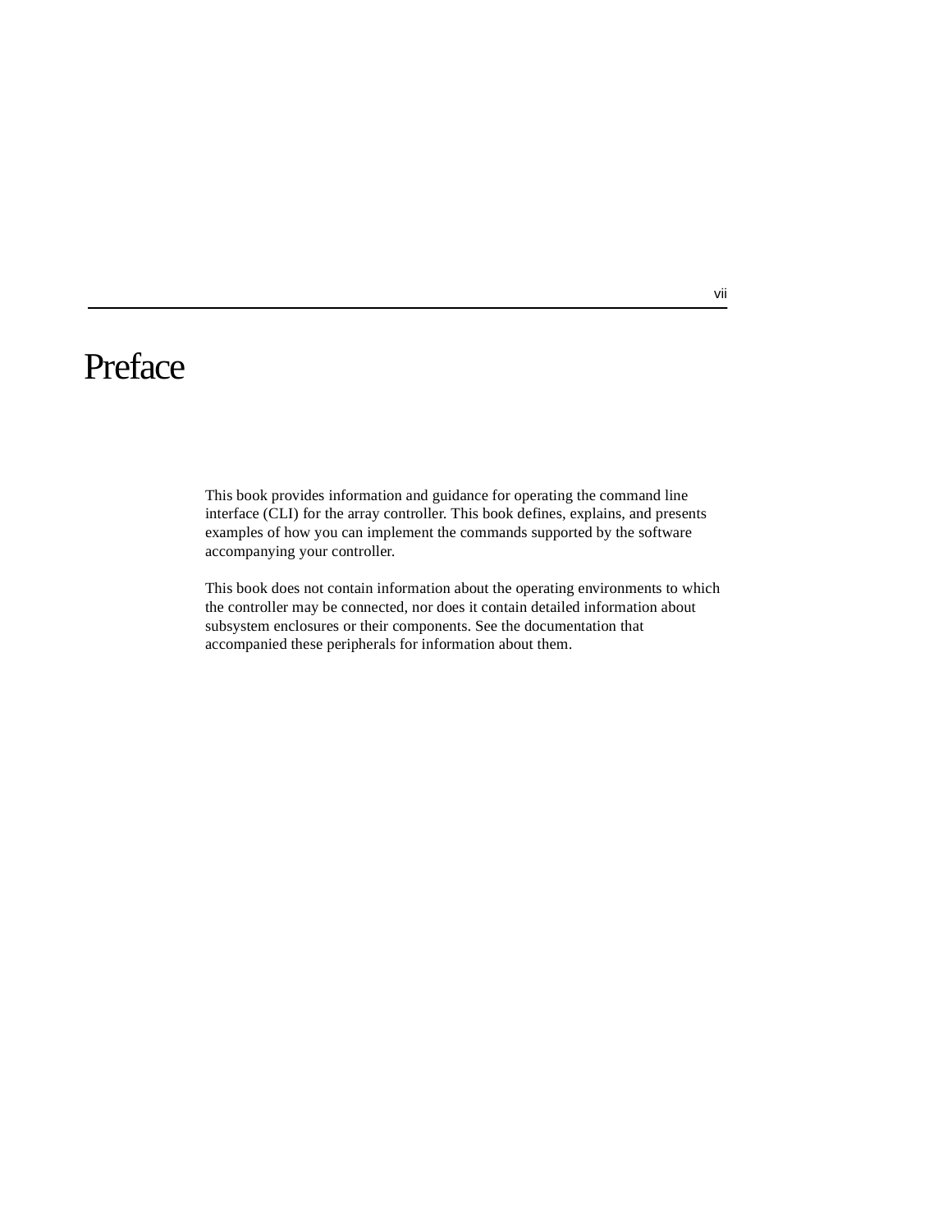# Preface

This book provides information and guidance for operating the command line interface (CLI) for the array controller. This book defines, explains, and presents examples of how you can implement the commands supported by the software accompanying your controller.

This book does not contain information about the operating environments to which the controller may be connected, nor does it contain detailed information about subsystem enclosures or their components. See the documentation that accompanied these peripherals for information about them.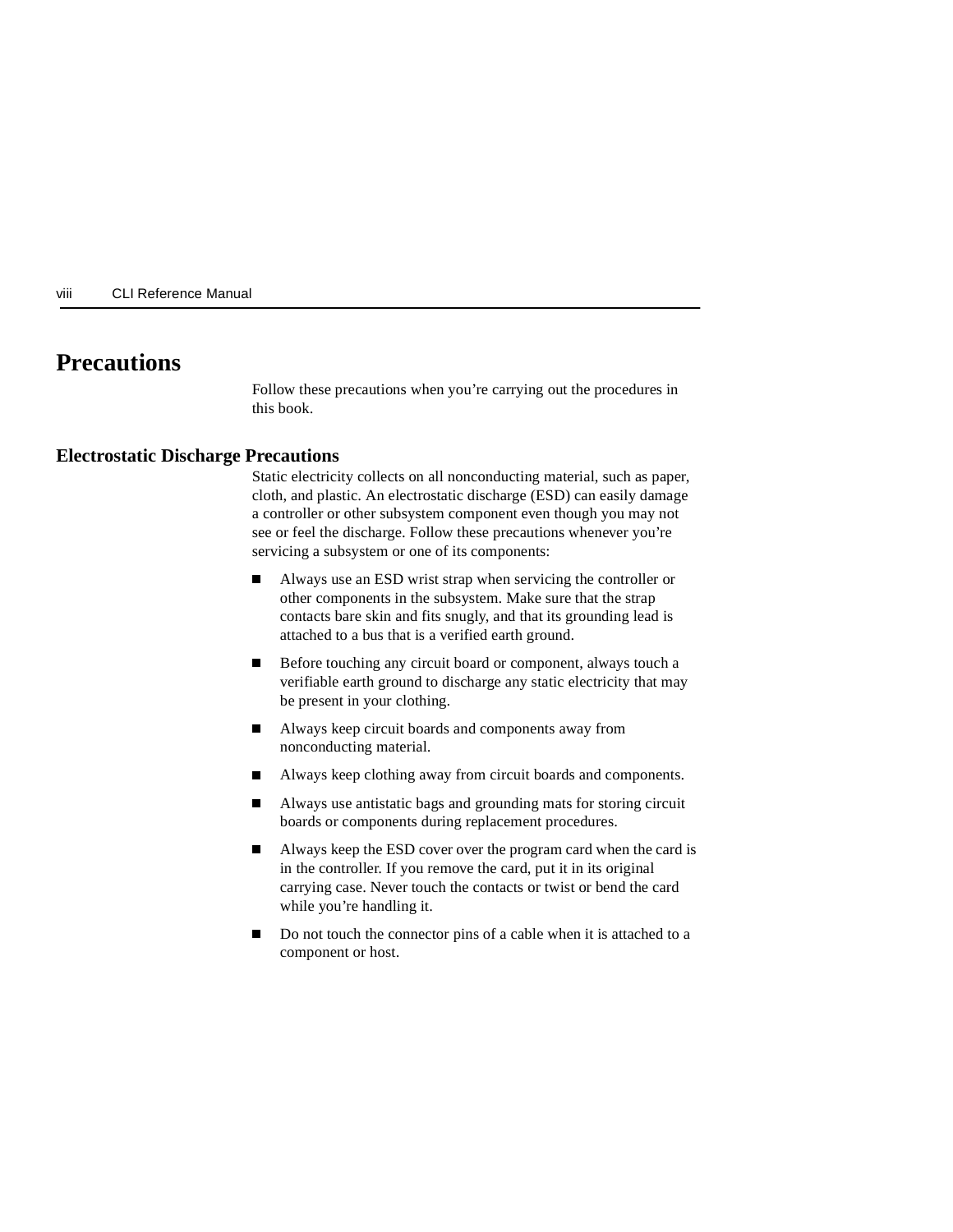# Precautions

Follow these precautions when you’re carrying out the procedures in this book.

## Electrostatic Discharge Precautions

Static electricity collects on all nonconducting material, such as paper, cloth, and plastic. An electrostatic discharge (ESD) can easily damage a controller or other subsystem component even though you may not see or feel the discharge. Follow these precautions whenever you’re servicing a subsystem or one of its components:

- Always use an ESD wrist strap when servicing the controller or other components in the subsystem. Make sure that the strap contacts bare skin and fits snugly, and that its grounding lead is attached to a bus that is a verified earth ground.
- Before touching any circuit board or component, always touch a verifiable earth ground to discharge any static electricity that may be present in your clothing.
- Always keep circuit boards and components away from nonconducting material.
- Always keep clothing away from circuit boards and components.
- Always use antistatic bags and grounding mats for storing circuit boards or components during replacement procedures.
- Always keep the ESD cover over the program card when the card is in the controller. If you remove the card, put it in its original carrying case. Never touch the contacts or twist or bend the card while you’re handling it.
- Do not touch the connector pins of a cable when it is attached to a component or host.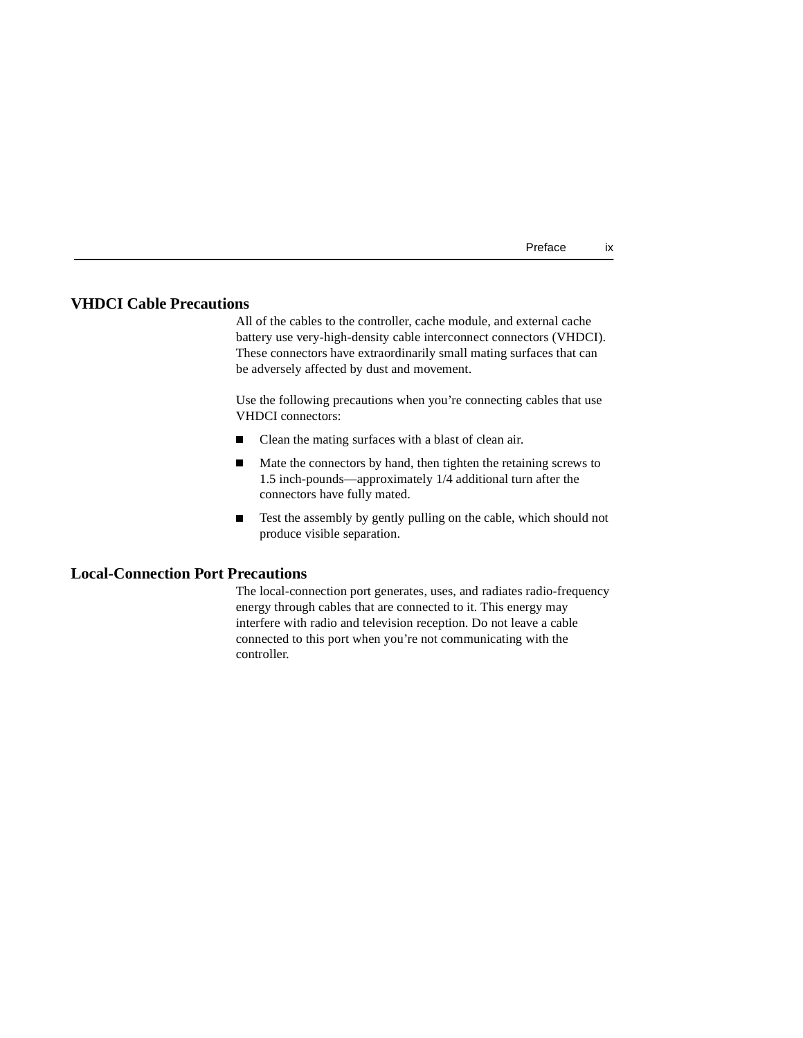## VHDCI Cable Precautions

All of the cables to the controller, cache module, and external cache battery use very-high-density cable interconnect connectors (VHDCI). These connectors have extraordinarily small mating surfaces that can be adversely affected by dust and movement.

Use the following precautions when you're connecting cables that use VHDCI connectors:

- Clean the mating surfaces with a blast of clean air.
- Mate the connectors by hand, then tighten the retaining screws to 1.5 inch-pounds—approximately 1/4 additional turn after the connectors have fully mated.
- Test the assembly by gently pulling on the cable, which should not produce visible separation.

## Local-Connection Port Precautions

The local-connection port generates, uses, and radiates radio-frequency energy through cables that are connected to it. This energy may interfere with radio and television reception. Do not leave a cable connected to this port when you're not communicating with the controller.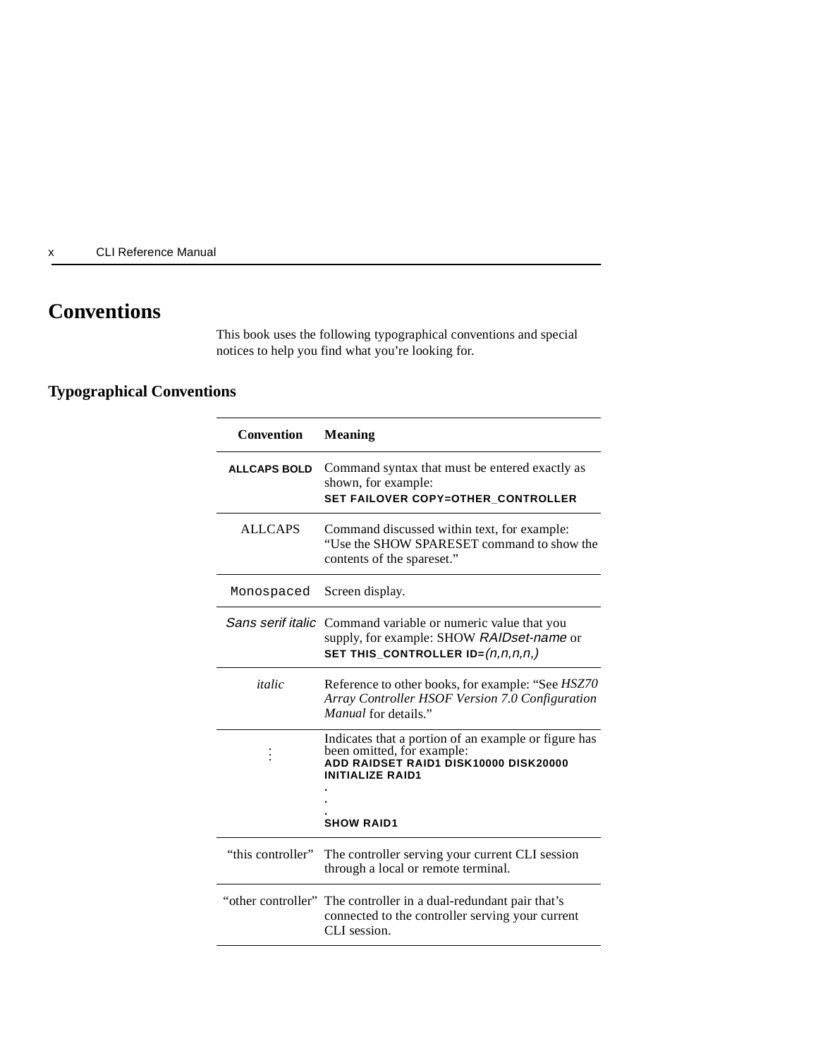# Conventions

This book uses the following typographical conventions and special notices to help you find what you're looking for.

## Typographical Conventions

| Convention | Meaning |
|---|---|
| **ALLCAPS BOLD** | Command syntax that must be entered exactly as shown, for example: **SET FAILOVER COPY=OTHER_CONTROLLER** |
| ALLCAPS | Command discussed within text, for example: "Use the SHOW SPARESET command to show the contents of the spareset." |
| `Monospaced` | Screen display. |
| *Sans serif italic* | Command variable or numeric value that you supply, for example: SHOW *RAIDset-name* or **SET THIS_CONTROLLER ID=***(n,n,n,n,)* |
| *italic* | Reference to other books, for example: "See *HSZ70 Array Controller HSOF Version 7.0 Configuration Manual* for details." |
| ⋮ | Indicates that a portion of an example or figure has been omitted, for example: **ADD RAIDSET RAID1 DISK10000 DISK20000** **INITIALIZE RAID1** . . . **SHOW RAID1** |
| "this controller" | The controller serving your current CLI session through a local or remote terminal. |
| "other controller" | The controller in a dual-redundant pair that's connected to the controller serving your current CLI session. |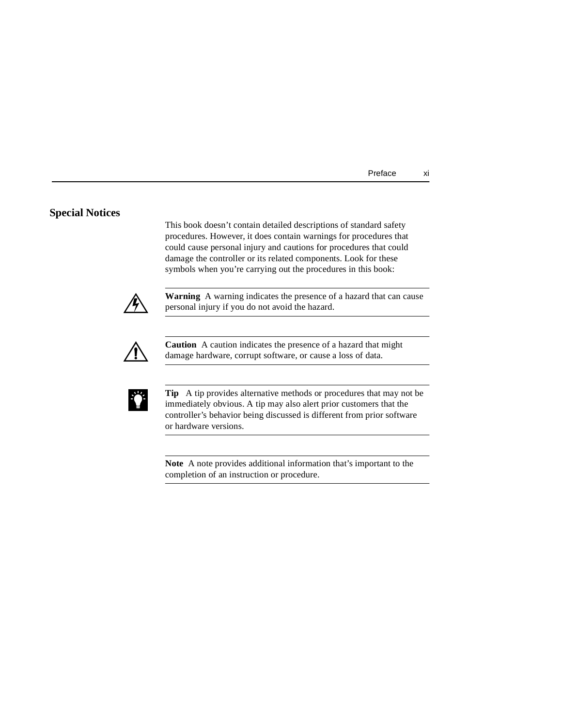## Special Notices

This book doesn’t contain detailed descriptions of standard safety procedures. However, it does contain warnings for procedures that could cause personal injury and cautions for procedures that could damage the controller or its related components. Look for these symbols when you’re carrying out the procedures in this book:

---

**Warning** A warning indicates the presence of a hazard that can cause personal injury if you do not avoid the hazard.

---

**Caution** A caution indicates the presence of a hazard that might damage hardware, corrupt software, or cause a loss of data.

---

**Tip** A tip provides alternative methods or procedures that may not be immediately obvious. A tip may also alert prior customers that the controller’s behavior being discussed is different from prior software or hardware versions.

---

**Note** A note provides additional information that’s important to the completion of an instruction or procedure.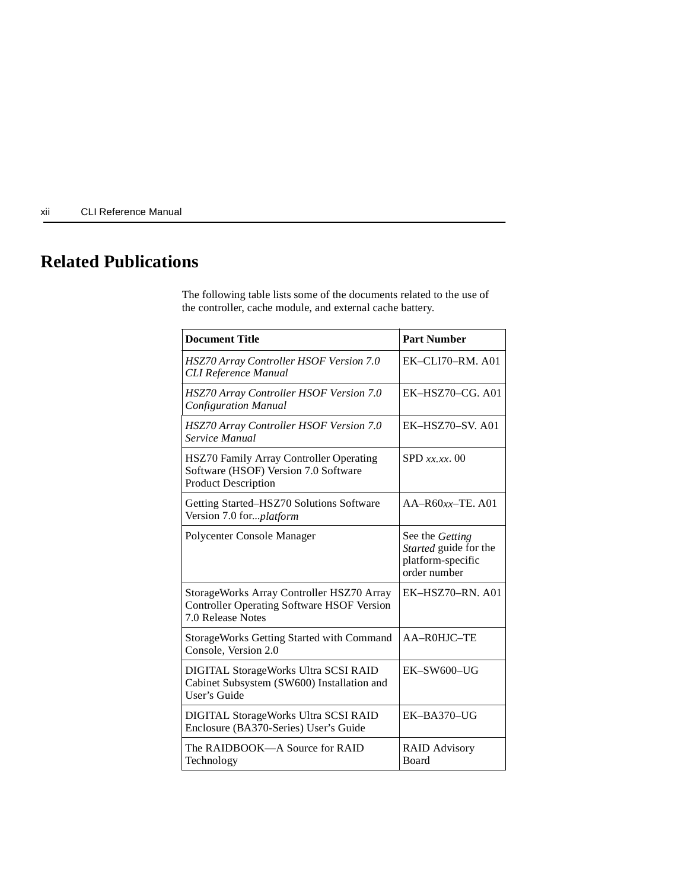# Related Publications

The following table lists some of the documents related to the use of the controller, cache module, and external cache battery.

| Document Title | Part Number |
|---|---|
| *HSZ70 Array Controller HSOF Version 7.0 CLI Reference Manual* | EK–CLI70–RM. A01 |
| *HSZ70 Array Controller HSOF Version 7.0 Configuration Manual* | EK–HSZ70–CG. A01 |
| *HSZ70 Array Controller HSOF Version 7.0 Service Manual* | EK–HSZ70–SV. A01 |
| HSZ70 Family Array Controller Operating Software (HSOF) Version 7.0 Software Product Description | SPD *xx.xx*. 00 |
| Getting Started–HSZ70 Solutions Software Version 7.0 for...*platform* | AA–R60*xx*–TE. A01 |
| Polycenter Console Manager | See the *Getting Started* guide for the platform-specific order number |
| StorageWorks Array Controller HSZ70 Array Controller Operating Software HSOF Version 7.0 Release Notes | EK–HSZ70–RN. A01 |
| StorageWorks Getting Started with Command Console, Version 2.0 | AA–R0HJC–TE |
| DIGITAL StorageWorks Ultra SCSI RAID Cabinet Subsystem (SW600) Installation and User's Guide | EK–SW600–UG |
| DIGITAL StorageWorks Ultra SCSI RAID Enclosure (BA370-Series) User's Guide | EK–BA370–UG |
| The RAIDBOOK—A Source for RAID Technology | RAID Advisory Board |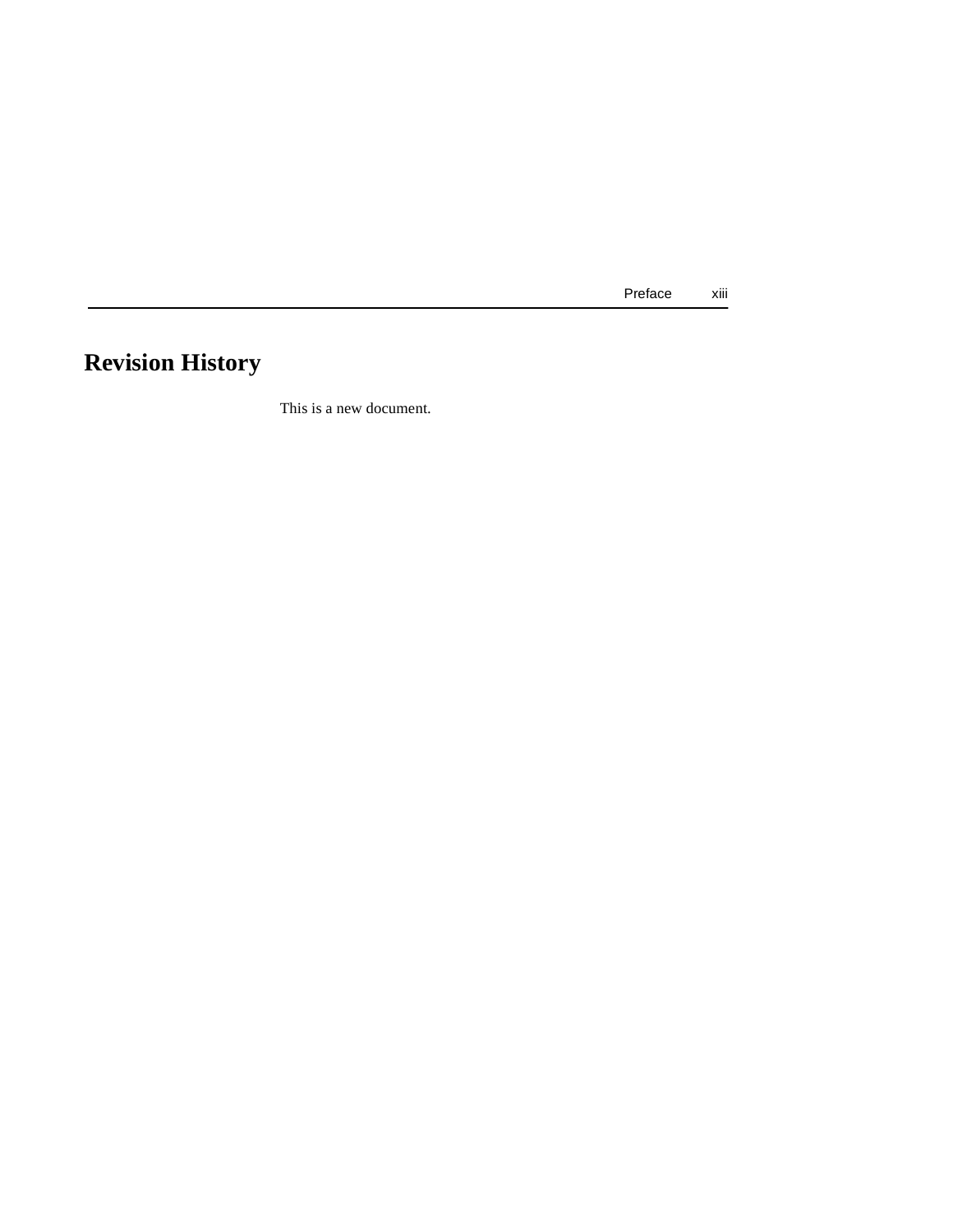# Revision History

This is a new document.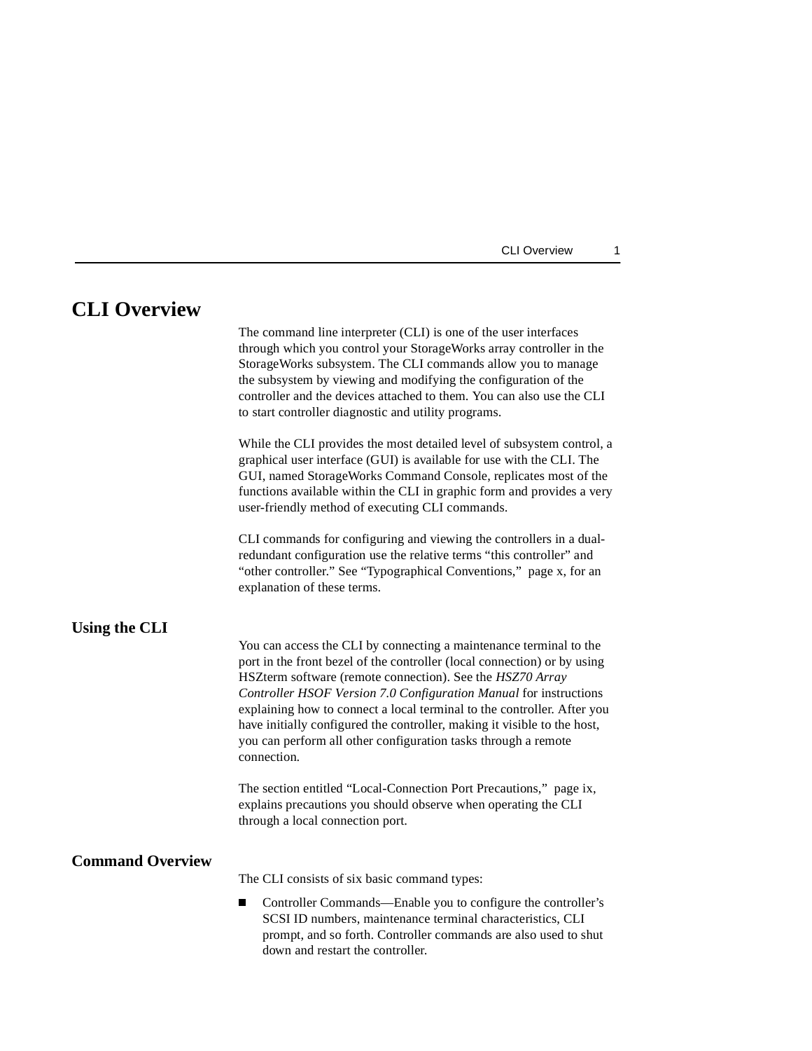# CLI Overview

The command line interpreter (CLI) is one of the user interfaces through which you control your StorageWorks array controller in the StorageWorks subsystem. The CLI commands allow you to manage the subsystem by viewing and modifying the configuration of the controller and the devices attached to them. You can also use the CLI to start controller diagnostic and utility programs.

While the CLI provides the most detailed level of subsystem control, a graphical user interface (GUI) is available for use with the CLI. The GUI, named StorageWorks Command Console, replicates most of the functions available within the CLI in graphic form and provides a very user-friendly method of executing CLI commands.

CLI commands for configuring and viewing the controllers in a dual-redundant configuration use the relative terms "this controller" and "other controller." See "Typographical Conventions," page x, for an explanation of these terms.

## Using the CLI

You can access the CLI by connecting a maintenance terminal to the port in the front bezel of the controller (local connection) or by using HSZterm software (remote connection). See the *HSZ70 Array Controller HSOF Version 7.0 Configuration Manual* for instructions explaining how to connect a local terminal to the controller. After you have initially configured the controller, making it visible to the host, you can perform all other configuration tasks through a remote connection.

The section entitled "Local-Connection Port Precautions," page ix, explains precautions you should observe when operating the CLI through a local connection port.

## Command Overview

The CLI consists of six basic command types:

- Controller Commands—Enable you to configure the controller's SCSI ID numbers, maintenance terminal characteristics, CLI prompt, and so forth. Controller commands are also used to shut down and restart the controller.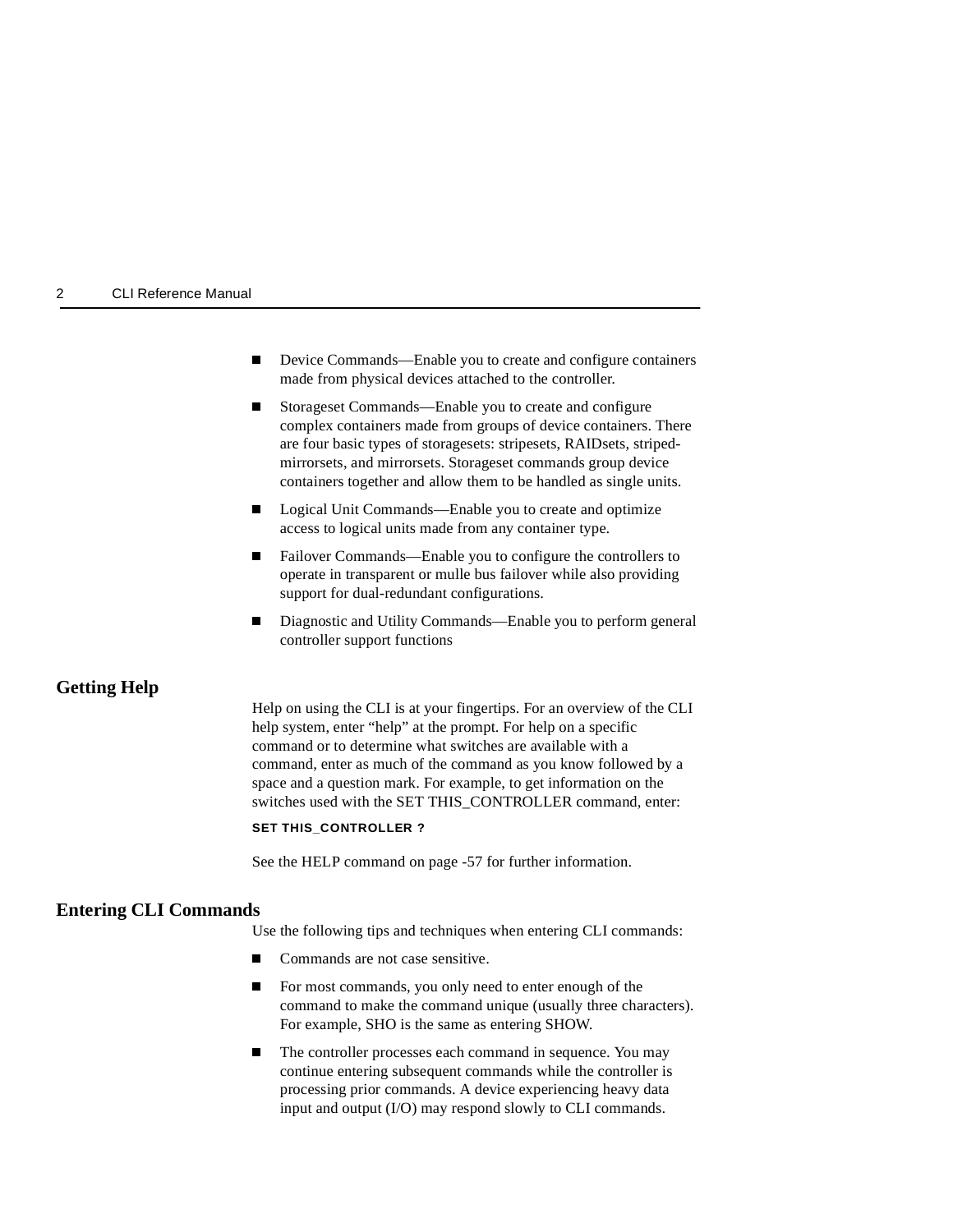- Device Commands—Enable you to create and configure containers made from physical devices attached to the controller.
- Storageset Commands—Enable you to create and configure complex containers made from groups of device containers. There are four basic types of storagesets: stripesets, RAIDsets, striped-mirrorsets, and mirrorsets. Storageset commands group device containers together and allow them to be handled as single units.
- Logical Unit Commands—Enable you to create and optimize access to logical units made from any container type.
- Failover Commands—Enable you to configure the controllers to operate in transparent or mulle bus failover while also providing support for dual-redundant configurations.
- Diagnostic and Utility Commands—Enable you to perform general controller support functions

## Getting Help

Help on using the CLI is at your fingertips. For an overview of the CLI help system, enter “help” at the prompt. For help on a specific command or to determine what switches are available with a command, enter as much of the command as you know followed by a space and a question mark. For example, to get information on the switches used with the SET THIS_CONTROLLER command, enter:

```
SET THIS_CONTROLLER ?
```

See the HELP command on page -57 for further information.

## Entering CLI Commands

Use the following tips and techniques when entering CLI commands:

- Commands are not case sensitive.
- For most commands, you only need to enter enough of the command to make the command unique (usually three characters). For example, SHO is the same as entering SHOW.
- The controller processes each command in sequence. You may continue entering subsequent commands while the controller is processing prior commands. A device experiencing heavy data input and output (I/O) may respond slowly to CLI commands.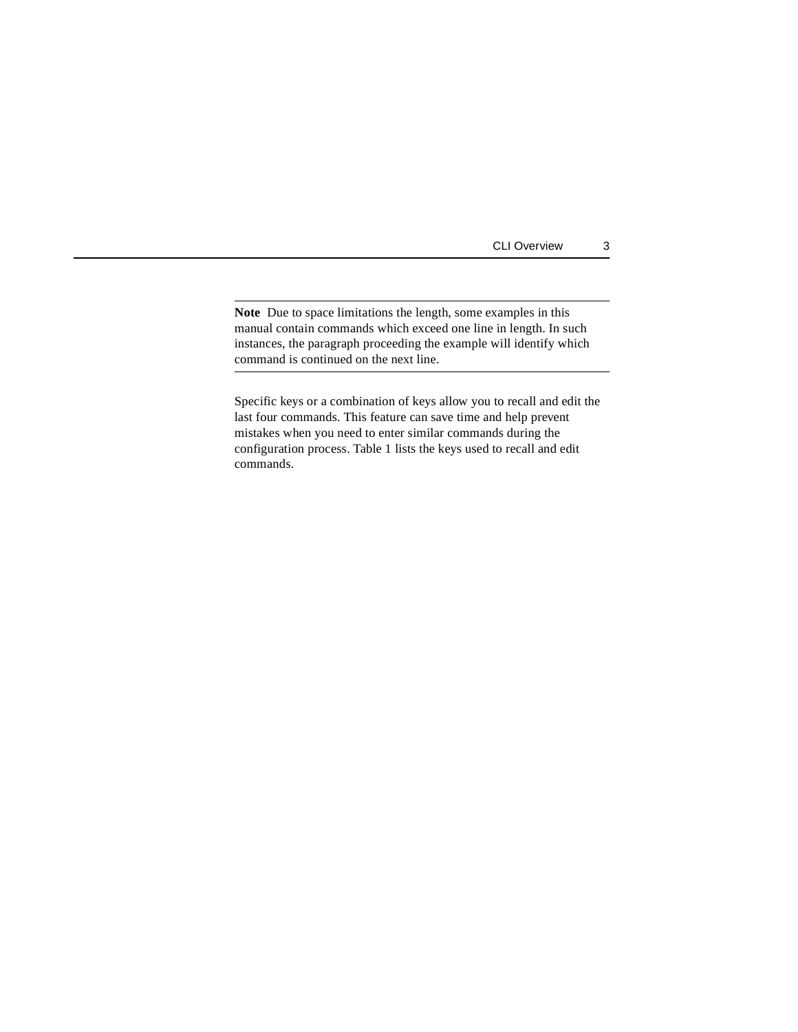**Note** Due to space limitations the length, some examples in this manual contain commands which exceed one line in length. In such instances, the paragraph proceeding the example will identify which command is continued on the next line.

---

Specific keys or a combination of keys allow you to recall and edit the last four commands. This feature can save time and help prevent mistakes when you need to enter similar commands during the configuration process. Table 1 lists the keys used to recall and edit commands.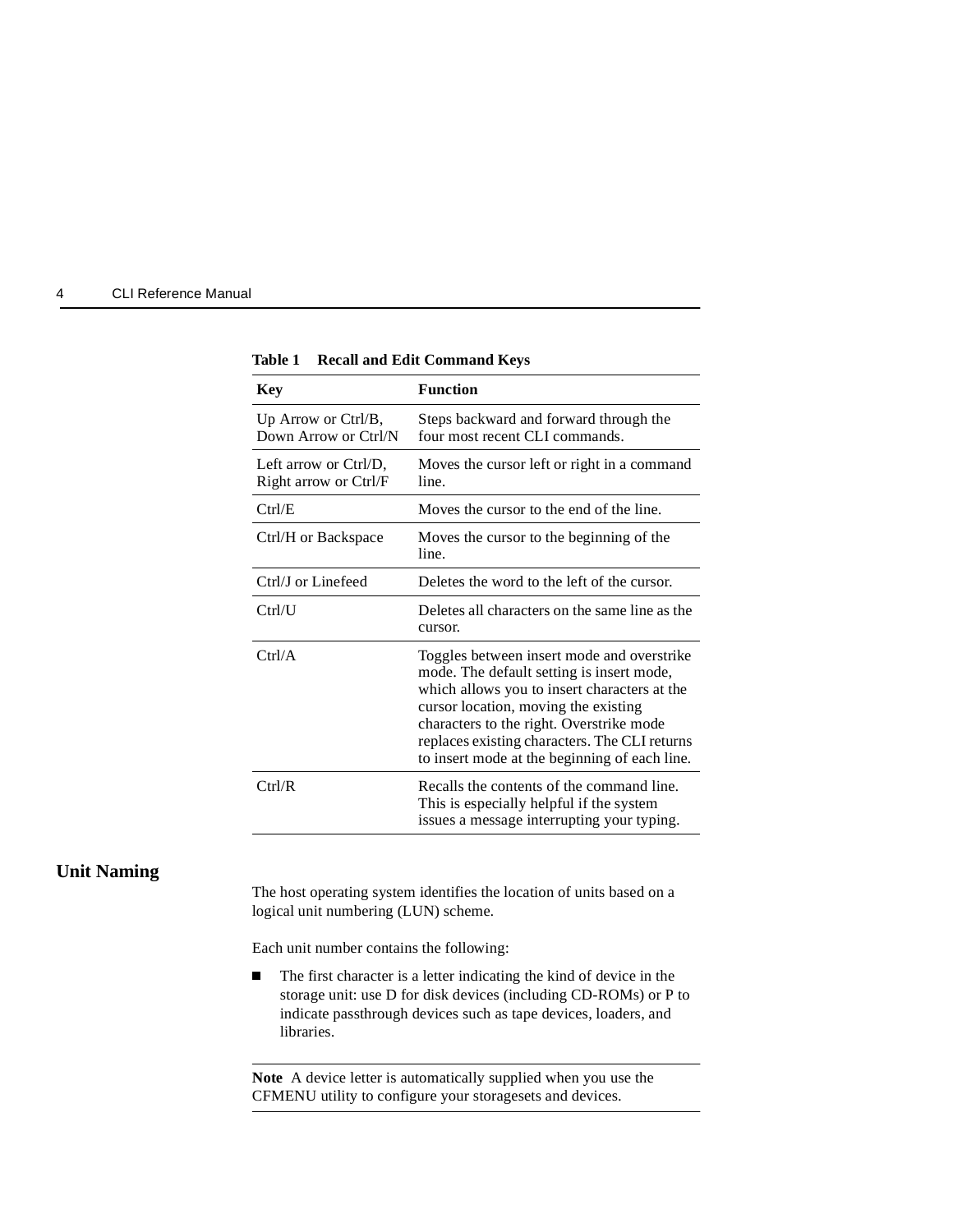**Table 1 Recall and Edit Command Keys**

| Key | Function |
| --- | --- |
| Up Arrow or Ctrl/B, Down Arrow or Ctrl/N | Steps backward and forward through the four most recent CLI commands. |
| Left arrow or Ctrl/D, Right arrow or Ctrl/F | Moves the cursor left or right in a command line. |
| Ctrl/E | Moves the cursor to the end of the line. |
| Ctrl/H or Backspace | Moves the cursor to the beginning of the line. |
| Ctrl/J or Linefeed | Deletes the word to the left of the cursor. |
| Ctrl/U | Deletes all characters on the same line as the cursor. |
| Ctrl/A | Toggles between insert mode and overstrike mode. The default setting is insert mode, which allows you to insert characters at the cursor location, moving the existing characters to the right. Overstrike mode replaces existing characters. The CLI returns to insert mode at the beginning of each line. |
| Ctrl/R | Recalls the contents of the command line. This is especially helpful if the system issues a message interrupting your typing. |

## Unit Naming

The host operating system identifies the location of units based on a logical unit numbering (LUN) scheme.

Each unit number contains the following:

- The first character is a letter indicating the kind of device in the storage unit: use D for disk devices (including CD-ROMs) or P to indicate passthrough devices such as tape devices, loaders, and libraries.

**Note** A device letter is automatically supplied when you use the CFMENU utility to configure your storagesets and devices.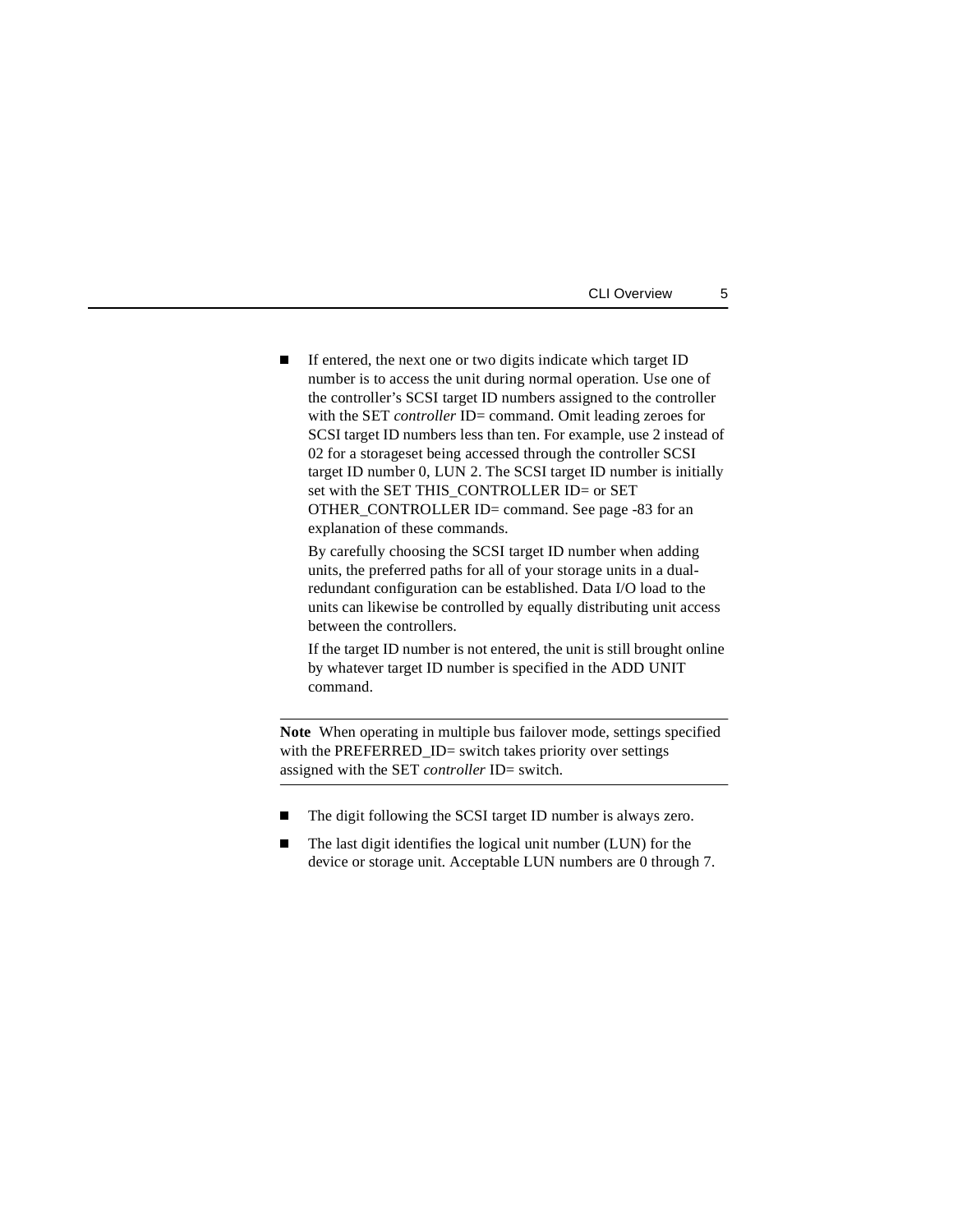- If entered, the next one or two digits indicate which target ID number is to access the unit during normal operation. Use one of the controller's SCSI target ID numbers assigned to the controller with the SET *controller* ID= command. Omit leading zeroes for SCSI target ID numbers less than ten. For example, use 2 instead of 02 for a storageset being accessed through the controller SCSI target ID number 0, LUN 2. The SCSI target ID number is initially set with the SET THIS_CONTROLLER ID= or SET OTHER_CONTROLLER ID= command. See page -83 for an explanation of these commands.

  By carefully choosing the SCSI target ID number when adding units, the preferred paths for all of your storage units in a dual-redundant configuration can be established. Data I/O load to the units can likewise be controlled by equally distributing unit access between the controllers.

  If the target ID number is not entered, the unit is still brought online by whatever target ID number is specified in the ADD UNIT command.

---

**Note** When operating in multiple bus failover mode, settings specified with the PREFERRED_ID= switch takes priority over settings assigned with the SET *controller* ID= switch.

---

- The digit following the SCSI target ID number is always zero.
- The last digit identifies the logical unit number (LUN) for the device or storage unit. Acceptable LUN numbers are 0 through 7.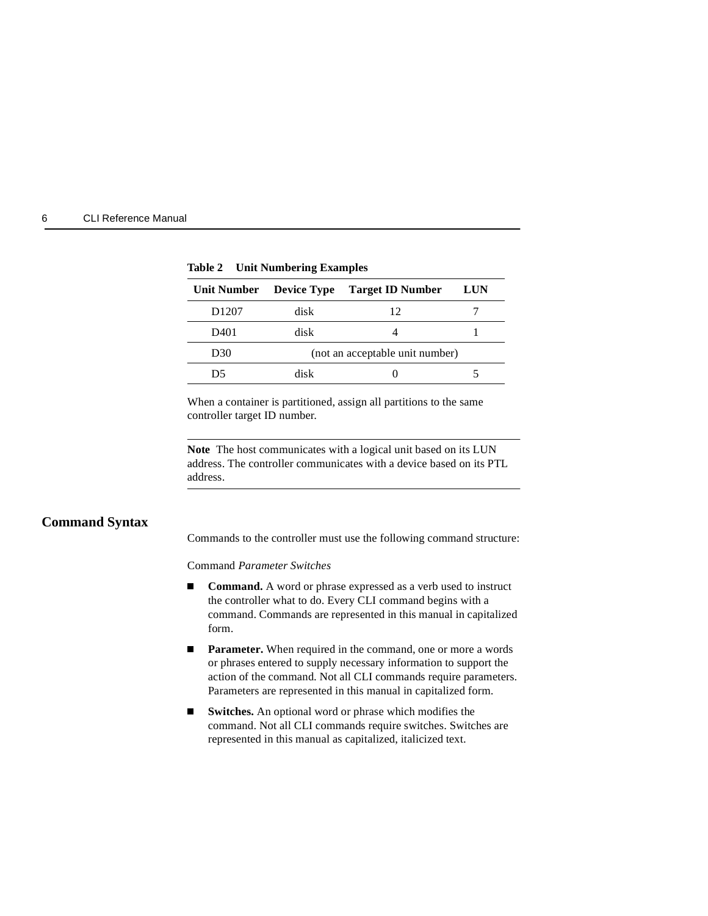**Table 2 Unit Numbering Examples**

| Unit Number | Device Type | Target ID Number | LUN |
|---|---|---|---|
| D1207 | disk | 12 | 7 |
| D401 | disk | 4 | 1 |
| D30 | (not an acceptable unit number) | | |
| D5 | disk | 0 | 5 |

When a container is partitioned, assign all partitions to the same controller target ID number.

---

**Note** The host communicates with a logical unit based on its LUN address. The controller communicates with a device based on its PTL address.

---

## Command Syntax

Commands to the controller must use the following command structure:

Command *Parameter Switches*

- **Command.** A word or phrase expressed as a verb used to instruct the controller what to do. Every CLI command begins with a command. Commands are represented in this manual in capitalized form.
- **Parameter.** When required in the command, one or more a words or phrases entered to supply necessary information to support the action of the command. Not all CLI commands require parameters. Parameters are represented in this manual in capitalized form.
- **Switches.** An optional word or phrase which modifies the command. Not all CLI commands require switches. Switches are represented in this manual as capitalized, italicized text.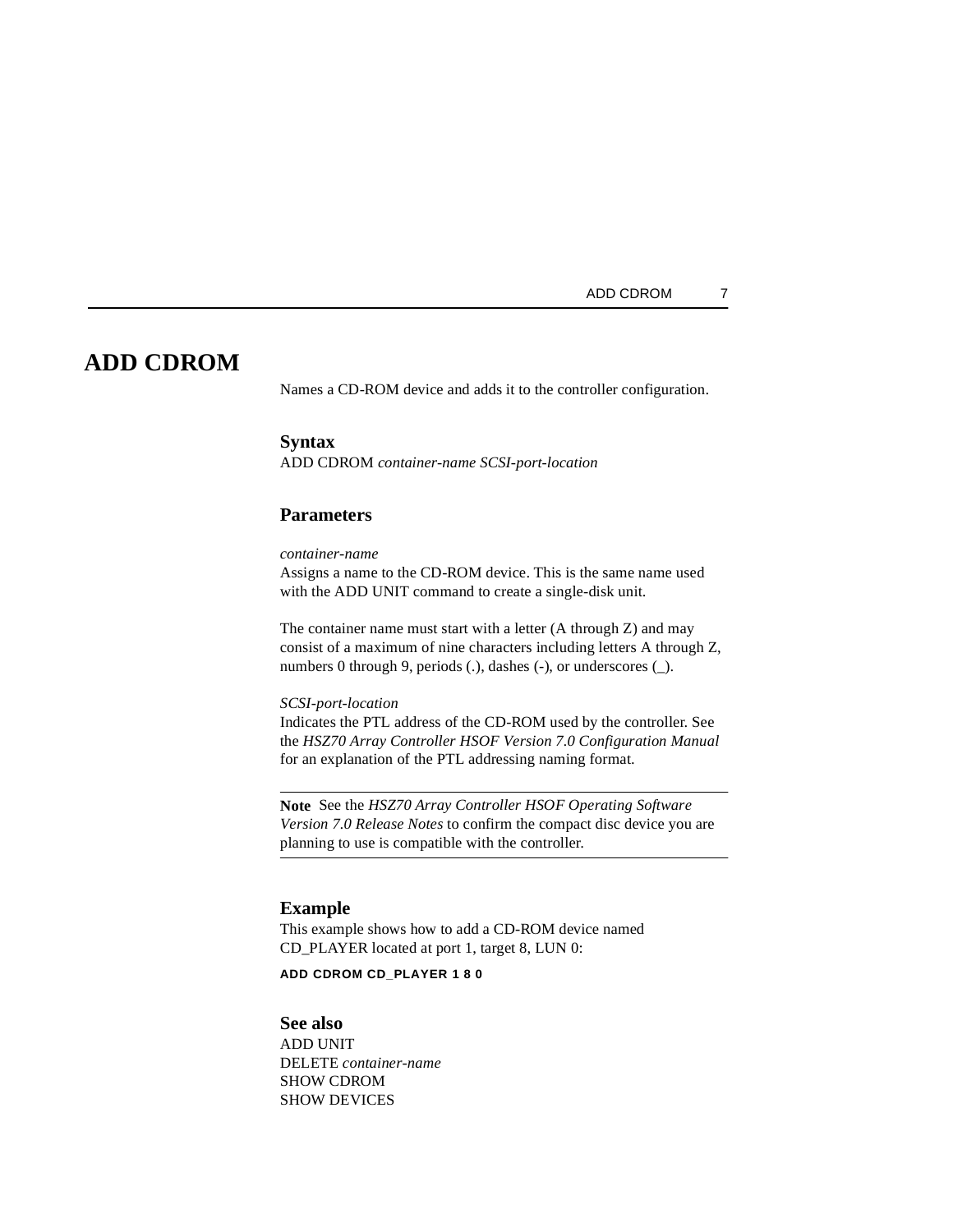# ADD CDROM

Names a CD-ROM device and adds it to the controller configuration.

## Syntax

ADD CDROM *container-name SCSI-port-location*

## Parameters

*container-name*

Assigns a name to the CD-ROM device. This is the same name used with the ADD UNIT command to create a single-disk unit.

The container name must start with a letter (A through Z) and may consist of a maximum of nine characters including letters A through Z, numbers 0 through 9, periods (.), dashes (-), or underscores (_).

*SCSI-port-location*

Indicates the PTL address of the CD-ROM used by the controller. See the *HSZ70 Array Controller HSOF Version 7.0 Configuration Manual* for an explanation of the PTL addressing naming format.

---

**Note** See the *HSZ70 Array Controller HSOF Operating Software Version 7.0 Release Notes* to confirm the compact disc device you are planning to use is compatible with the controller.

---

## Example

This example shows how to add a CD-ROM device named CD_PLAYER located at port 1, target 8, LUN 0:

```
ADD CDROM CD_PLAYER 1 8 0
```

## See also

ADD UNIT
DELETE *container-name*
SHOW CDROM
SHOW DEVICES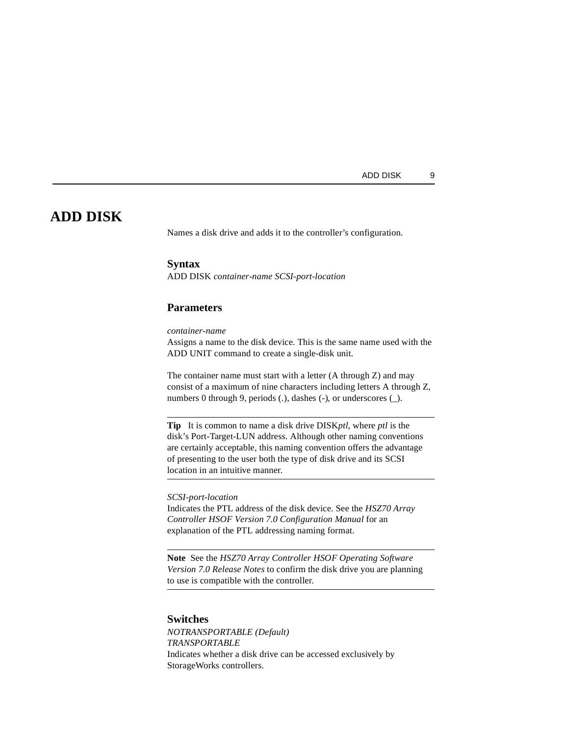# ADD DISK

Names a disk drive and adds it to the controller's configuration.

### Syntax

ADD DISK *container-name SCSI-port-location*

### Parameters

*container-name*
Assigns a name to the disk device. This is the same name used with the ADD UNIT command to create a single-disk unit.

The container name must start with a letter (A through Z) and may consist of a maximum of nine characters including letters A through Z, numbers 0 through 9, periods (.), dashes (-), or underscores (_).

---

**Tip** It is common to name a disk drive DISK*ptl*, where *ptl* is the disk's Port-Target-LUN address. Although other naming conventions are certainly acceptable, this naming convention offers the advantage of presenting to the user both the type of disk drive and its SCSI location in an intuitive manner.

---

*SCSI-port-location*
Indicates the PTL address of the disk device. See the *HSZ70 Array Controller HSOF Version 7.0 Configuration Manual* for an explanation of the PTL addressing naming format.

---

**Note** See the *HSZ70 Array Controller HSOF Operating Software Version 7.0 Release Notes* to confirm the disk drive you are planning to use is compatible with the controller.

---

### Switches

*NOTRANSPORTABLE (Default)*
*TRANSPORTABLE*
Indicates whether a disk drive can be accessed exclusively by StorageWorks controllers.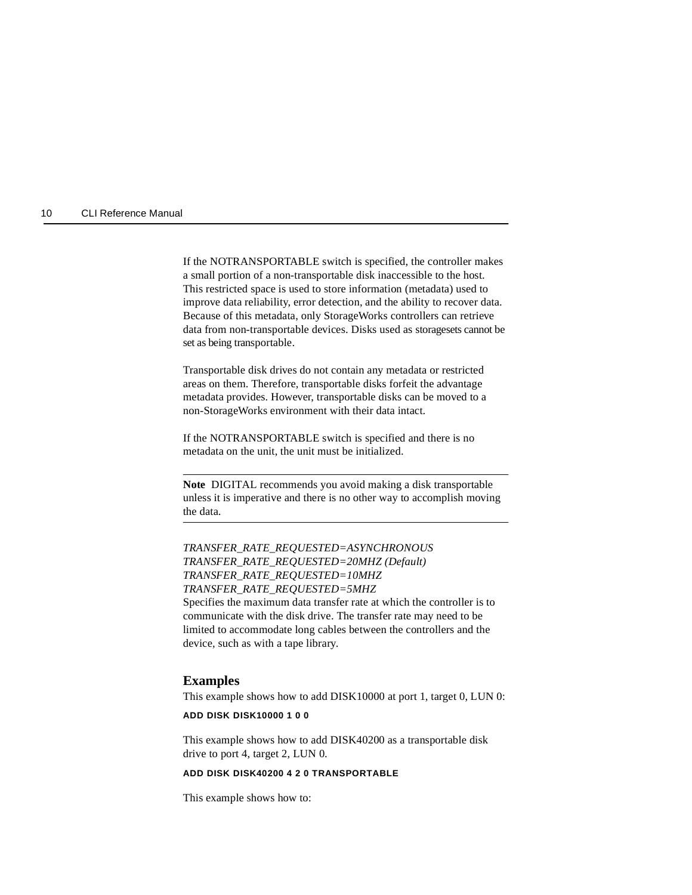If the NOTRANSPORTABLE switch is specified, the controller makes a small portion of a non-transportable disk inaccessible to the host. This restricted space is used to store information (metadata) used to improve data reliability, error detection, and the ability to recover data. Because of this metadata, only StorageWorks controllers can retrieve data from non-transportable devices. Disks used as storagesets cannot be set as being transportable.

Transportable disk drives do not contain any metadata or restricted areas on them. Therefore, transportable disks forfeit the advantage metadata provides. However, transportable disks can be moved to a non-StorageWorks environment with their data intact.

If the NOTRANSPORTABLE switch is specified and there is no metadata on the unit, the unit must be initialized.

---

**Note** DIGITAL recommends you avoid making a disk transportable unless it is imperative and there is no other way to accomplish moving the data.

---

*TRANSFER_RATE_REQUESTED=ASYNCHRONOUS*
*TRANSFER_RATE_REQUESTED=20MHZ (Default)*
*TRANSFER_RATE_REQUESTED=10MHZ*
*TRANSFER_RATE_REQUESTED=5MHZ*
Specifies the maximum data transfer rate at which the controller is to communicate with the disk drive. The transfer rate may need to be limited to accommodate long cables between the controllers and the device, such as with a tape library.

## Examples

This example shows how to add DISK10000 at port 1, target 0, LUN 0:

```
ADD DISK DISK10000 1 0 0
```

This example shows how to add DISK40200 as a transportable disk drive to port 4, target 2, LUN 0.

```
ADD DISK DISK40200 4 2 0 TRANSPORTABLE
```

This example shows how to: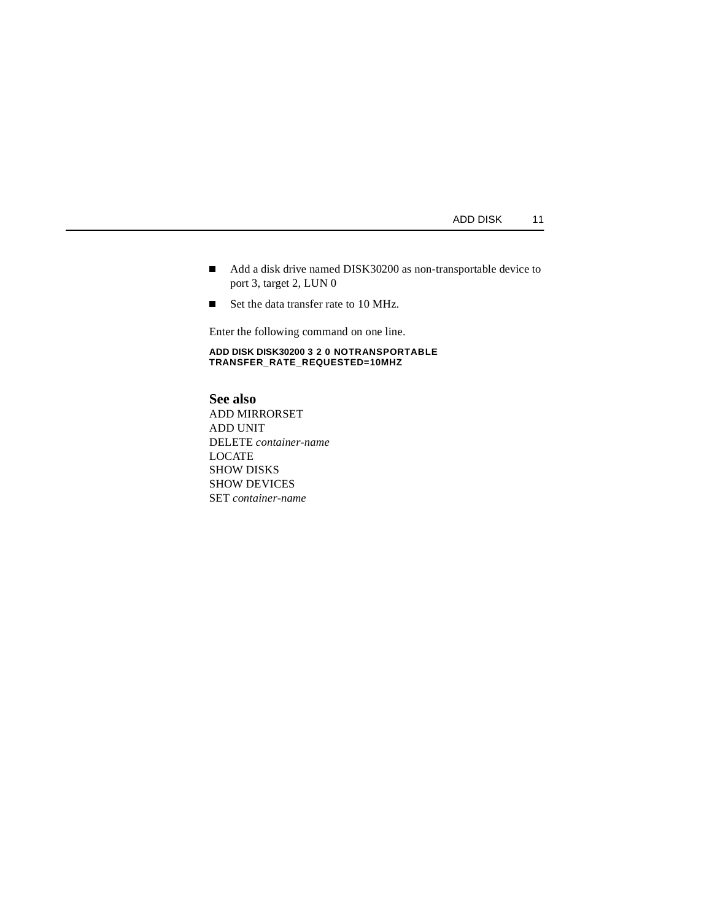- Add a disk drive named DISK30200 as non-transportable device to port 3, target 2, LUN 0
- Set the data transfer rate to 10 MHz.

Enter the following command on one line.

```
ADD DISK DISK30200 3 2 0 NOTRANSPORTABLE
TRANSFER_RATE_REQUESTED=10MHZ
```

### See also

ADD MIRRORSET
ADD UNIT
DELETE *container-name*
LOCATE
SHOW DISKS
SHOW DEVICES
SET *container-name*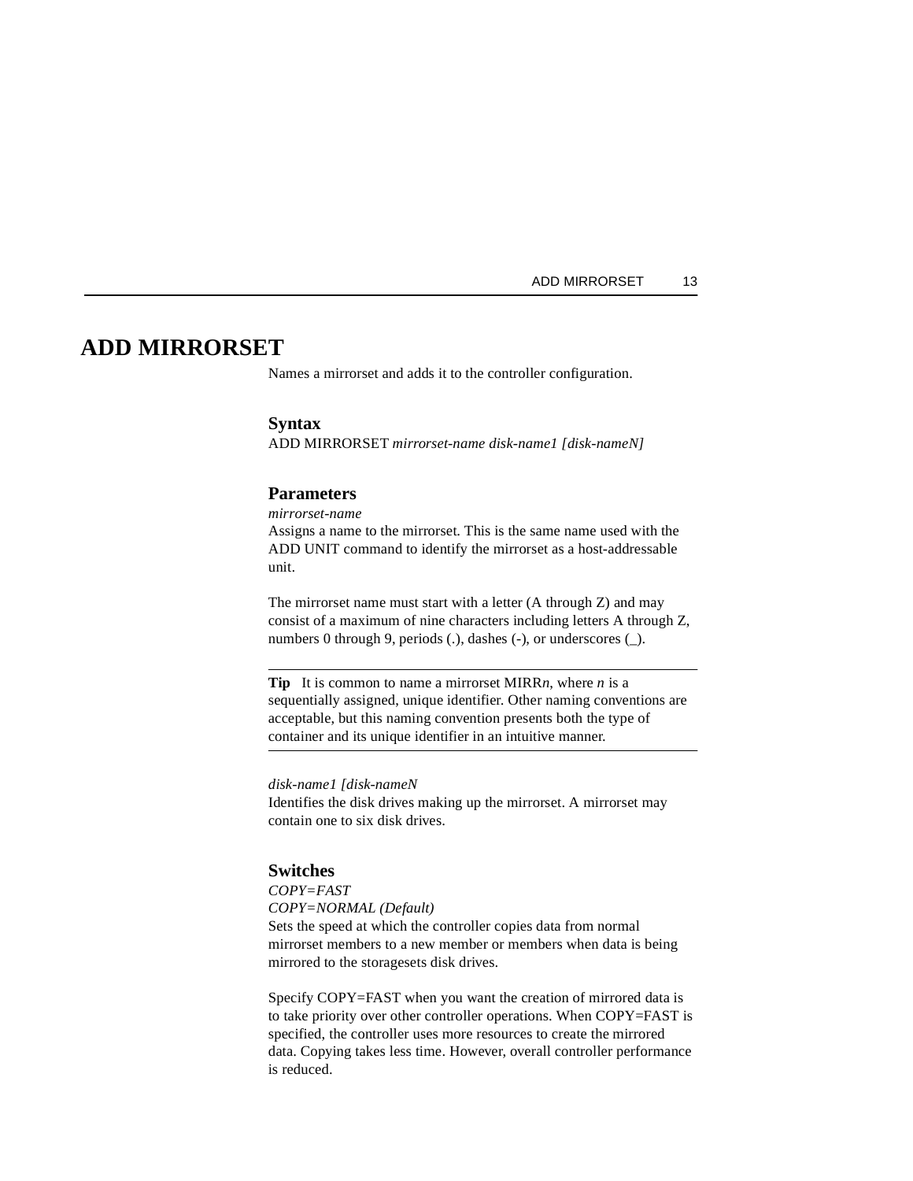# ADD MIRRORSET

Names a mirrorset and adds it to the controller configuration.

### Syntax

ADD MIRRORSET *mirrorset-name disk-name1 [disk-nameN]*

### Parameters

*mirrorset-name*

Assigns a name to the mirrorset. This is the same name used with the ADD UNIT command to identify the mirrorset as a host-addressable unit.

The mirrorset name must start with a letter (A through Z) and may consist of a maximum of nine characters including letters A through Z, numbers 0 through 9, periods (.), dashes (-), or underscores (_).

---

**Tip** It is common to name a mirrorset MIRR*n*, where *n* is a sequentially assigned, unique identifier. Other naming conventions are acceptable, but this naming convention presents both the type of container and its unique identifier in an intuitive manner.

---

*disk-name1 [disk-nameN*

Identifies the disk drives making up the mirrorset. A mirrorset may contain one to six disk drives.

### Switches

*COPY=FAST*

*COPY=NORMAL (Default)*

Sets the speed at which the controller copies data from normal mirrorset members to a new member or members when data is being mirrored to the storagesets disk drives.

Specify COPY=FAST when you want the creation of mirrored data is to take priority over other controller operations. When COPY=FAST is specified, the controller uses more resources to create the mirrored data. Copying takes less time. However, overall controller performance is reduced.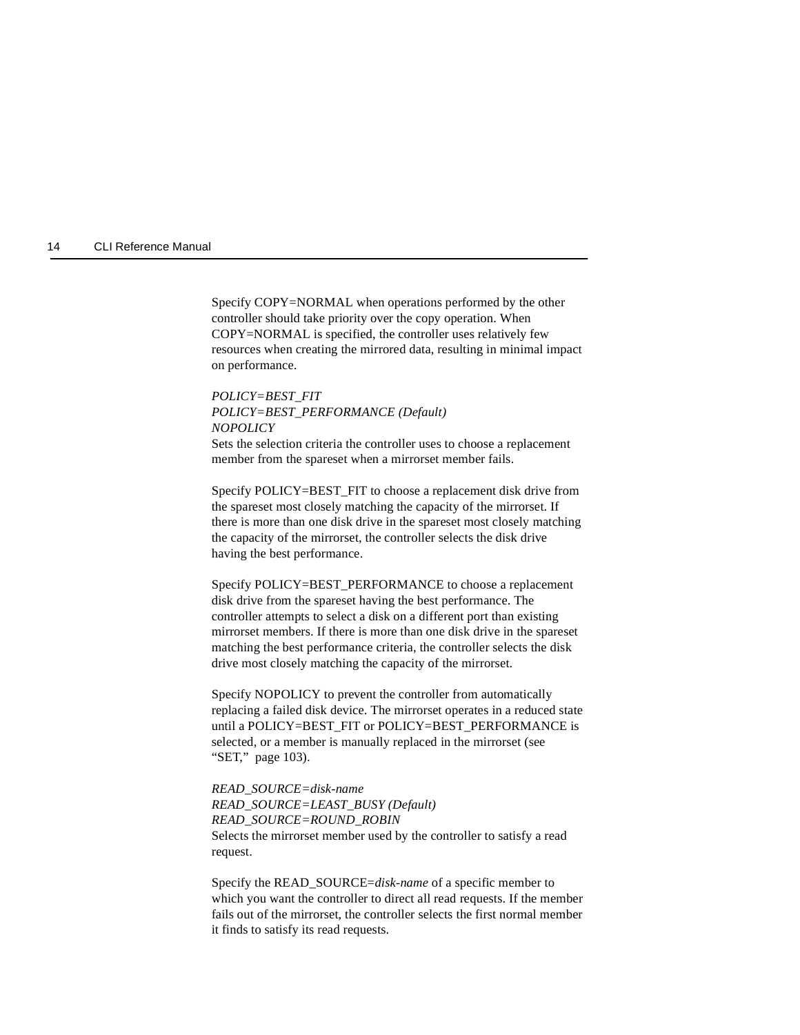Specify COPY=NORMAL when operations performed by the other controller should take priority over the copy operation. When COPY=NORMAL is specified, the controller uses relatively few resources when creating the mirrored data, resulting in minimal impact on performance.

*POLICY=BEST_FIT*
*POLICY=BEST_PERFORMANCE (Default)*
*NOPOLICY*
Sets the selection criteria the controller uses to choose a replacement member from the spareset when a mirrorset member fails.

Specify POLICY=BEST_FIT to choose a replacement disk drive from the spareset most closely matching the capacity of the mirrorset. If there is more than one disk drive in the spareset most closely matching the capacity of the mirrorset, the controller selects the disk drive having the best performance.

Specify POLICY=BEST_PERFORMANCE to choose a replacement disk drive from the spareset having the best performance. The controller attempts to select a disk on a different port than existing mirrorset members. If there is more than one disk drive in the spareset matching the best performance criteria, the controller selects the disk drive most closely matching the capacity of the mirrorset.

Specify NOPOLICY to prevent the controller from automatically replacing a failed disk device. The mirrorset operates in a reduced state until a POLICY=BEST_FIT or POLICY=BEST_PERFORMANCE is selected, or a member is manually replaced in the mirrorset (see "SET," page 103).

*READ_SOURCE=disk-name*
*READ_SOURCE=LEAST_BUSY (Default)*
*READ_SOURCE=ROUND_ROBIN*
Selects the mirrorset member used by the controller to satisfy a read request.

Specify the READ_SOURCE=*disk-name* of a specific member to which you want the controller to direct all read requests. If the member fails out of the mirrorset, the controller selects the first normal member it finds to satisfy its read requests.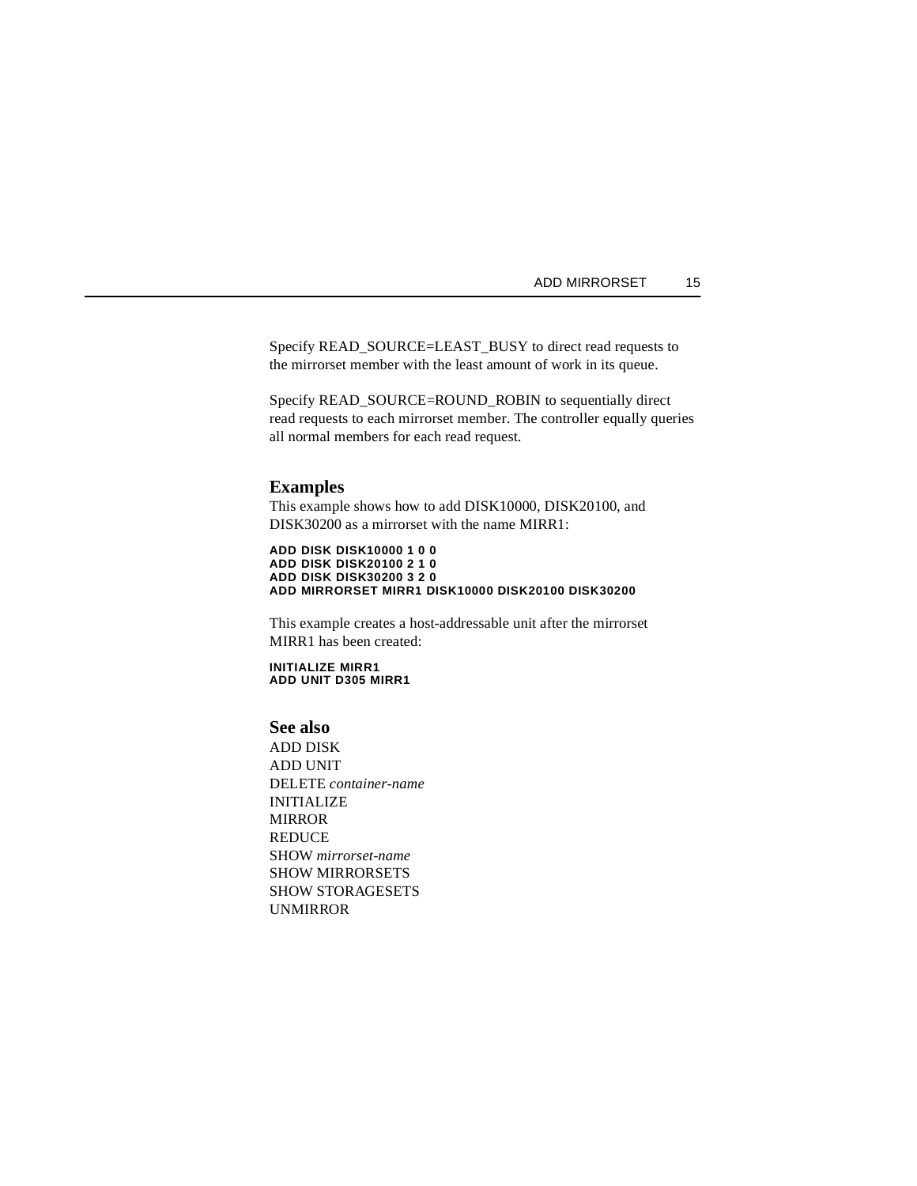Specify READ_SOURCE=LEAST_BUSY to direct read requests to the mirrorset member with the least amount of work in its queue.

Specify READ_SOURCE=ROUND_ROBIN to sequentially direct read requests to each mirrorset member. The controller equally queries all normal members for each read request.

## Examples

This example shows how to add DISK10000, DISK20100, and DISK30200 as a mirrorset with the name MIRR1:

```
ADD DISK DISK10000 1 0 0
ADD DISK DISK20100 2 1 0
ADD DISK DISK30200 3 2 0
ADD MIRRORSET MIRR1 DISK10000 DISK20100 DISK30200
```

This example creates a host-addressable unit after the mirrorset MIRR1 has been created:

```
INITIALIZE MIRR1
ADD UNIT D305 MIRR1
```

## See also

ADD DISK
ADD UNIT
DELETE *container-name*
INITIALIZE
MIRROR
REDUCE
SHOW *mirrorset-name*
SHOW MIRRORSETS
SHOW STORAGESETS
UNMIRROR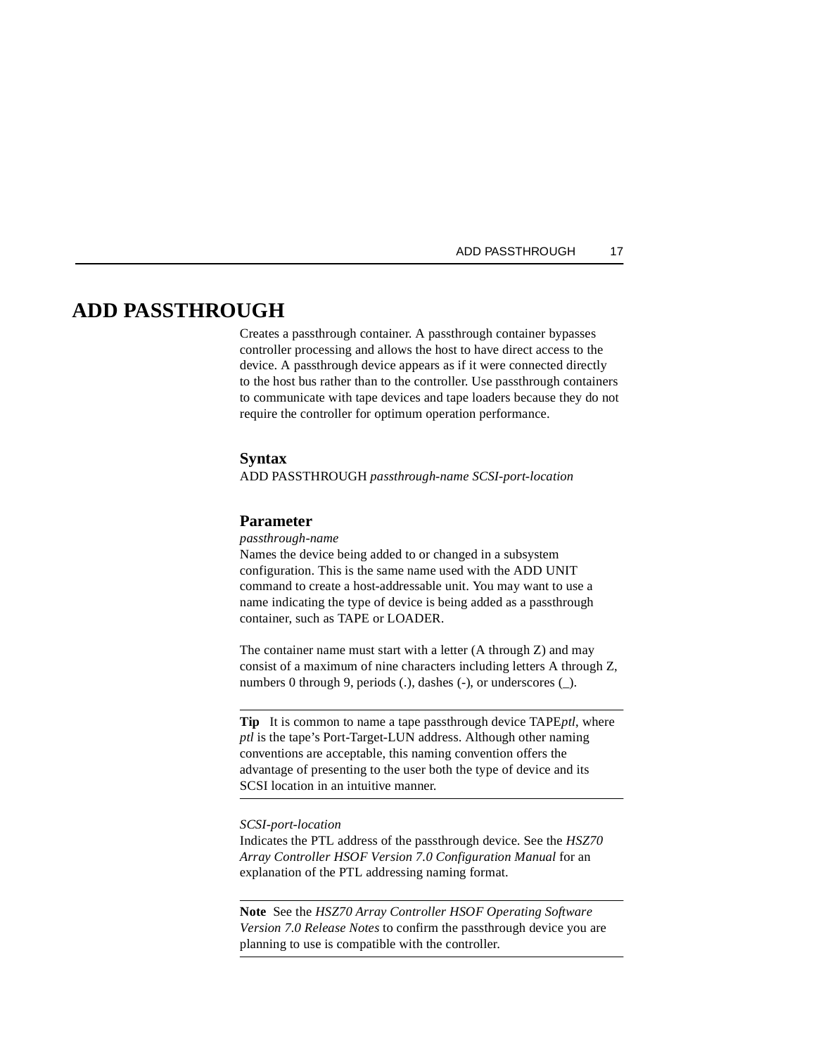# ADD PASSTHROUGH

Creates a passthrough container. A passthrough container bypasses controller processing and allows the host to have direct access to the device. A passthrough device appears as if it were connected directly to the host bus rather than to the controller. Use passthrough containers to communicate with tape devices and tape loaders because they do not require the controller for optimum operation performance.

## Syntax

ADD PASSTHROUGH *passthrough-name SCSI-port-location*

## Parameter

*passthrough-name*

Names the device being added to or changed in a subsystem configuration. This is the same name used with the ADD UNIT command to create a host-addressable unit. You may want to use a name indicating the type of device is being added as a passthrough container, such as TAPE or LOADER.

The container name must start with a letter (A through Z) and may consist of a maximum of nine characters including letters A through Z, numbers 0 through 9, periods (.), dashes (-), or underscores (_).

---

**Tip** It is common to name a tape passthrough device TAPE*ptl*, where *ptl* is the tape's Port-Target-LUN address. Although other naming conventions are acceptable, this naming convention offers the advantage of presenting to the user both the type of device and its SCSI location in an intuitive manner.

---

*SCSI-port-location*

Indicates the PTL address of the passthrough device. See the *HSZ70 Array Controller HSOF Version 7.0 Configuration Manual* for an explanation of the PTL addressing naming format.

---

**Note** See the *HSZ70 Array Controller HSOF Operating Software Version 7.0 Release Notes* to confirm the passthrough device you are planning to use is compatible with the controller.

---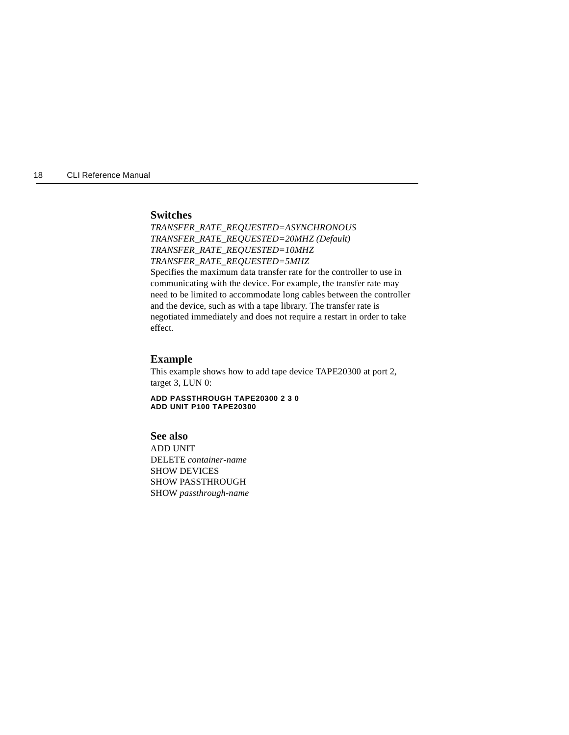### Switches

*TRANSFER_RATE_REQUESTED=ASYNCHRONOUS*
*TRANSFER_RATE_REQUESTED=20MHZ (Default)*
*TRANSFER_RATE_REQUESTED=10MHZ*
*TRANSFER_RATE_REQUESTED=5MHZ*

Specifies the maximum data transfer rate for the controller to use in communicating with the device. For example, the transfer rate may need to be limited to accommodate long cables between the controller and the device, such as with a tape library. The transfer rate is negotiated immediately and does not require a restart in order to take effect.

### Example

This example shows how to add tape device TAPE20300 at port 2, target 3, LUN 0:

```
ADD PASSTHROUGH TAPE20300 2 3 0
ADD UNIT P100 TAPE20300
```

### See also

ADD UNIT
DELETE *container-name*
SHOW DEVICES
SHOW PASSTHROUGH
SHOW *passthrough-name*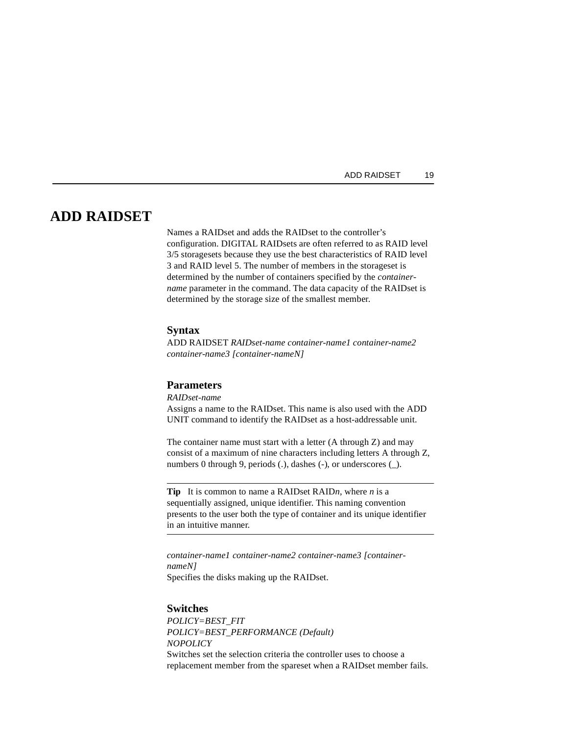# ADD RAIDSET

Names a RAIDset and adds the RAIDset to the controller's configuration. DIGITAL RAIDsets are often referred to as RAID level 3/5 storagesets because they use the best characteristics of RAID level 3 and RAID level 5. The number of members in the storageset is determined by the number of containers specified by the *container-name* parameter in the command. The data capacity of the RAIDset is determined by the storage size of the smallest member.

### Syntax

ADD RAIDSET *RAIDset-name container-name1 container-name2 container-name3 [container-nameN]*

### Parameters

*RAIDset-name*

Assigns a name to the RAIDset. This name is also used with the ADD UNIT command to identify the RAIDset as a host-addressable unit.

The container name must start with a letter (A through Z) and may consist of a maximum of nine characters including letters A through Z, numbers 0 through 9, periods (.), dashes (-), or underscores (_).

---

**Tip** It is common to name a RAIDset RAID*n*, where *n* is a sequentially assigned, unique identifier. This naming convention presents to the user both the type of container and its unique identifier in an intuitive manner.

---

*container-name1 container-name2 container-name3 [container-nameN]*

Specifies the disks making up the RAIDset.

### Switches

*POLICY=BEST_FIT*
*POLICY=BEST_PERFORMANCE (Default)*
*NOPOLICY*

Switches set the selection criteria the controller uses to choose a replacement member from the spareset when a RAIDset member fails.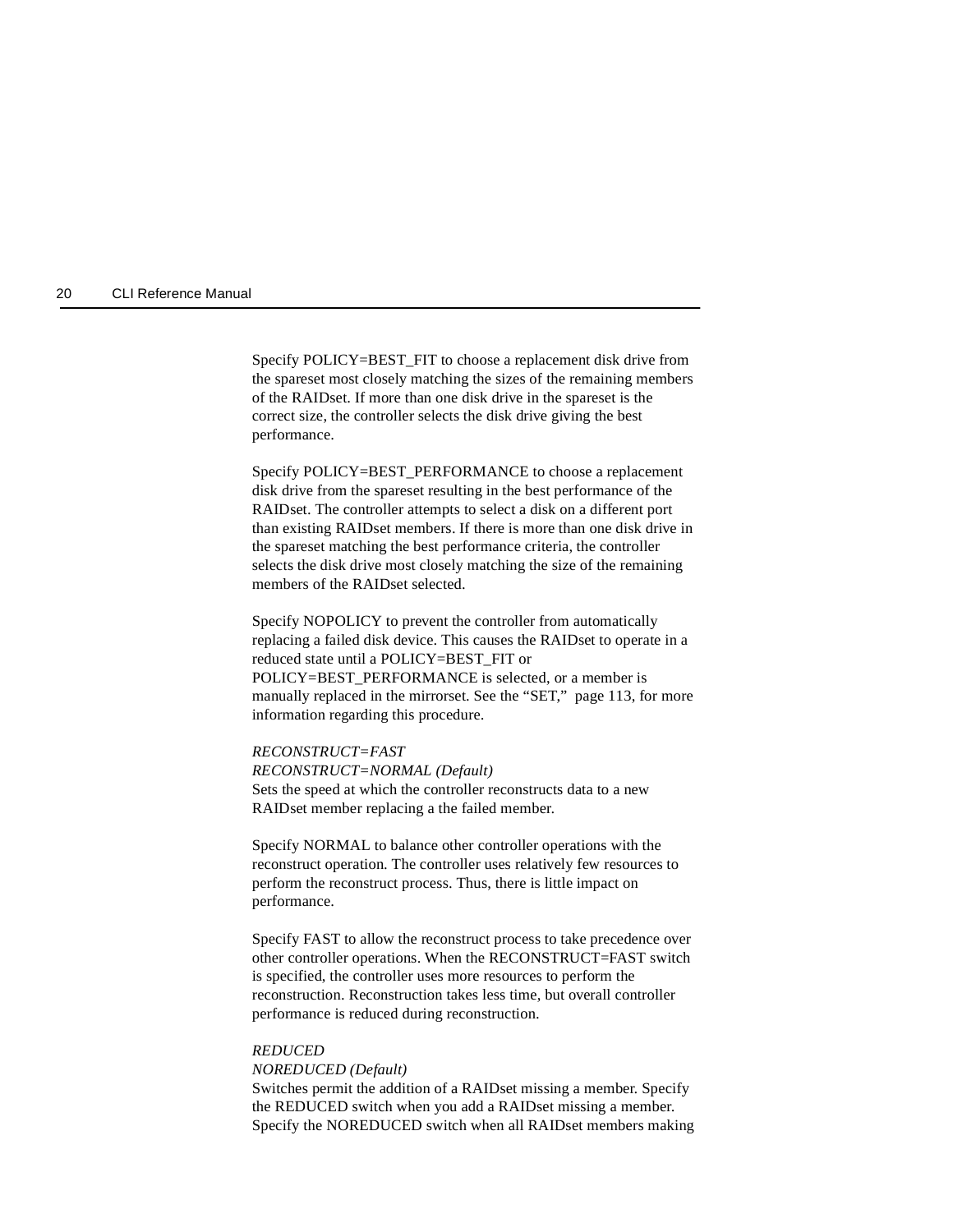Specify POLICY=BEST_FIT to choose a replacement disk drive from the spareset most closely matching the sizes of the remaining members of the RAIDset. If more than one disk drive in the spareset is the correct size, the controller selects the disk drive giving the best performance.

Specify POLICY=BEST_PERFORMANCE to choose a replacement disk drive from the spareset resulting in the best performance of the RAIDset. The controller attempts to select a disk on a different port than existing RAIDset members. If there is more than one disk drive in the spareset matching the best performance criteria, the controller selects the disk drive most closely matching the size of the remaining members of the RAIDset selected.

Specify NOPOLICY to prevent the controller from automatically replacing a failed disk device. This causes the RAIDset to operate in a reduced state until a POLICY=BEST_FIT or POLICY=BEST_PERFORMANCE is selected, or a member is manually replaced in the mirrorset. See the “SET,” page 113, for more information regarding this procedure.

*RECONSTRUCT=FAST*
*RECONSTRUCT=NORMAL (Default)*
Sets the speed at which the controller reconstructs data to a new RAIDset member replacing a the failed member.

Specify NORMAL to balance other controller operations with the reconstruct operation. The controller uses relatively few resources to perform the reconstruct process. Thus, there is little impact on performance.

Specify FAST to allow the reconstruct process to take precedence over other controller operations. When the RECONSTRUCT=FAST switch is specified, the controller uses more resources to perform the reconstruction. Reconstruction takes less time, but overall controller performance is reduced during reconstruction.

*REDUCED*
*NOREDUCED (Default)*
Switches permit the addition of a RAIDset missing a member. Specify the REDUCED switch when you add a RAIDset missing a member. Specify the NOREDUCED switch when all RAIDset members making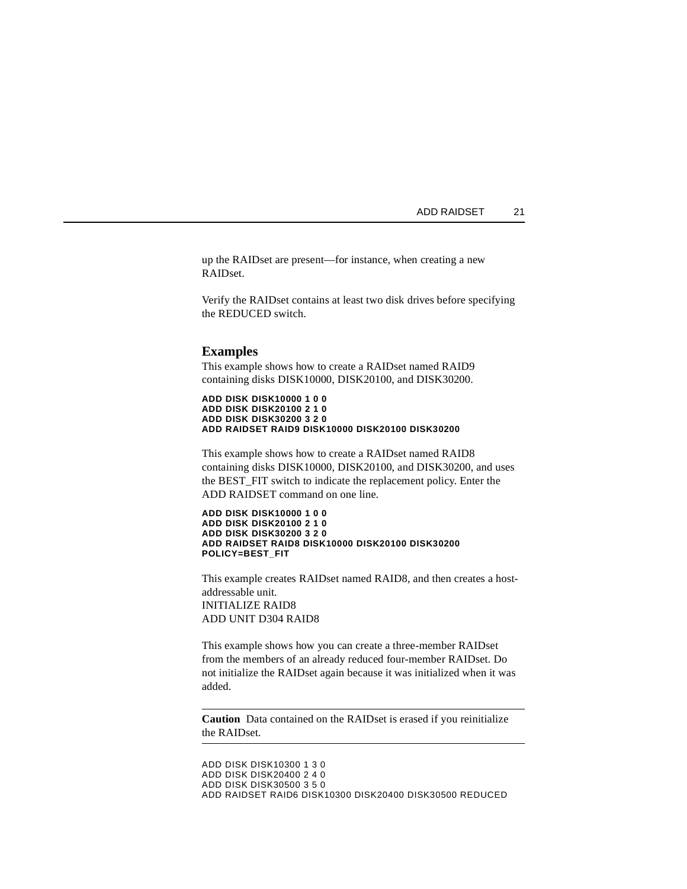up the RAIDset are present—for instance, when creating a new RAIDset.

Verify the RAIDset contains at least two disk drives before specifying the REDUCED switch.

## Examples

This example shows how to create a RAIDset named RAID9 containing disks DISK10000, DISK20100, and DISK30200.

```
ADD DISK DISK10000 1 0 0
ADD DISK DISK20100 2 1 0
ADD DISK DISK30200 3 2 0
ADD RAIDSET RAID9 DISK10000 DISK20100 DISK30200
```

This example shows how to create a RAIDset named RAID8 containing disks DISK10000, DISK20100, and DISK30200, and uses the BEST_FIT switch to indicate the replacement policy. Enter the ADD RAIDSET command on one line.

```
ADD DISK DISK10000 1 0 0
ADD DISK DISK20100 2 1 0
ADD DISK DISK30200 3 2 0
ADD RAIDSET RAID8 DISK10000 DISK20100 DISK30200
POLICY=BEST_FIT
```

This example creates RAIDset named RAID8, and then creates a host-addressable unit.
INITIALIZE RAID8
ADD UNIT D304 RAID8

This example shows how you can create a three-member RAIDset from the members of an already reduced four-member RAIDset. Do not initialize the RAIDset again because it was initialized when it was added.

---

**Caution** Data contained on the RAIDset is erased if you reinitialize the RAIDset.

---

```
ADD DISK DISK10300 1 3 0
ADD DISK DISK20400 2 4 0
ADD DISK DISK30500 3 5 0
ADD RAIDSET RAID6 DISK10300 DISK20400 DISK30500 REDUCED
```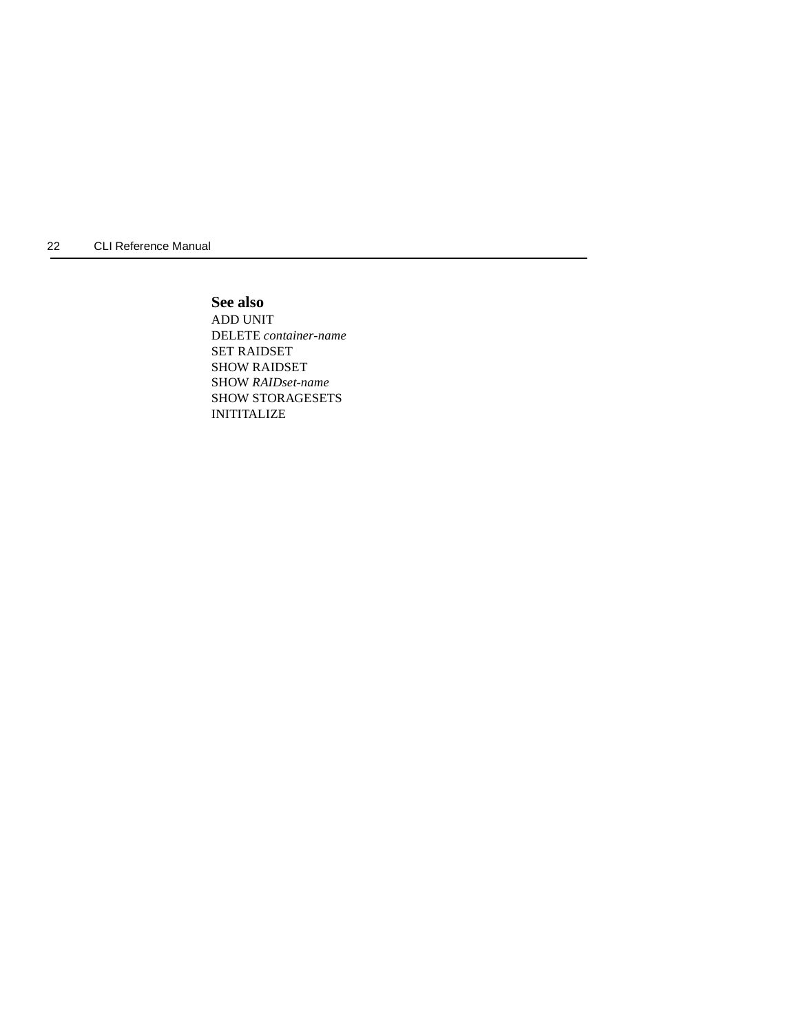**See also**

ADD UNIT
DELETE *container-name*
SET RAIDSET
SHOW RAIDSET
SHOW *RAIDset-name*
SHOW STORAGESETS
INITITALIZE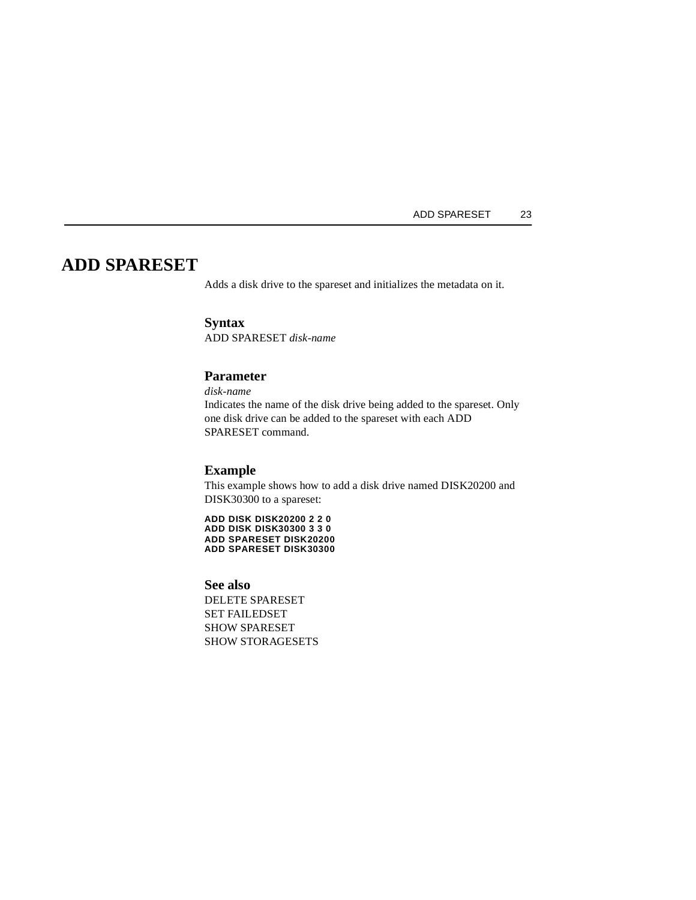# ADD SPARESET

Adds a disk drive to the spareset and initializes the metadata on it.

## Syntax

ADD SPARESET *disk-name*

## Parameter

*disk-name*

Indicates the name of the disk drive being added to the spareset. Only one disk drive can be added to the spareset with each ADD SPARESET command.

## Example

This example shows how to add a disk drive named DISK20200 and DISK30300 to a spareset:

```
ADD DISK DISK20200 2 2 0
ADD DISK DISK30300 3 3 0
ADD SPARESET DISK20200
ADD SPARESET DISK30300
```

## See also

DELETE SPARESET
SET FAILEDSET
SHOW SPARESET
SHOW STORAGESETS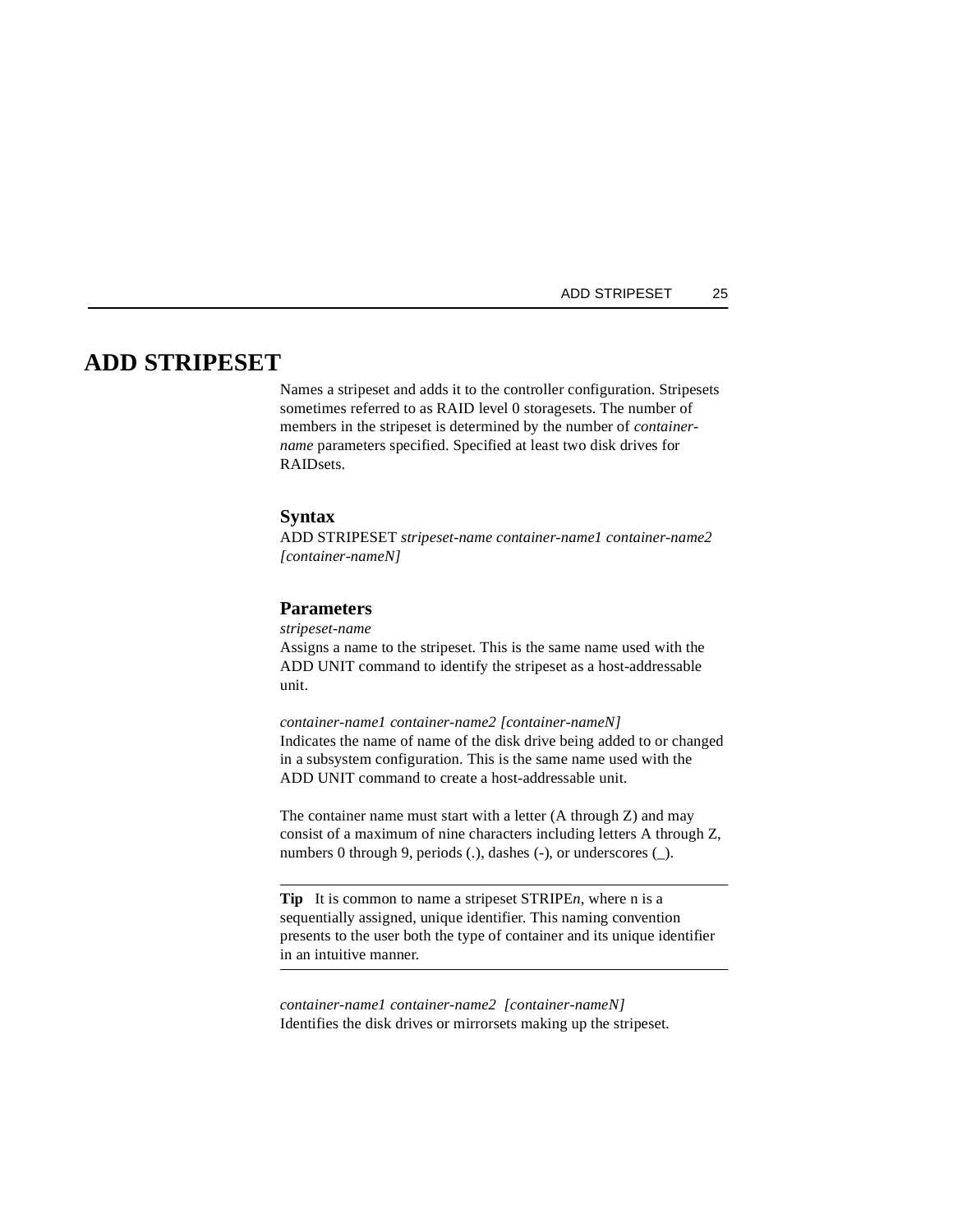# ADD STRIPESET

Names a stripeset and adds it to the controller configuration. Stripesets sometimes referred to as RAID level 0 storagesets. The number of members in the stripeset is determined by the number of *container-name* parameters specified. Specified at least two disk drives for RAIDsets.

## Syntax

ADD STRIPESET *stripeset-name container-name1 container-name2 [container-nameN]*

## Parameters

*stripeset-name*

Assigns a name to the stripeset. This is the same name used with the ADD UNIT command to identify the stripeset as a host-addressable unit.

*container-name1 container-name2 [container-nameN]*

Indicates the name of name of the disk drive being added to or changed in a subsystem configuration. This is the same name used with the ADD UNIT command to create a host-addressable unit.

The container name must start with a letter (A through Z) and may consist of a maximum of nine characters including letters A through Z, numbers 0 through 9, periods (.), dashes (-), or underscores (_).

---

**Tip** It is common to name a stripeset STRIPE*n*, where n is a sequentially assigned, unique identifier. This naming convention presents to the user both the type of container and its unique identifier in an intuitive manner.

---

*container-name1 container-name2 [container-nameN]*

Identifies the disk drives or mirrorsets making up the stripeset.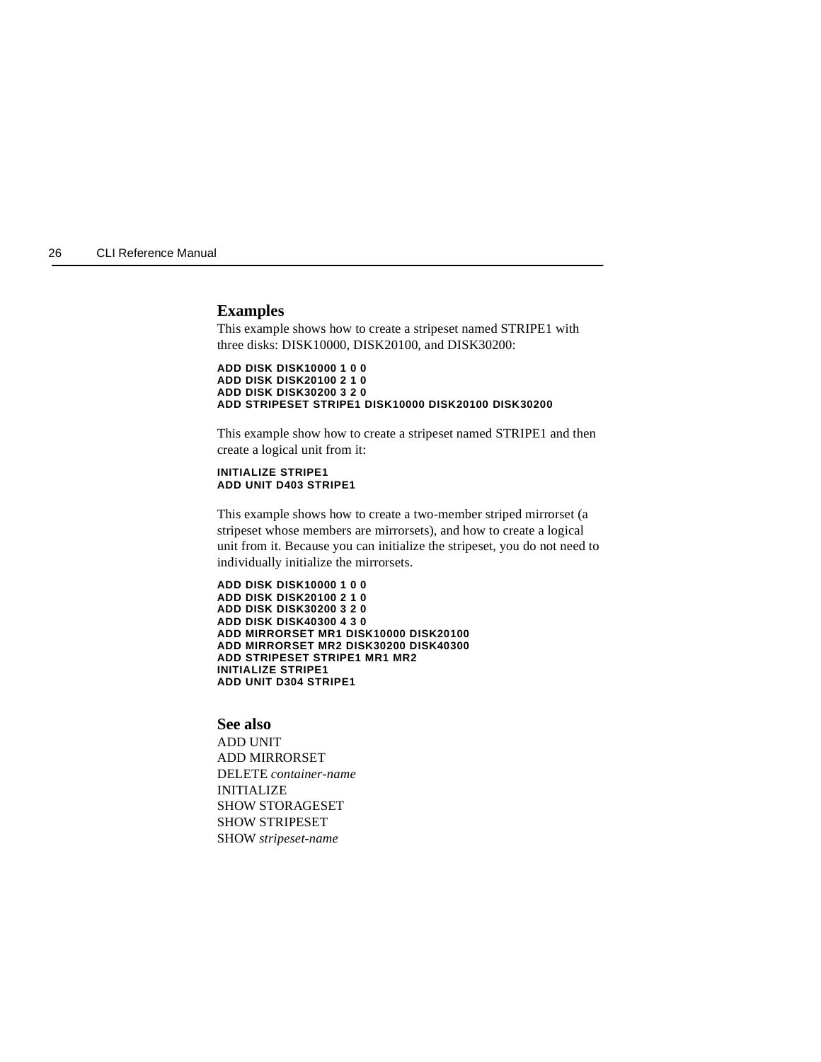### Examples

This example shows how to create a stripeset named STRIPE1 with three disks: DISK10000, DISK20100, and DISK30200:

```
ADD DISK DISK10000 1 0 0
ADD DISK DISK20100 2 1 0
ADD DISK DISK30200 3 2 0
ADD STRIPESET STRIPE1 DISK10000 DISK20100 DISK30200
```

This example show how to create a stripeset named STRIPE1 and then create a logical unit from it:

```
INITIALIZE STRIPE1
ADD UNIT D403 STRIPE1
```

This example shows how to create a two-member striped mirrorset (a stripeset whose members are mirrorsets), and how to create a logical unit from it. Because you can initialize the stripeset, you do not need to individually initialize the mirrorsets.

```
ADD DISK DISK10000 1 0 0
ADD DISK DISK20100 2 1 0
ADD DISK DISK30200 3 2 0
ADD DISK DISK40300 4 3 0
ADD MIRRORSET MR1 DISK10000 DISK20100
ADD MIRRORSET MR2 DISK30200 DISK40300
ADD STRIPESET STRIPE1 MR1 MR2
INITIALIZE STRIPE1
ADD UNIT D304 STRIPE1
```

### See also

ADD UNIT
ADD MIRRORSET
DELETE *container-name*
INITIALIZE
SHOW STORAGESET
SHOW STRIPESET
SHOW *stripeset-name*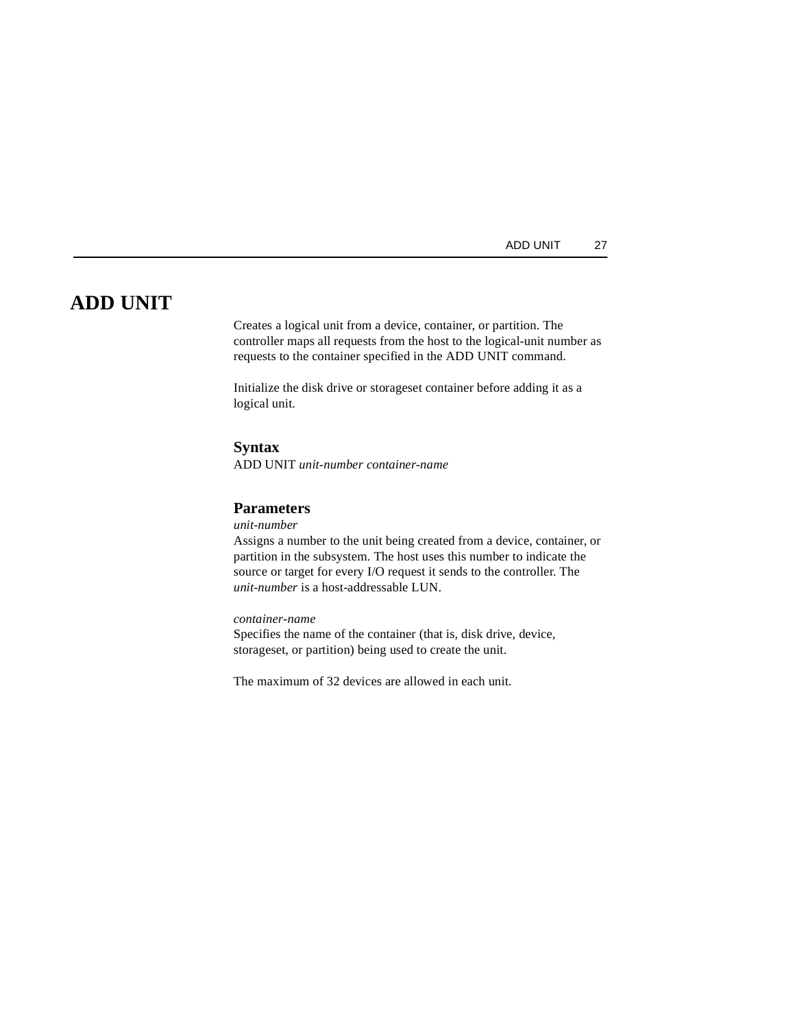# ADD UNIT

Creates a logical unit from a device, container, or partition. The controller maps all requests from the host to the logical-unit number as requests to the container specified in the ADD UNIT command.

Initialize the disk drive or storageset container before adding it as a logical unit.

### Syntax

ADD UNIT *unit-number container-name*

### Parameters

*unit-number*
Assigns a number to the unit being created from a device, container, or partition in the subsystem. The host uses this number to indicate the source or target for every I/O request it sends to the controller. The *unit-number* is a host-addressable LUN.

*container-name*
Specifies the name of the container (that is, disk drive, device, storageset, or partition) being used to create the unit.

The maximum of 32 devices are allowed in each unit.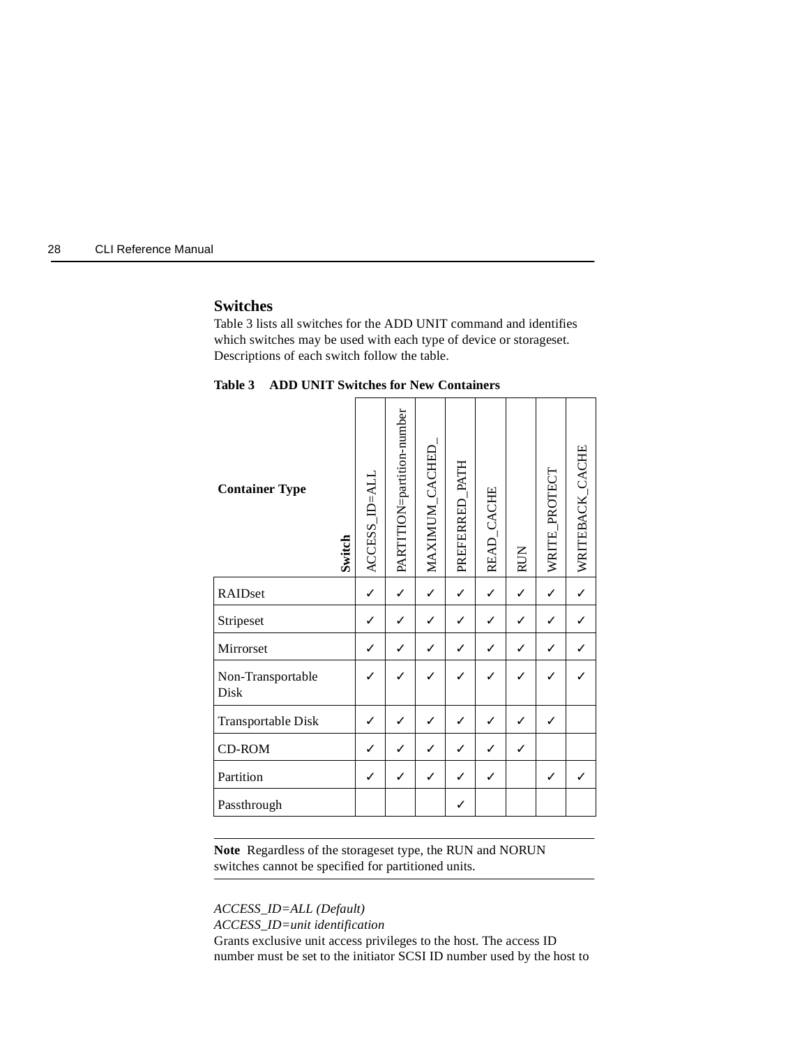### Switches

Table 3 lists all switches for the ADD UNIT command and identifies which switches may be used with each type of device or storageset. Descriptions of each switch follow the table.

**Table 3 ADD UNIT Switches for New Containers**

| Container Type / Switch | ACCESS_ID=ALL | PARTITION=partition-number | MAXIMUM_CACHED_ | PREFERRED_PATH | READ_CACHE | RUN | WRITE_PROTECT | WRITEBACK_CACHE |
|---|---|---|---|---|---|---|---|---|
| RAIDset | ✓ | ✓ | ✓ | ✓ | ✓ | ✓ | ✓ | ✓ |
| Stripeset | ✓ | ✓ | ✓ | ✓ | ✓ | ✓ | ✓ | ✓ |
| Mirrorset | ✓ | ✓ | ✓ | ✓ | ✓ | ✓ | ✓ | ✓ |
| Non-Transportable Disk | ✓ | ✓ | ✓ | ✓ | ✓ | ✓ | ✓ | ✓ |
| Transportable Disk | ✓ | ✓ | ✓ | ✓ | ✓ | ✓ | ✓ | |
| CD-ROM | ✓ | ✓ | ✓ | ✓ | ✓ | ✓ | | |
| Partition | ✓ | ✓ | ✓ | ✓ | ✓ | | ✓ | ✓ |
| Passthrough | | | | ✓ | | | | |

---

**Note** Regardless of the storageset type, the RUN and NORUN switches cannot be specified for partitioned units.

---

*ACCESS_ID=ALL (Default)*
*ACCESS_ID=unit identification*

Grants exclusive unit access privileges to the host. The access ID number must be set to the initiator SCSI ID number used by the host to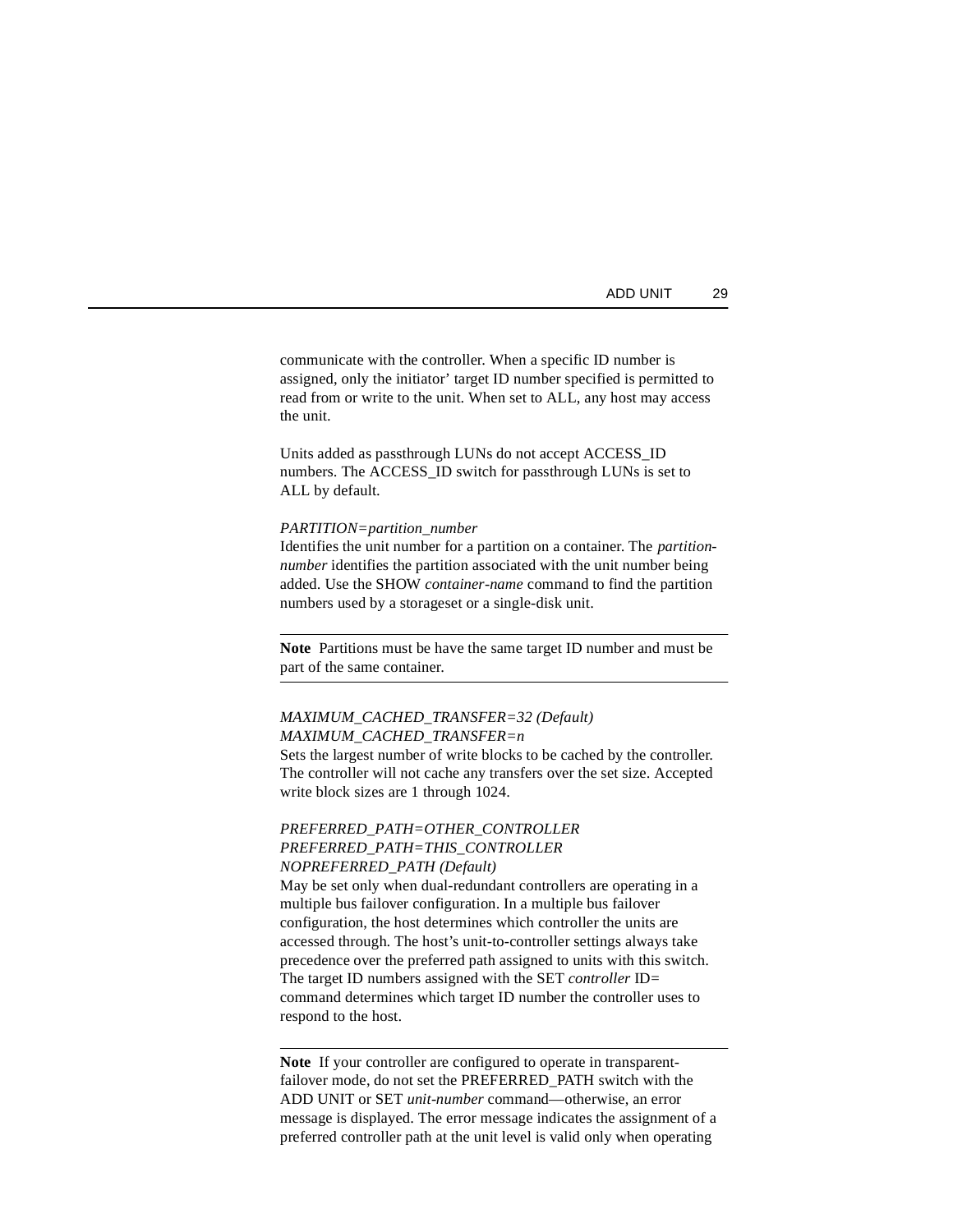communicate with the controller. When a specific ID number is assigned, only the initiator' target ID number specified is permitted to read from or write to the unit. When set to ALL, any host may access the unit.

Units added as passthrough LUNs do not accept ACCESS_ID numbers. The ACCESS_ID switch for passthrough LUNs is set to ALL by default.

*PARTITION=partition_number*
Identifies the unit number for a partition on a container. The *partition-number* identifies the partition associated with the unit number being added. Use the SHOW *container-name* command to find the partition numbers used by a storageset or a single-disk unit.

---

**Note** Partitions must be have the same target ID number and must be part of the same container.

---

*MAXIMUM_CACHED_TRANSFER=32 (Default)*
*MAXIMUM_CACHED_TRANSFER=n*
Sets the largest number of write blocks to be cached by the controller. The controller will not cache any transfers over the set size. Accepted write block sizes are 1 through 1024.

*PREFERRED_PATH=OTHER_CONTROLLER*
*PREFERRED_PATH=THIS_CONTROLLER*
*NOPREFERRED_PATH (Default)*
May be set only when dual-redundant controllers are operating in a multiple bus failover configuration. In a multiple bus failover configuration, the host determines which controller the units are accessed through. The host's unit-to-controller settings always take precedence over the preferred path assigned to units with this switch. The target ID numbers assigned with the SET *controller* ID= command determines which target ID number the controller uses to respond to the host.

---

**Note** If your controller are configured to operate in transparent-failover mode, do not set the PREFERRED_PATH switch with the ADD UNIT or SET *unit-number* command—otherwise, an error message is displayed. The error message indicates the assignment of a preferred controller path at the unit level is valid only when operating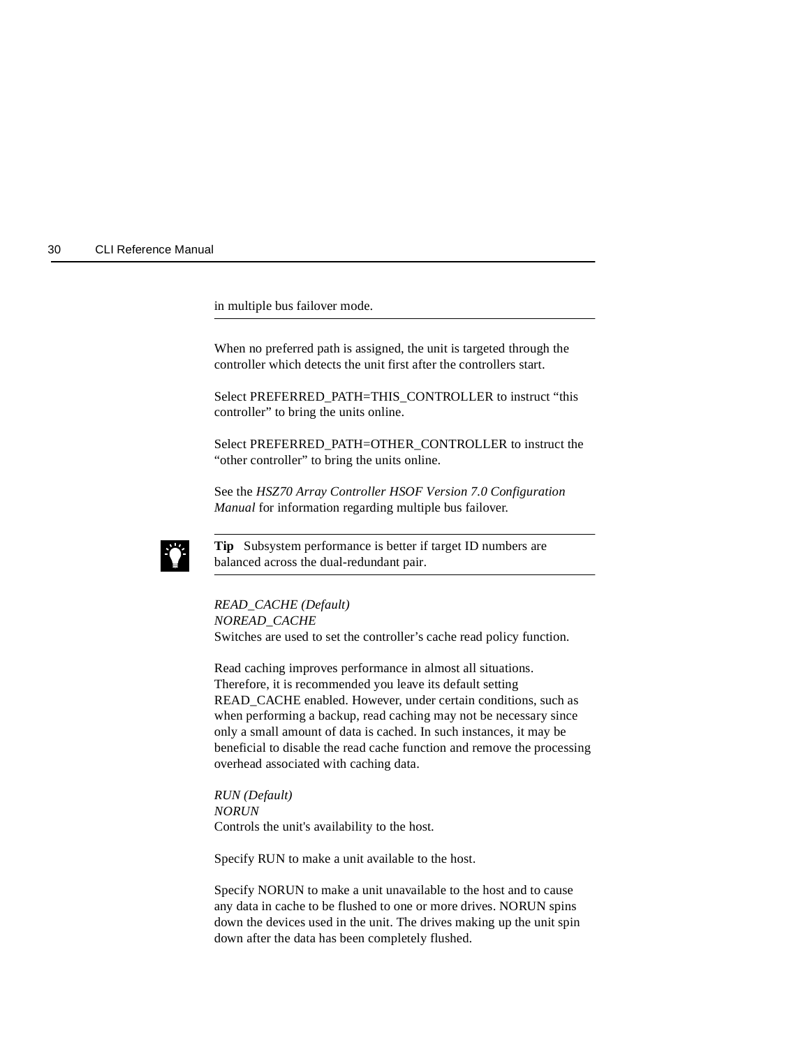in multiple bus failover mode.

When no preferred path is assigned, the unit is targeted through the controller which detects the unit first after the controllers start.

Select PREFERRED_PATH=THIS_CONTROLLER to instruct “this controller” to bring the units online.

Select PREFERRED_PATH=OTHER_CONTROLLER to instruct the “other controller” to bring the units online.

See the *HSZ70 Array Controller HSOF Version 7.0 Configuration Manual* for information regarding multiple bus failover.

---

**Tip** Subsystem performance is better if target ID numbers are balanced across the dual-redundant pair.

---

*READ_CACHE (Default)*
*NOREAD_CACHE*
Switches are used to set the controller’s cache read policy function.

Read caching improves performance in almost all situations. Therefore, it is recommended you leave its default setting READ_CACHE enabled. However, under certain conditions, such as when performing a backup, read caching may not be necessary since only a small amount of data is cached. In such instances, it may be beneficial to disable the read cache function and remove the processing overhead associated with caching data.

*RUN (Default)*
*NORUN*
Controls the unit's availability to the host.

Specify RUN to make a unit available to the host.

Specify NORUN to make a unit unavailable to the host and to cause any data in cache to be flushed to one or more drives. NORUN spins down the devices used in the unit. The drives making up the unit spin down after the data has been completely flushed.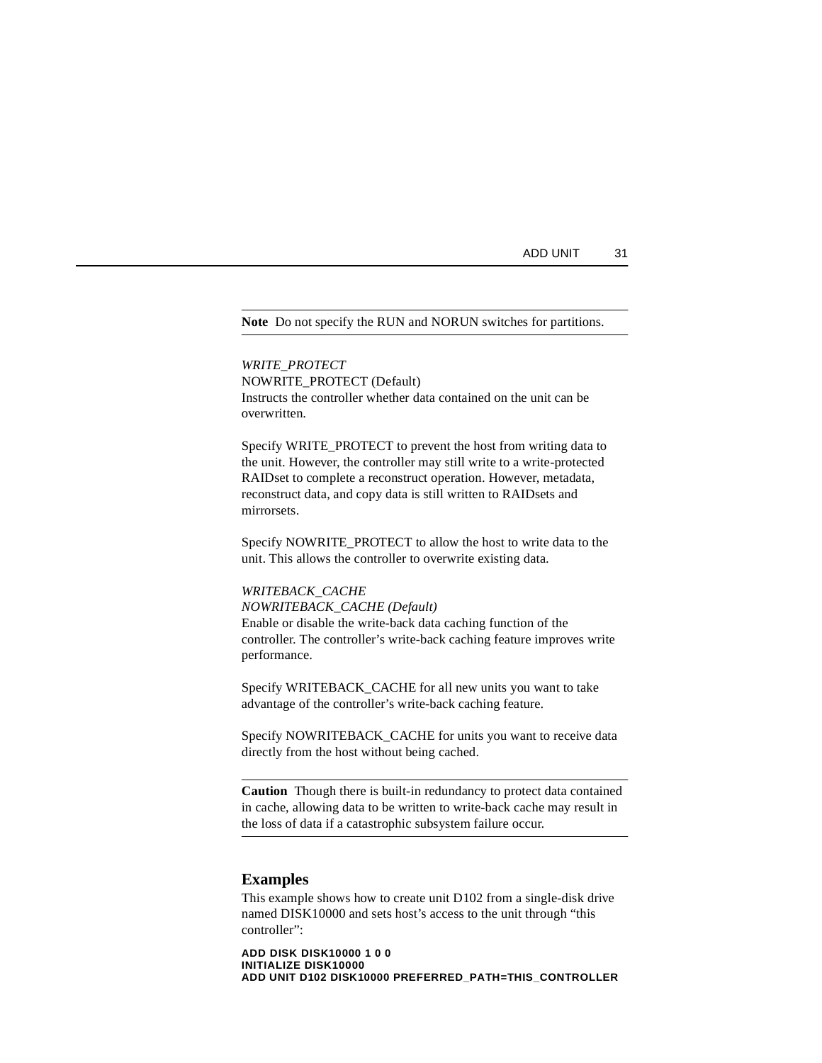**Note** Do not specify the RUN and NORUN switches for partitions.

*WRITE_PROTECT*
NOWRITE_PROTECT (Default)
Instructs the controller whether data contained on the unit can be overwritten.

Specify WRITE_PROTECT to prevent the host from writing data to the unit. However, the controller may still write to a write-protected RAIDset to complete a reconstruct operation. However, metadata, reconstruct data, and copy data is still written to RAIDsets and mirrorsets.

Specify NOWRITE_PROTECT to allow the host to write data to the unit. This allows the controller to overwrite existing data.

*WRITEBACK_CACHE*
*NOWRITEBACK_CACHE (Default)*
Enable or disable the write-back data caching function of the controller. The controller's write-back caching feature improves write performance.

Specify WRITEBACK_CACHE for all new units you want to take advantage of the controller's write-back caching feature.

Specify NOWRITEBACK_CACHE for units you want to receive data directly from the host without being cached.

**Caution** Though there is built-in redundancy to protect data contained in cache, allowing data to be written to write-back cache may result in the loss of data if a catastrophic subsystem failure occur.

## Examples

This example shows how to create unit D102 from a single-disk drive named DISK10000 and sets host's access to the unit through "this controller":

```
ADD DISK DISK10000 1 0 0
INITIALIZE DISK10000
ADD UNIT D102 DISK10000 PREFERRED_PATH=THIS_CONTROLLER
```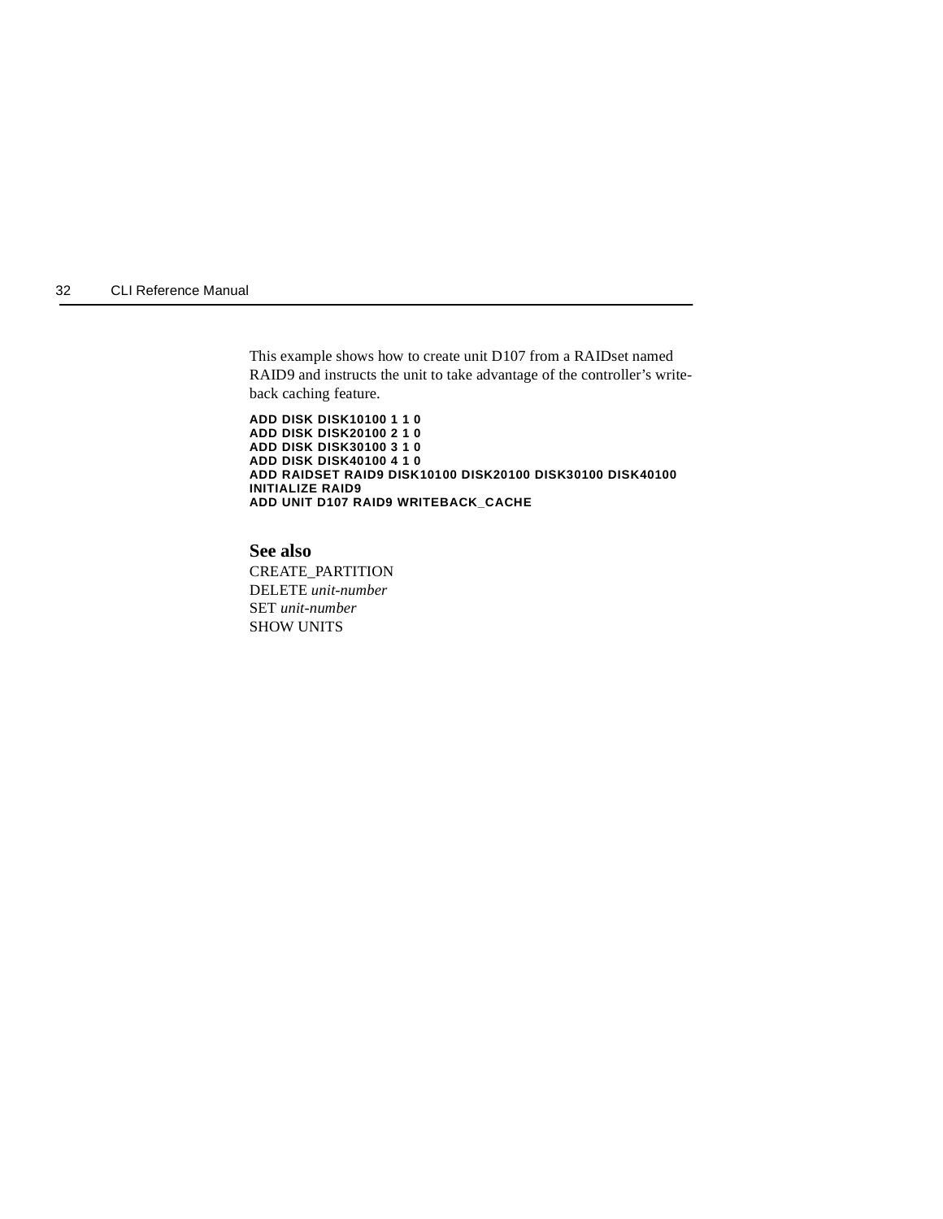This example shows how to create unit D107 from a RAIDset named RAID9 and instructs the unit to take advantage of the controller's write-back caching feature.

```
ADD DISK DISK10100 1 1 0
ADD DISK DISK20100 2 1 0
ADD DISK DISK30100 3 1 0
ADD DISK DISK40100 4 1 0
ADD RAIDSET RAID9 DISK10100 DISK20100 DISK30100 DISK40100
INITIALIZE RAID9
ADD UNIT D107 RAID9 WRITEBACK_CACHE
```

### See also

CREATE_PARTITION
DELETE *unit-number*
SET *unit-number*
SHOW UNITS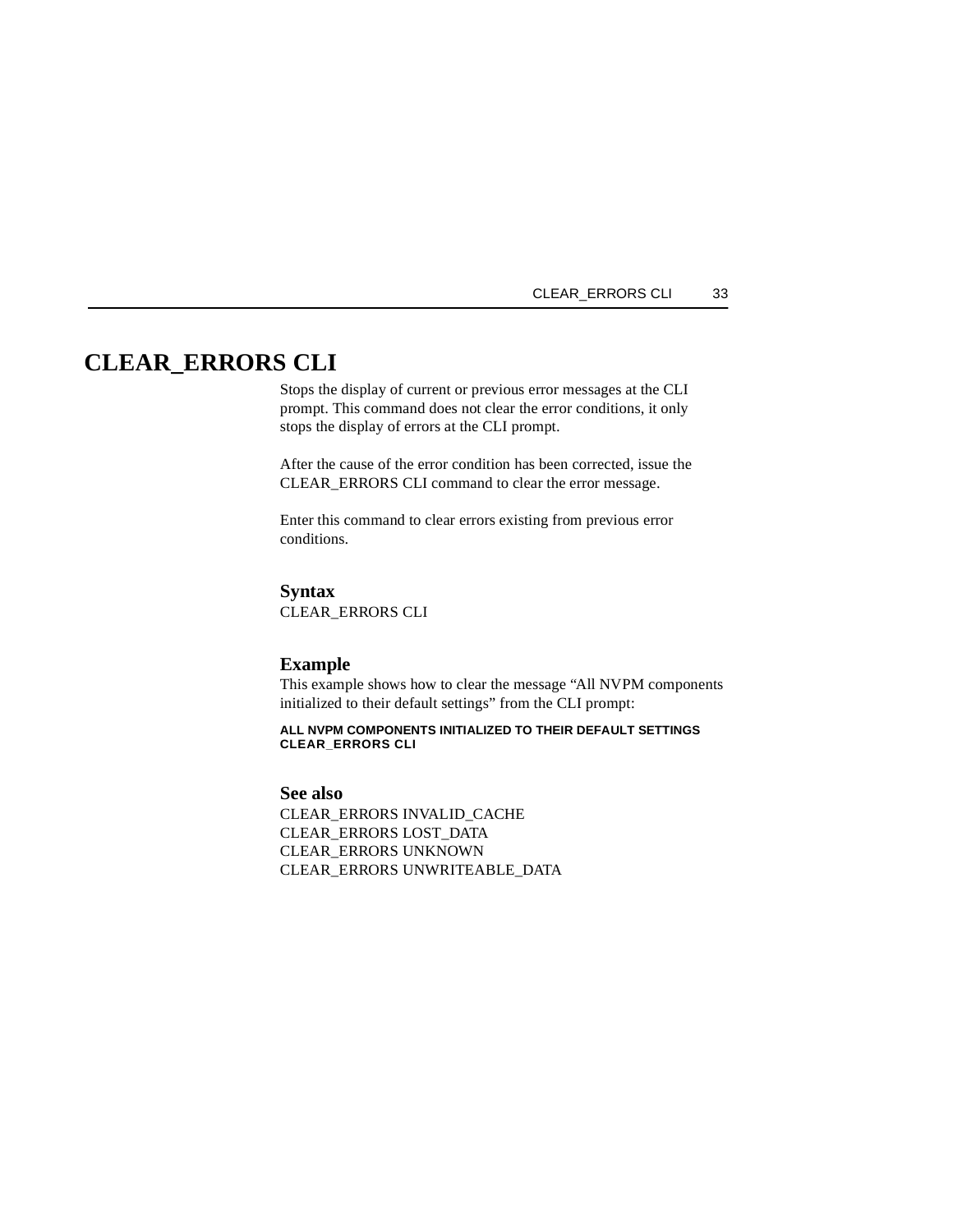# CLEAR_ERRORS CLI

Stops the display of current or previous error messages at the CLI prompt. This command does not clear the error conditions, it only stops the display of errors at the CLI prompt.

After the cause of the error condition has been corrected, issue the CLEAR_ERRORS CLI command to clear the error message.

Enter this command to clear errors existing from previous error conditions.

## Syntax

CLEAR_ERRORS CLI

## Example

This example shows how to clear the message “All NVPM components initialized to their default settings” from the CLI prompt:

```
ALL NVPM COMPONENTS INITIALIZED TO THEIR DEFAULT SETTINGS
CLEAR_ERRORS CLI
```

## See also

CLEAR_ERRORS INVALID_CACHE
CLEAR_ERRORS LOST_DATA
CLEAR_ERRORS UNKNOWN
CLEAR_ERRORS UNWRITEABLE_DATA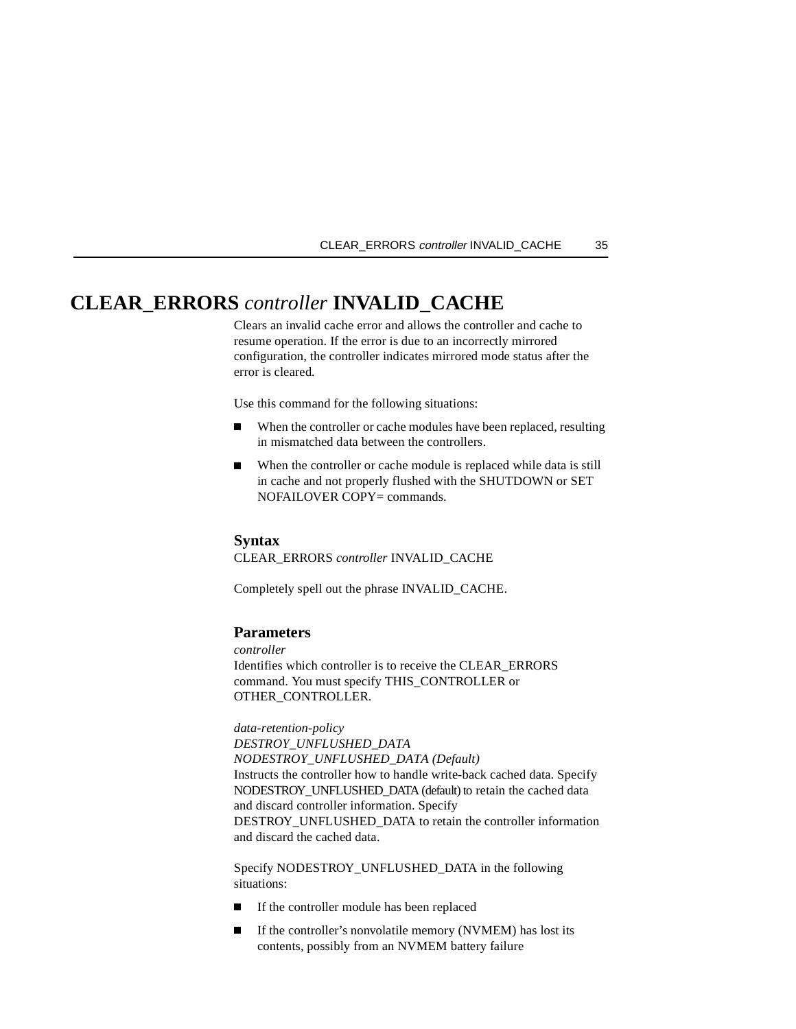# CLEAR_ERRORS *controller* INVALID_CACHE

Clears an invalid cache error and allows the controller and cache to resume operation. If the error is due to an incorrectly mirrored configuration, the controller indicates mirrored mode status after the error is cleared.

Use this command for the following situations:

- When the controller or cache modules have been replaced, resulting in mismatched data between the controllers.
- When the controller or cache module is replaced while data is still in cache and not properly flushed with the SHUTDOWN or SET NOFAILOVER COPY= commands.

### Syntax

CLEAR_ERRORS *controller* INVALID_CACHE

Completely spell out the phrase INVALID_CACHE.

### Parameters

*controller*
Identifies which controller is to receive the CLEAR_ERRORS command. You must specify THIS_CONTROLLER or OTHER_CONTROLLER.

*data-retention-policy*
*DESTROY_UNFLUSHED_DATA*
*NODESTROY_UNFLUSHED_DATA (Default)*
Instructs the controller how to handle write-back cached data. Specify NODESTROY_UNFLUSHED_DATA (default) to retain the cached data and discard controller information. Specify DESTROY_UNFLUSHED_DATA to retain the controller information and discard the cached data.

Specify NODESTROY_UNFLUSHED_DATA in the following situations:

- If the controller module has been replaced
- If the controller's nonvolatile memory (NVMEM) has lost its contents, possibly from an NVMEM battery failure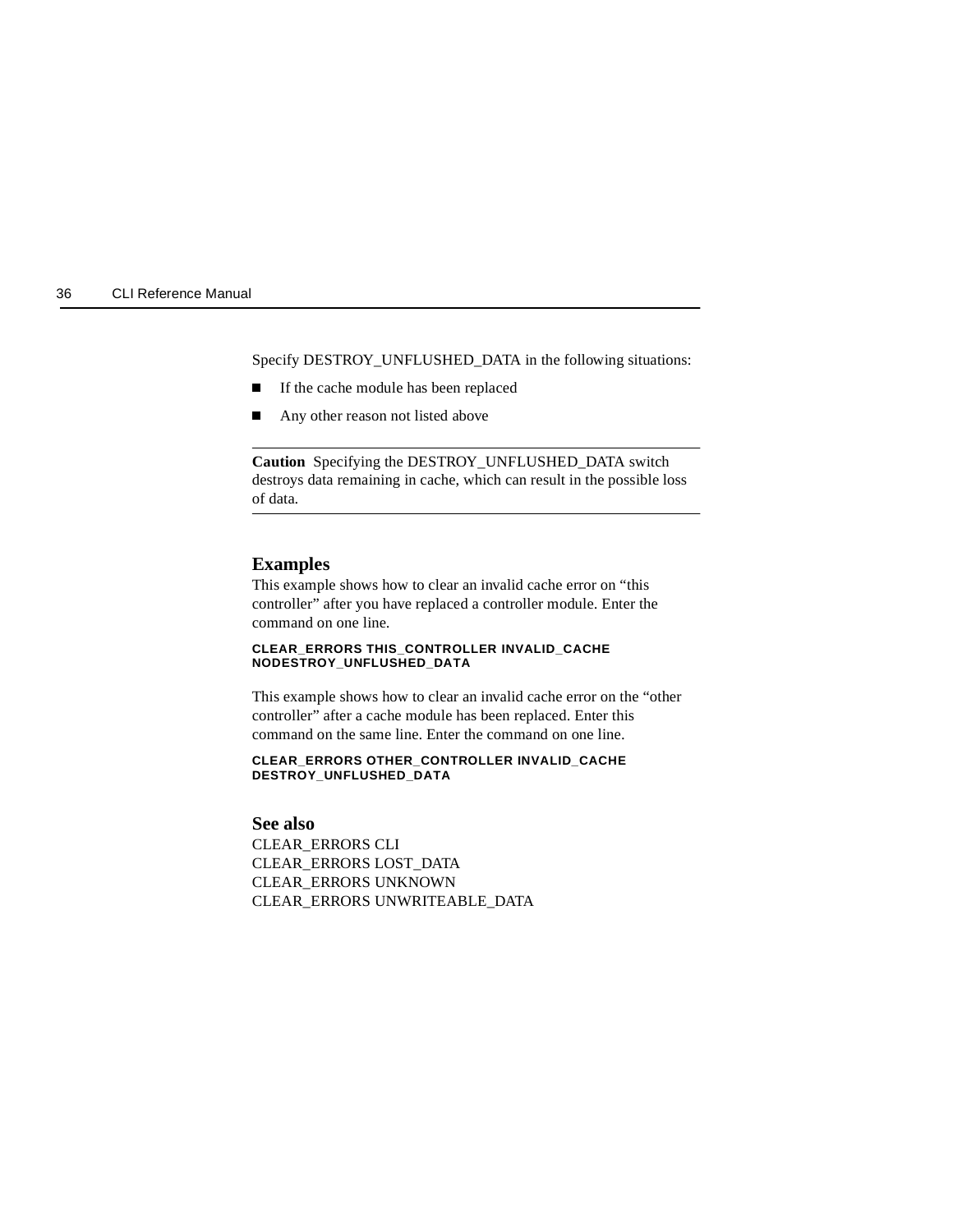Specify DESTROY_UNFLUSHED_DATA in the following situations:

- If the cache module has been replaced
- Any other reason not listed above

---

**Caution** Specifying the DESTROY_UNFLUSHED_DATA switch destroys data remaining in cache, which can result in the possible loss of data.

---

### Examples

This example shows how to clear an invalid cache error on “this controller” after you have replaced a controller module. Enter the command on one line.

```
CLEAR_ERRORS THIS_CONTROLLER INVALID_CACHE
NODESTROY_UNFLUSHED_DATA
```

This example shows how to clear an invalid cache error on the “other controller” after a cache module has been replaced. Enter this command on the same line. Enter the command on one line.

```
CLEAR_ERRORS OTHER_CONTROLLER INVALID_CACHE
DESTROY_UNFLUSHED_DATA
```

### See also

CLEAR_ERRORS CLI
CLEAR_ERRORS LOST_DATA
CLEAR_ERRORS UNKNOWN
CLEAR_ERRORS UNWRITEABLE_DATA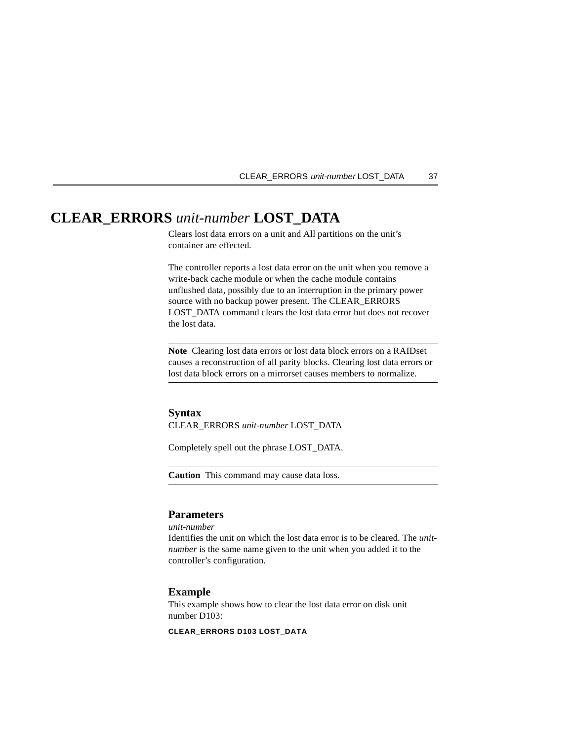# CLEAR_ERRORS *unit-number* LOST_DATA

Clears lost data errors on a unit and All partitions on the unit's container are effected.

The controller reports a lost data error on the unit when you remove a write-back cache module or when the cache module contains unflushed data, possibly due to an interruption in the primary power source with no backup power present. The CLEAR_ERRORS LOST_DATA command clears the lost data error but does not recover the lost data.

---

**Note** Clearing lost data errors or lost data block errors on a RAIDset causes a reconstruction of all parity blocks. Clearing lost data errors or lost data block errors on a mirrorset causes members to normalize.

---

### Syntax

CLEAR_ERRORS *unit-number* LOST_DATA

Completely spell out the phrase LOST_DATA.

---

**Caution** This command may cause data loss.

---

### Parameters

*unit-number*
Identifies the unit on which the lost data error is to be cleared. The *unit-number* is the same name given to the unit when you added it to the controller's configuration.

### Example

This example shows how to clear the lost data error on disk unit number D103:

```
CLEAR_ERRORS D103 LOST_DATA
```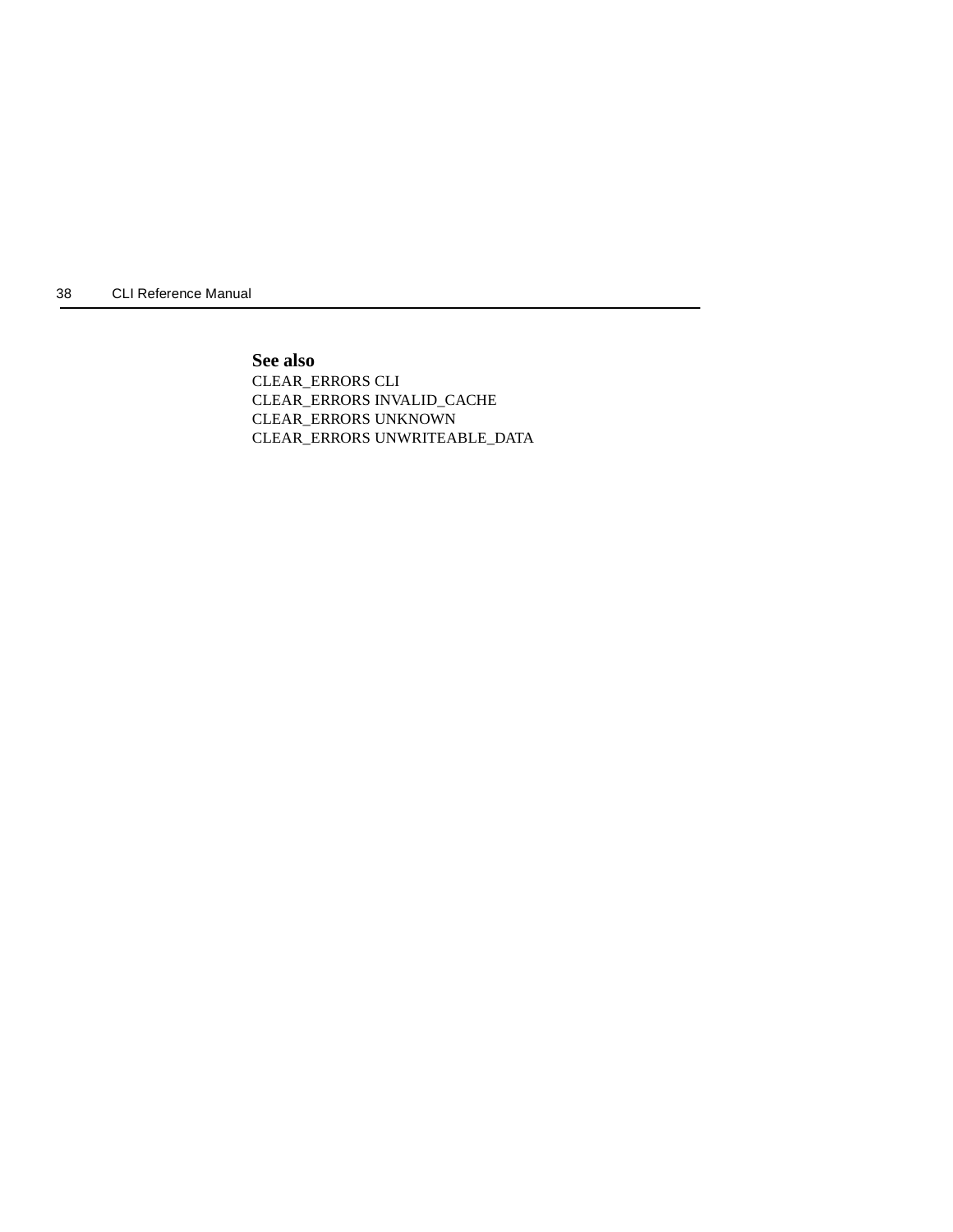**See also**

CLEAR_ERRORS CLI
CLEAR_ERRORS INVALID_CACHE
CLEAR_ERRORS UNKNOWN
CLEAR_ERRORS UNWRITEABLE_DATA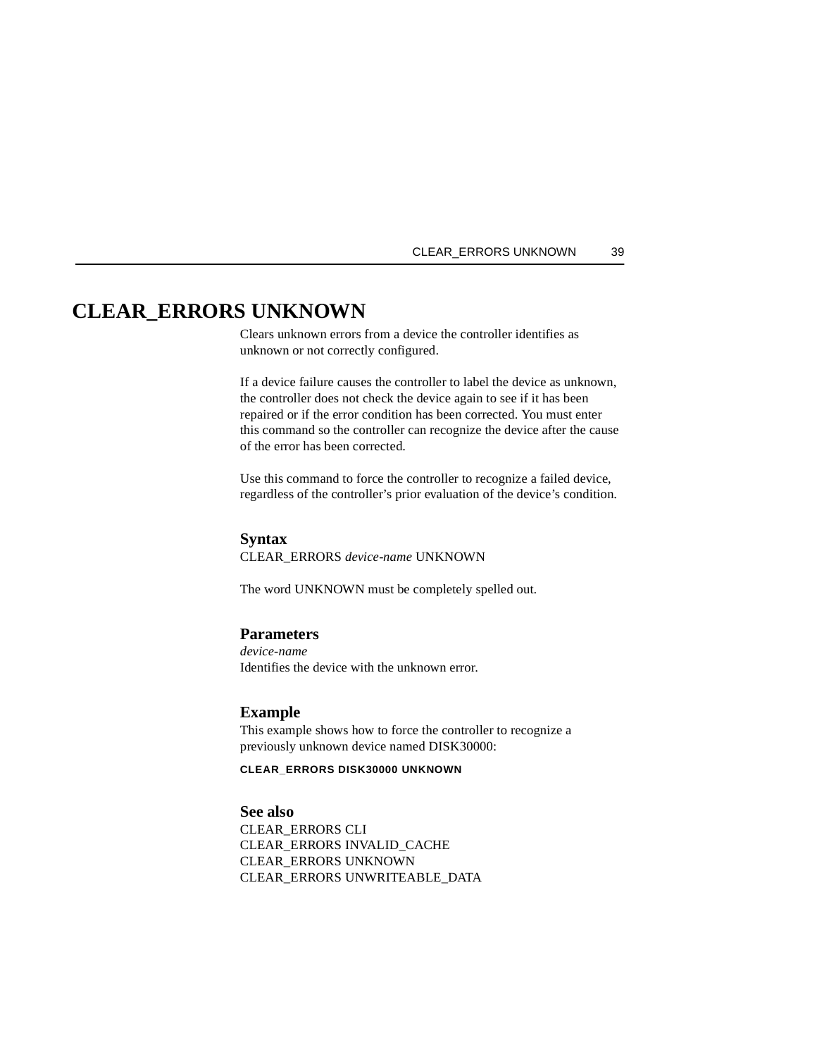# CLEAR_ERRORS UNKNOWN

Clears unknown errors from a device the controller identifies as unknown or not correctly configured.

If a device failure causes the controller to label the device as unknown, the controller does not check the device again to see if it has been repaired or if the error condition has been corrected. You must enter this command so the controller can recognize the device after the cause of the error has been corrected.

Use this command to force the controller to recognize a failed device, regardless of the controller's prior evaluation of the device's condition.

### Syntax

CLEAR_ERRORS *device-name* UNKNOWN

The word UNKNOWN must be completely spelled out.

### Parameters

*device-name*
Identifies the device with the unknown error.

### Example

This example shows how to force the controller to recognize a previously unknown device named DISK30000:

```
CLEAR_ERRORS DISK30000 UNKNOWN
```

### See also

CLEAR_ERRORS CLI
CLEAR_ERRORS INVALID_CACHE
CLEAR_ERRORS UNKNOWN
CLEAR_ERRORS UNWRITEABLE_DATA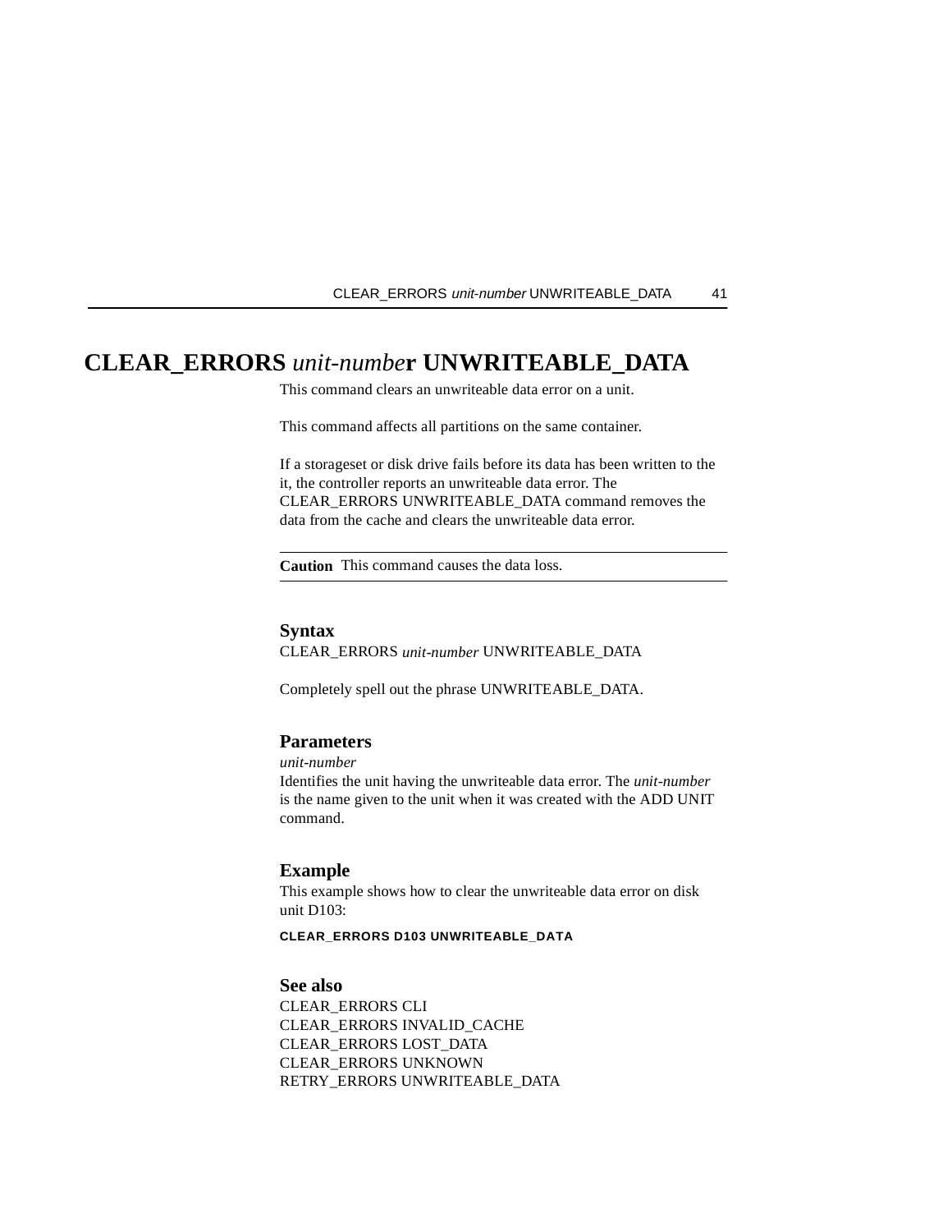# CLEAR_ERRORS *unit-number* UNWRITEABLE_DATA

This command clears an unwriteable data error on a unit.

This command affects all partitions on the same container.

If a storageset or disk drive fails before its data has been written to the it, the controller reports an unwriteable data error. The CLEAR_ERRORS UNWRITEABLE_DATA command removes the data from the cache and clears the unwriteable data error.

---

**Caution** This command causes the data loss.

---

## Syntax

CLEAR_ERRORS *unit-number* UNWRITEABLE_DATA

Completely spell out the phrase UNWRITEABLE_DATA.

## Parameters

*unit-number*

Identifies the unit having the unwriteable data error. The *unit-number* is the name given to the unit when it was created with the ADD UNIT command.

## Example

This example shows how to clear the unwriteable data error on disk unit D103:

```
CLEAR_ERRORS D103 UNWRITEABLE_DATA
```

## See also

CLEAR_ERRORS CLI
CLEAR_ERRORS INVALID_CACHE
CLEAR_ERRORS LOST_DATA
CLEAR_ERRORS UNKNOWN
RETRY_ERRORS UNWRITEABLE_DATA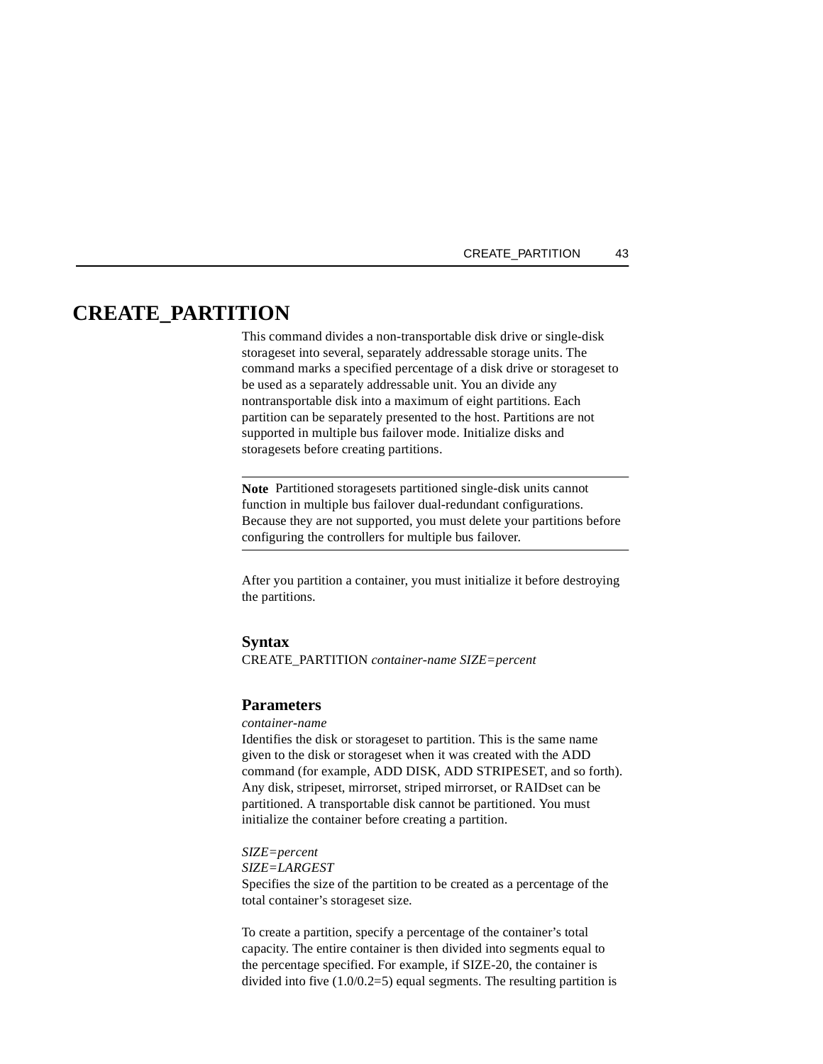# CREATE_PARTITION

This command divides a non-transportable disk drive or single-disk storageset into several, separately addressable storage units. The command marks a specified percentage of a disk drive or storageset to be used as a separately addressable unit. You an divide any nontransportable disk into a maximum of eight partitions. Each partition can be separately presented to the host. Partitions are not supported in multiple bus failover mode. Initialize disks and storagesets before creating partitions.

---

**Note** Partitioned storagesets partitioned single-disk units cannot function in multiple bus failover dual-redundant configurations. Because they are not supported, you must delete your partitions before configuring the controllers for multiple bus failover.

---

After you partition a container, you must initialize it before destroying the partitions.

## Syntax

CREATE_PARTITION *container-name SIZE=percent*

## Parameters

*container-name*

Identifies the disk or storageset to partition. This is the same name given to the disk or storageset when it was created with the ADD command (for example, ADD DISK, ADD STRIPESET, and so forth). Any disk, stripeset, mirrorset, striped mirrorset, or RAIDset can be partitioned. A transportable disk cannot be partitioned. You must initialize the container before creating a partition.

*SIZE=percent*
*SIZE=LARGEST*

Specifies the size of the partition to be created as a percentage of the total container's storageset size.

To create a partition, specify a percentage of the container's total capacity. The entire container is then divided into segments equal to the percentage specified. For example, if SIZE-20, the container is divided into five (1.0/0.2=5) equal segments. The resulting partition is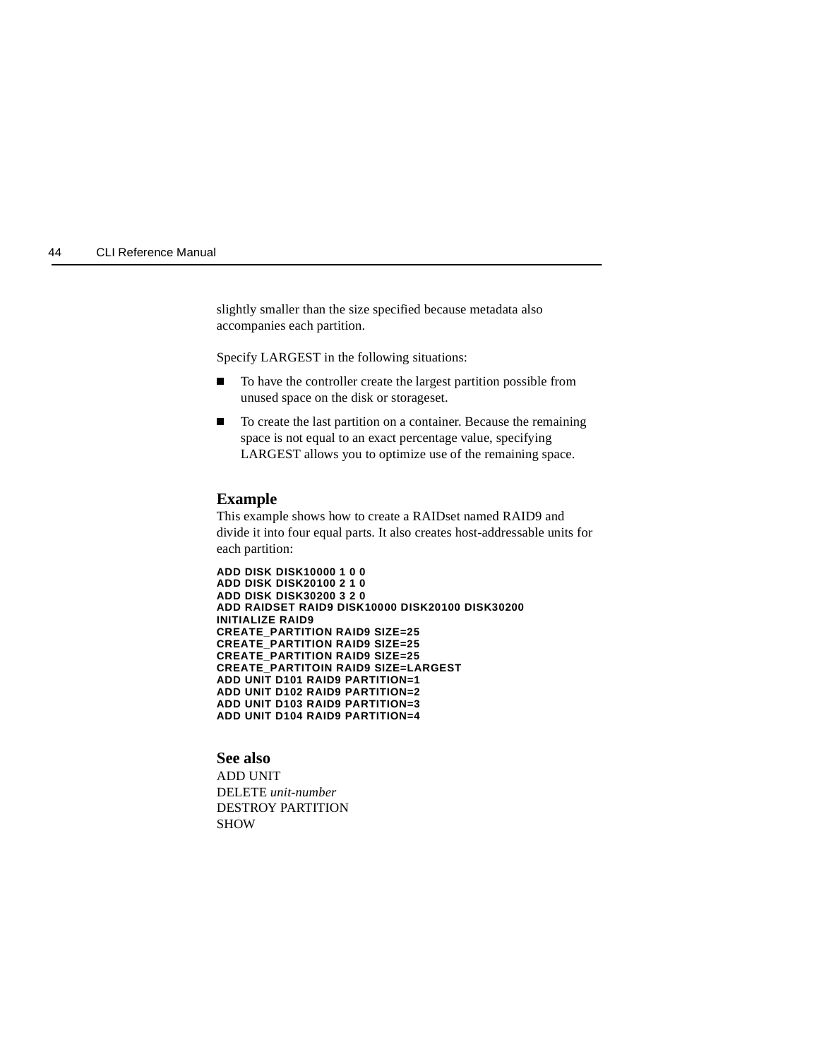slightly smaller than the size specified because metadata also accompanies each partition.

Specify LARGEST in the following situations:

- To have the controller create the largest partition possible from unused space on the disk or storageset.
- To create the last partition on a container. Because the remaining space is not equal to an exact percentage value, specifying LARGEST allows you to optimize use of the remaining space.

### Example

This example shows how to create a RAIDset named RAID9 and divide it into four equal parts. It also creates host-addressable units for each partition:

```
ADD DISK DISK10000 1 0 0
ADD DISK DISK20100 2 1 0
ADD DISK DISK30200 3 2 0
ADD RAIDSET RAID9 DISK10000 DISK20100 DISK30200
INITIALIZE RAID9
CREATE_PARTITION RAID9 SIZE=25
CREATE_PARTITION RAID9 SIZE=25
CREATE_PARTITION RAID9 SIZE=25
CREATE_PARTITOIN RAID9 SIZE=LARGEST
ADD UNIT D101 RAID9 PARTITION=1
ADD UNIT D102 RAID9 PARTITION=2
ADD UNIT D103 RAID9 PARTITION=3
ADD UNIT D104 RAID9 PARTITION=4
```

### See also

ADD UNIT
DELETE *unit-number*
DESTROY PARTITION
SHOW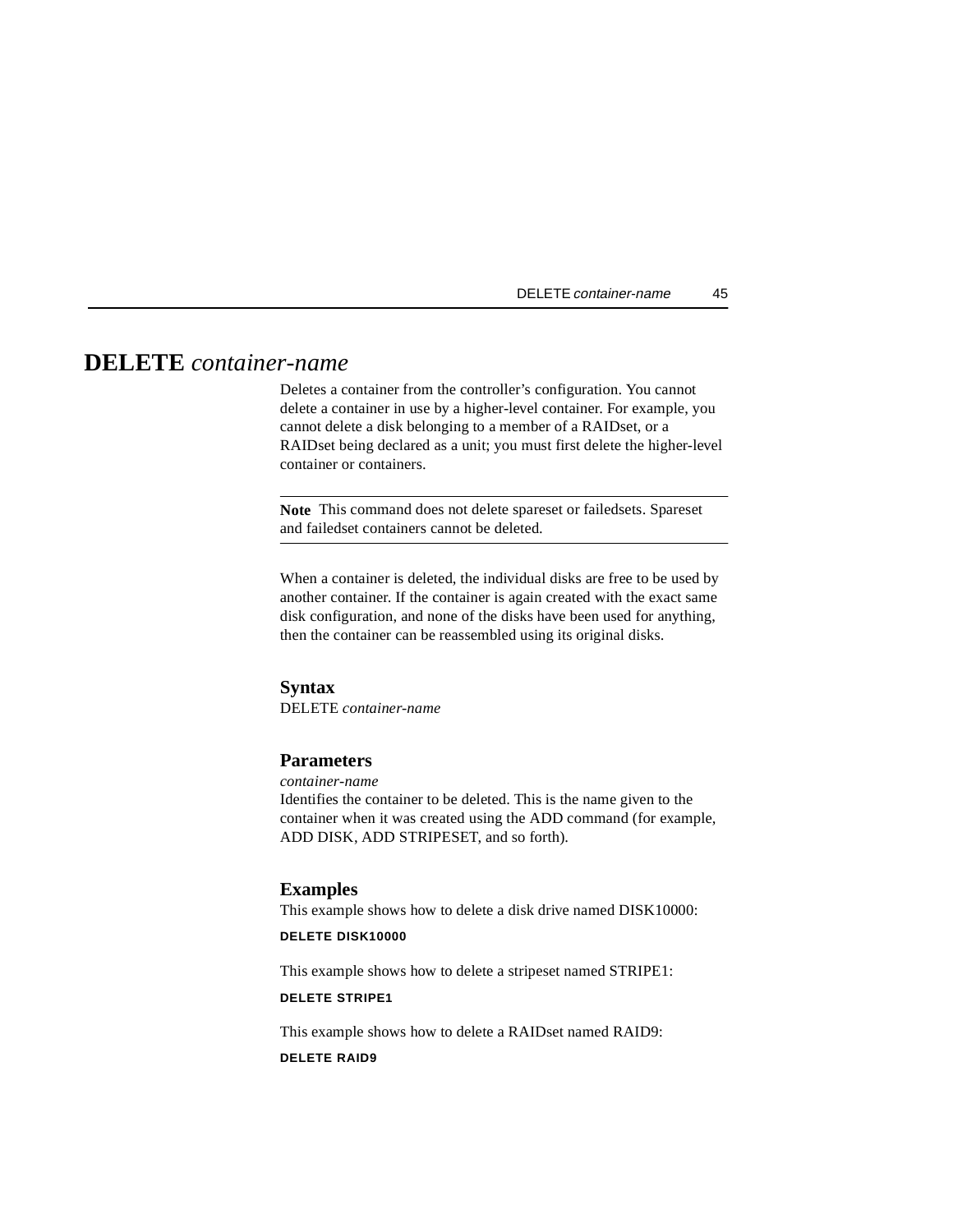# DELETE *container-name*

Deletes a container from the controller's configuration. You cannot delete a container in use by a higher-level container. For example, you cannot delete a disk belonging to a member of a RAIDset, or a RAIDset being declared as a unit; you must first delete the higher-level container or containers.

---

**Note** This command does not delete spareset or failedsets. Spareset and failedset containers cannot be deleted.

---

When a container is deleted, the individual disks are free to be used by another container. If the container is again created with the exact same disk configuration, and none of the disks have been used for anything, then the container can be reassembled using its original disks.

### Syntax

DELETE *container-name*

### Parameters

*container-name*

Identifies the container to be deleted. This is the name given to the container when it was created using the ADD command (for example, ADD DISK, ADD STRIPESET, and so forth).

### Examples

This example shows how to delete a disk drive named DISK10000:

```
DELETE DISK10000
```

This example shows how to delete a stripeset named STRIPE1:

```
DELETE STRIPE1
```

This example shows how to delete a RAIDset named RAID9:

```
DELETE RAID9
```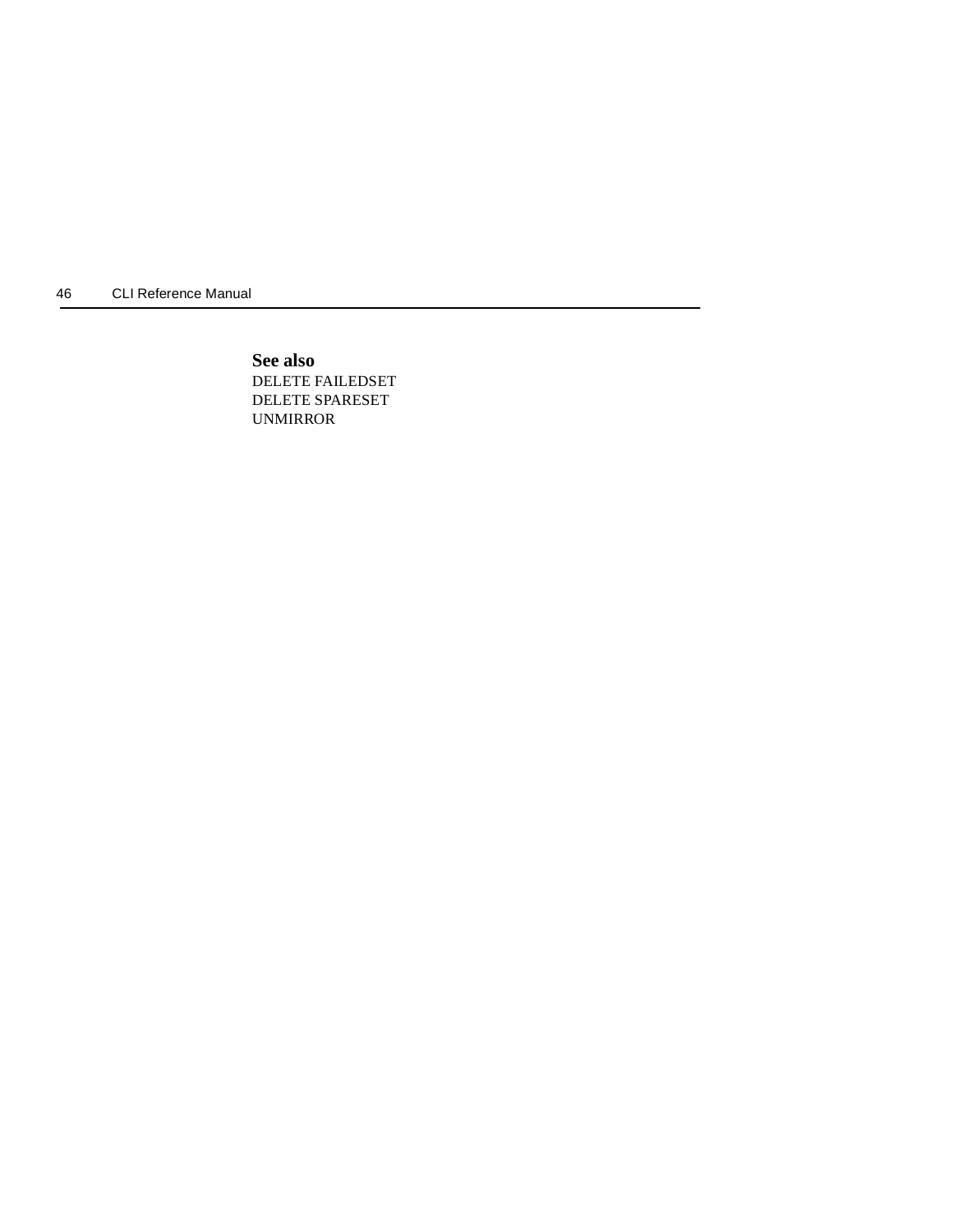**See also**

DELETE FAILEDSET
DELETE SPARESET
UNMIRROR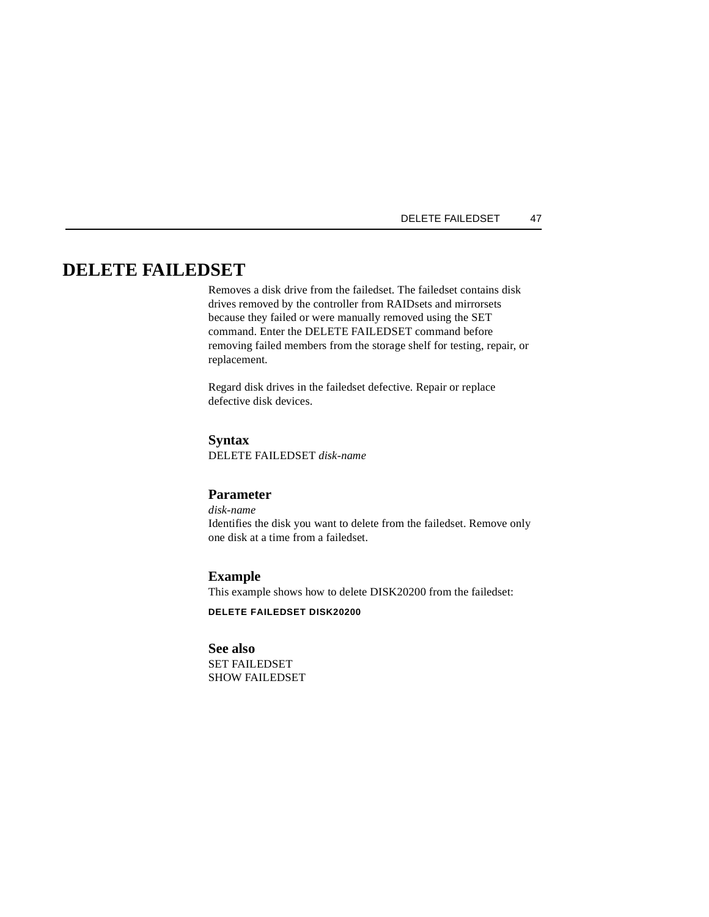# DELETE FAILEDSET

Removes a disk drive from the failedset. The failedset contains disk drives removed by the controller from RAIDsets and mirrorsets because they failed or were manually removed using the SET command. Enter the DELETE FAILEDSET command before removing failed members from the storage shelf for testing, repair, or replacement.

Regard disk drives in the failedset defective. Repair or replace defective disk devices.

## Syntax

DELETE FAILEDSET *disk-name*

## Parameter

*disk-name*
Identifies the disk you want to delete from the failedset. Remove only one disk at a time from a failedset.

## Example

This example shows how to delete DISK20200 from the failedset:

```
DELETE FAILEDSET DISK20200
```

## See also

SET FAILEDSET
SHOW FAILEDSET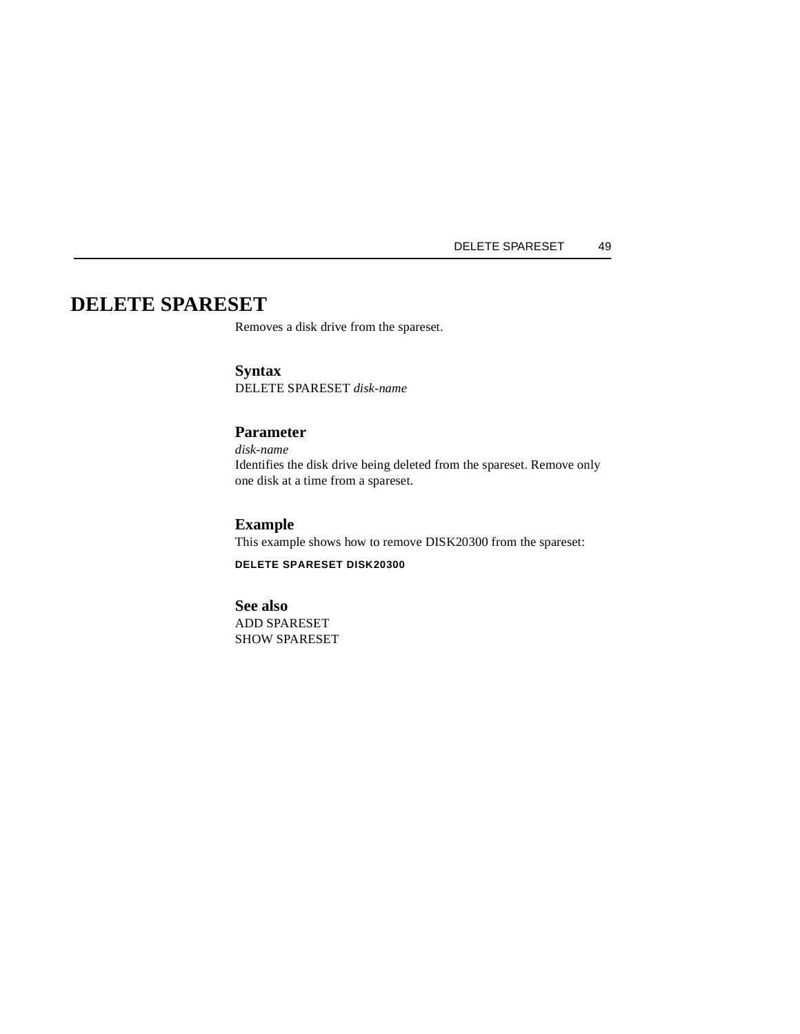# DELETE SPARESET

Removes a disk drive from the spareset.

### Syntax

DELETE SPARESET *disk-name*

### Parameter

*disk-name*

Identifies the disk drive being deleted from the spareset. Remove only one disk at a time from a spareset.

### Example

This example shows how to remove DISK20300 from the spareset:

```
DELETE SPARESET DISK20300
```

### See also

ADD SPARESET
SHOW SPARESET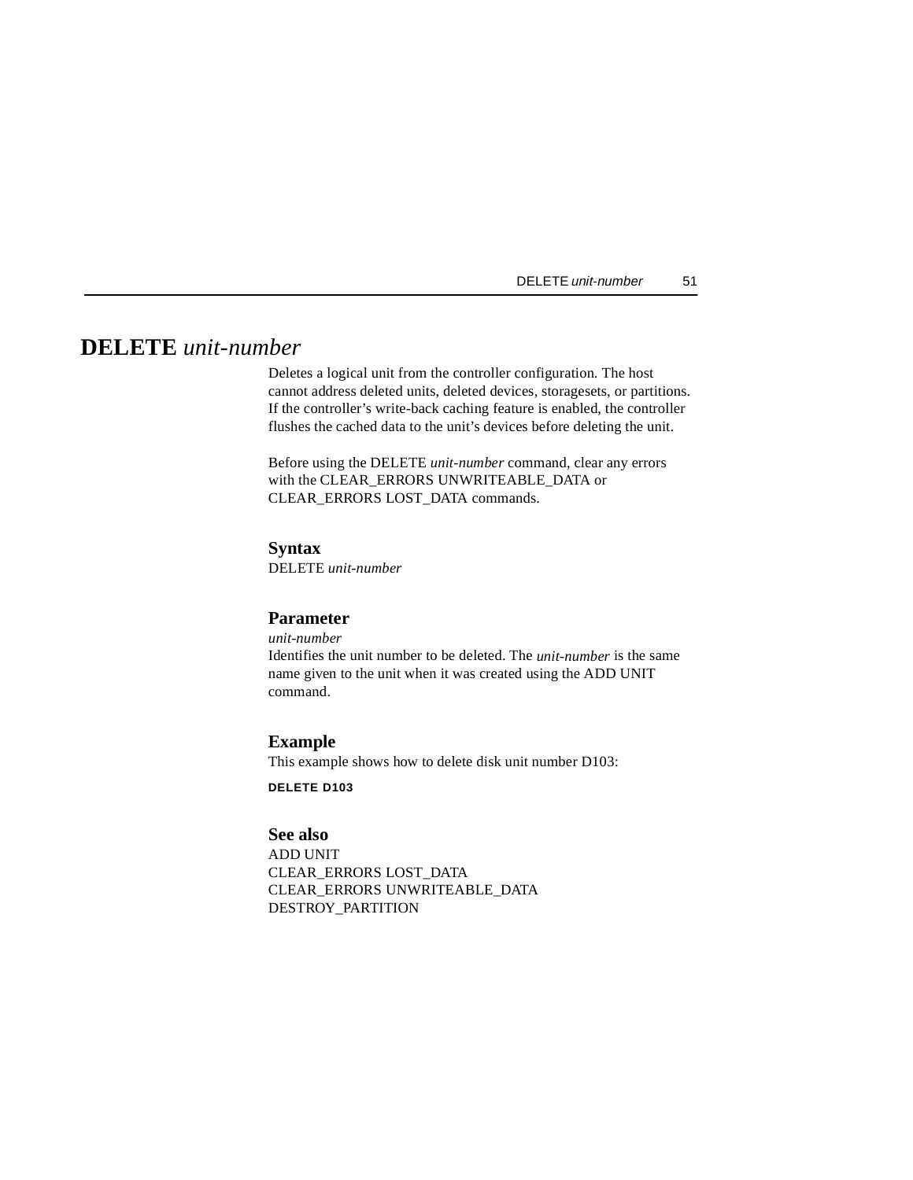# DELETE *unit-number*

Deletes a logical unit from the controller configuration. The host cannot address deleted units, deleted devices, storagesets, or partitions. If the controller's write-back caching feature is enabled, the controller flushes the cached data to the unit's devices before deleting the unit.

Before using the DELETE *unit-number* command, clear any errors with the CLEAR_ERRORS UNWRITEABLE_DATA or CLEAR_ERRORS LOST_DATA commands.

### Syntax

DELETE *unit-number*

### Parameter

*unit-number*

Identifies the unit number to be deleted. The *unit-number* is the same name given to the unit when it was created using the ADD UNIT command.

### Example

This example shows how to delete disk unit number D103:

```
DELETE D103
```

### See also

ADD UNIT
CLEAR_ERRORS LOST_DATA
CLEAR_ERRORS UNWRITEABLE_DATA
DESTROY_PARTITION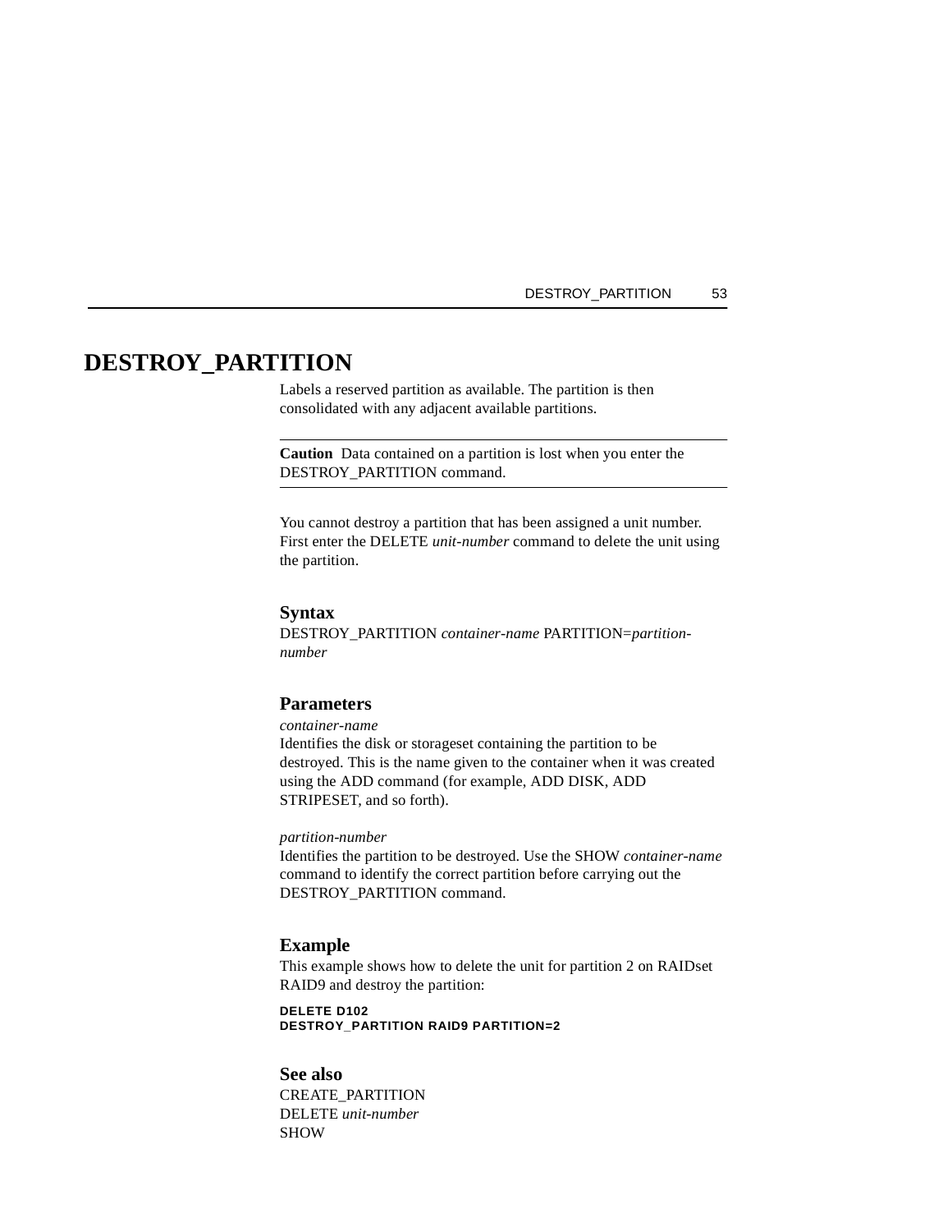# DESTROY_PARTITION

Labels a reserved partition as available. The partition is then consolidated with any adjacent available partitions.

---

**Caution** Data contained on a partition is lost when you enter the DESTROY_PARTITION command.

---

You cannot destroy a partition that has been assigned a unit number. First enter the DELETE *unit-number* command to delete the unit using the partition.

### Syntax

DESTROY_PARTITION *container-name* PARTITION=*partition-number*

### Parameters

*container-name*
Identifies the disk or storageset containing the partition to be destroyed. This is the name given to the container when it was created using the ADD command (for example, ADD DISK, ADD STRIPESET, and so forth).

*partition-number*
Identifies the partition to be destroyed. Use the SHOW *container-name* command to identify the correct partition before carrying out the DESTROY_PARTITION command.

### Example

This example shows how to delete the unit for partition 2 on RAIDset RAID9 and destroy the partition:

```
DELETE D102
DESTROY_PARTITION RAID9 PARTITION=2
```

### See also

CREATE_PARTITION
DELETE *unit-number*
SHOW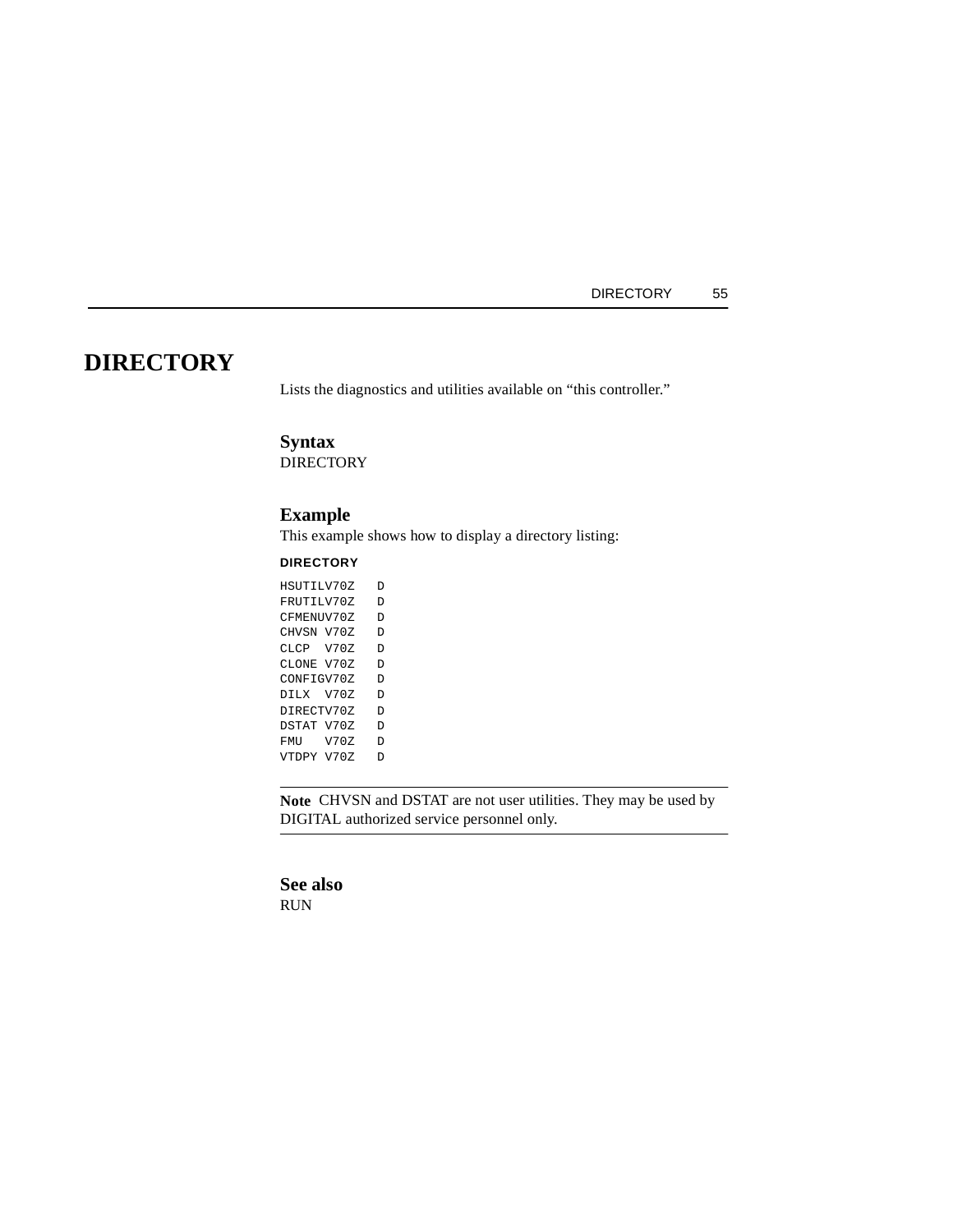# DIRECTORY

Lists the diagnostics and utilities available on “this controller.”

## Syntax

DIRECTORY

## Example

This example shows how to display a directory listing:

**DIRECTORY**

```
HSUTILV70Z   D
FRUTILV70Z   D
CFMENUV70Z   D
CHVSN V70Z   D
CLCP  V70Z   D
CLONE V70Z   D
CONFIGV70Z   D
DILX  V70Z   D
DIRECTV70Z   D
DSTAT V70Z   D
FMU   V70Z   D
VTDPY V70Z   D
```

---

**Note** CHVSN and DSTAT are not user utilities. They may be used by DIGITAL authorized service personnel only.

---

## See also

RUN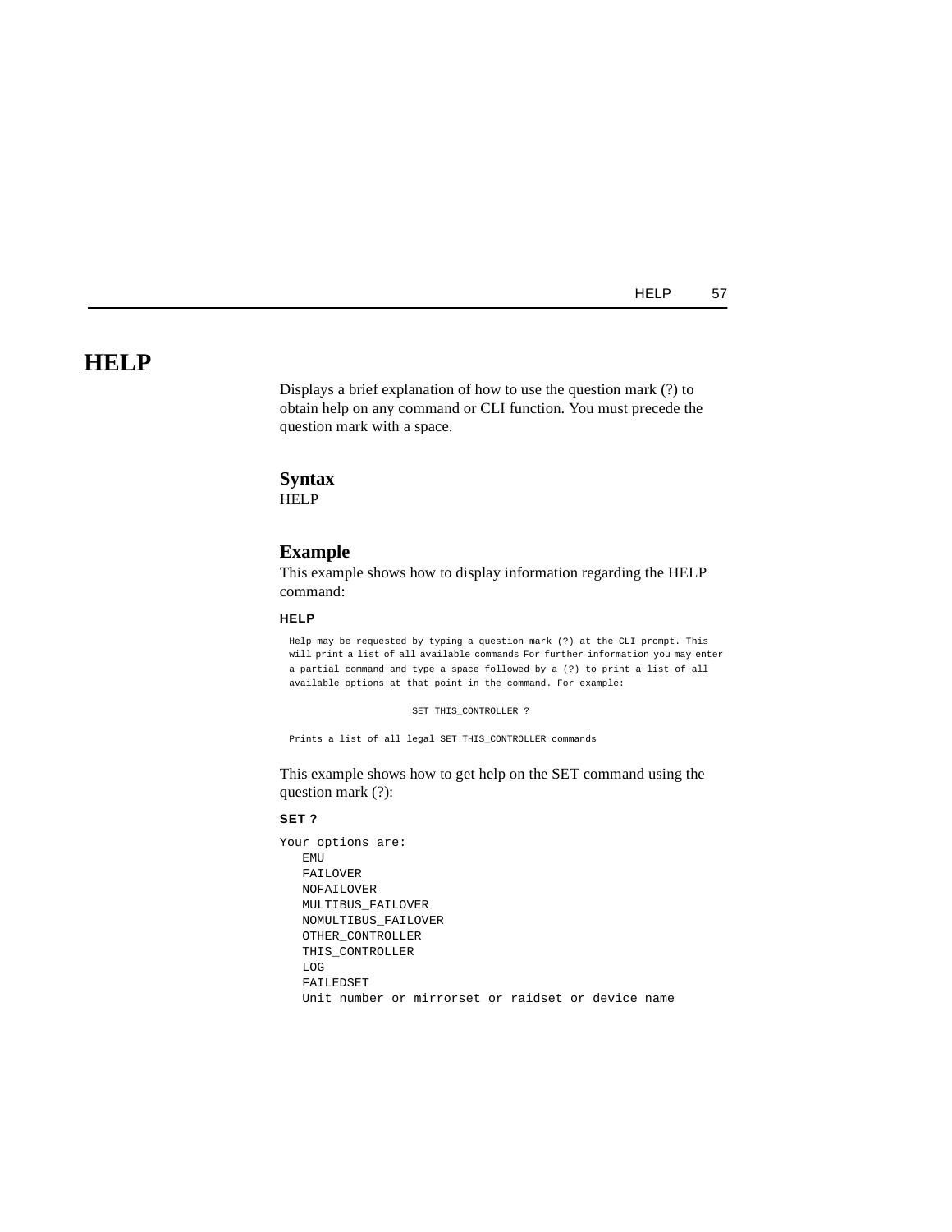# HELP

Displays a brief explanation of how to use the question mark (?) to obtain help on any command or CLI function. You must precede the question mark with a space.

## Syntax

HELP

## Example

This example shows how to display information regarding the HELP command:

**HELP**

```
Help may be requested by typing a question mark (?) at the CLI prompt. This
will print a list of all available commands For further information you may enter
a partial command and type a space followed by a (?) to print a list of all
available options at that point in the command. For example:

                SET THIS_CONTROLLER ?

Prints a list of all legal SET THIS_CONTROLLER commands
```

This example shows how to get help on the SET command using the question mark (?):

**SET ?**

```
Your options are:
   EMU
   FAILOVER
   NOFAILOVER
   MULTIBUS_FAILOVER
   NOMULTIBUS_FAILOVER
   OTHER_CONTROLLER
   THIS_CONTROLLER
   LOG
   FAILEDSET
   Unit number or mirrorset or raidset or device name
```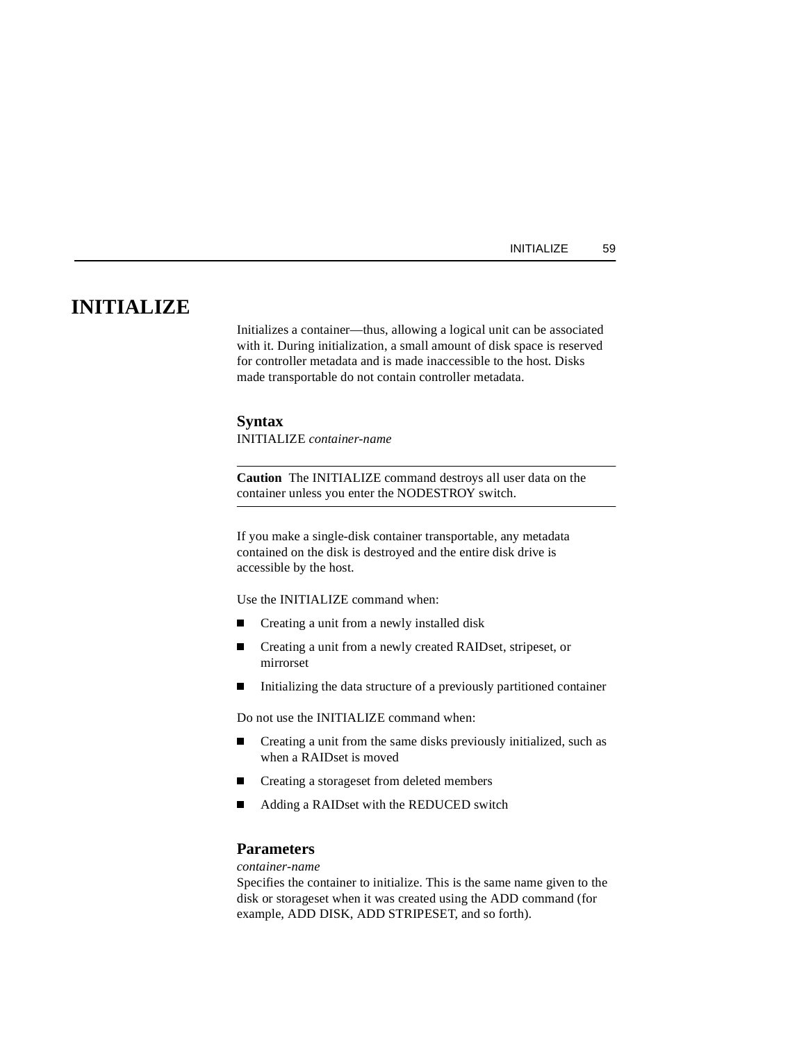# INITIALIZE

Initializes a container—thus, allowing a logical unit can be associated with it. During initialization, a small amount of disk space is reserved for controller metadata and is made inaccessible to the host. Disks made transportable do not contain controller metadata.

## Syntax

INITIALIZE *container-name*

---

**Caution** The INITIALIZE command destroys all user data on the container unless you enter the NODESTROY switch.

---

If you make a single-disk container transportable, any metadata contained on the disk is destroyed and the entire disk drive is accessible by the host.

Use the INITIALIZE command when:

- Creating a unit from a newly installed disk
- Creating a unit from a newly created RAIDset, stripeset, or mirrorset
- Initializing the data structure of a previously partitioned container

Do not use the INITIALIZE command when:

- Creating a unit from the same disks previously initialized, such as when a RAIDset is moved
- Creating a storageset from deleted members
- Adding a RAIDset with the REDUCED switch

## Parameters

*container-name*

Specifies the container to initialize. This is the same name given to the disk or storageset when it was created using the ADD command (for example, ADD DISK, ADD STRIPESET, and so forth).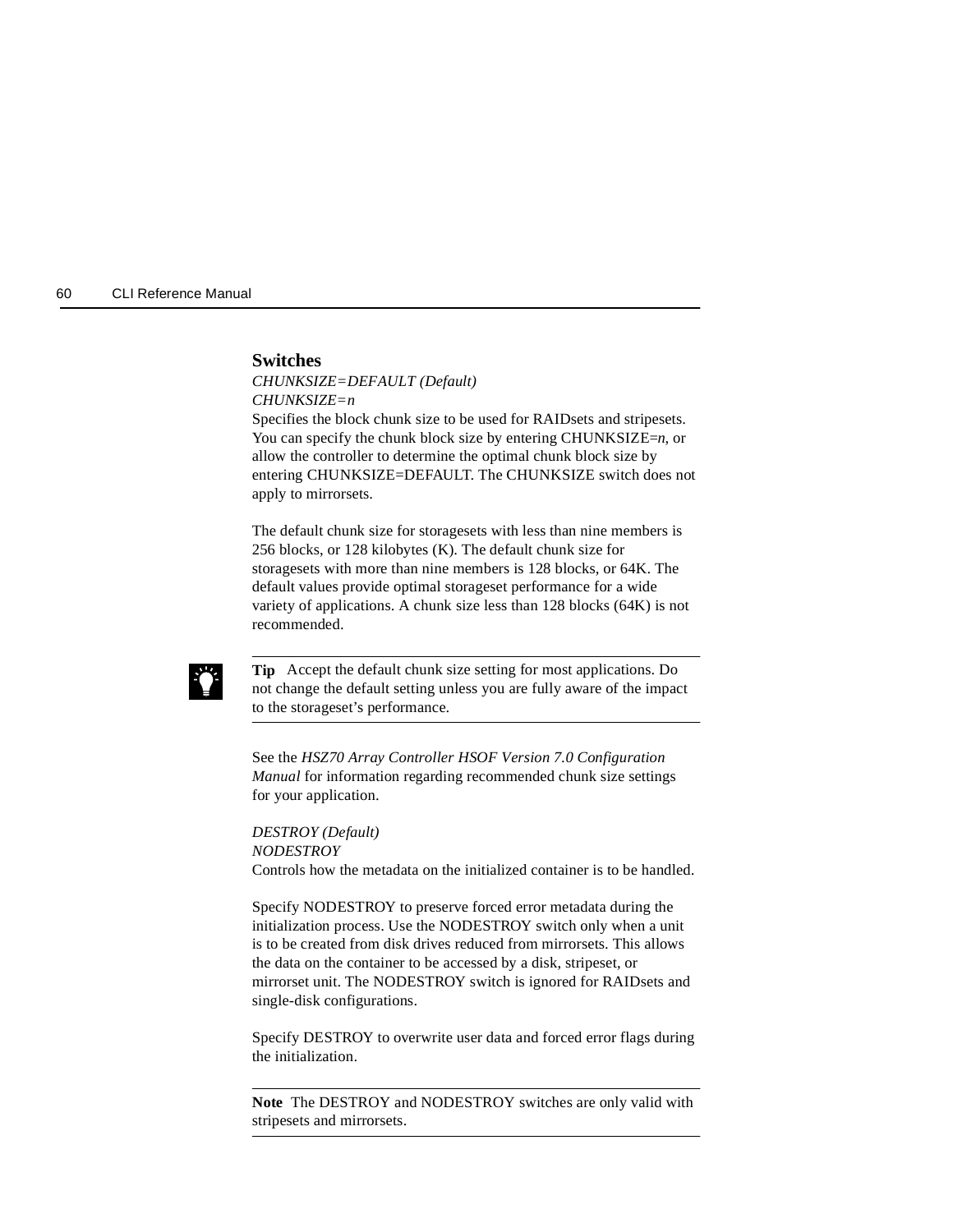### Switches

*CHUNKSIZE=DEFAULT (Default)*
*CHUNKSIZE=n*
Specifies the block chunk size to be used for RAIDsets and stripesets. You can specify the chunk block size by entering CHUNKSIZE=*n*, or allow the controller to determine the optimal chunk block size by entering CHUNKSIZE=DEFAULT. The CHUNKSIZE switch does not apply to mirrorsets.

The default chunk size for storagesets with less than nine members is 256 blocks, or 128 kilobytes (K). The default chunk size for storagesets with more than nine members is 128 blocks, or 64K. The default values provide optimal storageset performance for a wide variety of applications. A chunk size less than 128 blocks (64K) is not recommended.

---

**Tip** Accept the default chunk size setting for most applications. Do not change the default setting unless you are fully aware of the impact to the storageset's performance.

---

See the *HSZ70 Array Controller HSOF Version 7.0 Configuration Manual* for information regarding recommended chunk size settings for your application.

*DESTROY (Default)*
*NODESTROY*
Controls how the metadata on the initialized container is to be handled.

Specify NODESTROY to preserve forced error metadata during the initialization process. Use the NODESTROY switch only when a unit is to be created from disk drives reduced from mirrorsets. This allows the data on the container to be accessed by a disk, stripeset, or mirrorset unit. The NODESTROY switch is ignored for RAIDsets and single-disk configurations.

Specify DESTROY to overwrite user data and forced error flags during the initialization.

---

**Note** The DESTROY and NODESTROY switches are only valid with stripesets and mirrorsets.

---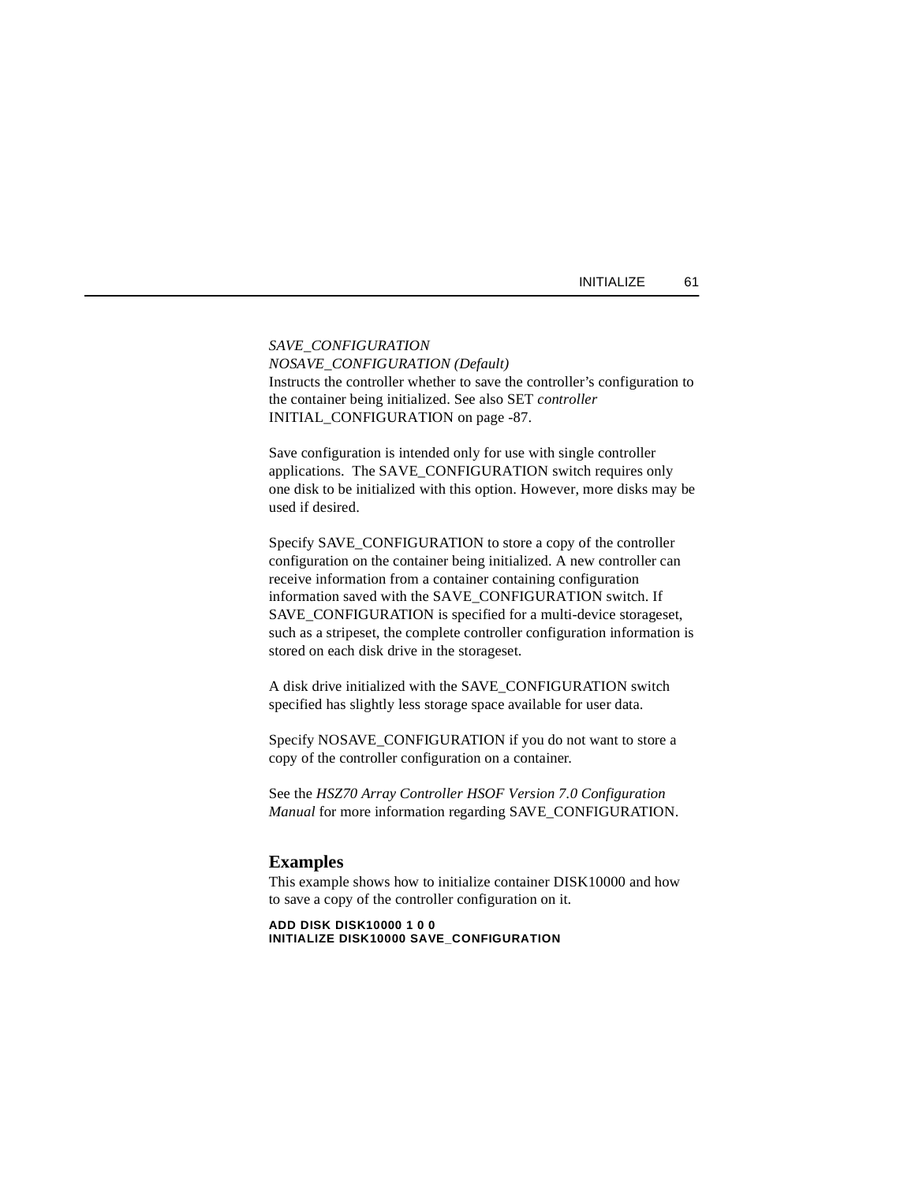*SAVE_CONFIGURATION*
*NOSAVE_CONFIGURATION (Default)*
Instructs the controller whether to save the controller's configuration to the container being initialized. See also SET *controller* INITIAL_CONFIGURATION on page -87.

Save configuration is intended only for use with single controller applications. The SAVE_CONFIGURATION switch requires only one disk to be initialized with this option. However, more disks may be used if desired.

Specify SAVE_CONFIGURATION to store a copy of the controller configuration on the container being initialized. A new controller can receive information from a container containing configuration information saved with the SAVE_CONFIGURATION switch. If SAVE_CONFIGURATION is specified for a multi-device storageset, such as a stripeset, the complete controller configuration information is stored on each disk drive in the storageset.

A disk drive initialized with the SAVE_CONFIGURATION switch specified has slightly less storage space available for user data.

Specify NOSAVE_CONFIGURATION if you do not want to store a copy of the controller configuration on a container.

See the *HSZ70 Array Controller HSOF Version 7.0 Configuration Manual* for more information regarding SAVE_CONFIGURATION.

## Examples

This example shows how to initialize container DISK10000 and how to save a copy of the controller configuration on it.

```
ADD DISK DISK10000 1 0 0
INITIALIZE DISK10000 SAVE_CONFIGURATION
```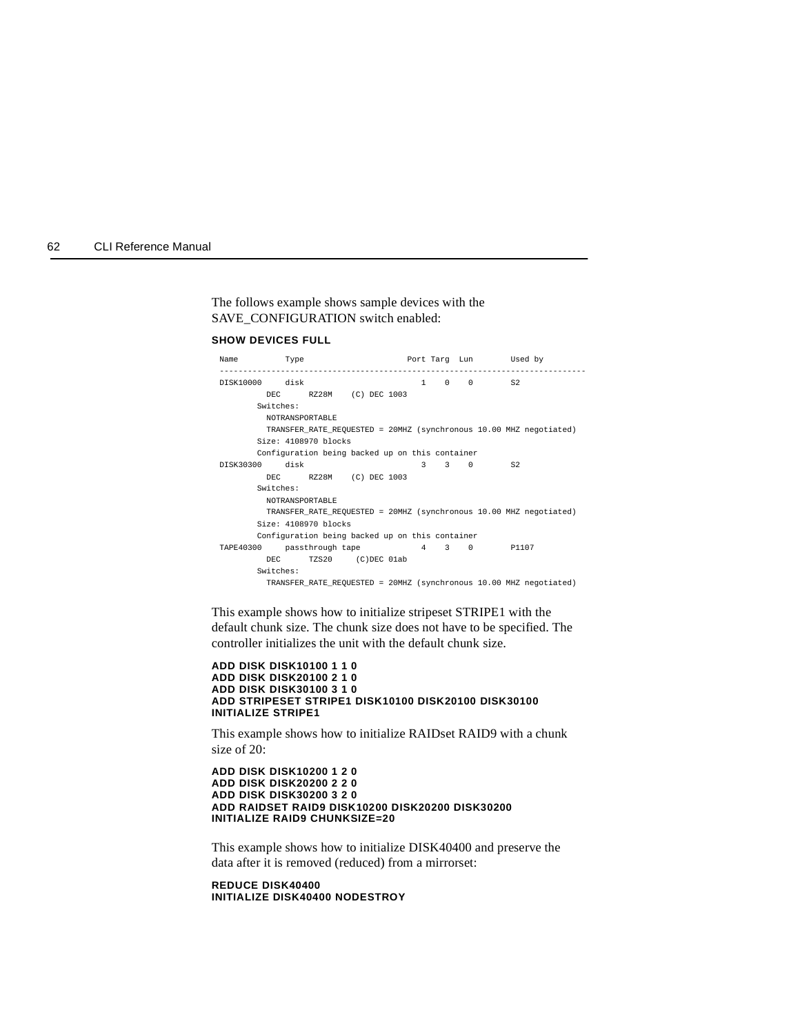The follows example shows sample devices with the SAVE_CONFIGURATION switch enabled:

**SHOW DEVICES FULL**

```
Name          Type                    Port Targ  Lun       Used by
------------------------------------------------------------------------------
DISK10000     disk                       1    0    0        S2
          DEC      RZ28M    (C) DEC 1003
        Switches:
          NOTRANSPORTABLE
          TRANSFER_RATE_REQUESTED = 20MHZ (synchronous 10.00 MHZ negotiated)
        Size: 4108970 blocks
        Configuration being backed up on this container
DISK30300     disk                       3    3    0        S2
          DEC      RZ28M    (C) DEC 1003
        Switches:
          NOTRANSPORTABLE
          TRANSFER_RATE_REQUESTED = 20MHZ (synchronous 10.00 MHZ negotiated)
        Size: 4108970 blocks
        Configuration being backed up on this container
TAPE40300     passthrough tape           4    3    0        P1107
          DEC      TZS20     (C)DEC 01ab
        Switches:
          TRANSFER_RATE_REQUESTED = 20MHZ (synchronous 10.00 MHZ negotiated)
```

This example shows how to initialize stripeset STRIPE1 with the default chunk size. The chunk size does not have to be specified. The controller initializes the unit with the default chunk size.

**ADD DISK DISK10100 1 1 0**
**ADD DISK DISK20100 2 1 0**
**ADD DISK DISK30100 3 1 0**
**ADD STRIPESET STRIPE1 DISK10100 DISK20100 DISK30100**
**INITIALIZE STRIPE1**

This example shows how to initialize RAIDset RAID9 with a chunk size of 20:

**ADD DISK DISK10200 1 2 0**
**ADD DISK DISK20200 2 2 0**
**ADD DISK DISK30200 3 2 0**
**ADD RAIDSET RAID9 DISK10200 DISK20200 DISK30200**
**INITIALIZE RAID9 CHUNKSIZE=20**

This example shows how to initialize DISK40400 and preserve the data after it is removed (reduced) from a mirrorset:

**REDUCE DISK40400**
**INITIALIZE DISK40400 NODESTROY**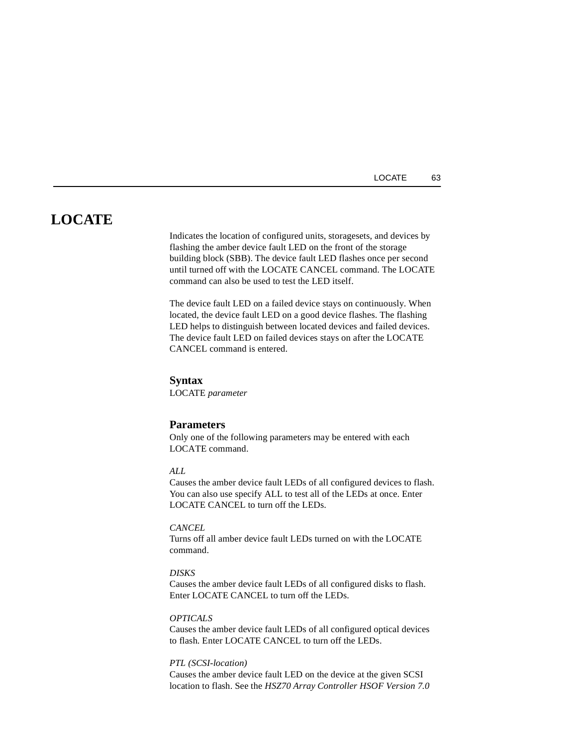# LOCATE

Indicates the location of configured units, storagesets, and devices by flashing the amber device fault LED on the front of the storage building block (SBB). The device fault LED flashes once per second until turned off with the LOCATE CANCEL command. The LOCATE command can also be used to test the LED itself.

The device fault LED on a failed device stays on continuously. When located, the device fault LED on a good device flashes. The flashing LED helps to distinguish between located devices and failed devices. The device fault LED on failed devices stays on after the LOCATE CANCEL command is entered.

## Syntax

LOCATE *parameter*

## Parameters

Only one of the following parameters may be entered with each LOCATE command.

*ALL*
Causes the amber device fault LEDs of all configured devices to flash. You can also use specify ALL to test all of the LEDs at once. Enter LOCATE CANCEL to turn off the LEDs.

*CANCEL*
Turns off all amber device fault LEDs turned on with the LOCATE command.

*DISKS*
Causes the amber device fault LEDs of all configured disks to flash. Enter LOCATE CANCEL to turn off the LEDs.

*OPTICALS*
Causes the amber device fault LEDs of all configured optical devices to flash. Enter LOCATE CANCEL to turn off the LEDs.

*PTL (SCSI-location)*
Causes the amber device fault LED on the device at the given SCSI location to flash. See the *HSZ70 Array Controller HSOF Version 7.0*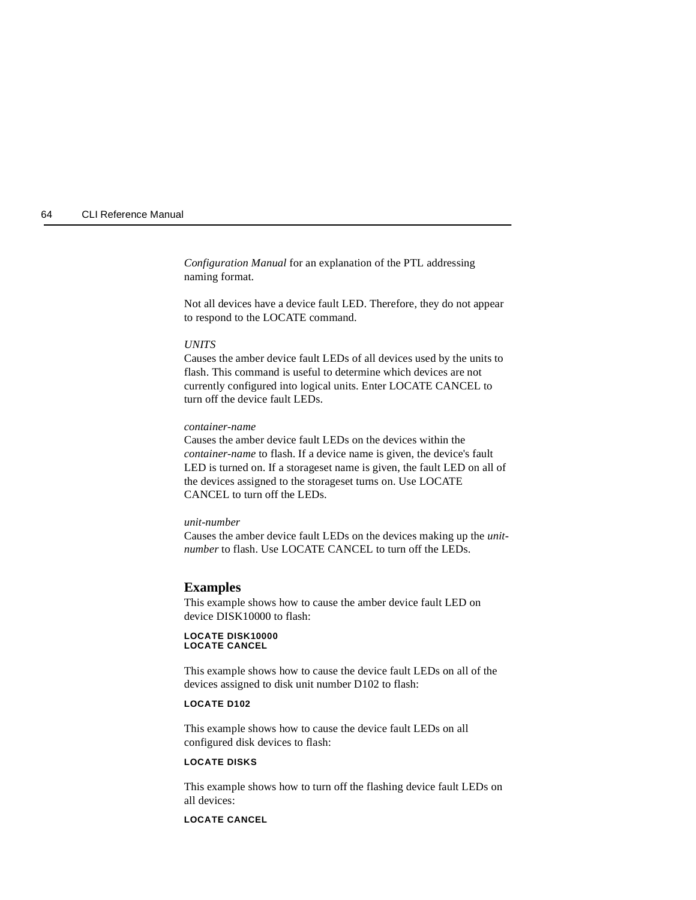*Configuration Manual* for an explanation of the PTL addressing naming format.

Not all devices have a device fault LED. Therefore, they do not appear to respond to the LOCATE command.

*UNITS*
Causes the amber device fault LEDs of all devices used by the units to flash. This command is useful to determine which devices are not currently configured into logical units. Enter LOCATE CANCEL to turn off the device fault LEDs.

*container-name*
Causes the amber device fault LEDs on the devices within the *container-name* to flash. If a device name is given, the device's fault LED is turned on. If a storageset name is given, the fault LED on all of the devices assigned to the storageset turns on. Use LOCATE CANCEL to turn off the LEDs.

*unit-number*
Causes the amber device fault LEDs on the devices making up the *unit-number* to flash. Use LOCATE CANCEL to turn off the LEDs.

## Examples

This example shows how to cause the amber device fault LED on device DISK10000 to flash:

```
LOCATE DISK10000
LOCATE CANCEL
```

This example shows how to cause the device fault LEDs on all of the devices assigned to disk unit number D102 to flash:

```
LOCATE D102
```

This example shows how to cause the device fault LEDs on all configured disk devices to flash:

```
LOCATE DISKS
```

This example shows how to turn off the flashing device fault LEDs on all devices:

```
LOCATE CANCEL
```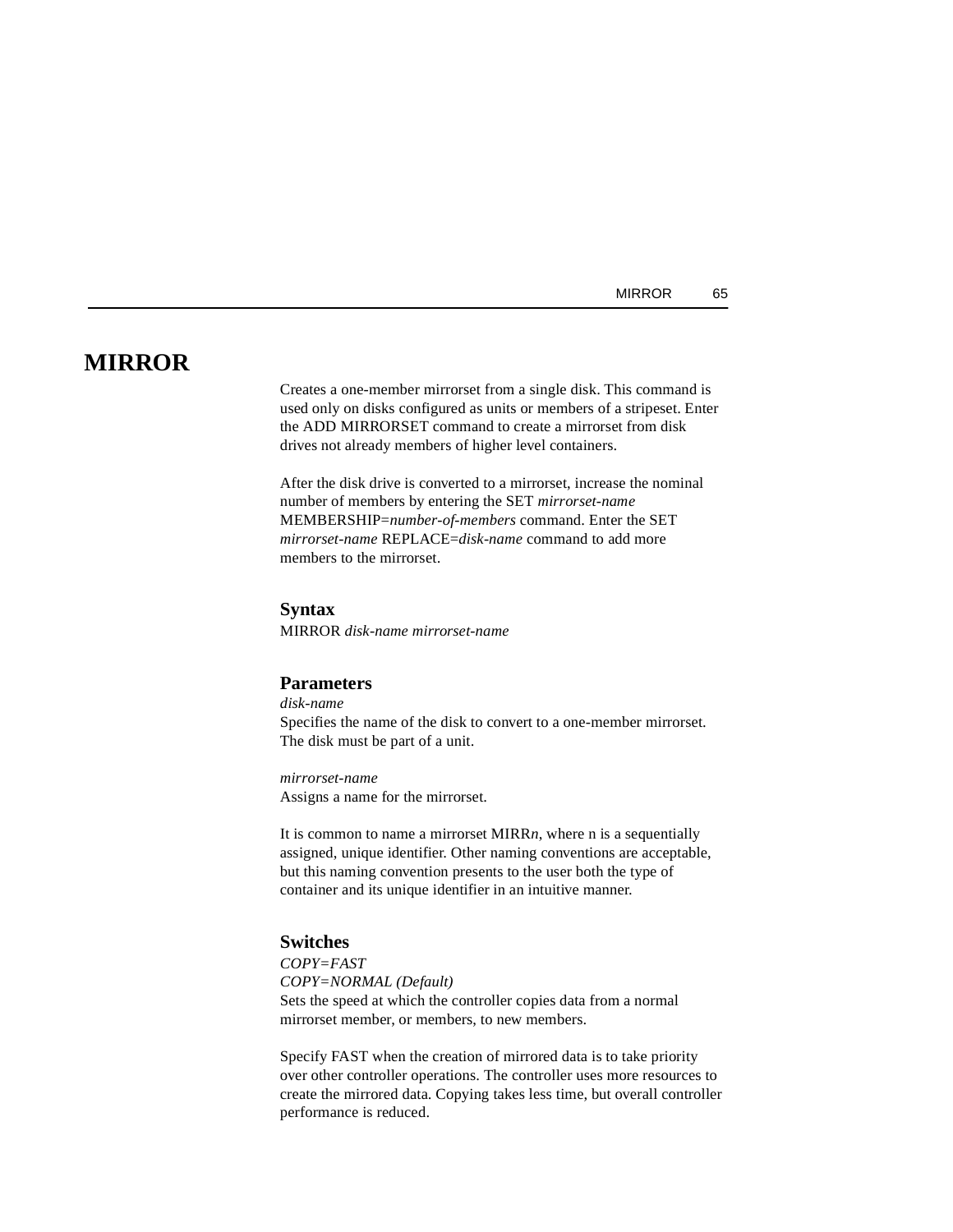# MIRROR

Creates a one-member mirrorset from a single disk. This command is used only on disks configured as units or members of a stripeset. Enter the ADD MIRRORSET command to create a mirrorset from disk drives not already members of higher level containers.

After the disk drive is converted to a mirrorset, increase the nominal number of members by entering the SET *mirrorset-name* MEMBERSHIP=*number-of-members* command. Enter the SET *mirrorset-name* REPLACE=*disk-name* command to add more members to the mirrorset.

## Syntax

MIRROR *disk-name mirrorset-name*

## Parameters

*disk-name*
Specifies the name of the disk to convert to a one-member mirrorset. The disk must be part of a unit.

*mirrorset-name*
Assigns a name for the mirrorset.

It is common to name a mirrorset MIRR*n*, where n is a sequentially assigned, unique identifier. Other naming conventions are acceptable, but this naming convention presents to the user both the type of container and its unique identifier in an intuitive manner.

## Switches

*COPY=FAST*
*COPY=NORMAL (Default)*
Sets the speed at which the controller copies data from a normal mirrorset member, or members, to new members.

Specify FAST when the creation of mirrored data is to take priority over other controller operations. The controller uses more resources to create the mirrored data. Copying takes less time, but overall controller performance is reduced.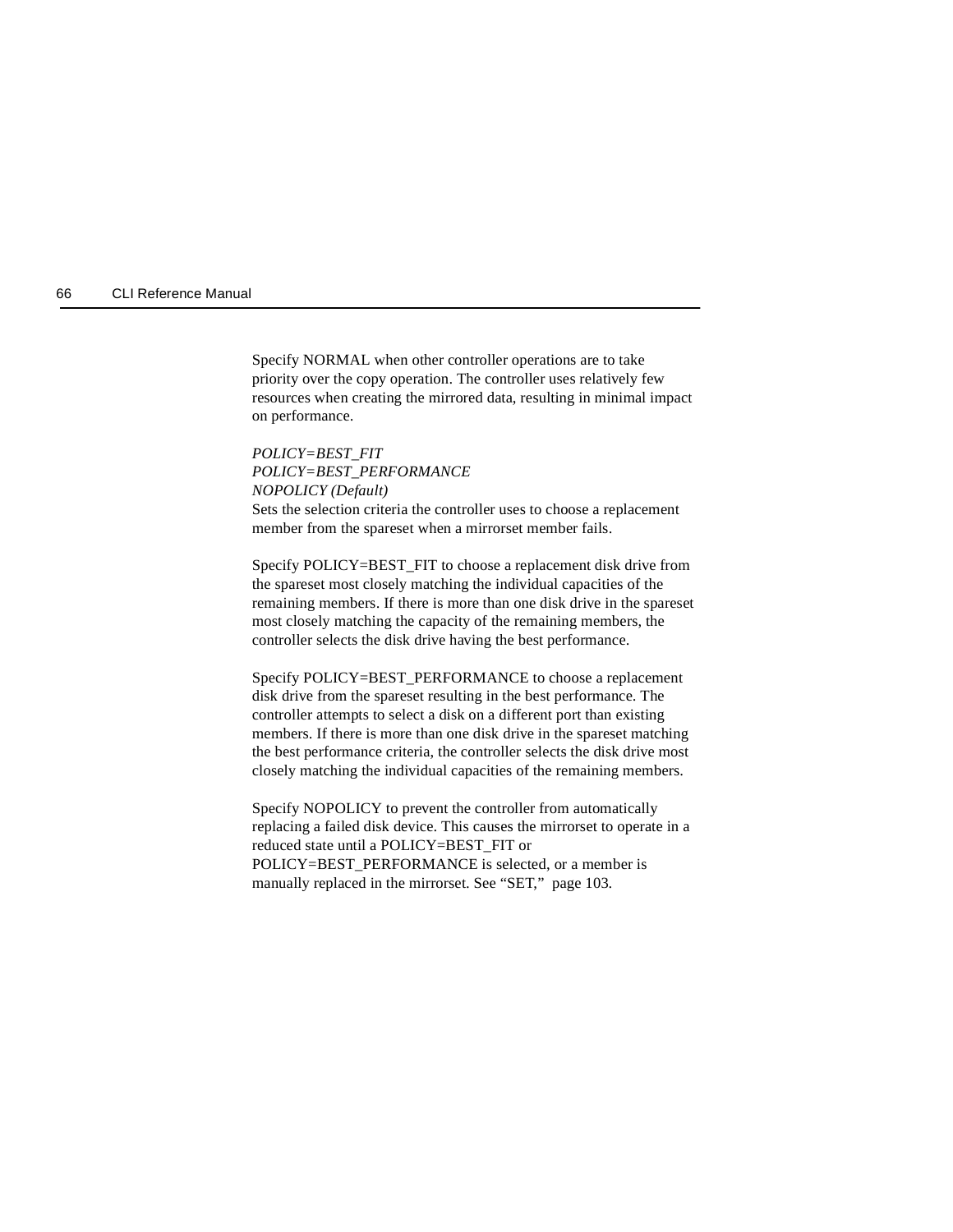Specify NORMAL when other controller operations are to take priority over the copy operation. The controller uses relatively few resources when creating the mirrored data, resulting in minimal impact on performance.

*POLICY=BEST_FIT*
*POLICY=BEST_PERFORMANCE*
*NOPOLICY (Default)*
Sets the selection criteria the controller uses to choose a replacement member from the spareset when a mirrorset member fails.

Specify POLICY=BEST_FIT to choose a replacement disk drive from the spareset most closely matching the individual capacities of the remaining members. If there is more than one disk drive in the spareset most closely matching the capacity of the remaining members, the controller selects the disk drive having the best performance.

Specify POLICY=BEST_PERFORMANCE to choose a replacement disk drive from the spareset resulting in the best performance. The controller attempts to select a disk on a different port than existing members. If there is more than one disk drive in the spareset matching the best performance criteria, the controller selects the disk drive most closely matching the individual capacities of the remaining members.

Specify NOPOLICY to prevent the controller from automatically replacing a failed disk device. This causes the mirrorset to operate in a reduced state until a POLICY=BEST_FIT or POLICY=BEST_PERFORMANCE is selected, or a member is manually replaced in the mirrorset. See “SET,” page 103.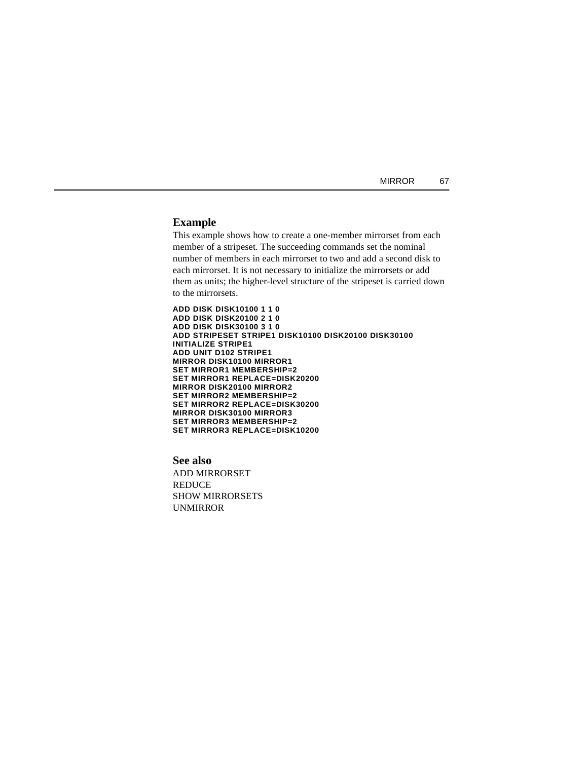## Example

This example shows how to create a one-member mirrorset from each member of a stripeset. The succeeding commands set the nominal number of members in each mirrorset to two and add a second disk to each mirrorset. It is not necessary to initialize the mirrorsets or add them as units; the higher-level structure of the stripeset is carried down to the mirrorsets.

```
ADD DISK DISK10100 1 1 0
ADD DISK DISK20100 2 1 0
ADD DISK DISK30100 3 1 0
ADD STRIPESET STRIPE1 DISK10100 DISK20100 DISK30100
INITIALIZE STRIPE1
ADD UNIT D102 STRIPE1
MIRROR DISK10100 MIRROR1
SET MIRROR1 MEMBERSHIP=2
SET MIRROR1 REPLACE=DISK20200
MIRROR DISK20100 MIRROR2
SET MIRROR2 MEMBERSHIP=2
SET MIRROR2 REPLACE=DISK30200
MIRROR DISK30100 MIRROR3
SET MIRROR3 MEMBERSHIP=2
SET MIRROR3 REPLACE=DISK10200
```

## See also

ADD MIRRORSET
REDUCE
SHOW MIRRORSETS
UNMIRROR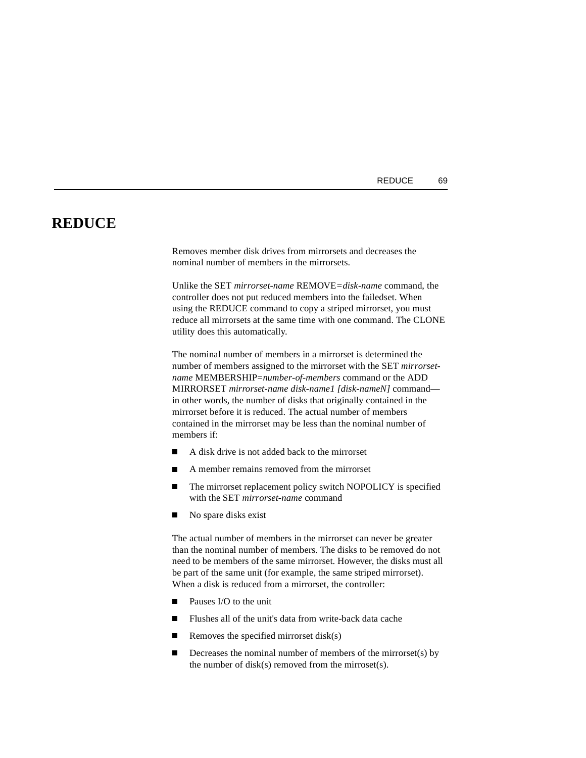# REDUCE

Removes member disk drives from mirrorsets and decreases the nominal number of members in the mirrorsets.

Unlike the SET *mirrorset-name* REMOVE=*disk-name* command, the controller does not put reduced members into the failedset. When using the REDUCE command to copy a striped mirrorset, you must reduce all mirrorsets at the same time with one command. The CLONE utility does this automatically.

The nominal number of members in a mirrorset is determined the number of members assigned to the mirrorset with the SET *mirrorset-name* MEMBERSHIP=*number-of-members* command or the ADD MIRRORSET *mirrorset-name disk-name1 [disk-nameN]* command—in other words, the number of disks that originally contained in the mirrorset before it is reduced. The actual number of members contained in the mirrorset may be less than the nominal number of members if:

- A disk drive is not added back to the mirrorset
- A member remains removed from the mirrorset
- The mirrorset replacement policy switch NOPOLICY is specified with the SET *mirrorset-name* command
- No spare disks exist

The actual number of members in the mirrorset can never be greater than the nominal number of members. The disks to be removed do not need to be members of the same mirrorset. However, the disks must all be part of the same unit (for example, the same striped mirrorset). When a disk is reduced from a mirrorset, the controller:

- Pauses I/O to the unit
- Flushes all of the unit's data from write-back data cache
- Removes the specified mirrorset disk(s)
- Decreases the nominal number of members of the mirrorset(s) by the number of disk(s) removed from the mirroset(s).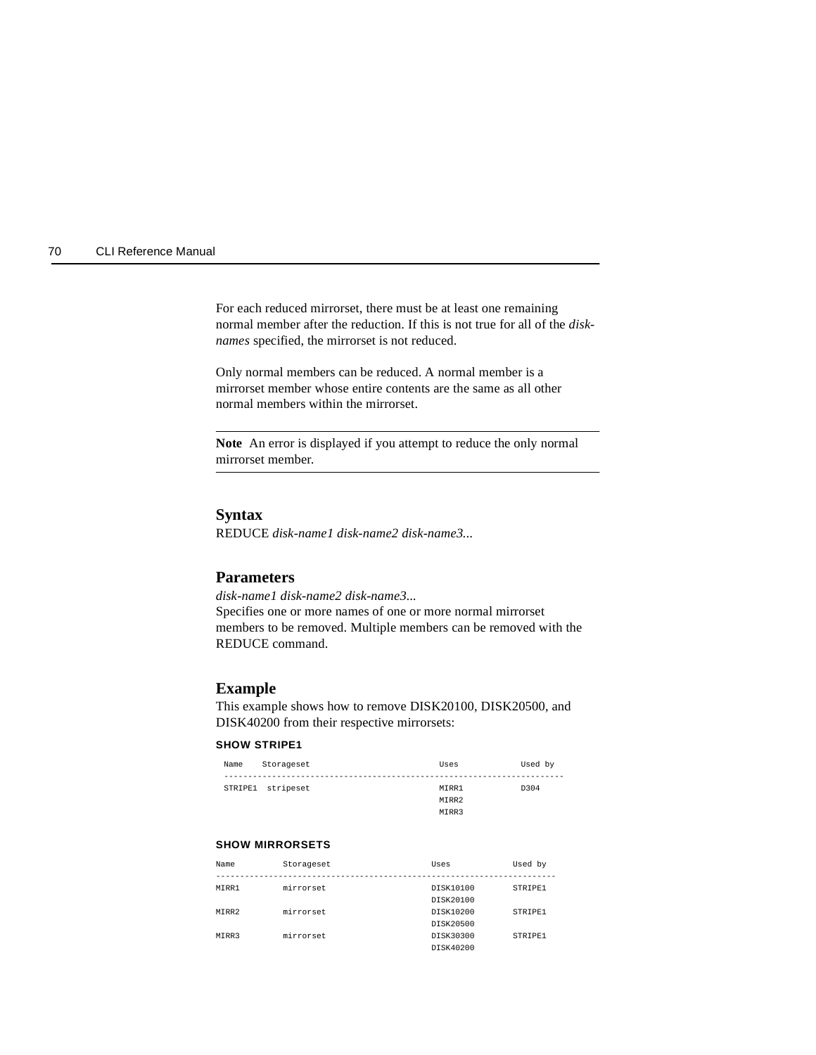For each reduced mirrorset, there must be at least one remaining normal member after the reduction. If this is not true for all of the *disk-names* specified, the mirrorset is not reduced.

Only normal members can be reduced. A normal member is a mirrorset member whose entire contents are the same as all other normal members within the mirrorset.

---

**Note** An error is displayed if you attempt to reduce the only normal mirrorset member.

---

## Syntax

REDUCE *disk-name1 disk-name2 disk-name3...*

## Parameters

*disk-name1 disk-name2 disk-name3...*

Specifies one or more names of one or more normal mirrorset members to be removed. Multiple members can be removed with the REDUCE command.

## Example

This example shows how to remove DISK20100, DISK20500, and DISK40200 from their respective mirrorsets:

**SHOW STRIPE1**

```
Name    Storageset                    Uses          Used by
--------------------------------------------------------------------
STRIPE1  stripeset                    MIRR1         D304
                                      MIRR2
                                      MIRR3
```

**SHOW MIRRORSETS**

```
Name         Storageset                 Uses           Used by
----------------------------------------------------------------------
MIRR1        mirrorset                  DISK10100      STRIPE1
                                        DISK20100
MIRR2        mirrorset                  DISK10200      STRIPE1
                                        DISK20500
MIRR3        mirrorset                  DISK30300      STRIPE1
                                        DISK40200
```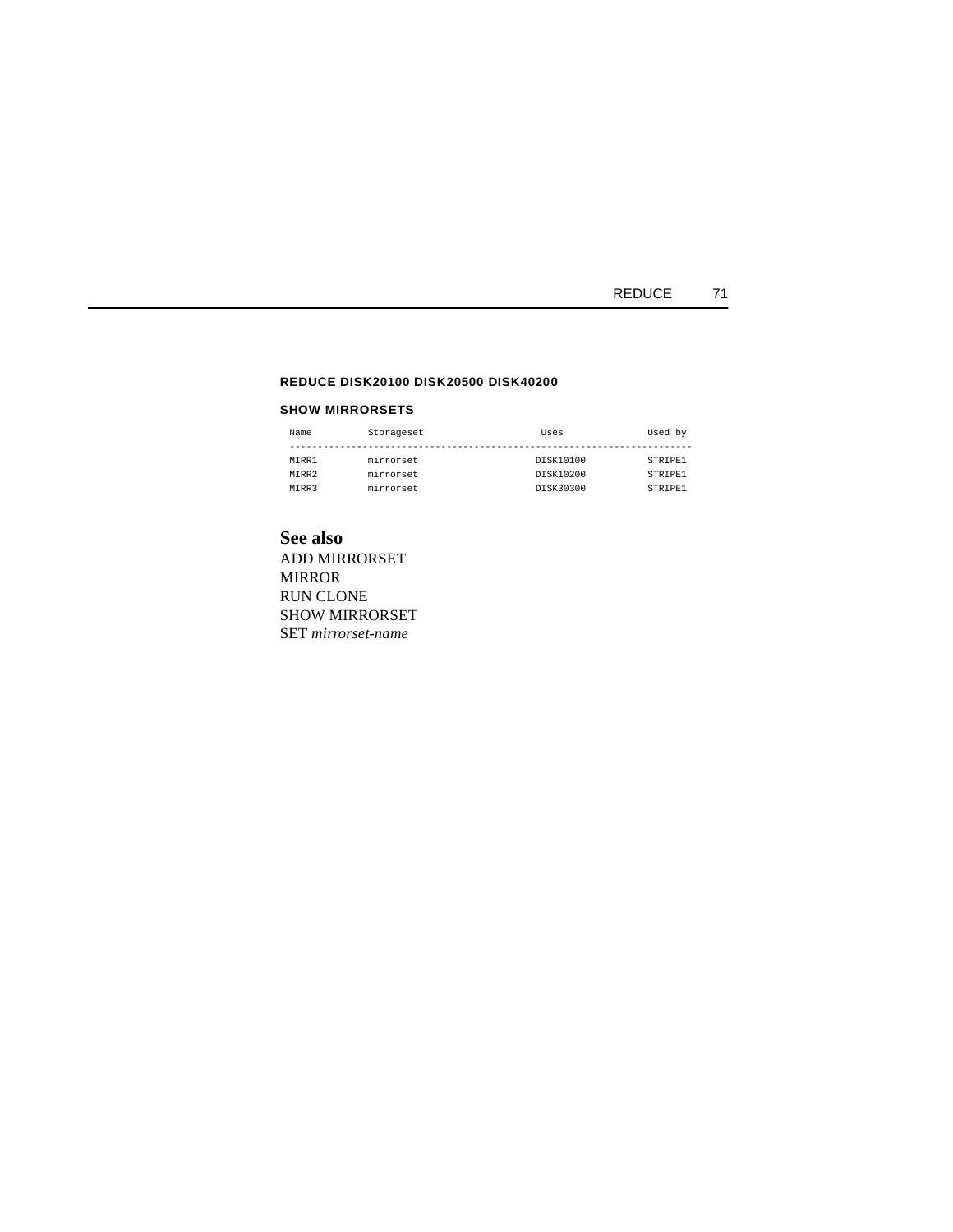**REDUCE DISK20100 DISK20500 DISK40200**

**SHOW MIRRORSETS**

```
Name          Storageset                  Uses            Used by
------------------------------------------------------------------------
MIRR1         mirrorset                  DISK10100         STRIPE1
MIRR2         mirrorset                  DISK10200         STRIPE1
MIRR3         mirrorset                  DISK30300         STRIPE1
```

## See also

ADD MIRRORSET
MIRROR
RUN CLONE
SHOW MIRRORSET
SET *mirrorset-name*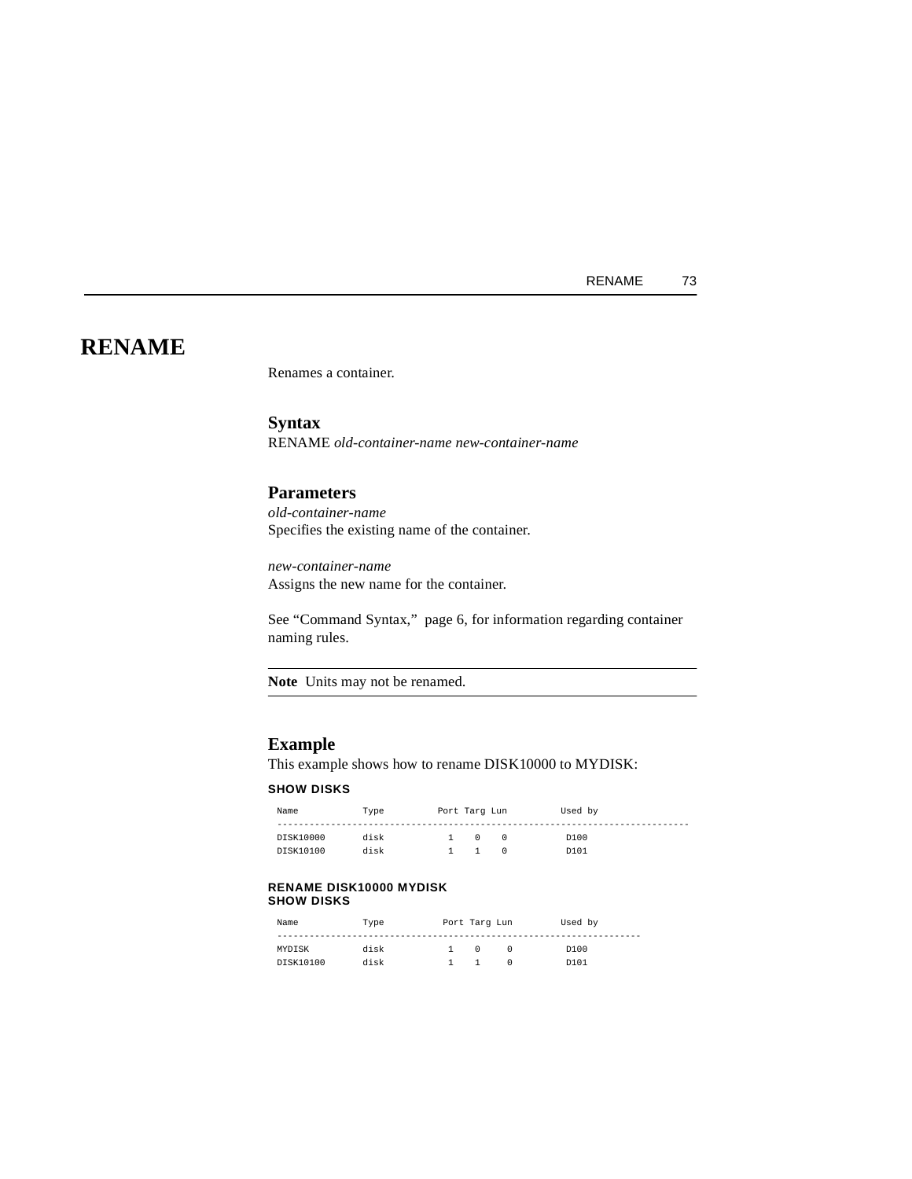# RENAME

Renames a container.

## Syntax

RENAME *old-container-name new-container-name*

## Parameters

*old-container-name*
Specifies the existing name of the container.

*new-container-name*
Assigns the new name for the container.

See "Command Syntax," page 6, for information regarding container naming rules.

---

**Note** Units may not be renamed.

---

## Example

This example shows how to rename DISK10000 to MYDISK:

**SHOW DISKS**

```
Name          Type         Port Targ Lun         Used by
-----------------------------------------------------------------------------
DISK10000     disk            1    0    0         D100
DISK10100     disk            1    1    0         D101
```

**RENAME DISK10000 MYDISK**
**SHOW DISKS**

```
Name          Type          Port Targ Lun        Used by
-------------------------------------------------------------------
MYDISK        disk            1    0     0        D100
DISK10100     disk            1    1     0        D101
```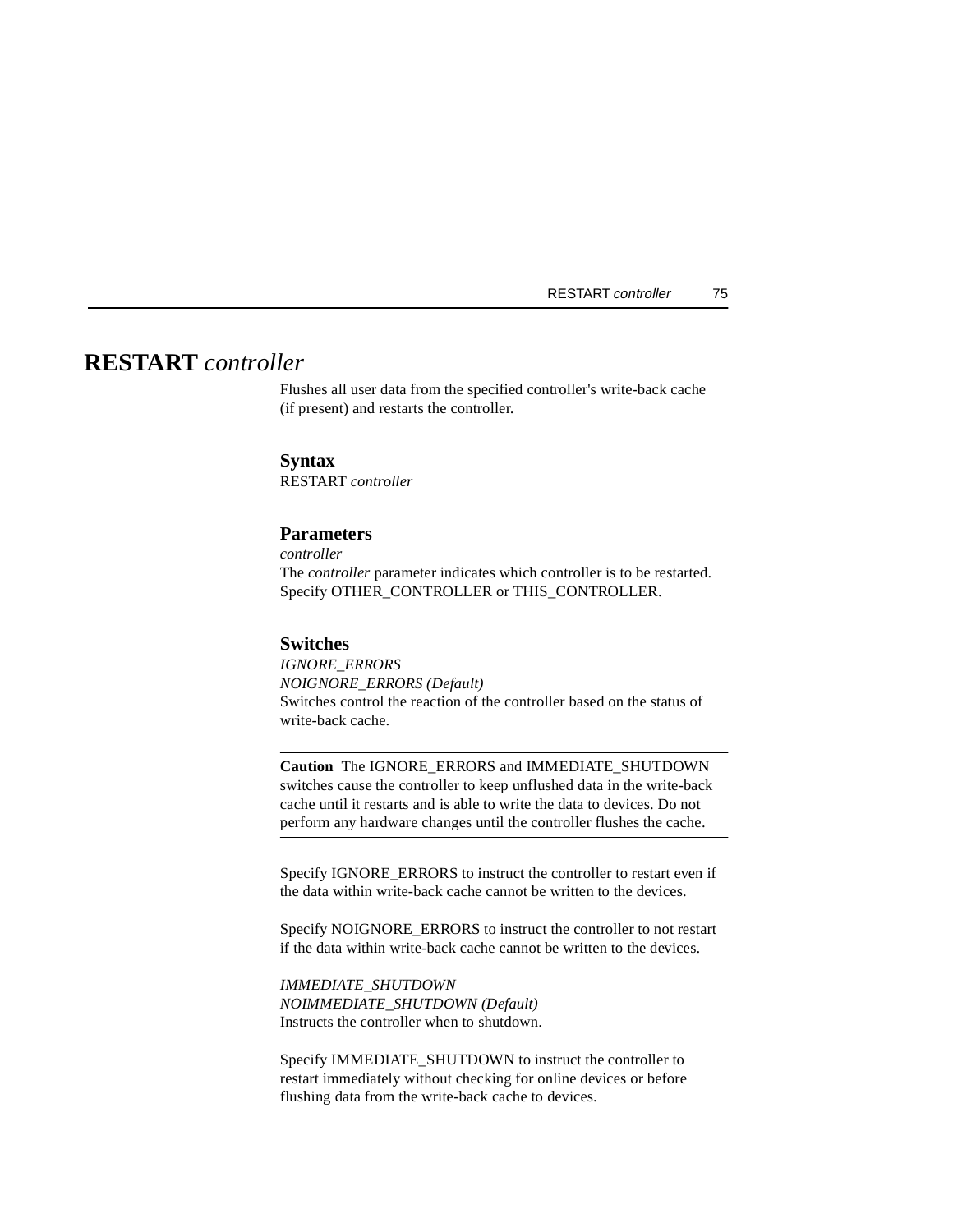# RESTART *controller*

Flushes all user data from the specified controller's write-back cache (if present) and restarts the controller.

### Syntax

RESTART *controller*

### Parameters

*controller*

The *controller* parameter indicates which controller is to be restarted. Specify OTHER_CONTROLLER or THIS_CONTROLLER.

### Switches

*IGNORE_ERRORS*
*NOIGNORE_ERRORS (Default)*

Switches control the reaction of the controller based on the status of write-back cache.

---

**Caution** The IGNORE_ERRORS and IMMEDIATE_SHUTDOWN switches cause the controller to keep unflushed data in the write-back cache until it restarts and is able to write the data to devices. Do not perform any hardware changes until the controller flushes the cache.

---

Specify IGNORE_ERRORS to instruct the controller to restart even if the data within write-back cache cannot be written to the devices.

Specify NOIGNORE_ERRORS to instruct the controller to not restart if the data within write-back cache cannot be written to the devices.

*IMMEDIATE_SHUTDOWN*
*NOIMMEDIATE_SHUTDOWN (Default)*

Instructs the controller when to shutdown.

Specify IMMEDIATE_SHUTDOWN to instruct the controller to restart immediately without checking for online devices or before flushing data from the write-back cache to devices.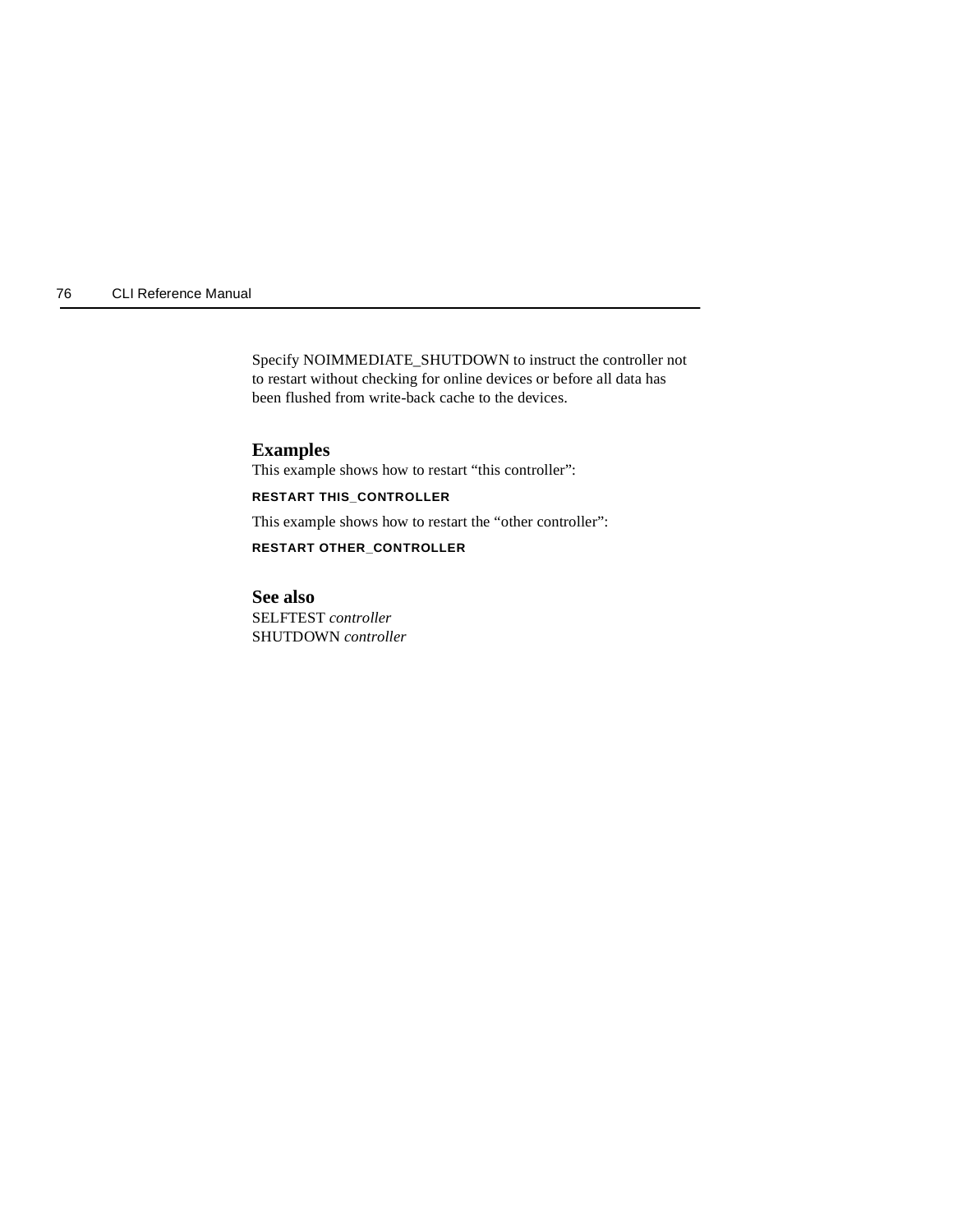Specify NOIMMEDIATE_SHUTDOWN to instruct the controller not to restart without checking for online devices or before all data has been flushed from write-back cache to the devices.

### Examples

This example shows how to restart “this controller”:

```
RESTART THIS_CONTROLLER
```

This example shows how to restart the “other controller”:

```
RESTART OTHER_CONTROLLER
```

### See also

SELFTEST *controller*
SHUTDOWN *controller*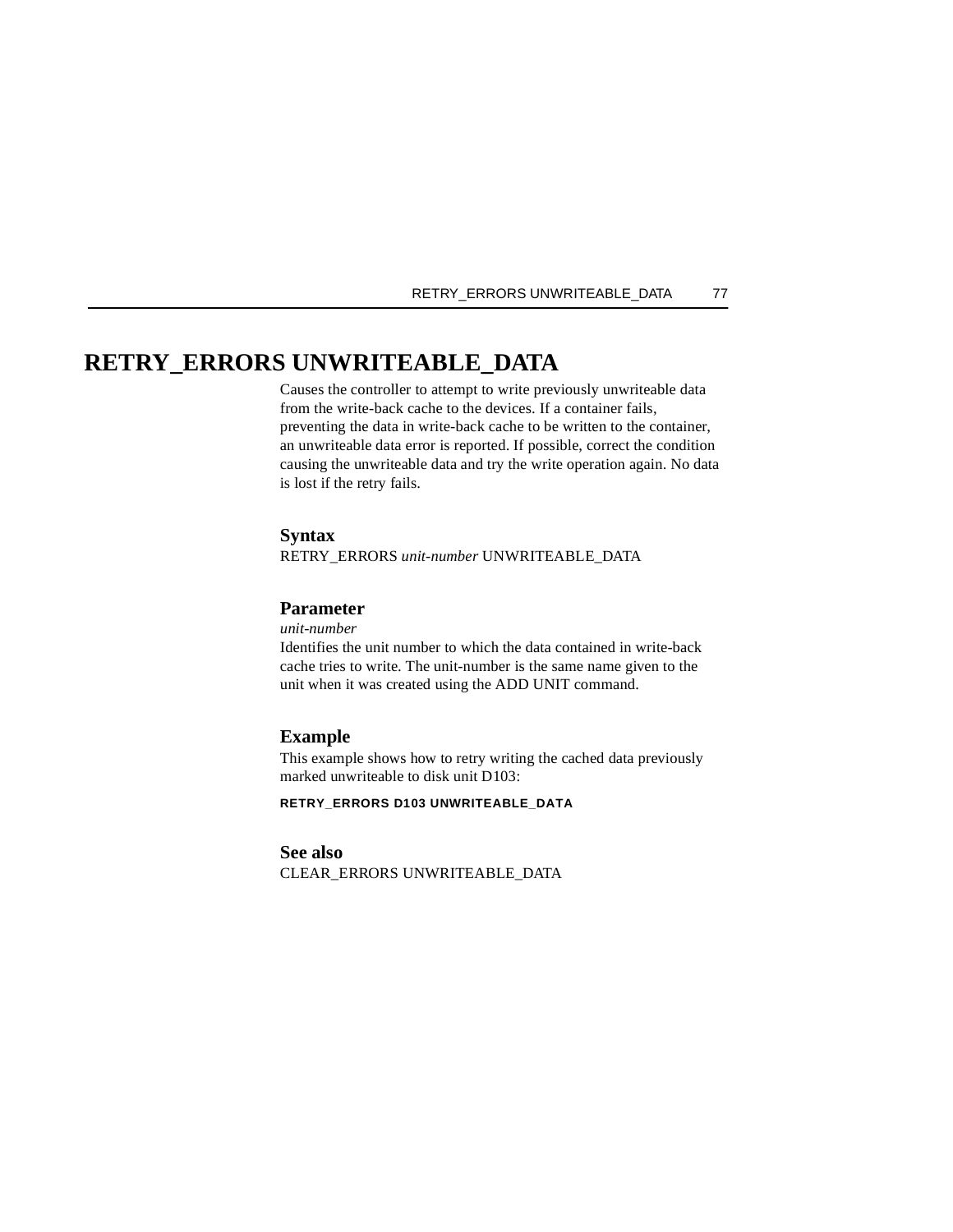# RETRY_ERRORS UNWRITEABLE_DATA

Causes the controller to attempt to write previously unwriteable data from the write-back cache to the devices. If a container fails, preventing the data in write-back cache to be written to the container, an unwriteable data error is reported. If possible, correct the condition causing the unwriteable data and try the write operation again. No data is lost if the retry fails.

### Syntax

RETRY_ERRORS *unit-number* UNWRITEABLE_DATA

### Parameter

*unit-number*
Identifies the unit number to which the data contained in write-back cache tries to write. The unit-number is the same name given to the unit when it was created using the ADD UNIT command.

### Example

This example shows how to retry writing the cached data previously marked unwriteable to disk unit D103:

```
RETRY_ERRORS D103 UNWRITEABLE_DATA
```

### See also

CLEAR_ERRORS UNWRITEABLE_DATA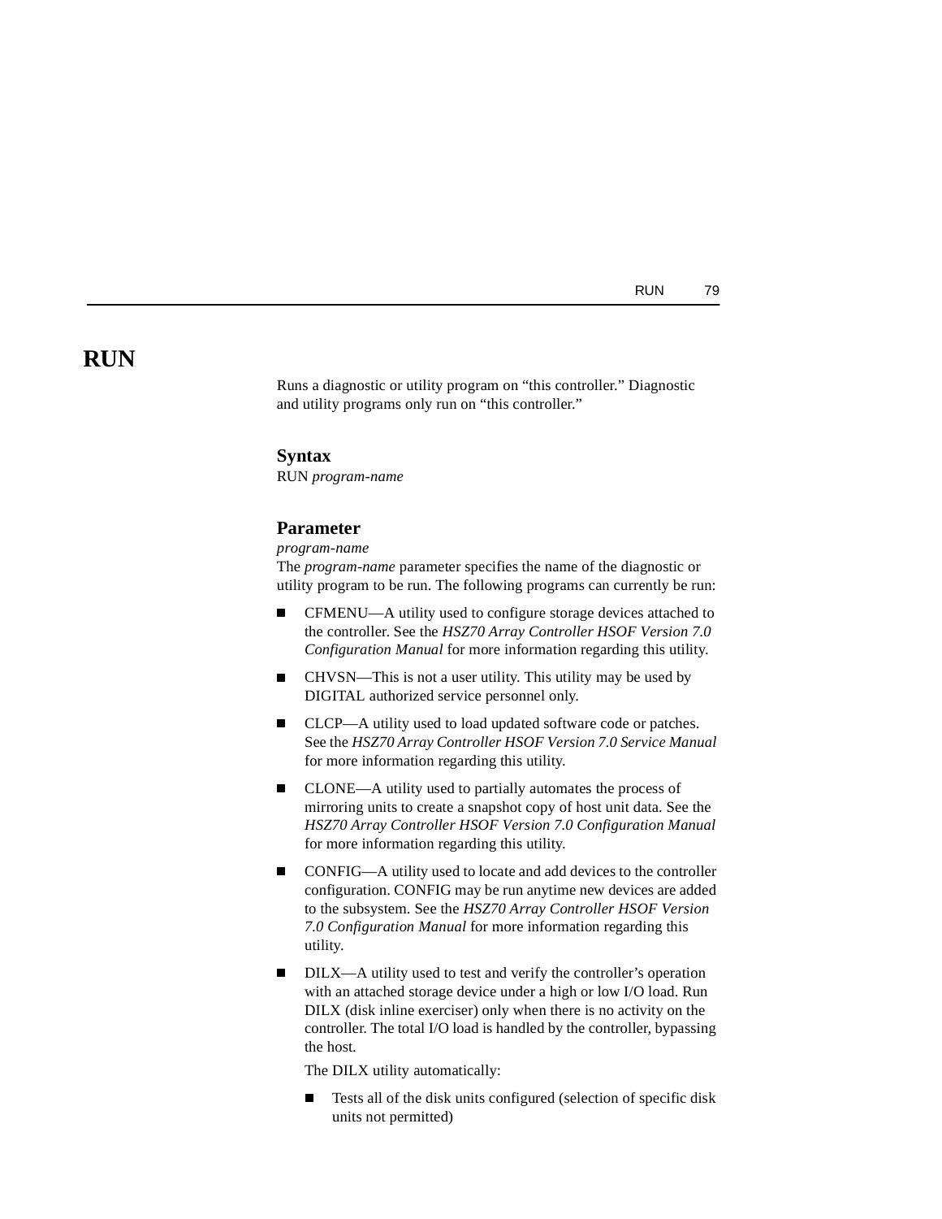# RUN

Runs a diagnostic or utility program on “this controller.” Diagnostic and utility programs only run on “this controller.”

## Syntax

RUN *program-name*

## Parameter

*program-name*

The *program-name* parameter specifies the name of the diagnostic or utility program to be run. The following programs can currently be run:

- CFMENU—A utility used to configure storage devices attached to the controller. See the *HSZ70 Array Controller HSOF Version 7.0 Configuration Manual* for more information regarding this utility.
- CHVSN—This is not a user utility. This utility may be used by DIGITAL authorized service personnel only.
- CLCP—A utility used to load updated software code or patches. See the *HSZ70 Array Controller HSOF Version 7.0 Service Manual* for more information regarding this utility.
- CLONE—A utility used to partially automates the process of mirroring units to create a snapshot copy of host unit data. See the *HSZ70 Array Controller HSOF Version 7.0 Configuration Manual* for more information regarding this utility.
- CONFIG—A utility used to locate and add devices to the controller configuration. CONFIG may be run anytime new devices are added to the subsystem. See the *HSZ70 Array Controller HSOF Version 7.0 Configuration Manual* for more information regarding this utility.
- DILX—A utility used to test and verify the controller’s operation with an attached storage device under a high or low I/O load. Run DILX (disk inline exerciser) only when there is no activity on the controller. The total I/O load is handled by the controller, bypassing the host.

  The DILX utility automatically:

  - Tests all of the disk units configured (selection of specific disk units not permitted)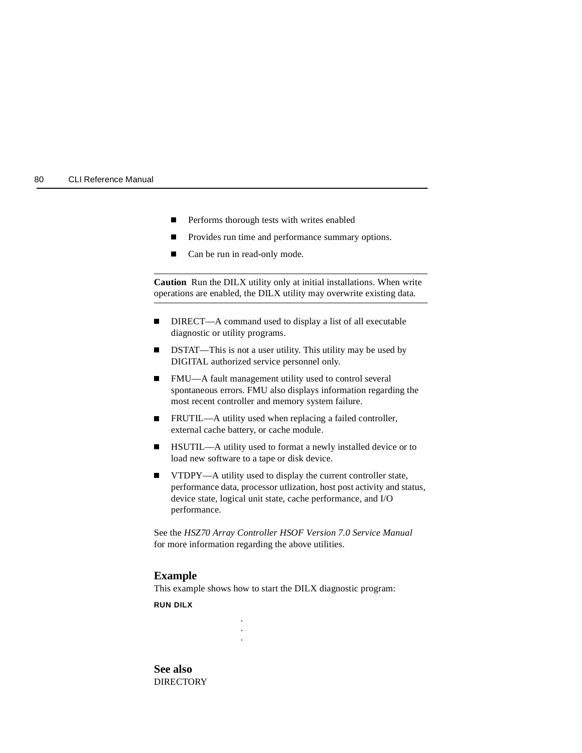- Performs thorough tests with writes enabled
- Provides run time and performance summary options.
- Can be run in read-only mode.

---

**Caution** Run the DILX utility only at initial installations. When write operations are enabled, the DILX utility may overwrite existing data.

---

- DIRECT—A command used to display a list of all executable diagnostic or utility programs.
- DSTAT—This is not a user utility. This utility may be used by DIGITAL authorized service personnel only.
- FMU—A fault management utility used to control several spontaneous errors. FMU also displays information regarding the most recent controller and memory system failure.
- FRUTIL—A utility used when replacing a failed controller, external cache battery, or cache module.
- HSUTIL—A utility used to format a newly installed device or to load new software to a tape or disk device.
- VTDPY—A utility used to display the current controller state, performance data, processor utlization, host post activity and status, device state, logical unit state, cache performance, and I/O performance.

See the *HSZ70 Array Controller HSOF Version 7.0 Service Manual* for more information regarding the above utilities.

### Example

This example shows how to start the DILX diagnostic program:

```
RUN DILX
        .
        .
        .
```

### See also

DIRECTORY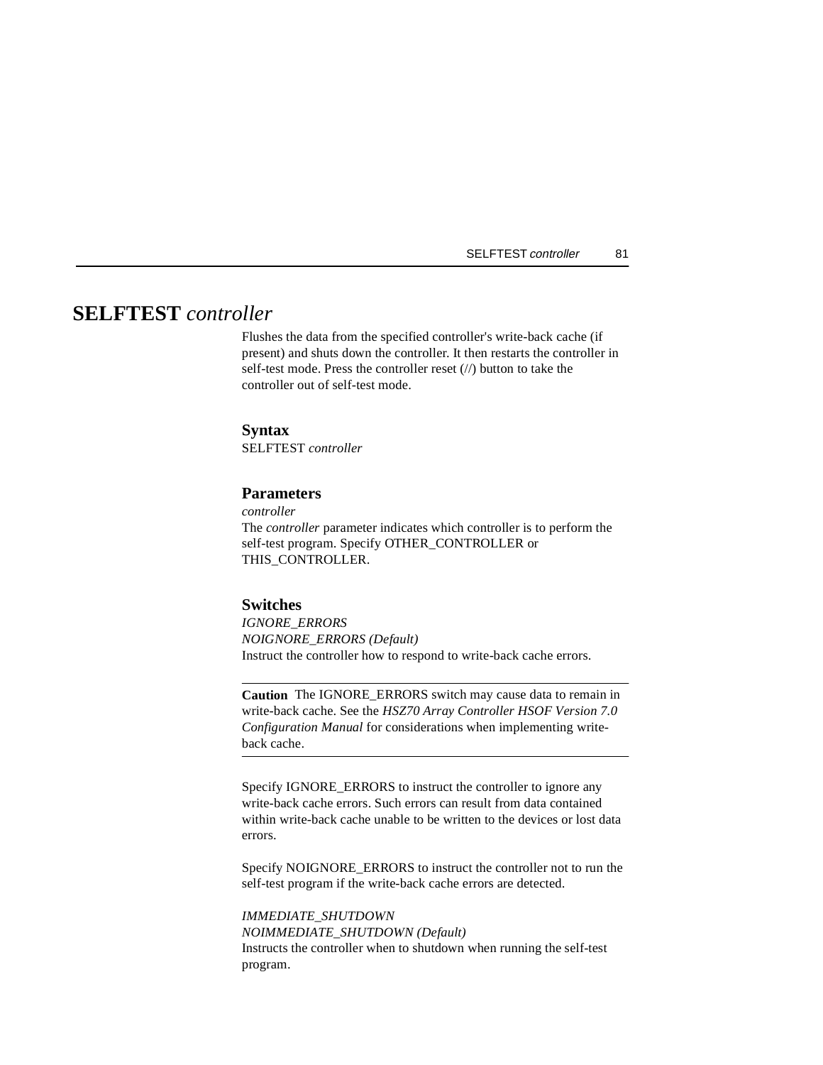# **SELFTEST** *controller*

Flushes the data from the specified controller's write-back cache (if present) and shuts down the controller. It then restarts the controller in self-test mode. Press the controller reset (//) button to take the controller out of self-test mode.

## Syntax

SELFTEST *controller*

## Parameters

*controller*

The *controller* parameter indicates which controller is to perform the self-test program. Specify OTHER_CONTROLLER or THIS_CONTROLLER.

## Switches

*IGNORE_ERRORS*
*NOIGNORE_ERRORS (Default)*

Instruct the controller how to respond to write-back cache errors.

---

**Caution** The IGNORE_ERRORS switch may cause data to remain in write-back cache. See the *HSZ70 Array Controller HSOF Version 7.0 Configuration Manual* for considerations when implementing write-back cache.

---

Specify IGNORE_ERRORS to instruct the controller to ignore any write-back cache errors. Such errors can result from data contained within write-back cache unable to be written to the devices or lost data errors.

Specify NOIGNORE_ERRORS to instruct the controller not to run the self-test program if the write-back cache errors are detected.

*IMMEDIATE_SHUTDOWN*
*NOIMMEDIATE_SHUTDOWN (Default)*

Instructs the controller when to shutdown when running the self-test program.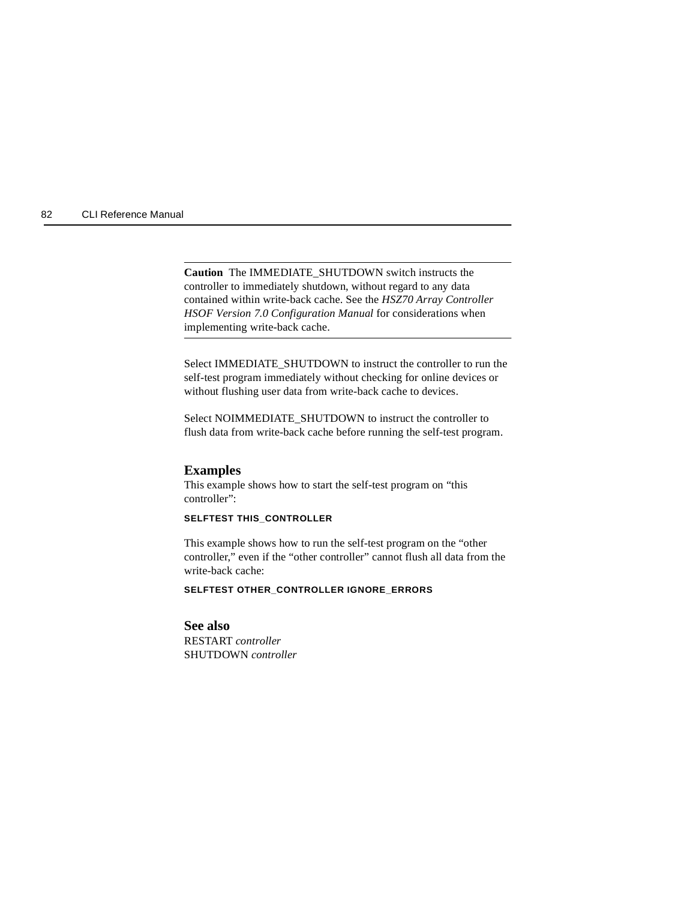**Caution** The IMMEDIATE_SHUTDOWN switch instructs the controller to immediately shutdown, without regard to any data contained within write-back cache. See the *HSZ70 Array Controller HSOF Version 7.0 Configuration Manual* for considerations when implementing write-back cache.

---

Select IMMEDIATE_SHUTDOWN to instruct the controller to run the self-test program immediately without checking for online devices or without flushing user data from write-back cache to devices.

Select NOIMMEDIATE_SHUTDOWN to instruct the controller to flush data from write-back cache before running the self-test program.

## Examples

This example shows how to start the self-test program on "this controller":

```
SELFTEST THIS_CONTROLLER
```

This example shows how to run the self-test program on the "other controller," even if the "other controller" cannot flush all data from the write-back cache:

```
SELFTEST OTHER_CONTROLLER IGNORE_ERRORS
```

## See also

RESTART *controller*
SHUTDOWN *controller*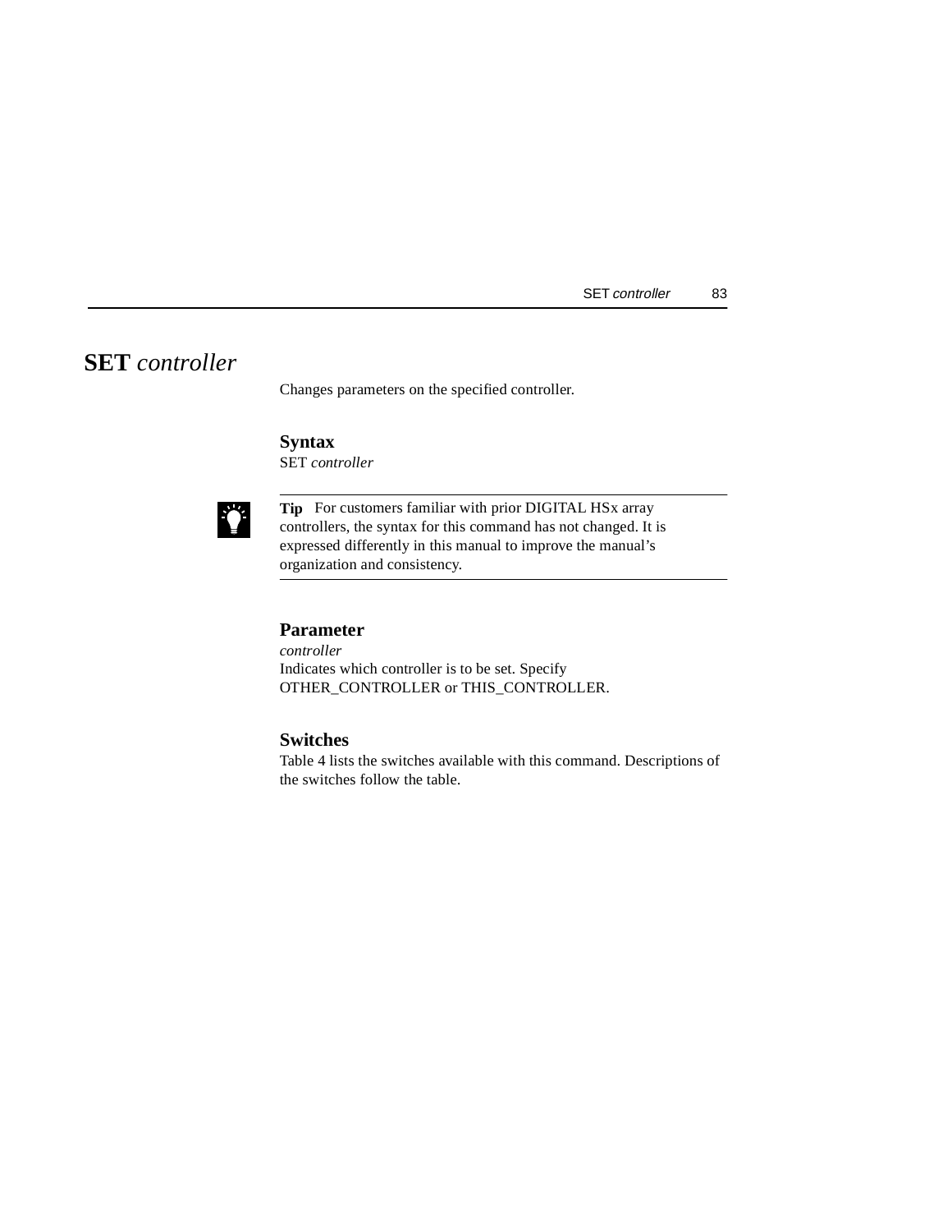# **SET** *controller*

Changes parameters on the specified controller.

### Syntax

SET *controller*

---

**Tip** For customers familiar with prior DIGITAL HSx array controllers, the syntax for this command has not changed. It is expressed differently in this manual to improve the manual's organization and consistency.

---

### Parameter

*controller*

Indicates which controller is to be set. Specify OTHER_CONTROLLER or THIS_CONTROLLER.

### Switches

Table 4 lists the switches available with this command. Descriptions of the switches follow the table.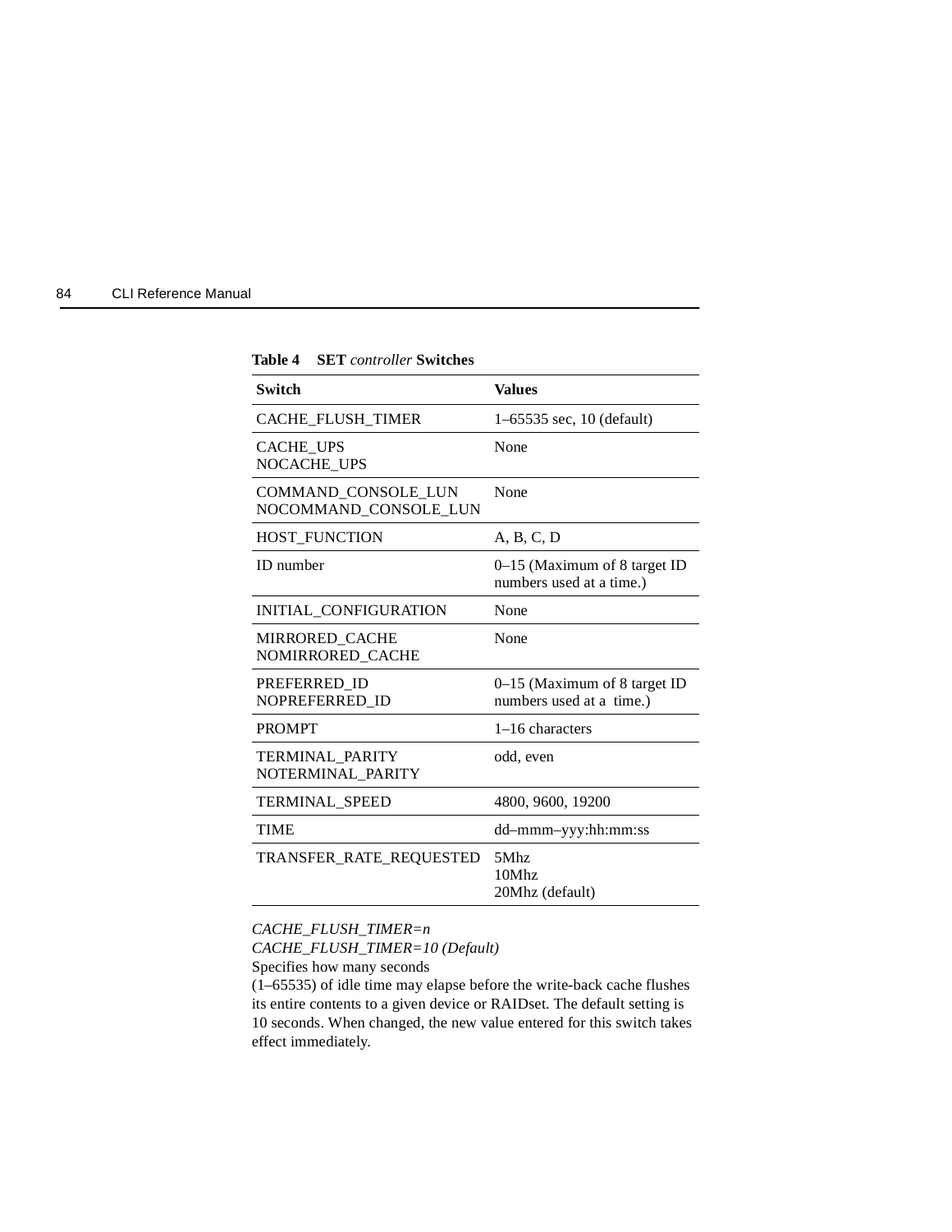**Table 4 SET *controller* Switches**

| Switch | Values |
|---|---|
| CACHE_FLUSH_TIMER | 1–65535 sec, 10 (default) |
| CACHE_UPS<br>NOCACHE_UPS | None |
| COMMAND_CONSOLE_LUN<br>NOCOMMAND_CONSOLE_LUN | None |
| HOST_FUNCTION | A, B, C, D |
| ID number | 0–15 (Maximum of 8 target ID numbers used at a time.) |
| INITIAL_CONFIGURATION | None |
| MIRRORED_CACHE<br>NOMIRRORED_CACHE | None |
| PREFERRED_ID<br>NOPREFERRED_ID | 0–15 (Maximum of 8 target ID numbers used at a time.) |
| PROMPT | 1–16 characters |
| TERMINAL_PARITY<br>NOTERMINAL_PARITY | odd, even |
| TERMINAL_SPEED | 4800, 9600, 19200 |
| TIME | dd–mmm–yyy:hh:mm:ss |
| TRANSFER_RATE_REQUESTED | 5Mhz<br>10Mhz<br>20Mhz (default) |

*CACHE_FLUSH_TIMER=n*
*CACHE_FLUSH_TIMER=10 (Default)*
Specifies how many seconds
(1–65535) of idle time may elapse before the write-back cache flushes its entire contents to a given device or RAIDset. The default setting is 10 seconds. When changed, the new value entered for this switch takes effect immediately.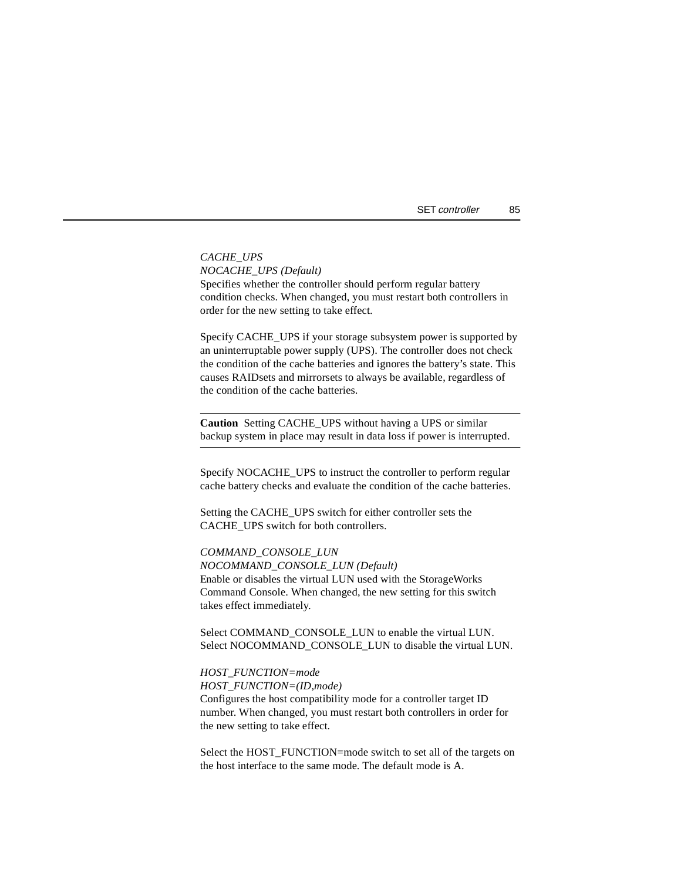*CACHE_UPS*
*NOCACHE_UPS (Default)*
Specifies whether the controller should perform regular battery condition checks. When changed, you must restart both controllers in order for the new setting to take effect.

Specify CACHE_UPS if your storage subsystem power is supported by an uninterruptable power supply (UPS). The controller does not check the condition of the cache batteries and ignores the battery's state. This causes RAIDsets and mirrorsets to always be available, regardless of the condition of the cache batteries.

---

**Caution** Setting CACHE_UPS without having a UPS or similar backup system in place may result in data loss if power is interrupted.

---

Specify NOCACHE_UPS to instruct the controller to perform regular cache battery checks and evaluate the condition of the cache batteries.

Setting the CACHE_UPS switch for either controller sets the CACHE_UPS switch for both controllers.

*COMMAND_CONSOLE_LUN*
*NOCOMMAND_CONSOLE_LUN (Default)*
Enable or disables the virtual LUN used with the StorageWorks Command Console. When changed, the new setting for this switch takes effect immediately.

Select COMMAND_CONSOLE_LUN to enable the virtual LUN. Select NOCOMMAND_CONSOLE_LUN to disable the virtual LUN.

*HOST_FUNCTION=mode*
*HOST_FUNCTION=(ID,mode)*
Configures the host compatibility mode for a controller target ID number. When changed, you must restart both controllers in order for the new setting to take effect.

Select the HOST_FUNCTION=mode switch to set all of the targets on the host interface to the same mode. The default mode is A.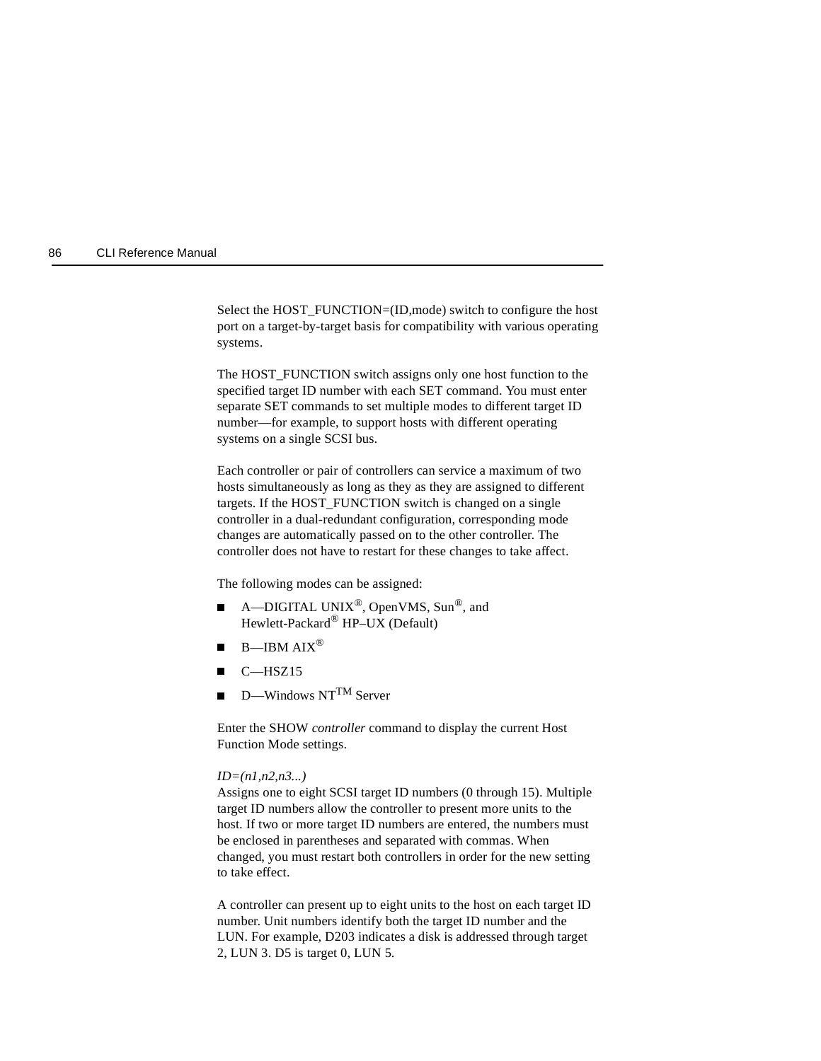Select the HOST_FUNCTION=(ID,mode) switch to configure the host port on a target-by-target basis for compatibility with various operating systems.

The HOST_FUNCTION switch assigns only one host function to the specified target ID number with each SET command. You must enter separate SET commands to set multiple modes to different target ID number—for example, to support hosts with different operating systems on a single SCSI bus.

Each controller or pair of controllers can service a maximum of two hosts simultaneously as long as they as they are assigned to different targets. If the HOST_FUNCTION switch is changed on a single controller in a dual-redundant configuration, corresponding mode changes are automatically passed on to the other controller. The controller does not have to restart for these changes to take affect.

The following modes can be assigned:

- A—DIGITAL UNIX®, OpenVMS, Sun®, and Hewlett-Packard® HP–UX (Default)
- B—IBM AIX®
- C—HSZ15
- D—Windows NT™ Server

Enter the SHOW *controller* command to display the current Host Function Mode settings.

*ID=(n1,n2,n3...)*
Assigns one to eight SCSI target ID numbers (0 through 15). Multiple target ID numbers allow the controller to present more units to the host. If two or more target ID numbers are entered, the numbers must be enclosed in parentheses and separated with commas. When changed, you must restart both controllers in order for the new setting to take effect.

A controller can present up to eight units to the host on each target ID number. Unit numbers identify both the target ID number and the LUN. For example, D203 indicates a disk is addressed through target 2, LUN 3. D5 is target 0, LUN 5.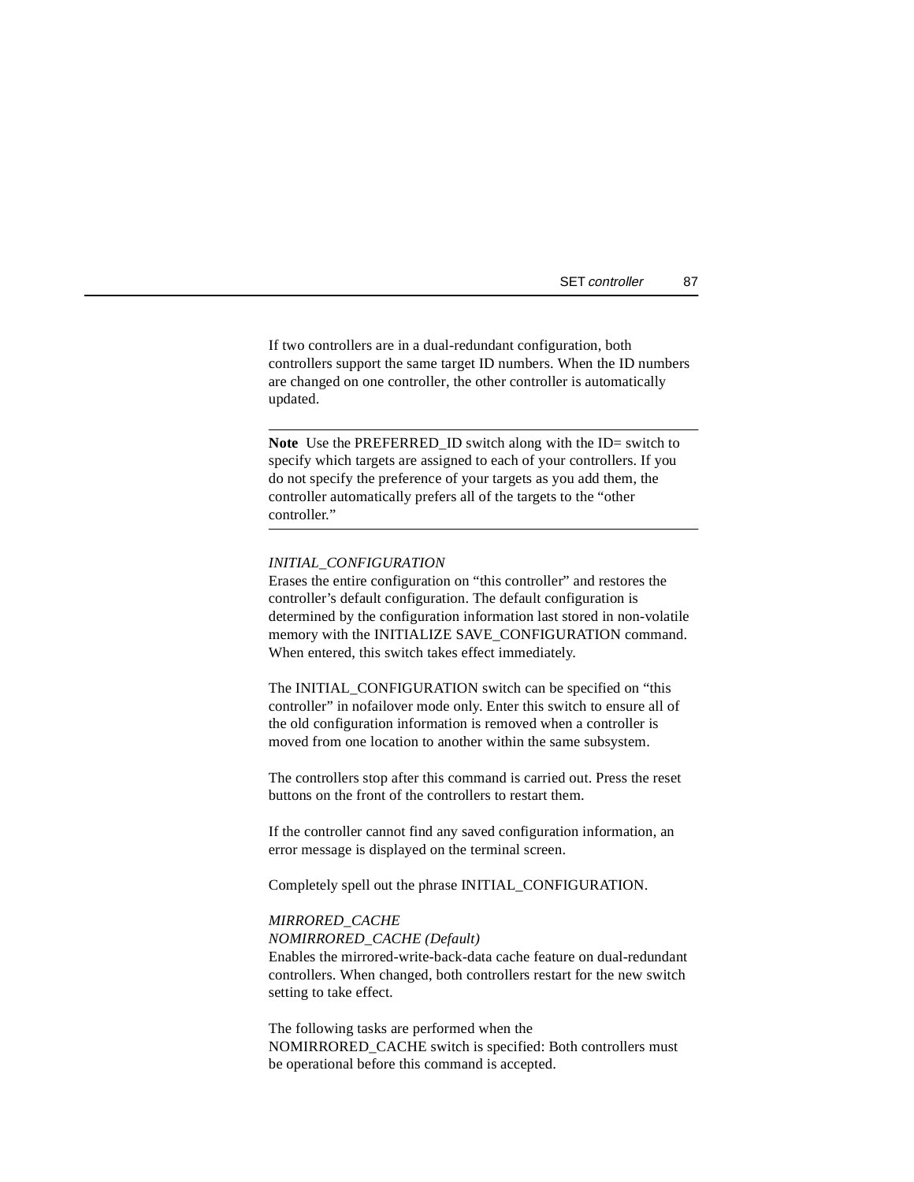If two controllers are in a dual-redundant configuration, both controllers support the same target ID numbers. When the ID numbers are changed on one controller, the other controller is automatically updated.

---

**Note** Use the PREFERRED_ID switch along with the ID= switch to specify which targets are assigned to each of your controllers. If you do not specify the preference of your targets as you add them, the controller automatically prefers all of the targets to the "other controller."

---

*INITIAL_CONFIGURATION*
Erases the entire configuration on "this controller" and restores the controller's default configuration. The default configuration is determined by the configuration information last stored in non-volatile memory with the INITIALIZE SAVE_CONFIGURATION command. When entered, this switch takes effect immediately.

The INITIAL_CONFIGURATION switch can be specified on "this controller" in nofailover mode only. Enter this switch to ensure all of the old configuration information is removed when a controller is moved from one location to another within the same subsystem.

The controllers stop after this command is carried out. Press the reset buttons on the front of the controllers to restart them.

If the controller cannot find any saved configuration information, an error message is displayed on the terminal screen.

Completely spell out the phrase INITIAL_CONFIGURATION.

*MIRRORED_CACHE*
*NOMIRRORED_CACHE (Default)*
Enables the mirrored-write-back-data cache feature on dual-redundant controllers. When changed, both controllers restart for the new switch setting to take effect.

The following tasks are performed when the NOMIRRORED_CACHE switch is specified: Both controllers must be operational before this command is accepted.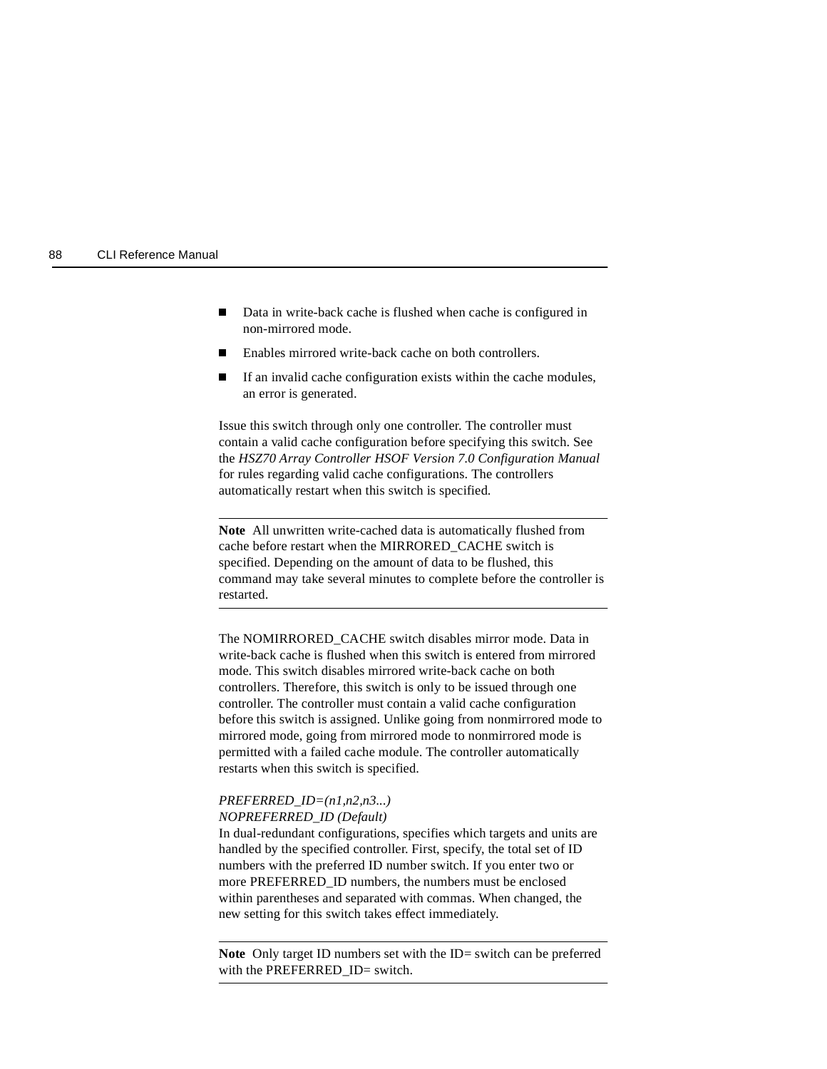- Data in write-back cache is flushed when cache is configured in non-mirrored mode.
- Enables mirrored write-back cache on both controllers.
- If an invalid cache configuration exists within the cache modules, an error is generated.

Issue this switch through only one controller. The controller must contain a valid cache configuration before specifying this switch. See the *HSZ70 Array Controller HSOF Version 7.0 Configuration Manual* for rules regarding valid cache configurations. The controllers automatically restart when this switch is specified.

---

**Note** All unwritten write-cached data is automatically flushed from cache before restart when the MIRRORED_CACHE switch is specified. Depending on the amount of data to be flushed, this command may take several minutes to complete before the controller is restarted.

---

The NOMIRRORED_CACHE switch disables mirror mode. Data in write-back cache is flushed when this switch is entered from mirrored mode. This switch disables mirrored write-back cache on both controllers. Therefore, this switch is only to be issued through one controller. The controller must contain a valid cache configuration before this switch is assigned. Unlike going from nonmirrored mode to mirrored mode, going from mirrored mode to nonmirrored mode is permitted with a failed cache module. The controller automatically restarts when this switch is specified.

*PREFERRED_ID=(n1,n2,n3...)*
*NOPREFERRED_ID (Default)*
In dual-redundant configurations, specifies which targets and units are handled by the specified controller. First, specify, the total set of ID numbers with the preferred ID number switch. If you enter two or more PREFERRED_ID numbers, the numbers must be enclosed within parentheses and separated with commas. When changed, the new setting for this switch takes effect immediately.

---

**Note** Only target ID numbers set with the ID= switch can be preferred with the PREFERRED_ID= switch.

---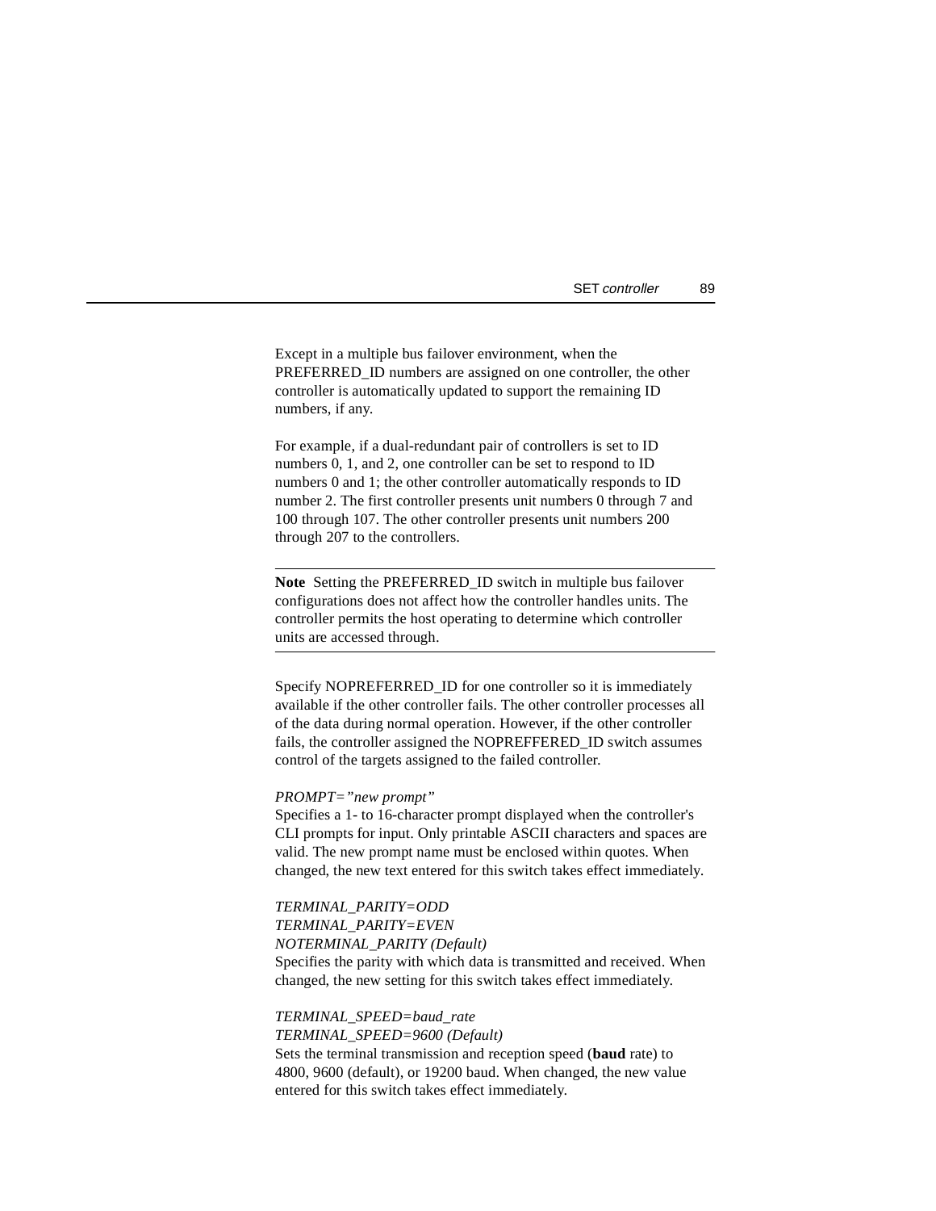Except in a multiple bus failover environment, when the PREFERRED_ID numbers are assigned on one controller, the other controller is automatically updated to support the remaining ID numbers, if any.

For example, if a dual-redundant pair of controllers is set to ID numbers 0, 1, and 2, one controller can be set to respond to ID numbers 0 and 1; the other controller automatically responds to ID number 2. The first controller presents unit numbers 0 through 7 and 100 through 107. The other controller presents unit numbers 200 through 207 to the controllers.

---

**Note** Setting the PREFERRED_ID switch in multiple bus failover configurations does not affect how the controller handles units. The controller permits the host operating to determine which controller units are accessed through.

---

Specify NOPREFERRED_ID for one controller so it is immediately available if the other controller fails. The other controller processes all of the data during normal operation. However, if the other controller fails, the controller assigned the NOPREFFERED_ID switch assumes control of the targets assigned to the failed controller.

*PROMPT="new prompt"*
Specifies a 1- to 16-character prompt displayed when the controller's CLI prompts for input. Only printable ASCII characters and spaces are valid. The new prompt name must be enclosed within quotes. When changed, the new text entered for this switch takes effect immediately.

*TERMINAL_PARITY=ODD*
*TERMINAL_PARITY=EVEN*
*NOTERMINAL_PARITY (Default)*
Specifies the parity with which data is transmitted and received. When changed, the new setting for this switch takes effect immediately.

*TERMINAL_SPEED=baud_rate*
*TERMINAL_SPEED=9600 (Default)*
Sets the terminal transmission and reception speed (**baud** rate) to 4800, 9600 (default), or 19200 baud. When changed, the new value entered for this switch takes effect immediately.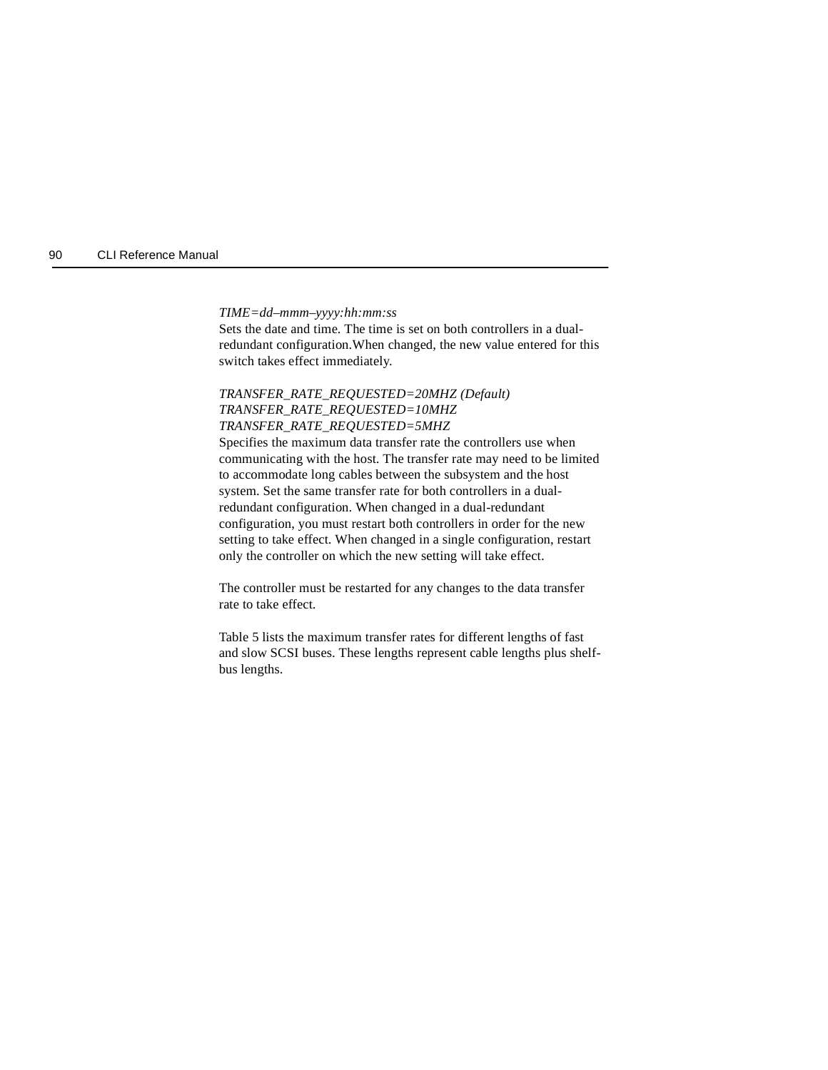*TIME=dd–mmm–yyyy:hh:mm:ss*

Sets the date and time. The time is set on both controllers in a dual-redundant configuration.When changed, the new value entered for this switch takes effect immediately.

*TRANSFER_RATE_REQUESTED=20MHZ (Default)*
*TRANSFER_RATE_REQUESTED=10MHZ*
*TRANSFER_RATE_REQUESTED=5MHZ*

Specifies the maximum data transfer rate the controllers use when communicating with the host. The transfer rate may need to be limited to accommodate long cables between the subsystem and the host system. Set the same transfer rate for both controllers in a dual-redundant configuration. When changed in a dual-redundant configuration, you must restart both controllers in order for the new setting to take effect. When changed in a single configuration, restart only the controller on which the new setting will take effect.

The controller must be restarted for any changes to the data transfer rate to take effect.

Table 5 lists the maximum transfer rates for different lengths of fast and slow SCSI buses. These lengths represent cable lengths plus shelf-bus lengths.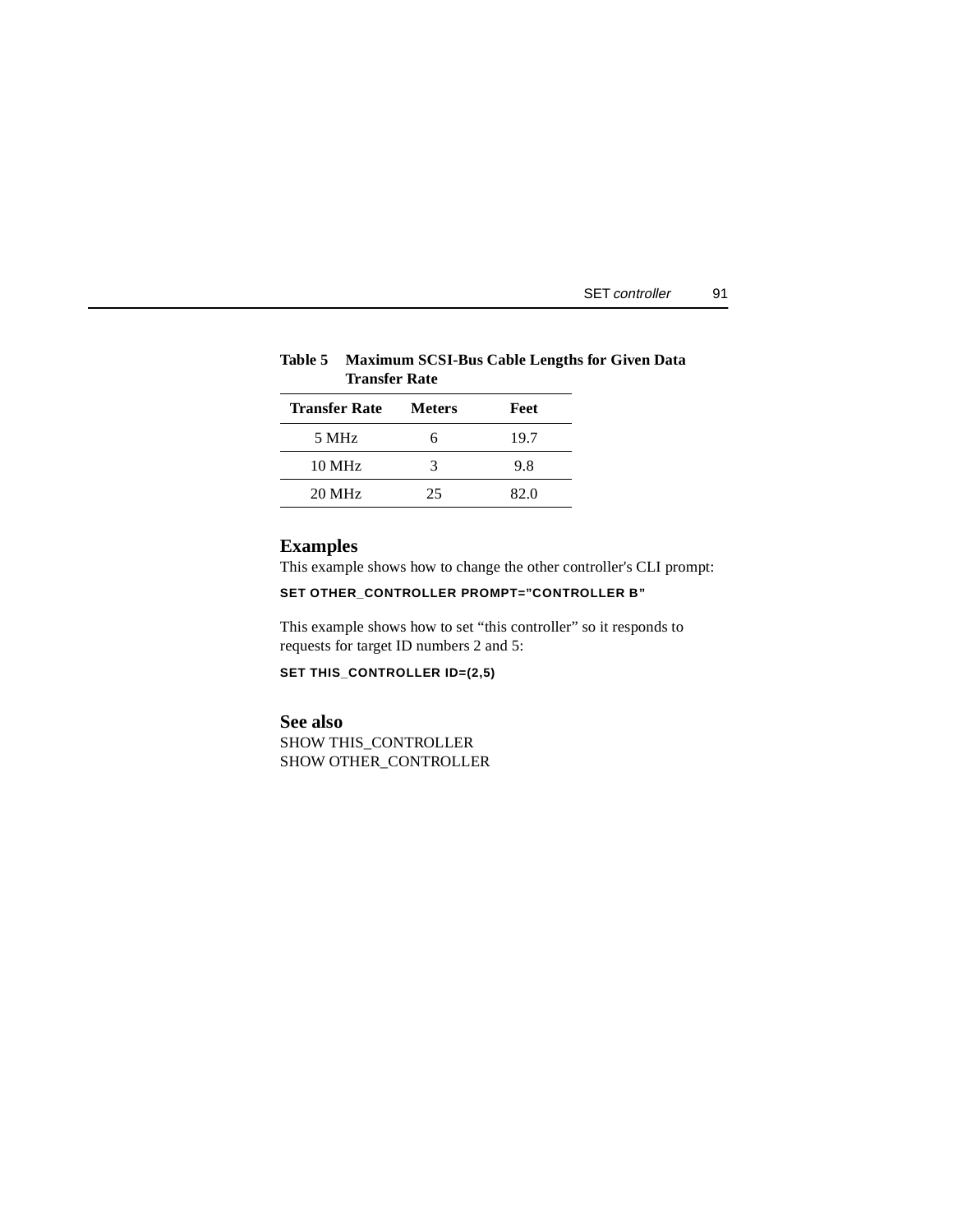**Table 5 Maximum SCSI-Bus Cable Lengths for Given Data Transfer Rate**

| Transfer Rate | Meters | Feet |
|---|---|---|
| 5 MHz | 6 | 19.7 |
| 10 MHz | 3 | 9.8 |
| 20 MHz | 25 | 82.0 |

## Examples

This example shows how to change the other controller's CLI prompt:

```
SET OTHER_CONTROLLER PROMPT=”CONTROLLER B”
```

This example shows how to set “this controller” so it responds to requests for target ID numbers 2 and 5:

```
SET THIS_CONTROLLER ID=(2,5)
```

## See also

SHOW THIS_CONTROLLER
SHOW OTHER_CONTROLLER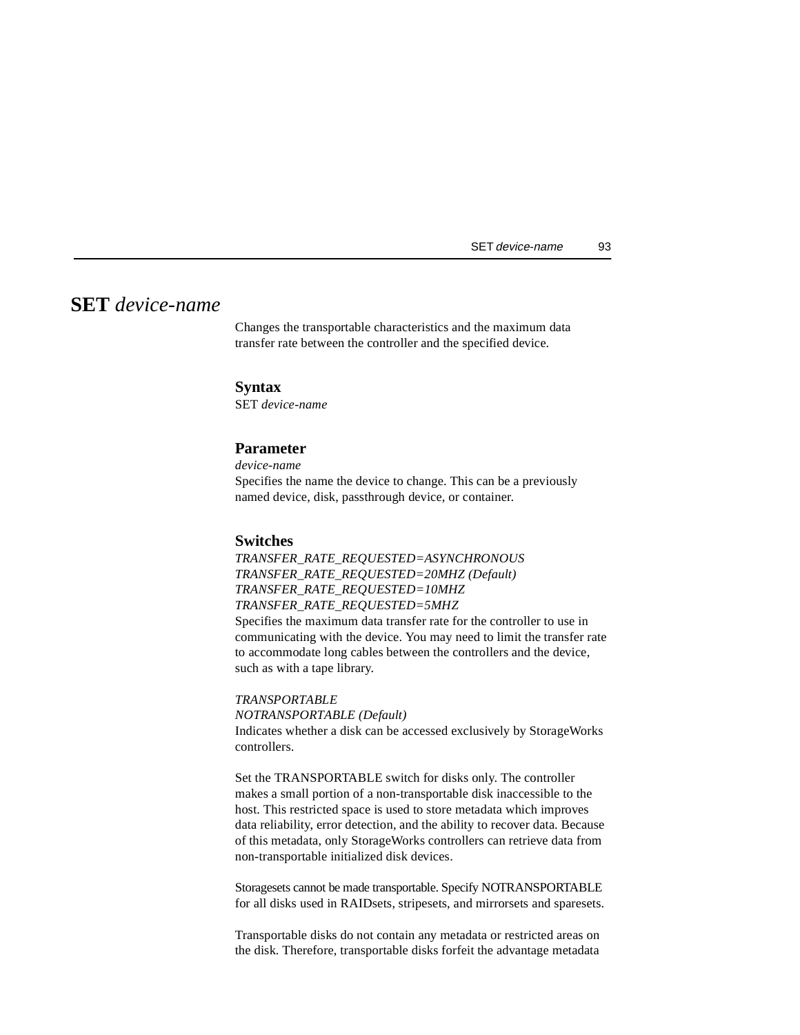# **SET** *device-name*

Changes the transportable characteristics and the maximum data transfer rate between the controller and the specified device.

## Syntax

SET *device-name*

## Parameter

*device-name*

Specifies the name the device to change. This can be a previously named device, disk, passthrough device, or container.

## Switches

*TRANSFER_RATE_REQUESTED=ASYNCHRONOUS*
*TRANSFER_RATE_REQUESTED=20MHZ (Default)*
*TRANSFER_RATE_REQUESTED=10MHZ*
*TRANSFER_RATE_REQUESTED=5MHZ*

Specifies the maximum data transfer rate for the controller to use in communicating with the device. You may need to limit the transfer rate to accommodate long cables between the controllers and the device, such as with a tape library.

*TRANSPORTABLE*
*NOTRANSPORTABLE (Default)*

Indicates whether a disk can be accessed exclusively by StorageWorks controllers.

Set the TRANSPORTABLE switch for disks only. The controller makes a small portion of a non-transportable disk inaccessible to the host. This restricted space is used to store metadata which improves data reliability, error detection, and the ability to recover data. Because of this metadata, only StorageWorks controllers can retrieve data from non-transportable initialized disk devices.

Storagesets cannot be made transportable. Specify NOTRANSPORTABLE for all disks used in RAIDsets, stripesets, and mirrorsets and sparesets.

Transportable disks do not contain any metadata or restricted areas on the disk. Therefore, transportable disks forfeit the advantage metadata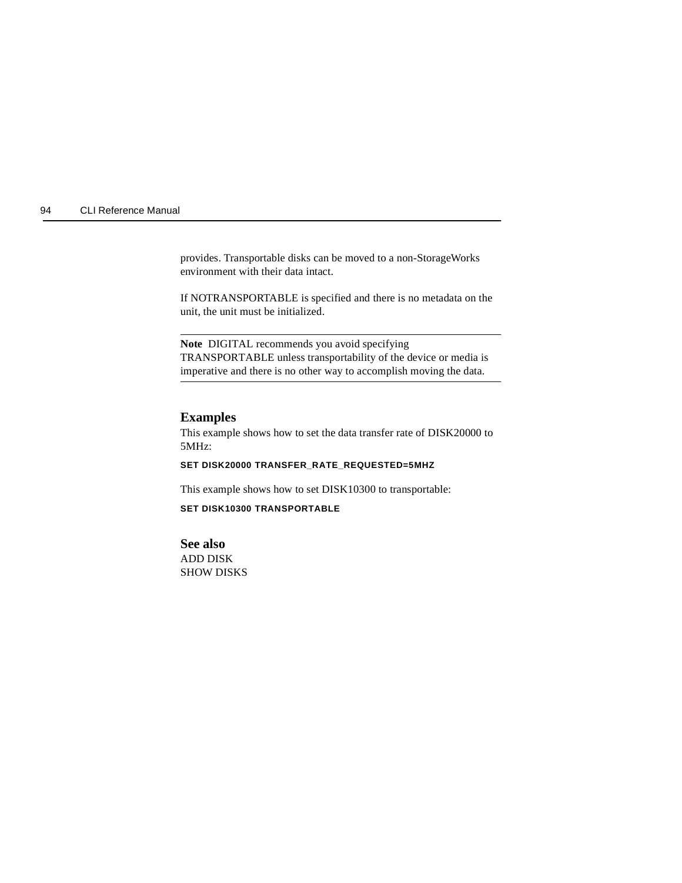provides. Transportable disks can be moved to a non-StorageWorks environment with their data intact.

If NOTRANSPORTABLE is specified and there is no metadata on the unit, the unit must be initialized.

---

**Note** DIGITAL recommends you avoid specifying TRANSPORTABLE unless transportability of the device or media is imperative and there is no other way to accomplish moving the data.

---

## Examples

This example shows how to set the data transfer rate of DISK20000 to 5MHz:

```
SET DISK20000 TRANSFER_RATE_REQUESTED=5MHZ
```

This example shows how to set DISK10300 to transportable:

```
SET DISK10300 TRANSPORTABLE
```

## See also

ADD DISK
SHOW DISKS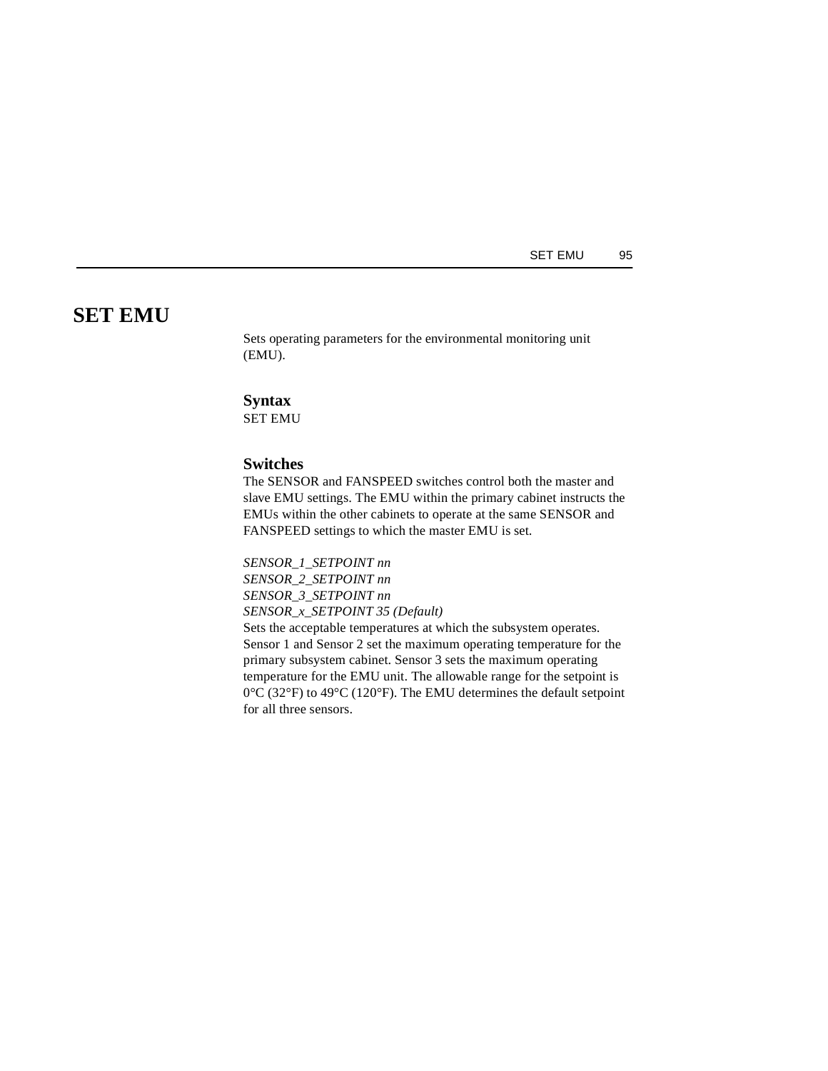# SET EMU

Sets operating parameters for the environmental monitoring unit (EMU).

## Syntax

SET EMU

## Switches

The SENSOR and FANSPEED switches control both the master and slave EMU settings. The EMU within the primary cabinet instructs the EMUs within the other cabinets to operate at the same SENSOR and FANSPEED settings to which the master EMU is set.

*SENSOR_1_SETPOINT nn*
*SENSOR_2_SETPOINT nn*
*SENSOR_3_SETPOINT nn*
*SENSOR_x_SETPOINT 35 (Default)*
Sets the acceptable temperatures at which the subsystem operates. Sensor 1 and Sensor 2 set the maximum operating temperature for the primary subsystem cabinet. Sensor 3 sets the maximum operating temperature for the EMU unit. The allowable range for the setpoint is 0°C (32°F) to 49°C (120°F). The EMU determines the default setpoint for all three sensors.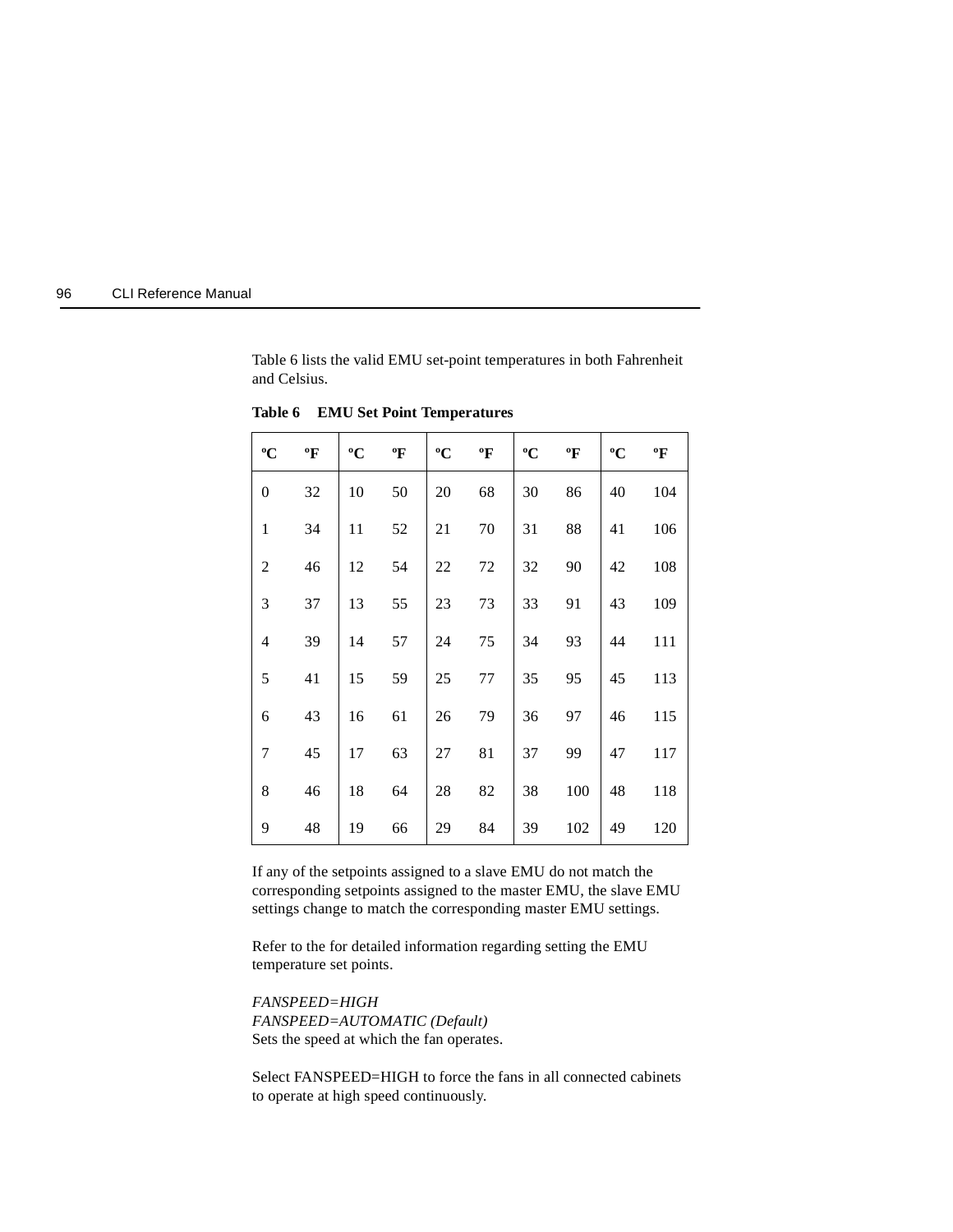Table 6 lists the valid EMU set-point temperatures in both Fahrenheit and Celsius.

**Table 6 EMU Set Point Temperatures**

| ºC | ºF | ºC | ºF | ºC | ºF | ºC | ºF | ºC | ºF |
|---|---|---|---|---|---|---|---|---|---|
| 0 | 32 | 10 | 50 | 20 | 68 | 30 | 86 | 40 | 104 |
| 1 | 34 | 11 | 52 | 21 | 70 | 31 | 88 | 41 | 106 |
| 2 | 46 | 12 | 54 | 22 | 72 | 32 | 90 | 42 | 108 |
| 3 | 37 | 13 | 55 | 23 | 73 | 33 | 91 | 43 | 109 |
| 4 | 39 | 14 | 57 | 24 | 75 | 34 | 93 | 44 | 111 |
| 5 | 41 | 15 | 59 | 25 | 77 | 35 | 95 | 45 | 113 |
| 6 | 43 | 16 | 61 | 26 | 79 | 36 | 97 | 46 | 115 |
| 7 | 45 | 17 | 63 | 27 | 81 | 37 | 99 | 47 | 117 |
| 8 | 46 | 18 | 64 | 28 | 82 | 38 | 100 | 48 | 118 |
| 9 | 48 | 19 | 66 | 29 | 84 | 39 | 102 | 49 | 120 |

If any of the setpoints assigned to a slave EMU do not match the corresponding setpoints assigned to the master EMU, the slave EMU settings change to match the corresponding master EMU settings.

Refer to the for detailed information regarding setting the EMU temperature set points.

*FANSPEED=HIGH*
*FANSPEED=AUTOMATIC (Default)*
Sets the speed at which the fan operates.

Select FANSPEED=HIGH to force the fans in all connected cabinets to operate at high speed continuously.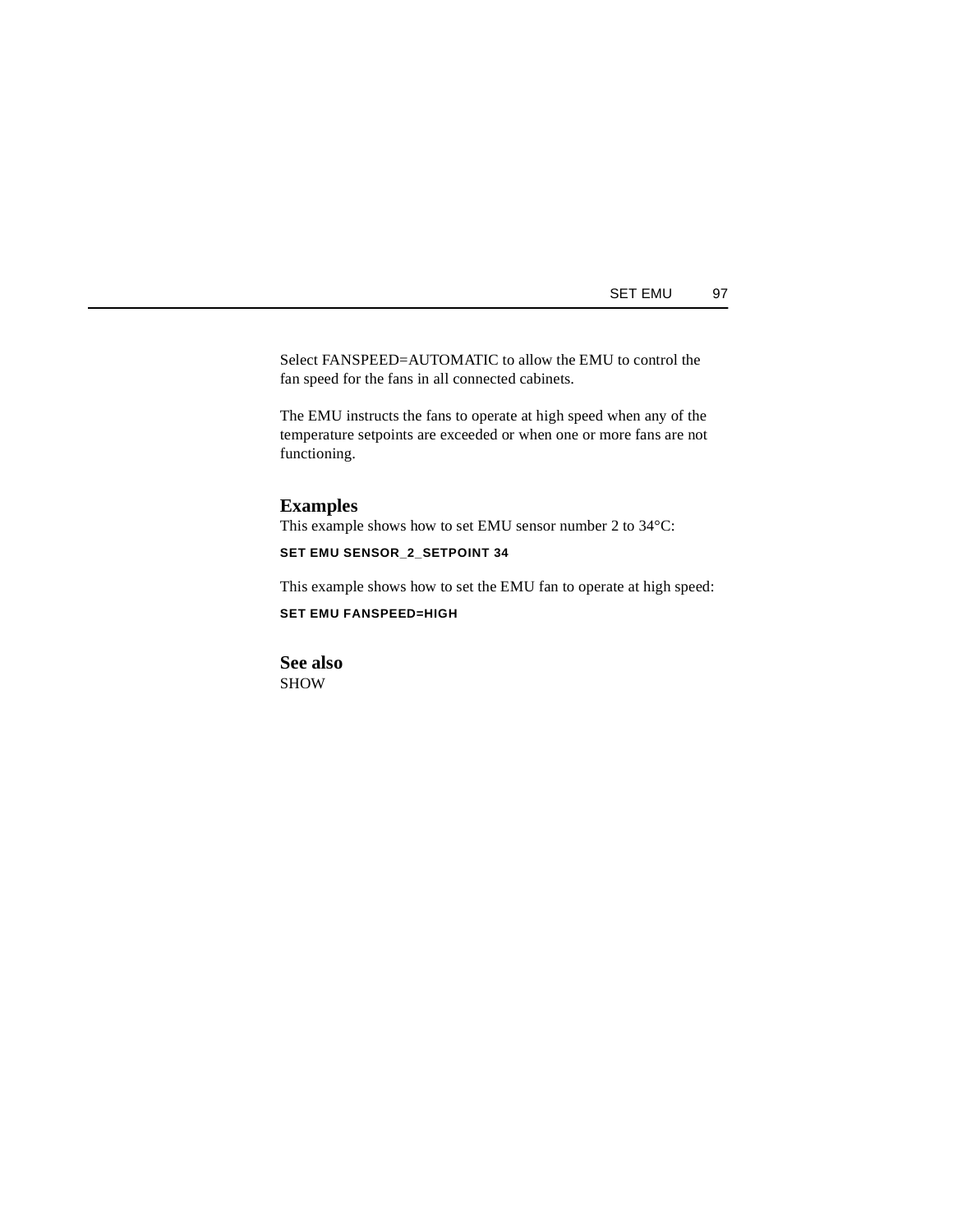Select FANSPEED=AUTOMATIC to allow the EMU to control the fan speed for the fans in all connected cabinets.

The EMU instructs the fans to operate at high speed when any of the temperature setpoints are exceeded or when one or more fans are not functioning.

## Examples

This example shows how to set EMU sensor number 2 to 34°C:

```
SET EMU SENSOR_2_SETPOINT 34
```

This example shows how to set the EMU fan to operate at high speed:

```
SET EMU FANSPEED=HIGH
```

## See also

SHOW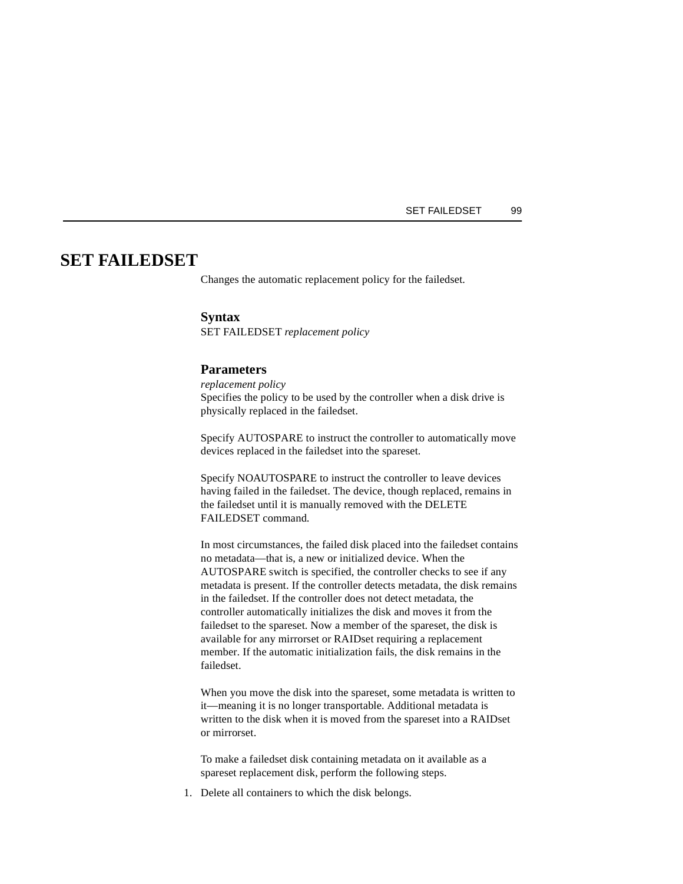# SET FAILEDSET

Changes the automatic replacement policy for the failedset.

## Syntax

SET FAILEDSET *replacement policy*

## Parameters

*replacement policy*

Specifies the policy to be used by the controller when a disk drive is physically replaced in the failedset.

Specify AUTOSPARE to instruct the controller to automatically move devices replaced in the failedset into the spareset.

Specify NOAUTOSPARE to instruct the controller to leave devices having failed in the failedset. The device, though replaced, remains in the failedset until it is manually removed with the DELETE FAILEDSET command.

In most circumstances, the failed disk placed into the failedset contains no metadata—that is, a new or initialized device. When the AUTOSPARE switch is specified, the controller checks to see if any metadata is present. If the controller detects metadata, the disk remains in the failedset. If the controller does not detect metadata, the controller automatically initializes the disk and moves it from the failedset to the spareset. Now a member of the spareset, the disk is available for any mirrorset or RAIDset requiring a replacement member. If the automatic initialization fails, the disk remains in the failedset.

When you move the disk into the spareset, some metadata is written to it—meaning it is no longer transportable. Additional metadata is written to the disk when it is moved from the spareset into a RAIDset or mirrorset.

To make a failedset disk containing metadata on it available as a spareset replacement disk, perform the following steps.

1. Delete all containers to which the disk belongs.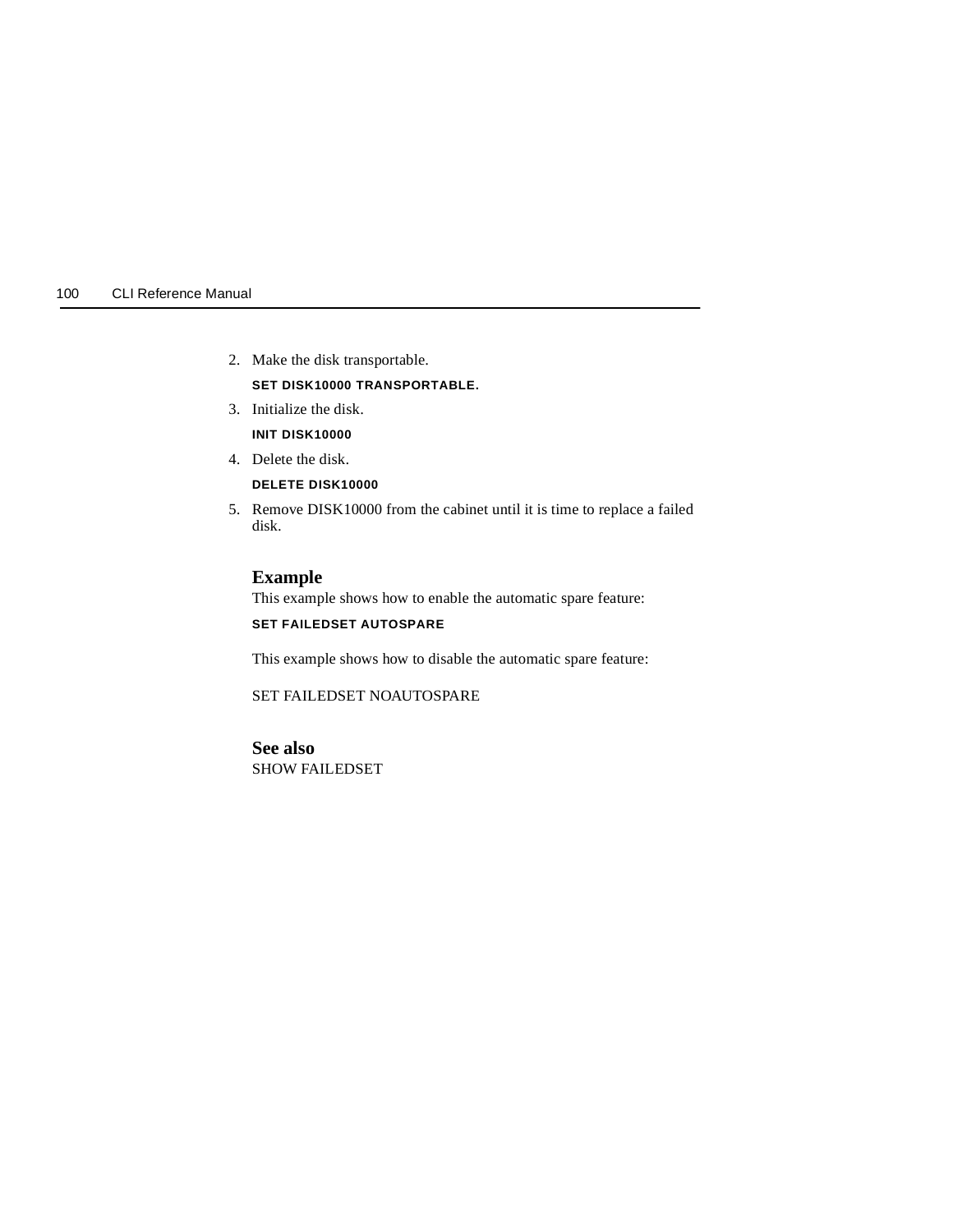2. Make the disk transportable.

   ```
   SET DISK10000 TRANSPORTABLE.
   ```

3. Initialize the disk.

   ```
   INIT DISK10000
   ```

4. Delete the disk.

   ```
   DELETE DISK10000
   ```

5. Remove DISK10000 from the cabinet until it is time to replace a failed disk.

### Example

This example shows how to enable the automatic spare feature:

```
SET FAILEDSET AUTOSPARE
```

This example shows how to disable the automatic spare feature:

SET FAILEDSET NOAUTOSPARE

### See also

SHOW FAILEDSET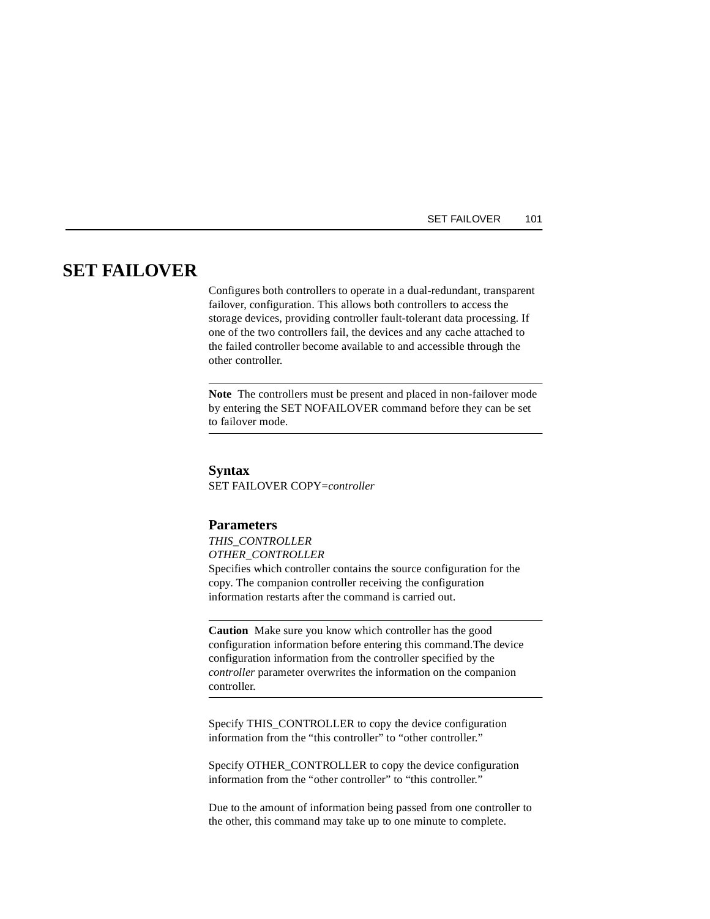# SET FAILOVER

Configures both controllers to operate in a dual-redundant, transparent failover, configuration. This allows both controllers to access the storage devices, providing controller fault-tolerant data processing. If one of the two controllers fail, the devices and any cache attached to the failed controller become available to and accessible through the other controller.

---

**Note** The controllers must be present and placed in non-failover mode by entering the SET NOFAILOVER command before they can be set to failover mode.

---

### Syntax

SET FAILOVER COPY=*controller*

### Parameters

*THIS_CONTROLLER*
*OTHER_CONTROLLER*
Specifies which controller contains the source configuration for the copy. The companion controller receiving the configuration information restarts after the command is carried out.

---

**Caution** Make sure you know which controller has the good configuration information before entering this command.The device configuration information from the controller specified by the *controller* parameter overwrites the information on the companion controller.

---

Specify THIS_CONTROLLER to copy the device configuration information from the "this controller" to "other controller."

Specify OTHER_CONTROLLER to copy the device configuration information from the "other controller" to "this controller."

Due to the amount of information being passed from one controller to the other, this command may take up to one minute to complete.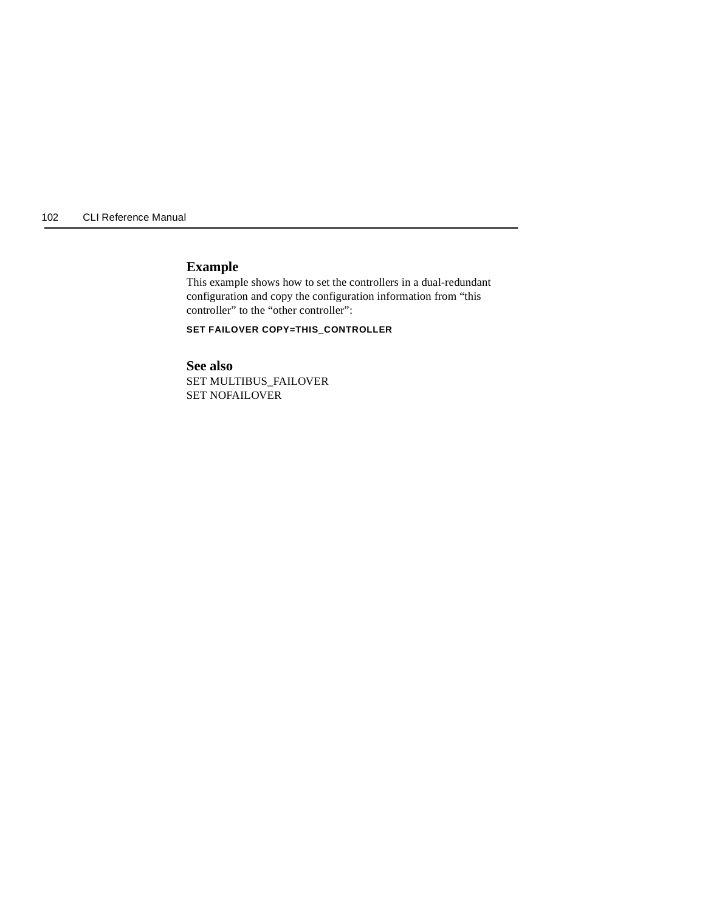### Example

This example shows how to set the controllers in a dual-redundant configuration and copy the configuration information from “this controller” to the “other controller”:

```
SET FAILOVER COPY=THIS_CONTROLLER
```

### See also

SET MULTIBUS_FAILOVER
SET NOFAILOVER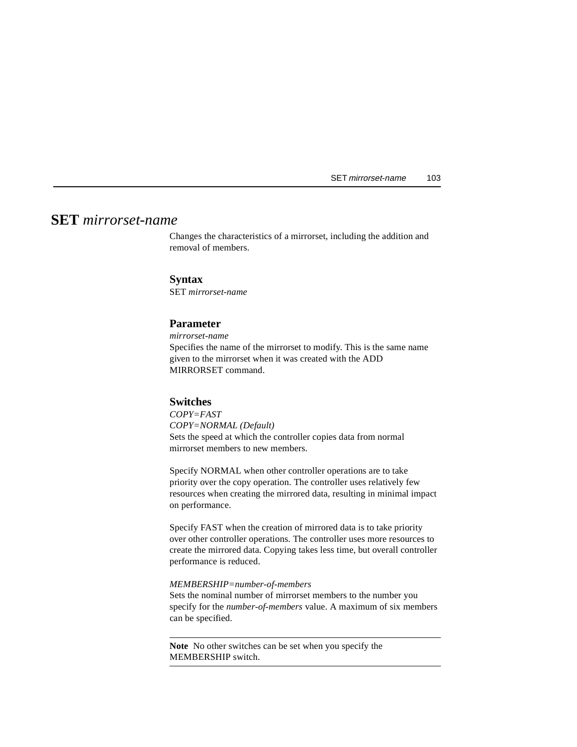# SET *mirrorset-name*

Changes the characteristics of a mirrorset, including the addition and removal of members.

## Syntax

SET *mirrorset-name*

## Parameter

*mirrorset-name*

Specifies the name of the mirrorset to modify. This is the same name given to the mirrorset when it was created with the ADD MIRRORSET command.

## Switches

*COPY=FAST*
*COPY=NORMAL (Default)*

Sets the speed at which the controller copies data from normal mirrorset members to new members.

Specify NORMAL when other controller operations are to take priority over the copy operation. The controller uses relatively few resources when creating the mirrored data, resulting in minimal impact on performance.

Specify FAST when the creation of mirrored data is to take priority over other controller operations. The controller uses more resources to create the mirrored data. Copying takes less time, but overall controller performance is reduced.

*MEMBERSHIP=number-of-members*

Sets the nominal number of mirrorset members to the number you specify for the *number-of-members* value. A maximum of six members can be specified.

---

**Note** No other switches can be set when you specify the MEMBERSHIP switch.

---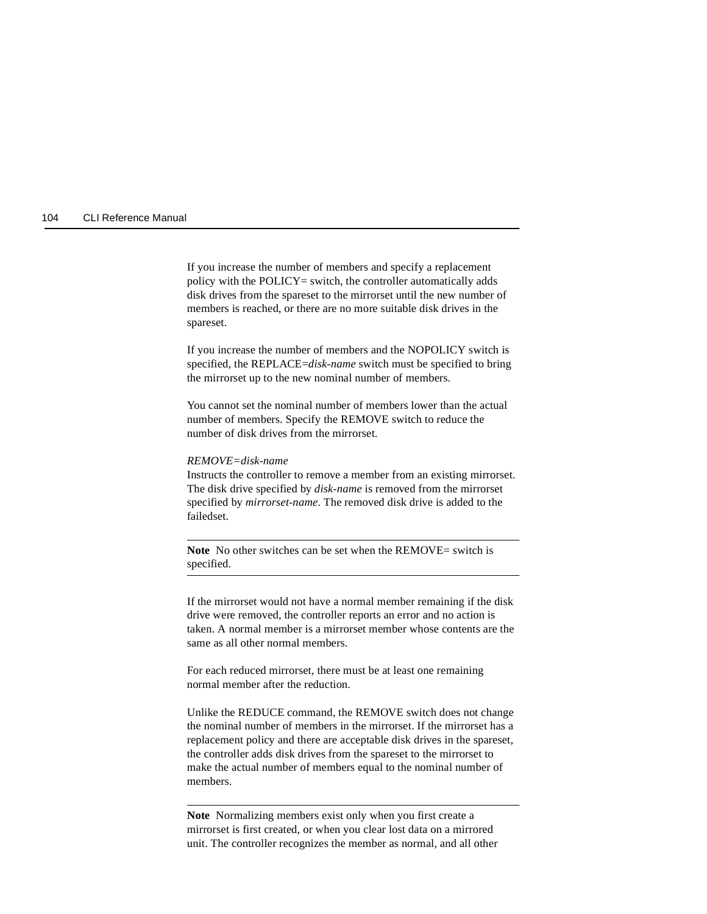If you increase the number of members and specify a replacement policy with the POLICY= switch, the controller automatically adds disk drives from the spareset to the mirrorset until the new number of members is reached, or there are no more suitable disk drives in the spareset.

If you increase the number of members and the NOPOLICY switch is specified, the REPLACE=*disk-name* switch must be specified to bring the mirrorset up to the new nominal number of members.

You cannot set the nominal number of members lower than the actual number of members. Specify the REMOVE switch to reduce the number of disk drives from the mirrorset.

*REMOVE=disk-name*
Instructs the controller to remove a member from an existing mirrorset. The disk drive specified by *disk-name* is removed from the mirrorset specified by *mirrorset-name*. The removed disk drive is added to the failedset.

---

**Note** No other switches can be set when the REMOVE= switch is specified.

---

If the mirrorset would not have a normal member remaining if the disk drive were removed, the controller reports an error and no action is taken. A normal member is a mirrorset member whose contents are the same as all other normal members.

For each reduced mirrorset, there must be at least one remaining normal member after the reduction.

Unlike the REDUCE command, the REMOVE switch does not change the nominal number of members in the mirrorset. If the mirrorset has a replacement policy and there are acceptable disk drives in the spareset, the controller adds disk drives from the spareset to the mirrorset to make the actual number of members equal to the nominal number of members.

---

**Note** Normalizing members exist only when you first create a mirrorset is first created, or when you clear lost data on a mirrored unit. The controller recognizes the member as normal, and all other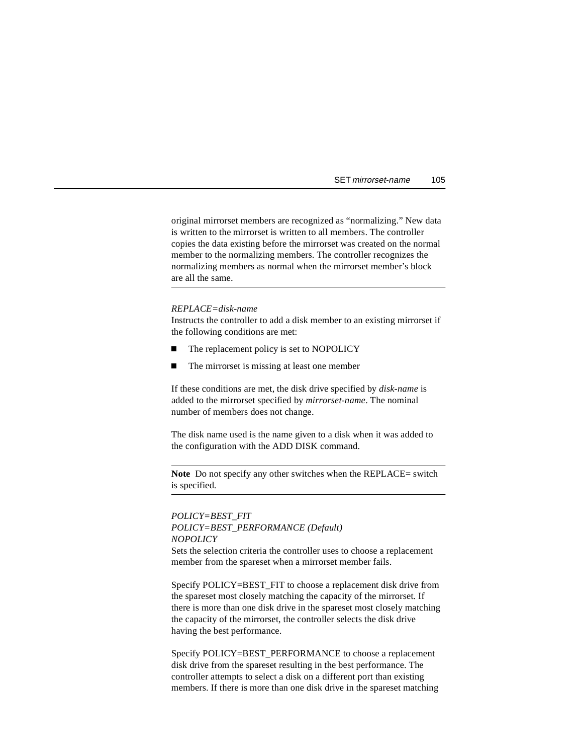original mirrorset members are recognized as “normalizing.” New data is written to the mirrorset is written to all members. The controller copies the data existing before the mirrorset was created on the normal member to the normalizing members. The controller recognizes the normalizing members as normal when the mirrorset member’s block are all the same.

---

*REPLACE=disk-name*
Instructs the controller to add a disk member to an existing mirrorset if the following conditions are met:

- The replacement policy is set to NOPOLICY
- The mirrorset is missing at least one member

If these conditions are met, the disk drive specified by *disk-name* is added to the mirrorset specified by *mirrorset-name*. The nominal number of members does not change.

The disk name used is the name given to a disk when it was added to the configuration with the ADD DISK command.

---

**Note** Do not specify any other switches when the REPLACE= switch is specified.

---

*POLICY=BEST_FIT*
*POLICY=BEST_PERFORMANCE (Default)*
*NOPOLICY*
Sets the selection criteria the controller uses to choose a replacement member from the spareset when a mirrorset member fails.

Specify POLICY=BEST_FIT to choose a replacement disk drive from the spareset most closely matching the capacity of the mirrorset. If there is more than one disk drive in the spareset most closely matching the capacity of the mirrorset, the controller selects the disk drive having the best performance.

Specify POLICY=BEST_PERFORMANCE to choose a replacement disk drive from the spareset resulting in the best performance. The controller attempts to select a disk on a different port than existing members. If there is more than one disk drive in the spareset matching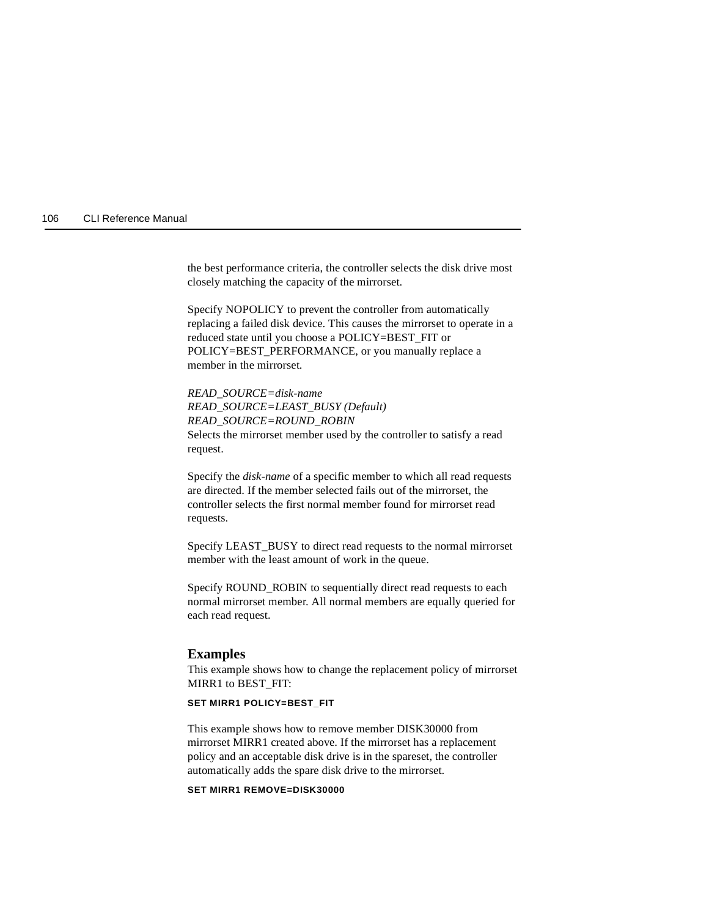the best performance criteria, the controller selects the disk drive most closely matching the capacity of the mirrorset.

Specify NOPOLICY to prevent the controller from automatically replacing a failed disk device. This causes the mirrorset to operate in a reduced state until you choose a POLICY=BEST_FIT or POLICY=BEST_PERFORMANCE, or you manually replace a member in the mirrorset.

*READ_SOURCE=disk-name*
*READ_SOURCE=LEAST_BUSY (Default)*
*READ_SOURCE=ROUND_ROBIN*
Selects the mirrorset member used by the controller to satisfy a read request.

Specify the *disk-name* of a specific member to which all read requests are directed. If the member selected fails out of the mirrorset, the controller selects the first normal member found for mirrorset read requests.

Specify LEAST_BUSY to direct read requests to the normal mirrorset member with the least amount of work in the queue.

Specify ROUND_ROBIN to sequentially direct read requests to each normal mirrorset member. All normal members are equally queried for each read request.

## Examples

This example shows how to change the replacement policy of mirrorset MIRR1 to BEST_FIT:

```
SET MIRR1 POLICY=BEST_FIT
```

This example shows how to remove member DISK30000 from mirrorset MIRR1 created above. If the mirrorset has a replacement policy and an acceptable disk drive is in the spareset, the controller automatically adds the spare disk drive to the mirrorset.

```
SET MIRR1 REMOVE=DISK30000
```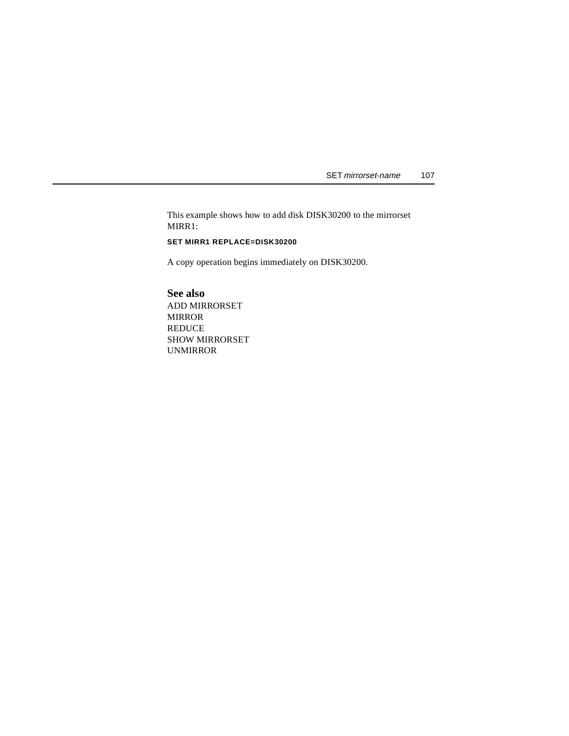This example shows how to add disk DISK30200 to the mirrorset MIRR1:

```
SET MIRR1 REPLACE=DISK30200
```

A copy operation begins immediately on DISK30200.

## See also

ADD MIRRORSET
MIRROR
REDUCE
SHOW MIRRORSET
UNMIRROR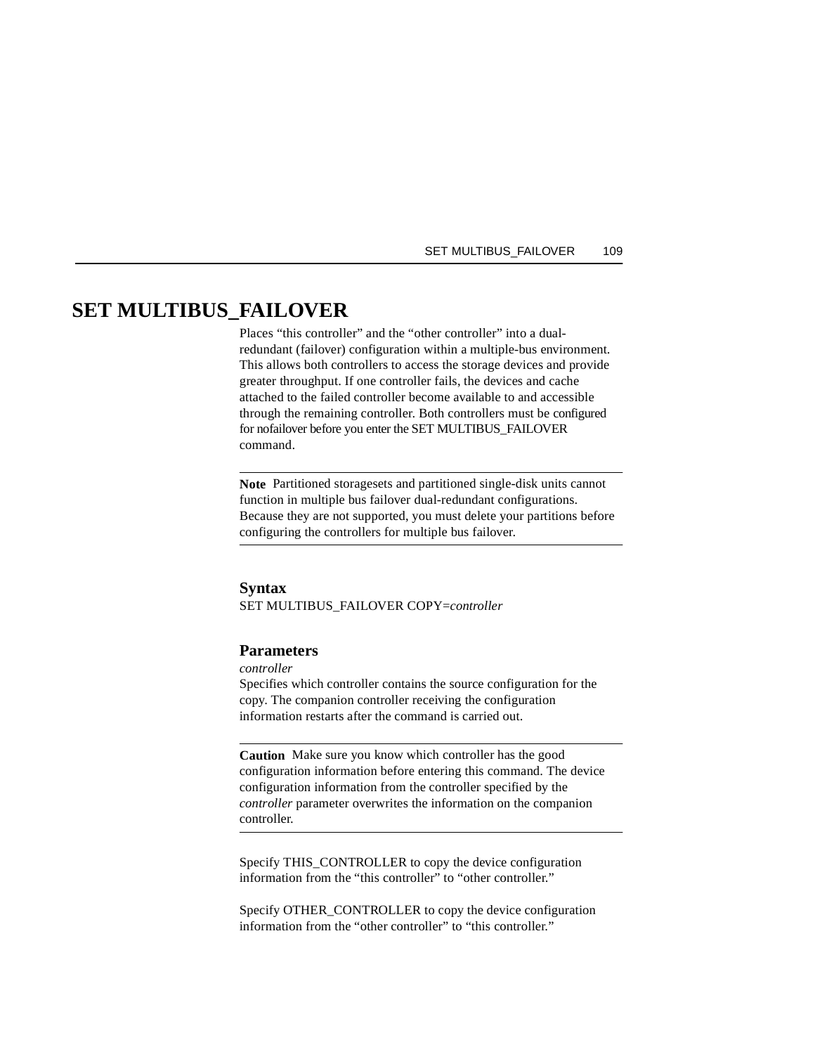# SET MULTIBUS_FAILOVER

Places “this controller” and the “other controller” into a dual-redundant (failover) configuration within a multiple-bus environment. This allows both controllers to access the storage devices and provide greater throughput. If one controller fails, the devices and cache attached to the failed controller become available to and accessible through the remaining controller. Both controllers must be configured for nofailover before you enter the SET MULTIBUS_FAILOVER command.

---

**Note** Partitioned storagesets and partitioned single-disk units cannot function in multiple bus failover dual-redundant configurations. Because they are not supported, you must delete your partitions before configuring the controllers for multiple bus failover.

---

## Syntax

SET MULTIBUS_FAILOVER COPY=*controller*

## Parameters

*controller*

Specifies which controller contains the source configuration for the copy. The companion controller receiving the configuration information restarts after the command is carried out.

---

**Caution** Make sure you know which controller has the good configuration information before entering this command. The device configuration information from the controller specified by the *controller* parameter overwrites the information on the companion controller.

---

Specify THIS_CONTROLLER to copy the device configuration information from the “this controller” to “other controller.”

Specify OTHER_CONTROLLER to copy the device configuration information from the “other controller” to “this controller.”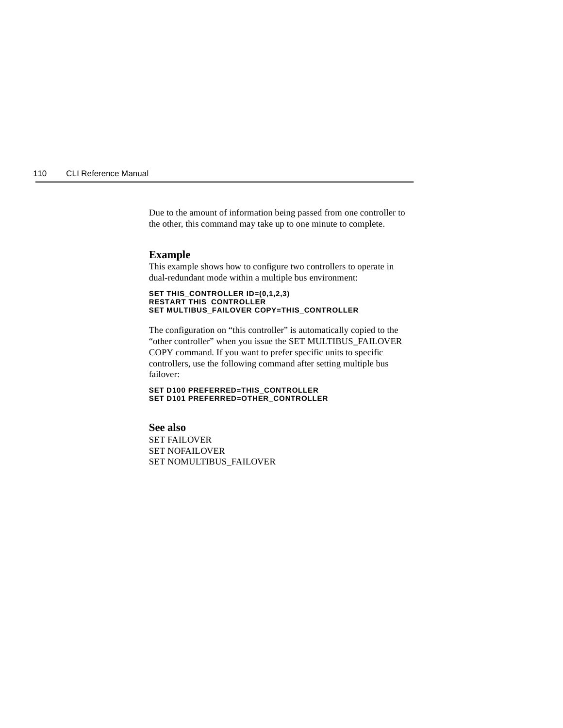Due to the amount of information being passed from one controller to the other, this command may take up to one minute to complete.

### Example

This example shows how to configure two controllers to operate in dual-redundant mode within a multiple bus environment:

```
SET THIS_CONTROLLER ID=(0,1,2,3)
RESTART THIS_CONTROLLER
SET MULTIBUS_FAILOVER COPY=THIS_CONTROLLER
```

The configuration on "this controller" is automatically copied to the "other controller" when you issue the SET MULTIBUS_FAILOVER COPY command. If you want to prefer specific units to specific controllers, use the following command after setting multiple bus failover:

```
SET D100 PREFERRED=THIS_CONTROLLER
SET D101 PREFERRED=OTHER_CONTROLLER
```

### See also

SET FAILOVER
SET NOFAILOVER
SET NOMULTIBUS_FAILOVER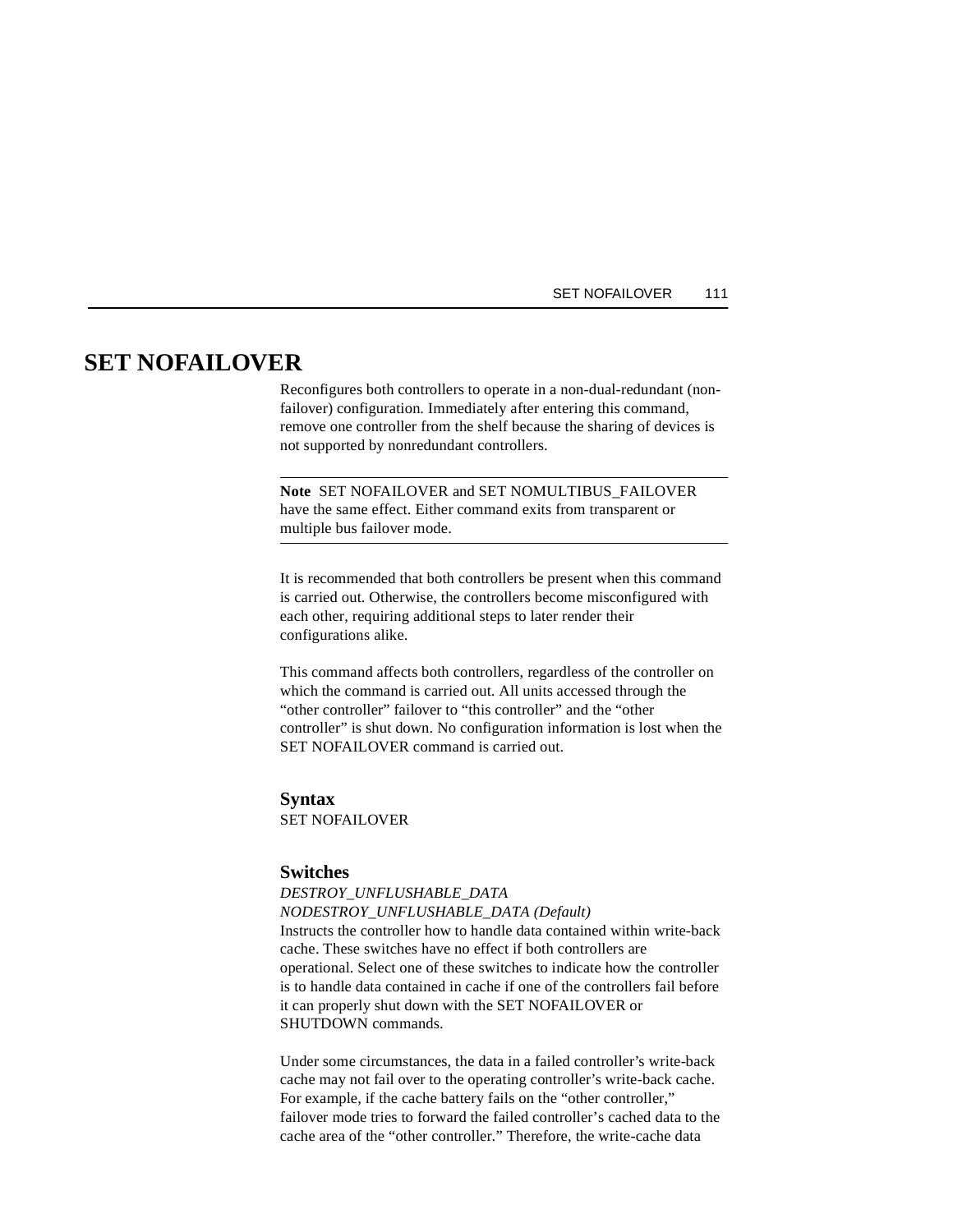# SET NOFAILOVER

Reconfigures both controllers to operate in a non-dual-redundant (non-failover) configuration. Immediately after entering this command, remove one controller from the shelf because the sharing of devices is not supported by nonredundant controllers.

---

**Note** SET NOFAILOVER and SET NOMULTIBUS_FAILOVER have the same effect. Either command exits from transparent or multiple bus failover mode.

---

It is recommended that both controllers be present when this command is carried out. Otherwise, the controllers become misconfigured with each other, requiring additional steps to later render their configurations alike.

This command affects both controllers, regardless of the controller on which the command is carried out. All units accessed through the “other controller” failover to “this controller” and the “other controller” is shut down. No configuration information is lost when the SET NOFAILOVER command is carried out.

## Syntax

SET NOFAILOVER

## Switches

*DESTROY_UNFLUSHABLE_DATA*
*NODESTROY_UNFLUSHABLE_DATA (Default)*
Instructs the controller how to handle data contained within write-back cache. These switches have no effect if both controllers are operational. Select one of these switches to indicate how the controller is to handle data contained in cache if one of the controllers fail before it can properly shut down with the SET NOFAILOVER or SHUTDOWN commands.

Under some circumstances, the data in a failed controller’s write-back cache may not fail over to the operating controller’s write-back cache. For example, if the cache battery fails on the “other controller,” failover mode tries to forward the failed controller’s cached data to the cache area of the “other controller.” Therefore, the write-cache data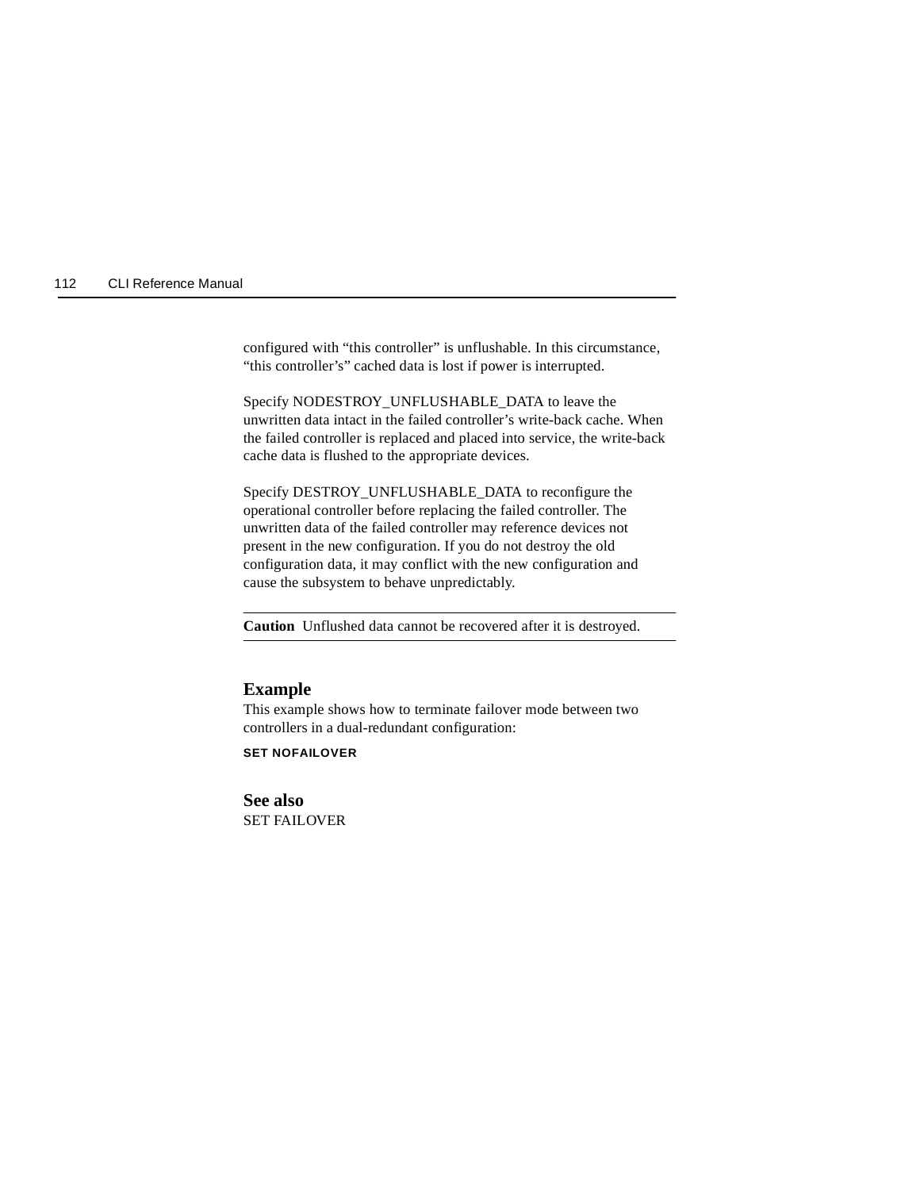configured with “this controller” is unflushable. In this circumstance, “this controller’s” cached data is lost if power is interrupted.

Specify NODESTROY_UNFLUSHABLE_DATA to leave the unwritten data intact in the failed controller’s write-back cache. When the failed controller is replaced and placed into service, the write-back cache data is flushed to the appropriate devices.

Specify DESTROY_UNFLUSHABLE_DATA to reconfigure the operational controller before replacing the failed controller. The unwritten data of the failed controller may reference devices not present in the new configuration. If you do not destroy the old configuration data, it may conflict with the new configuration and cause the subsystem to behave unpredictably.

---

**Caution** Unflushed data cannot be recovered after it is destroyed.

---

## Example

This example shows how to terminate failover mode between two controllers in a dual-redundant configuration:

```
SET NOFAILOVER
```

## See also

SET FAILOVER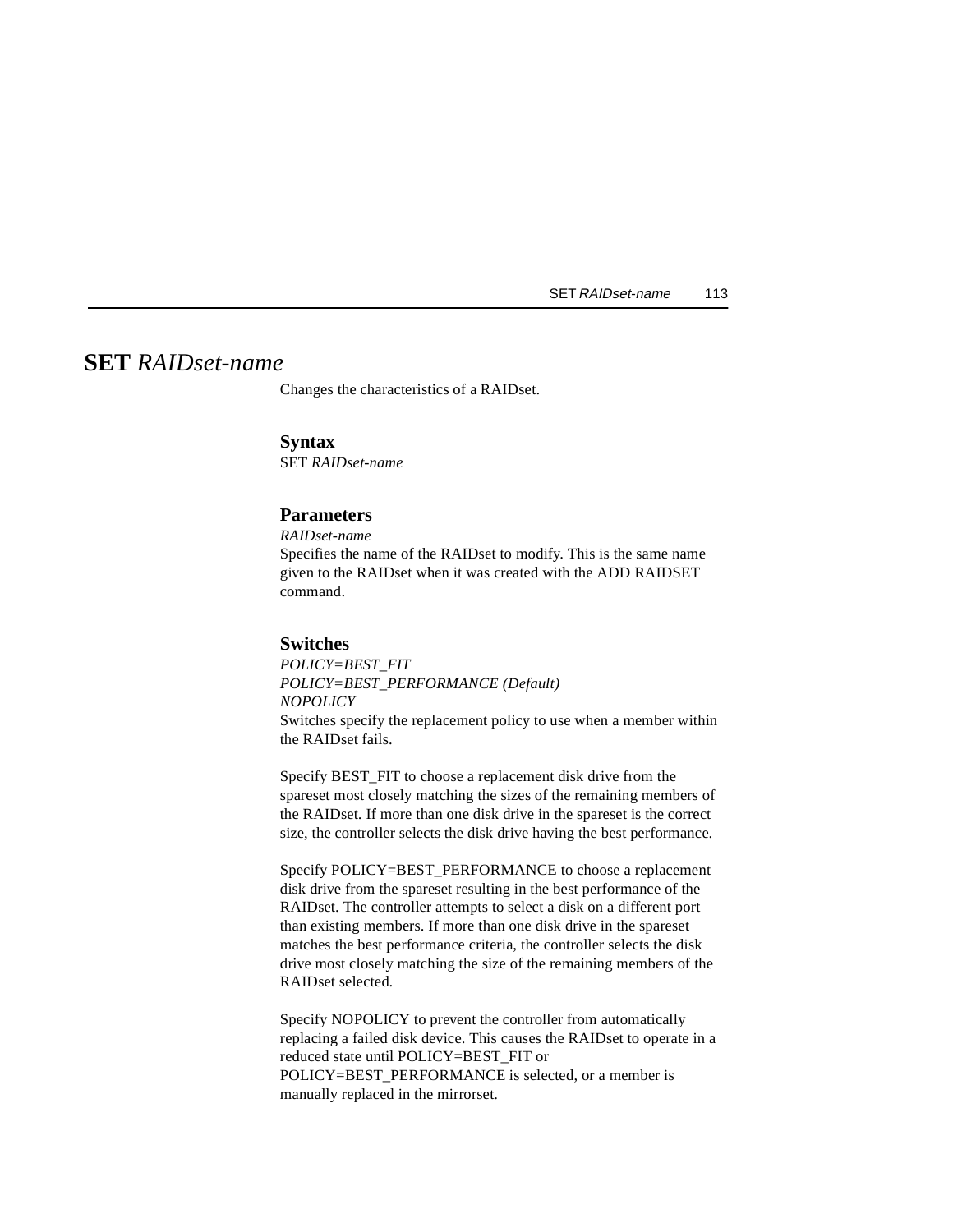# SET *RAIDset-name*

Changes the characteristics of a RAIDset.

### Syntax

SET *RAIDset-name*

### Parameters

*RAIDset-name*

Specifies the name of the RAIDset to modify. This is the same name given to the RAIDset when it was created with the ADD RAIDSET command.

### Switches

*POLICY=BEST_FIT*
*POLICY=BEST_PERFORMANCE (Default)*
*NOPOLICY*

Switches specify the replacement policy to use when a member within the RAIDset fails.

Specify BEST_FIT to choose a replacement disk drive from the spareset most closely matching the sizes of the remaining members of the RAIDset. If more than one disk drive in the spareset is the correct size, the controller selects the disk drive having the best performance.

Specify POLICY=BEST_PERFORMANCE to choose a replacement disk drive from the spareset resulting in the best performance of the RAIDset. The controller attempts to select a disk on a different port than existing members. If more than one disk drive in the spareset matches the best performance criteria, the controller selects the disk drive most closely matching the size of the remaining members of the RAIDset selected.

Specify NOPOLICY to prevent the controller from automatically replacing a failed disk device. This causes the RAIDset to operate in a reduced state until POLICY=BEST_FIT or POLICY=BEST_PERFORMANCE is selected, or a member is manually replaced in the mirrorset.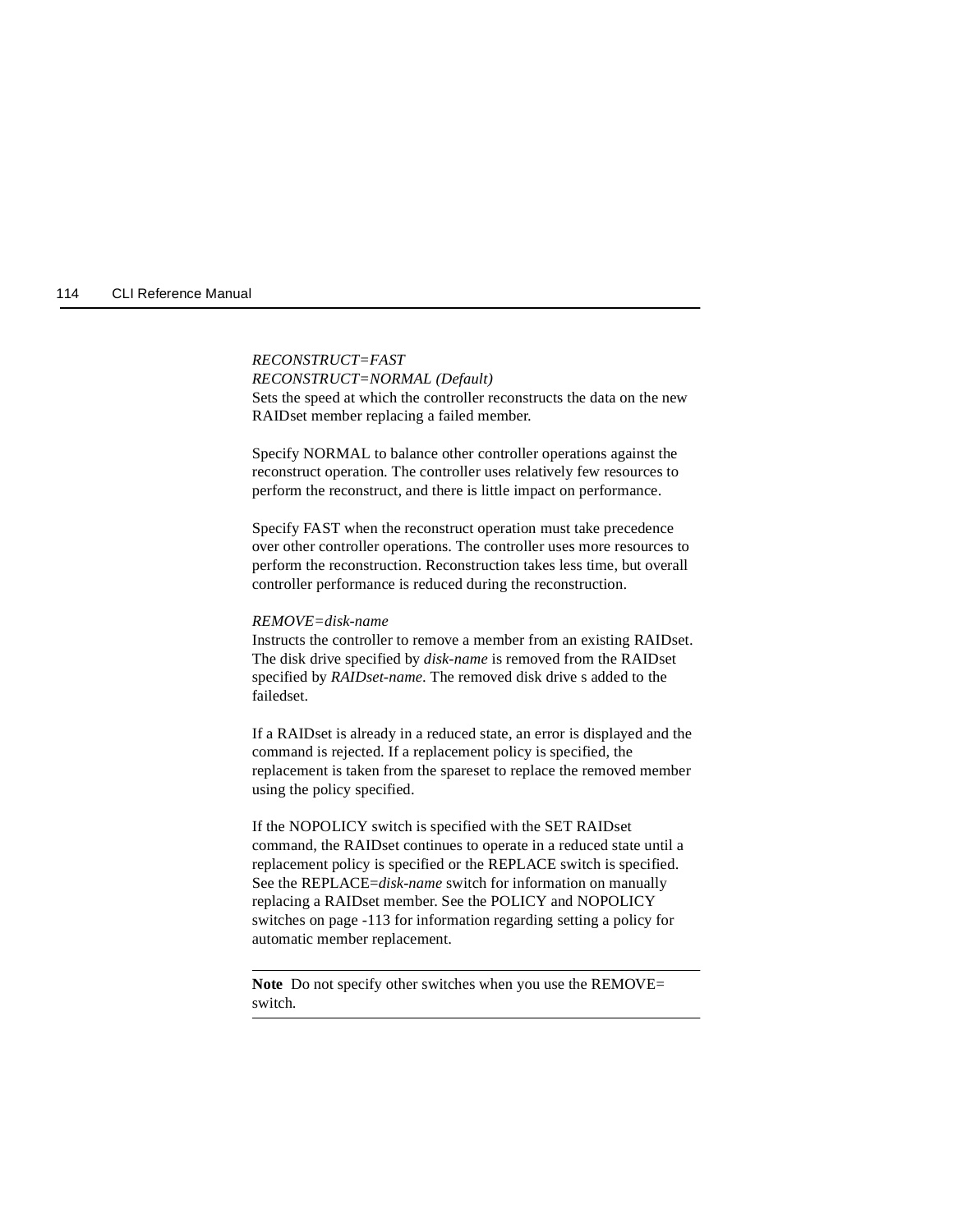*RECONSTRUCT=FAST*
*RECONSTRUCT=NORMAL (Default)*
Sets the speed at which the controller reconstructs the data on the new RAIDset member replacing a failed member.

Specify NORMAL to balance other controller operations against the reconstruct operation. The controller uses relatively few resources to perform the reconstruct, and there is little impact on performance.

Specify FAST when the reconstruct operation must take precedence over other controller operations. The controller uses more resources to perform the reconstruction. Reconstruction takes less time, but overall controller performance is reduced during the reconstruction.

*REMOVE=disk-name*
Instructs the controller to remove a member from an existing RAIDset. The disk drive specified by *disk-name* is removed from the RAIDset specified by *RAIDset-name*. The removed disk drive s added to the failedset.

If a RAIDset is already in a reduced state, an error is displayed and the command is rejected. If a replacement policy is specified, the replacement is taken from the spareset to replace the removed member using the policy specified.

If the NOPOLICY switch is specified with the SET RAIDset command, the RAIDset continues to operate in a reduced state until a replacement policy is specified or the REPLACE switch is specified. See the REPLACE=*disk-name* switch for information on manually replacing a RAIDset member. See the POLICY and NOPOLICY switches on page -113 for information regarding setting a policy for automatic member replacement.

---

**Note** Do not specify other switches when you use the REMOVE= switch.

---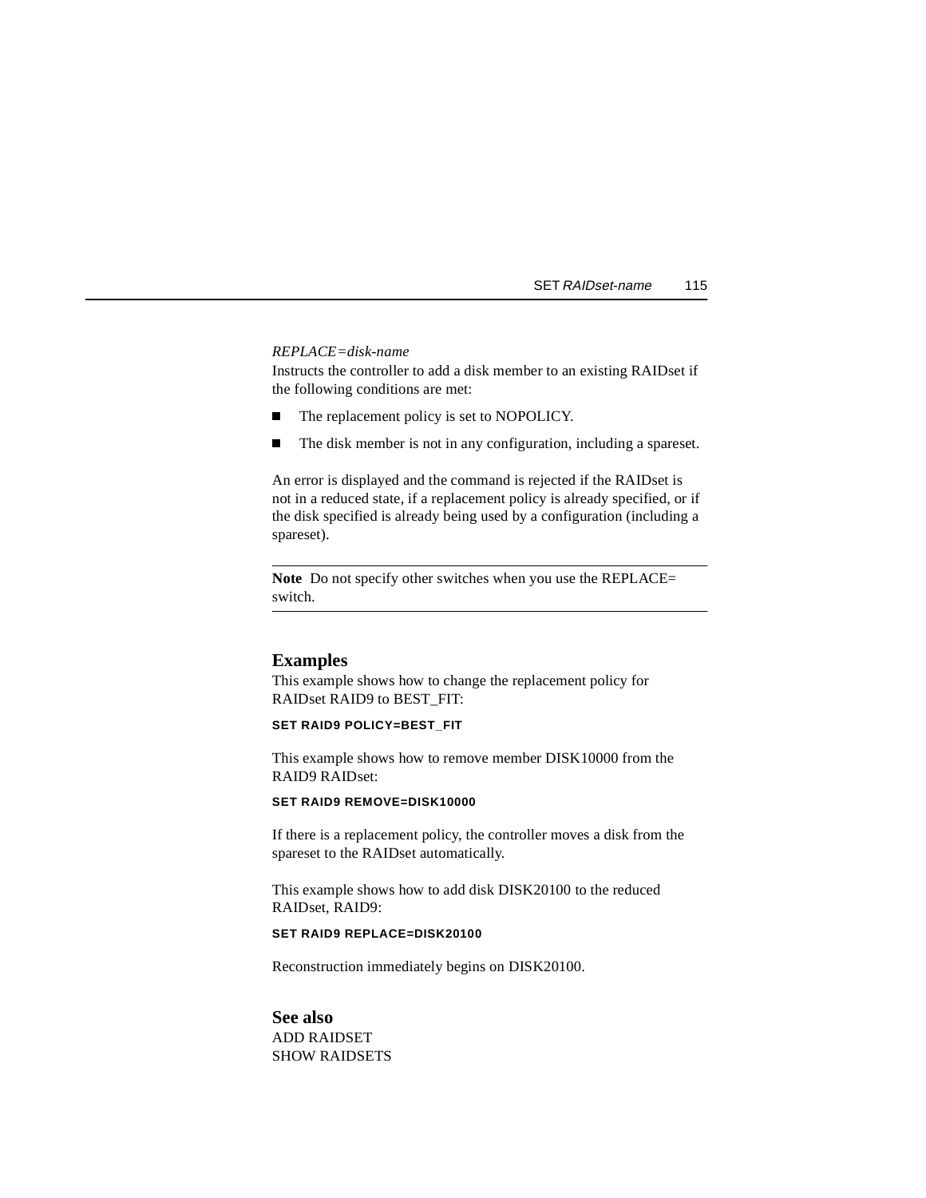*REPLACE=disk-name*

Instructs the controller to add a disk member to an existing RAIDset if the following conditions are met:

- The replacement policy is set to NOPOLICY.
- The disk member is not in any configuration, including a spareset.

An error is displayed and the command is rejected if the RAIDset is not in a reduced state, if a replacement policy is already specified, or if the disk specified is already being used by a configuration (including a spareset).

---

**Note** Do not specify other switches when you use the REPLACE= switch.

---

## Examples

This example shows how to change the replacement policy for RAIDset RAID9 to BEST_FIT:

```
SET RAID9 POLICY=BEST_FIT
```

This example shows how to remove member DISK10000 from the RAID9 RAIDset:

```
SET RAID9 REMOVE=DISK10000
```

If there is a replacement policy, the controller moves a disk from the spareset to the RAIDset automatically.

This example shows how to add disk DISK20100 to the reduced RAIDset, RAID9:

```
SET RAID9 REPLACE=DISK20100
```

Reconstruction immediately begins on DISK20100.

## See also

ADD RAIDSET
SHOW RAIDSETS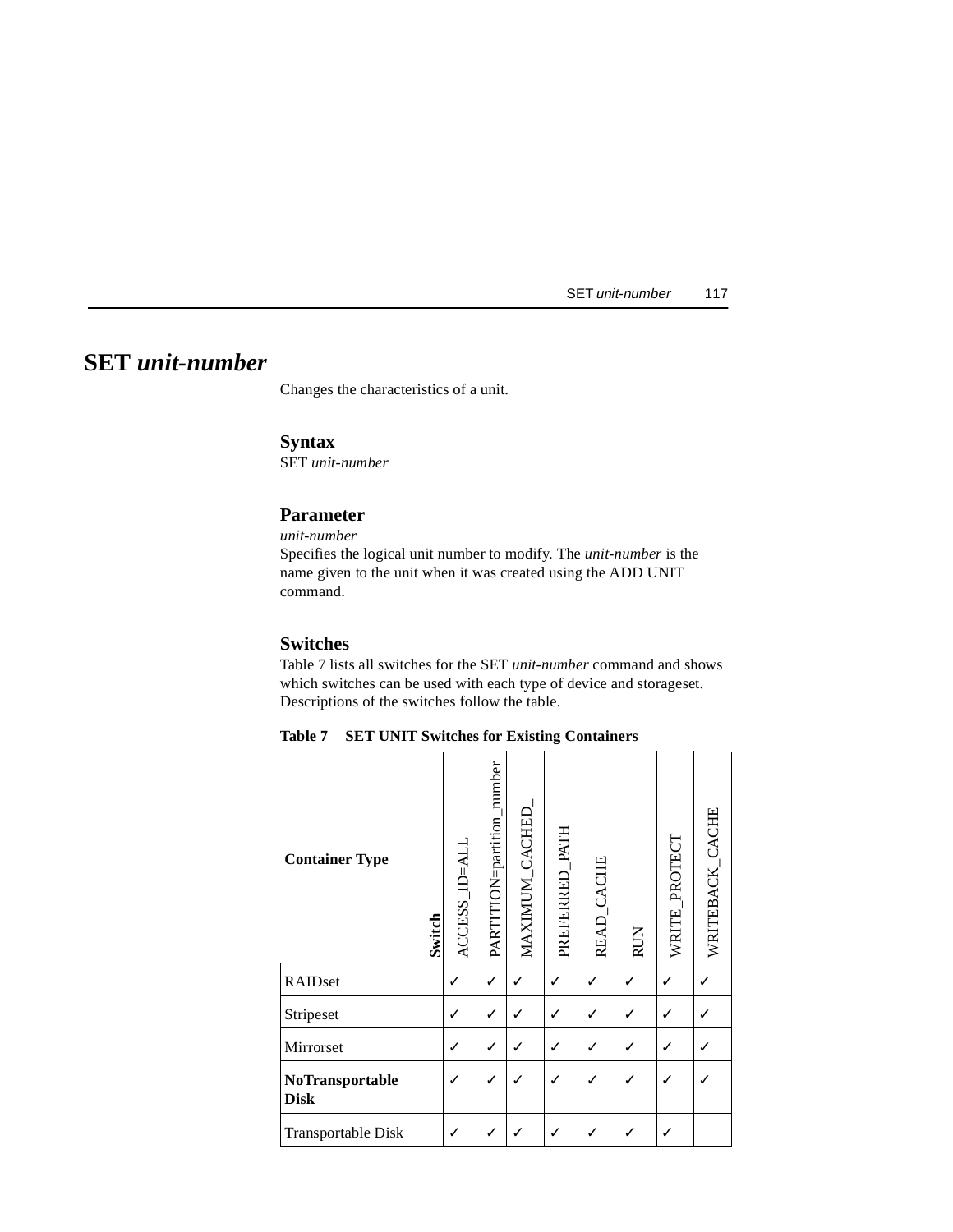# SET *unit-number*

Changes the characteristics of a unit.

### Syntax

SET *unit-number*

### Parameter

*unit-number*

Specifies the logical unit number to modify. The *unit-number* is the name given to the unit when it was created using the ADD UNIT command.

### Switches

Table 7 lists all switches for the SET *unit-number* command and shows which switches can be used with each type of device and storageset. Descriptions of the switches follow the table.

**Table 7 SET UNIT Switches for Existing Containers**

| Container Type / Switch | ACCESS_ID=ALL | PARTITION=partition_number | MAXIMUM_CACHED_ | PREFERRED_PATH | READ_CACHE | RUN | WRITE_PROTECT | WRITEBACK_CACHE |
|---|---|---|---|---|---|---|---|---|
| RAIDset | ✓ | ✓ | ✓ | ✓ | ✓ | ✓ | ✓ | ✓ |
| Stripeset | ✓ | ✓ | ✓ | ✓ | ✓ | ✓ | ✓ | ✓ |
| Mirrorset | ✓ | ✓ | ✓ | ✓ | ✓ | ✓ | ✓ | ✓ |
| **NoTransportable Disk** | ✓ | ✓ | ✓ | ✓ | ✓ | ✓ | ✓ | ✓ |
| Transportable Disk | ✓ | ✓ | ✓ | ✓ | ✓ | ✓ | ✓ | |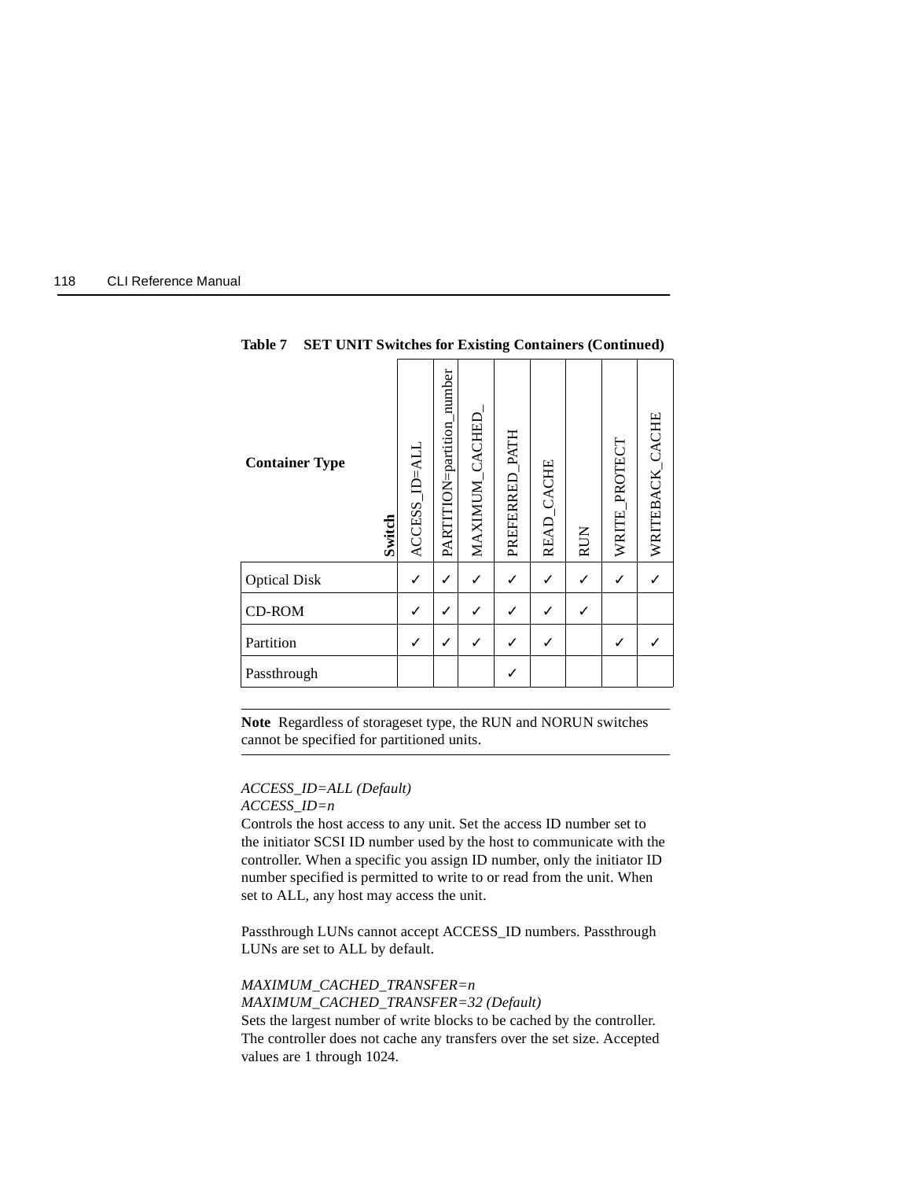**Table 7 SET UNIT Switches for Existing Containers (Continued)**

| Container Type / Switch | ACCESS_ID=ALL | PARTITION=partition_number | MAXIMUM_CACHED_ | PREFERRED_PATH | READ_CACHE | RUN | WRITE_PROTECT | WRITEBACK_CACHE |
|---|---|---|---|---|---|---|---|---|
| Optical Disk | ✓ | ✓ | ✓ | ✓ | ✓ | ✓ | ✓ | ✓ |
| CD-ROM | ✓ | ✓ | ✓ | ✓ | ✓ | ✓ | | |
| Partition | ✓ | ✓ | ✓ | ✓ | ✓ | | ✓ | ✓ |
| Passthrough | | | | ✓ | | | | |

---

**Note** Regardless of storageset type, the RUN and NORUN switches cannot be specified for partitioned units.

---

*ACCESS_ID=ALL (Default)*
*ACCESS_ID=n*
Controls the host access to any unit. Set the access ID number set to the initiator SCSI ID number used by the host to communicate with the controller. When a specific you assign ID number, only the initiator ID number specified is permitted to write to or read from the unit. When set to ALL, any host may access the unit.

Passthrough LUNs cannot accept ACCESS_ID numbers. Passthrough LUNs are set to ALL by default.

*MAXIMUM_CACHED_TRANSFER=n*
*MAXIMUM_CACHED_TRANSFER=32 (Default)*
Sets the largest number of write blocks to be cached by the controller. The controller does not cache any transfers over the set size. Accepted values are 1 through 1024.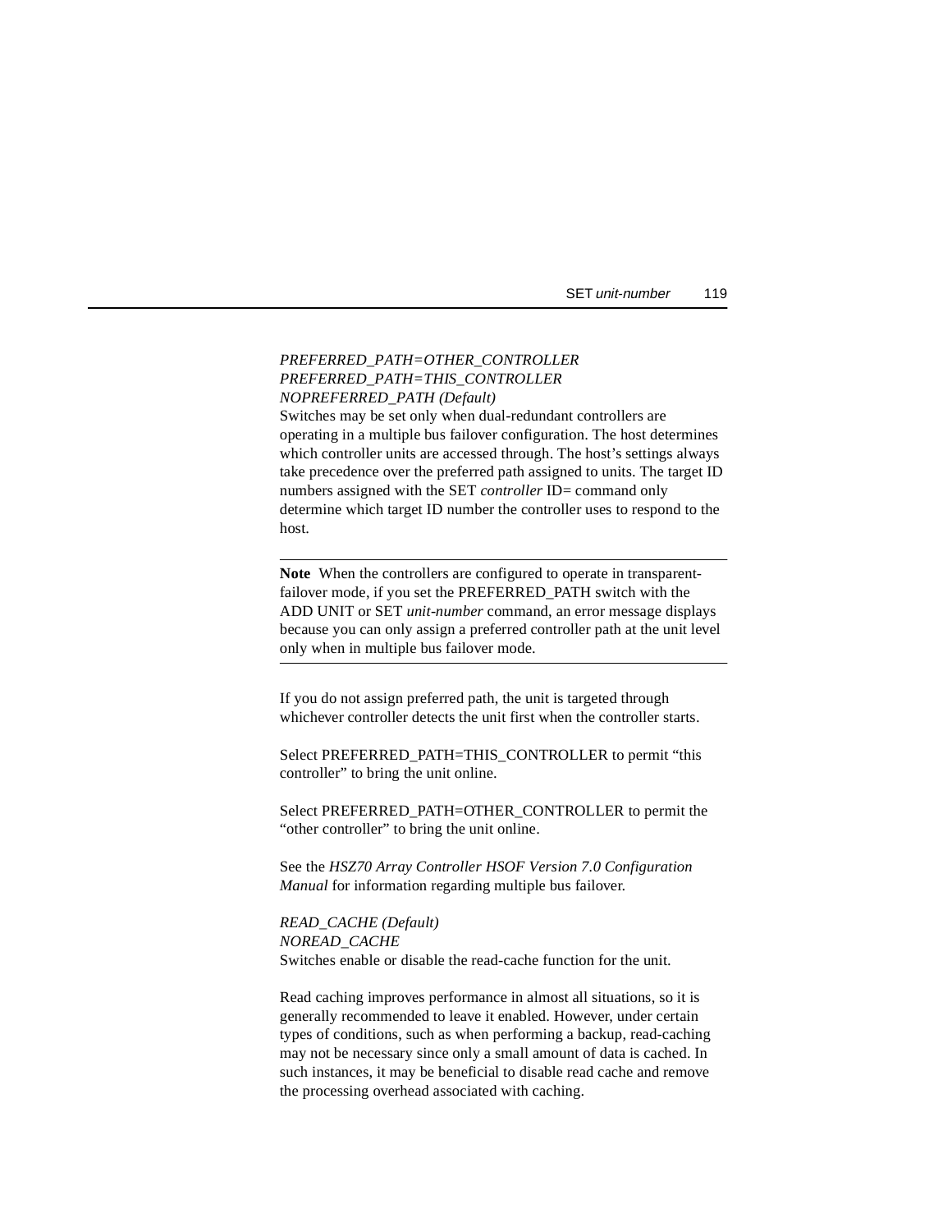*PREFERRED_PATH=OTHER_CONTROLLER*
*PREFERRED_PATH=THIS_CONTROLLER*
*NOPREFERRED_PATH (Default)*
Switches may be set only when dual-redundant controllers are operating in a multiple bus failover configuration. The host determines which controller units are accessed through. The host's settings always take precedence over the preferred path assigned to units. The target ID numbers assigned with the SET *controller* ID= command only determine which target ID number the controller uses to respond to the host.

---

**Note** When the controllers are configured to operate in transparent-failover mode, if you set the PREFERRED_PATH switch with the ADD UNIT or SET *unit-number* command, an error message displays because you can only assign a preferred controller path at the unit level only when in multiple bus failover mode.

---

If you do not assign preferred path, the unit is targeted through whichever controller detects the unit first when the controller starts.

Select PREFERRED_PATH=THIS_CONTROLLER to permit "this controller" to bring the unit online.

Select PREFERRED_PATH=OTHER_CONTROLLER to permit the "other controller" to bring the unit online.

See the *HSZ70 Array Controller HSOF Version 7.0 Configuration Manual* for information regarding multiple bus failover.

*READ_CACHE (Default)*
*NOREAD_CACHE*
Switches enable or disable the read-cache function for the unit.

Read caching improves performance in almost all situations, so it is generally recommended to leave it enabled. However, under certain types of conditions, such as when performing a backup, read-caching may not be necessary since only a small amount of data is cached. In such instances, it may be beneficial to disable read cache and remove the processing overhead associated with caching.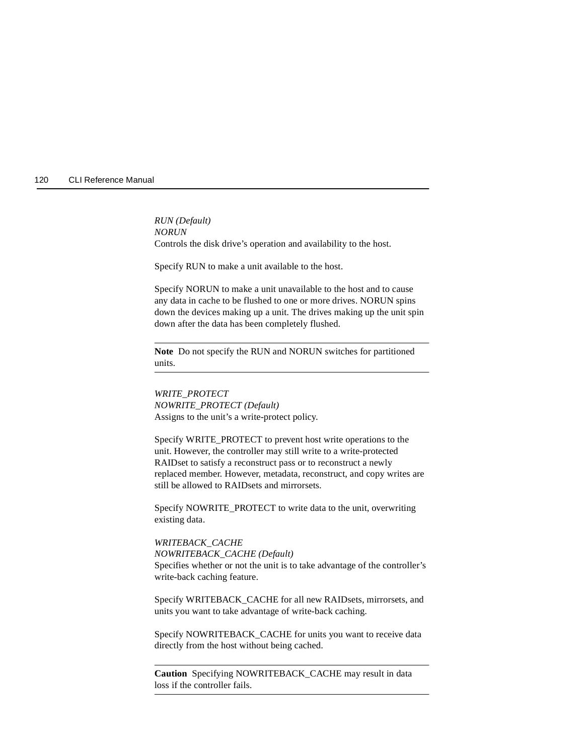*RUN (Default)*
*NORUN*
Controls the disk drive's operation and availability to the host.

Specify RUN to make a unit available to the host.

Specify NORUN to make a unit unavailable to the host and to cause any data in cache to be flushed to one or more drives. NORUN spins down the devices making up a unit. The drives making up the unit spin down after the data has been completely flushed.

---

**Note** Do not specify the RUN and NORUN switches for partitioned units.

---

*WRITE_PROTECT*
*NOWRITE_PROTECT (Default)*
Assigns to the unit's a write-protect policy.

Specify WRITE_PROTECT to prevent host write operations to the unit. However, the controller may still write to a write-protected RAIDset to satisfy a reconstruct pass or to reconstruct a newly replaced member. However, metadata, reconstruct, and copy writes are still be allowed to RAIDsets and mirrorsets.

Specify NOWRITE_PROTECT to write data to the unit, overwriting existing data.

*WRITEBACK_CACHE*
*NOWRITEBACK_CACHE (Default)*
Specifies whether or not the unit is to take advantage of the controller's write-back caching feature.

Specify WRITEBACK_CACHE for all new RAIDsets, mirrorsets, and units you want to take advantage of write-back caching.

Specify NOWRITEBACK_CACHE for units you want to receive data directly from the host without being cached.

---

**Caution** Specifying NOWRITEBACK_CACHE may result in data loss if the controller fails.

---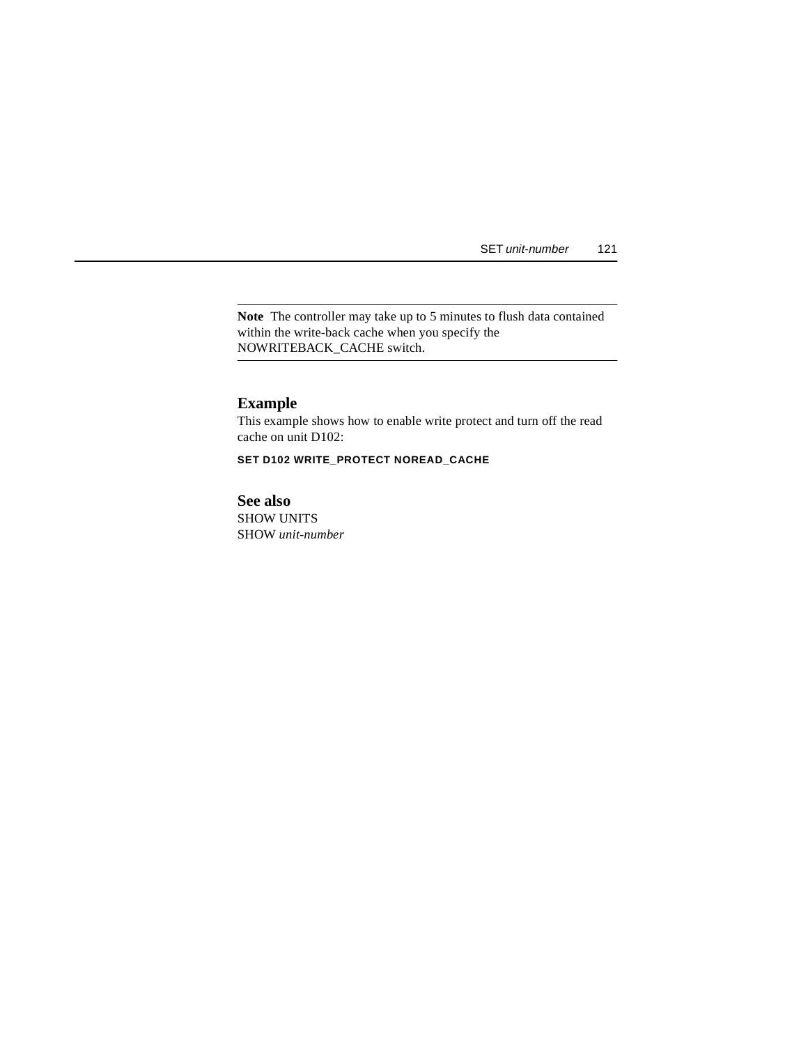**Note** The controller may take up to 5 minutes to flush data contained within the write-back cache when you specify the NOWRITEBACK_CACHE switch.

## Example

This example shows how to enable write protect and turn off the read cache on unit D102:

```
SET D102 WRITE_PROTECT NOREAD_CACHE
```

## See also

SHOW UNITS
SHOW *unit-number*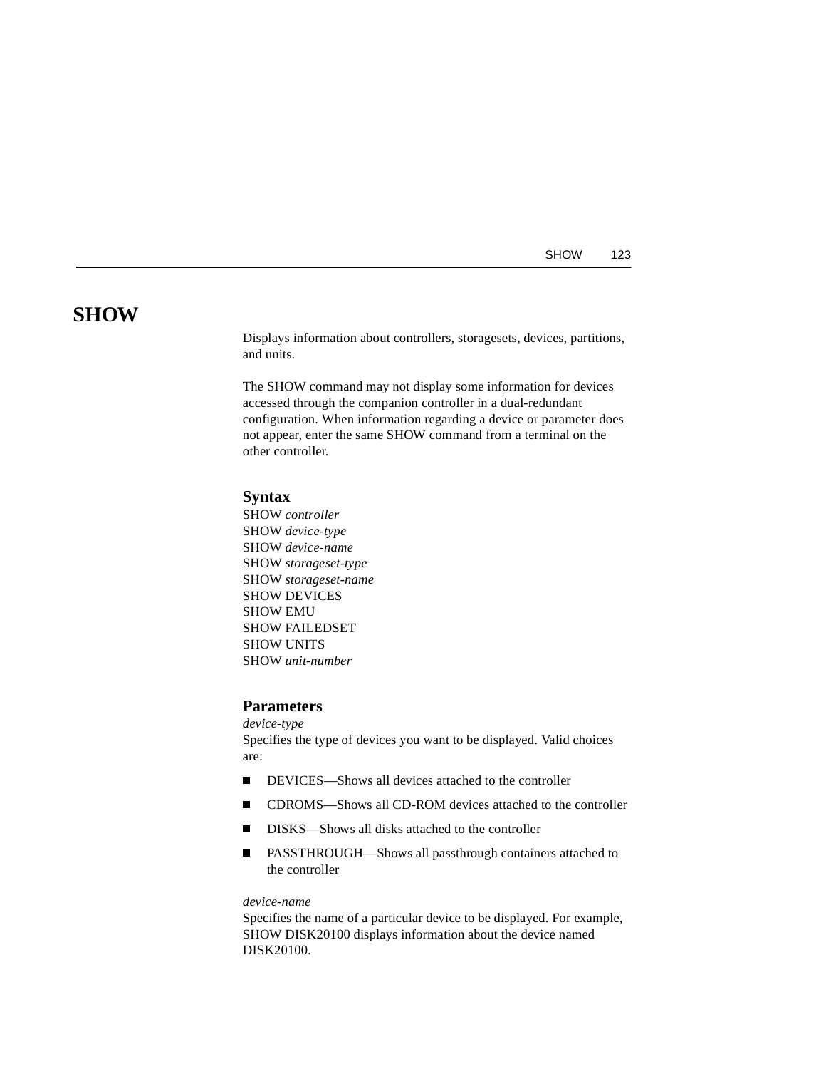# SHOW

Displays information about controllers, storagesets, devices, partitions, and units.

The SHOW command may not display some information for devices accessed through the companion controller in a dual-redundant configuration. When information regarding a device or parameter does not appear, enter the same SHOW command from a terminal on the other controller.

## Syntax

SHOW *controller*
SHOW *device-type*
SHOW *device-name*
SHOW *storageset-type*
SHOW *storageset-name*
SHOW DEVICES
SHOW EMU
SHOW FAILEDSET
SHOW UNITS
SHOW *unit-number*

## Parameters

*device-type*
Specifies the type of devices you want to be displayed. Valid choices are:

- DEVICES—Shows all devices attached to the controller
- CDROMS—Shows all CD-ROM devices attached to the controller
- DISKS—Shows all disks attached to the controller
- PASSTHROUGH—Shows all passthrough containers attached to the controller

*device-name*
Specifies the name of a particular device to be displayed. For example, SHOW DISK20100 displays information about the device named DISK20100.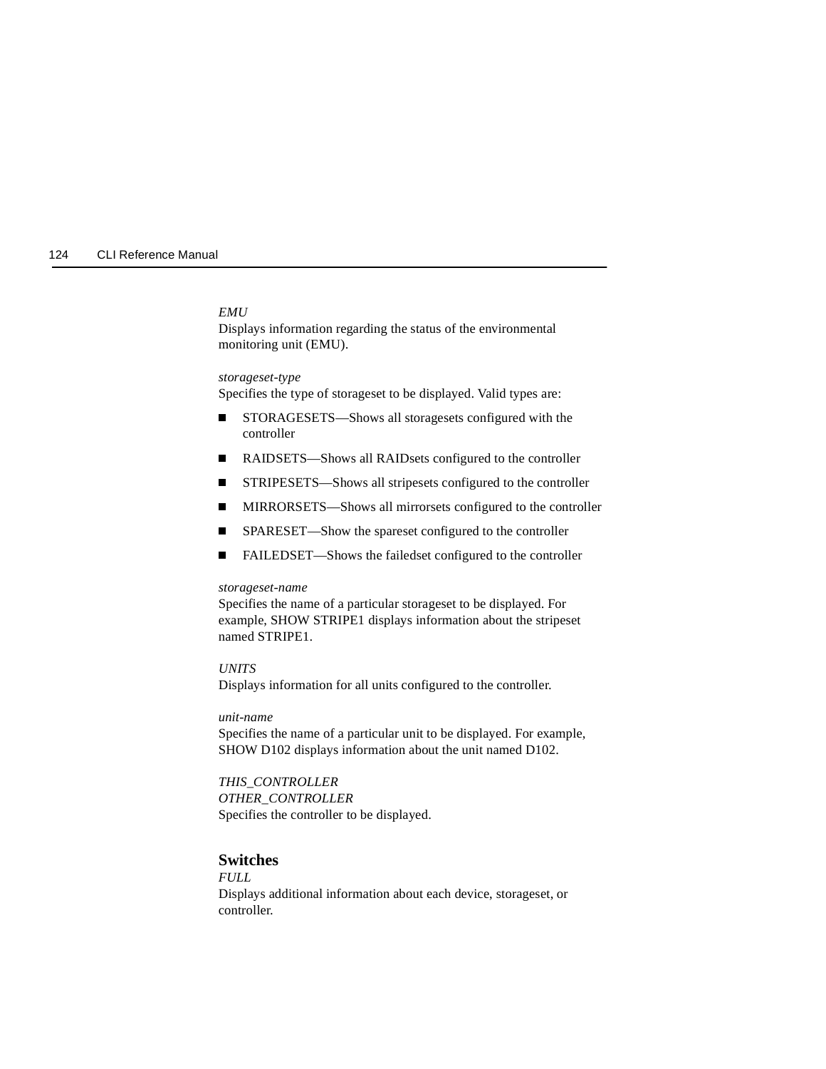*EMU*
Displays information regarding the status of the environmental monitoring unit (EMU).

*storageset-type*
Specifies the type of storageset to be displayed. Valid types are:

- STORAGESETS—Shows all storagesets configured with the controller
- RAIDSETS—Shows all RAIDsets configured to the controller
- STRIPESETS—Shows all stripesets configured to the controller
- MIRRORSETS—Shows all mirrorsets configured to the controller
- SPARESET—Show the spareset configured to the controller
- FAILEDSET—Shows the failedset configured to the controller

*storageset-name*
Specifies the name of a particular storageset to be displayed. For example, SHOW STRIPE1 displays information about the stripeset named STRIPE1.

*UNITS*
Displays information for all units configured to the controller.

*unit-name*
Specifies the name of a particular unit to be displayed. For example, SHOW D102 displays information about the unit named D102.

*THIS_CONTROLLER*
*OTHER_CONTROLLER*
Specifies the controller to be displayed.

## Switches

*FULL*
Displays additional information about each device, storageset, or controller.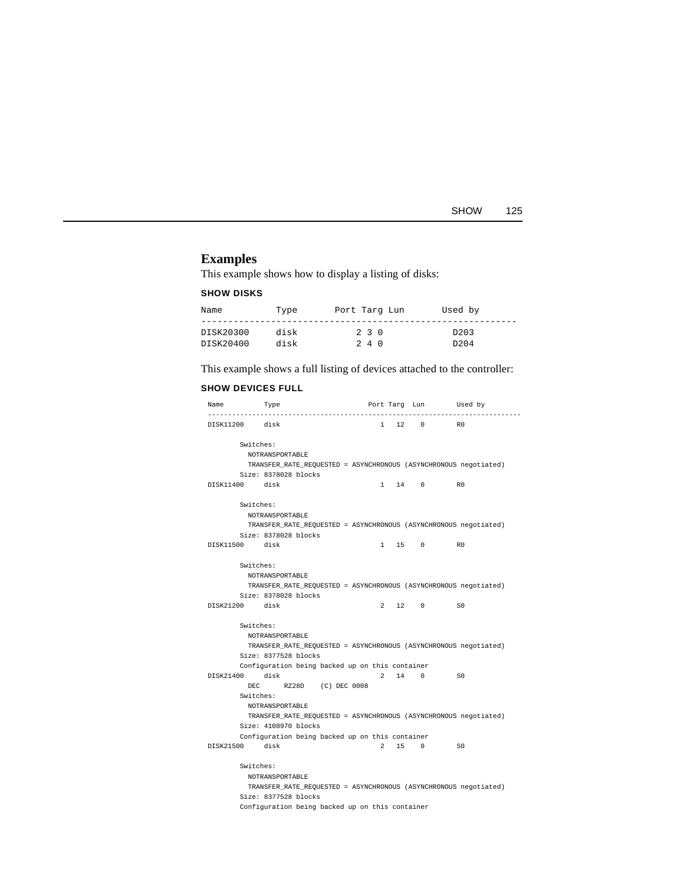## Examples

This example shows how to display a listing of disks:

**SHOW DISKS**

```
Name          Type       Port Targ Lun       Used by
----------------------------------------------------------
DISK20300     disk         2 3 0               D203
DISK20400     disk         2 4 0               D204
```

This example shows a full listing of devices attached to the controller:

**SHOW DEVICES FULL**

```
Name         Type                    Port Targ  Lun       Used by
-------------------------------------------------------------------------------
DISK11200    disk                      1   12    0        R0

       Switches:
         NOTRANSPORTABLE
         TRANSFER_RATE_REQUESTED = ASYNCHRONOUS (ASYNCHRONOUS negotiated)
       Size: 8378028 blocks
DISK11400    disk                      1   14    0        R0

       Switches:
         NOTRANSPORTABLE
         TRANSFER_RATE_REQUESTED = ASYNCHRONOUS (ASYNCHRONOUS negotiated)
       Size: 8378028 blocks
DISK11500    disk                      1   15    0        R0

       Switches:
         NOTRANSPORTABLE
         TRANSFER_RATE_REQUESTED = ASYNCHRONOUS (ASYNCHRONOUS negotiated)
       Size: 8378028 blocks
DISK21200    disk                      2   12    0        S0

       Switches:
         NOTRANSPORTABLE
         TRANSFER_RATE_REQUESTED = ASYNCHRONOUS (ASYNCHRONOUS negotiated)
       Size: 8377528 blocks
       Configuration being backed up on this container
DISK21400    disk                      2   14    0        S0
         DEC      RZ28D    (C) DEC 0008
       Switches:
         NOTRANSPORTABLE
         TRANSFER_RATE_REQUESTED = ASYNCHRONOUS (ASYNCHRONOUS negotiated)
       Size: 4108970 blocks
       Configuration being backed up on this container
DISK21500    disk                      2   15    0        S0

       Switches:
         NOTRANSPORTABLE
         TRANSFER_RATE_REQUESTED = ASYNCHRONOUS (ASYNCHRONOUS negotiated)
       Size: 8377528 blocks
       Configuration being backed up on this container
```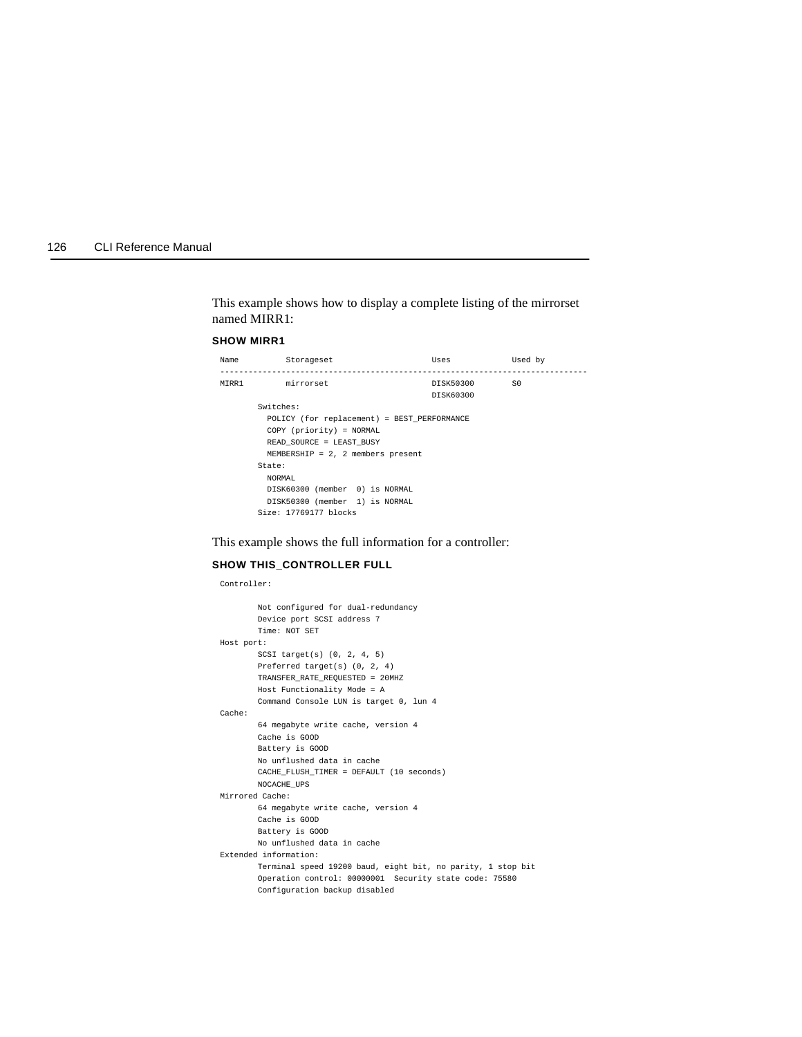This example shows how to display a complete listing of the mirrorset named MIRR1:

**SHOW MIRR1**

```
Name         Storageset                    Uses           Used by
------------------------------------------------------------------------------
MIRR1        mirrorset                     DISK50300      S0
                                           DISK60300
        Switches:
          POLICY (for replacement) = BEST_PERFORMANCE
          COPY (priority) = NORMAL
          READ_SOURCE = LEAST_BUSY
          MEMBERSHIP = 2, 2 members present
        State:
          NORMAL
          DISK60300 (member  0) is NORMAL
          DISK50300 (member  1) is NORMAL
        Size: 17769177 blocks
```

This example shows the full information for a controller:

**SHOW THIS_CONTROLLER FULL**

```
Controller:

        Not configured for dual-redundancy
        Device port SCSI address 7
        Time: NOT SET
Host port:
        SCSI target(s) (0, 2, 4, 5)
        Preferred target(s) (0, 2, 4)
        TRANSFER_RATE_REQUESTED = 20MHZ
        Host Functionality Mode = A
        Command Console LUN is target 0, lun 4
Cache:
        64 megabyte write cache, version 4
        Cache is GOOD
        Battery is GOOD
        No unflushed data in cache
        CACHE_FLUSH_TIMER = DEFAULT (10 seconds)
        NOCACHE_UPS
Mirrored Cache:
        64 megabyte write cache, version 4
        Cache is GOOD
        Battery is GOOD
        No unflushed data in cache
Extended information:
        Terminal speed 19200 baud, eight bit, no parity, 1 stop bit
        Operation control: 00000001  Security state code: 75580
        Configuration backup disabled
```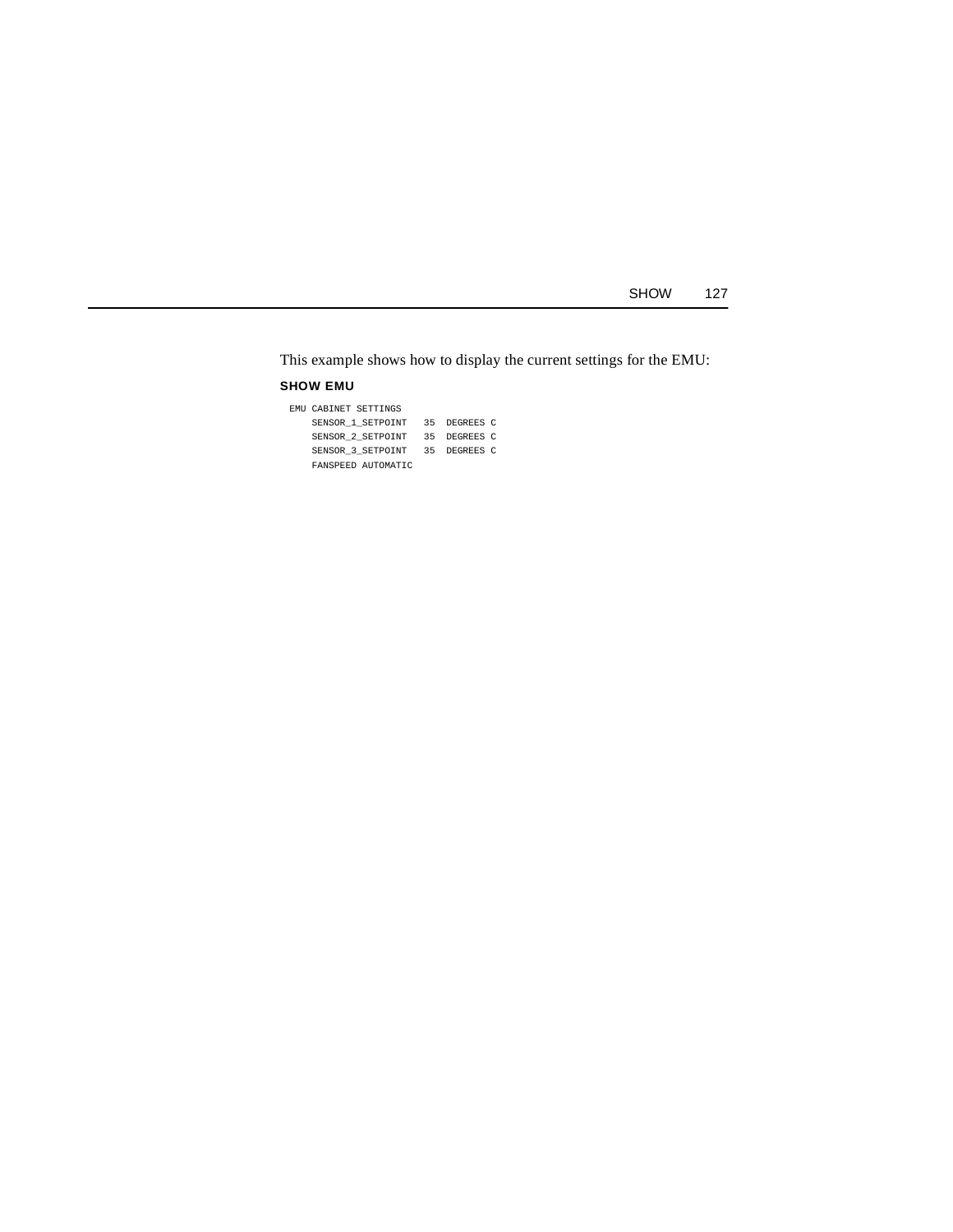This example shows how to display the current settings for the EMU:

**SHOW EMU**

```
EMU CABINET SETTINGS
    SENSOR_1_SETPOINT   35  DEGREES C
    SENSOR_2_SETPOINT   35  DEGREES C
    SENSOR_3_SETPOINT   35  DEGREES C
    FANSPEED AUTOMATIC
```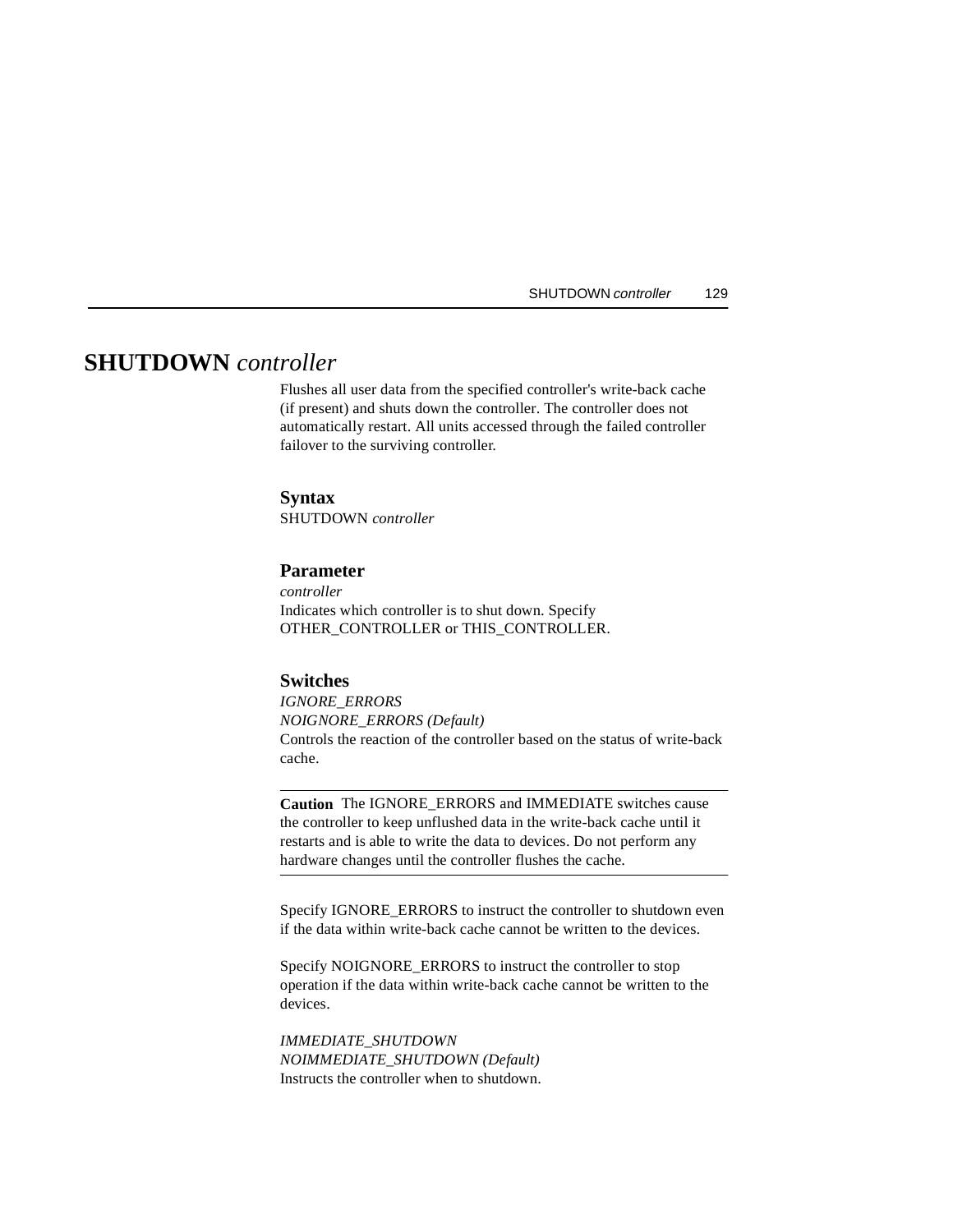# SHUTDOWN *controller*

Flushes all user data from the specified controller's write-back cache (if present) and shuts down the controller. The controller does not automatically restart. All units accessed through the failed controller failover to the surviving controller.

### Syntax

SHUTDOWN *controller*

### Parameter

*controller*

Indicates which controller is to shut down. Specify OTHER_CONTROLLER or THIS_CONTROLLER.

### Switches

*IGNORE_ERRORS*

*NOIGNORE_ERRORS (Default)*

Controls the reaction of the controller based on the status of write-back cache.

---

**Caution** The IGNORE_ERRORS and IMMEDIATE switches cause the controller to keep unflushed data in the write-back cache until it restarts and is able to write the data to devices. Do not perform any hardware changes until the controller flushes the cache.

---

Specify IGNORE_ERRORS to instruct the controller to shutdown even if the data within write-back cache cannot be written to the devices.

Specify NOIGNORE_ERRORS to instruct the controller to stop operation if the data within write-back cache cannot be written to the devices.

*IMMEDIATE_SHUTDOWN*

*NOIMMEDIATE_SHUTDOWN (Default)*

Instructs the controller when to shutdown.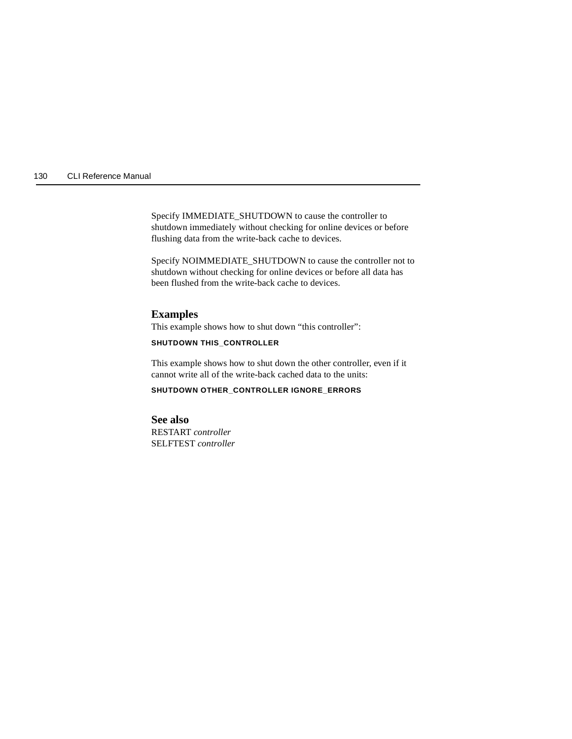Specify IMMEDIATE_SHUTDOWN to cause the controller to shutdown immediately without checking for online devices or before flushing data from the write-back cache to devices.

Specify NOIMMEDIATE_SHUTDOWN to cause the controller not to shutdown without checking for online devices or before all data has been flushed from the write-back cache to devices.

## Examples

This example shows how to shut down "this controller":

```
SHUTDOWN THIS_CONTROLLER
```

This example shows how to shut down the other controller, even if it cannot write all of the write-back cached data to the units:

```
SHUTDOWN OTHER_CONTROLLER IGNORE_ERRORS
```

## See also

RESTART *controller*
SELFTEST *controller*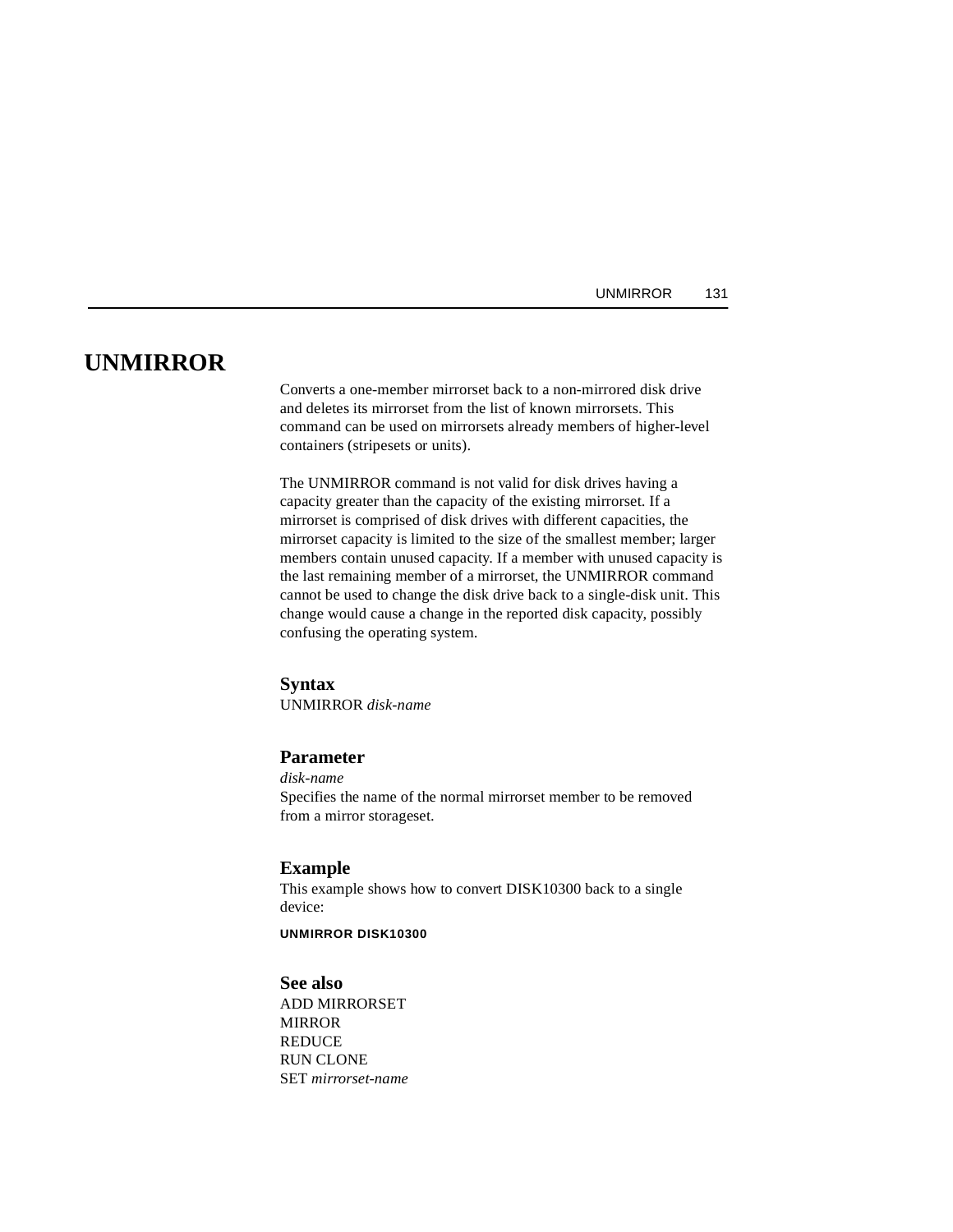# UNMIRROR

Converts a one-member mirrorset back to a non-mirrored disk drive and deletes its mirrorset from the list of known mirrorsets. This command can be used on mirrorsets already members of higher-level containers (stripesets or units).

The UNMIRROR command is not valid for disk drives having a capacity greater than the capacity of the existing mirrorset. If a mirrorset is comprised of disk drives with different capacities, the mirrorset capacity is limited to the size of the smallest member; larger members contain unused capacity. If a member with unused capacity is the last remaining member of a mirrorset, the UNMIRROR command cannot be used to change the disk drive back to a single-disk unit. This change would cause a change in the reported disk capacity, possibly confusing the operating system.

## Syntax

UNMIRROR *disk-name*

## Parameter

*disk-name*

Specifies the name of the normal mirrorset member to be removed from a mirror storageset.

## Example

This example shows how to convert DISK10300 back to a single device:

```
UNMIRROR DISK10300
```

## See also

ADD MIRRORSET
MIRROR
REDUCE
RUN CLONE
SET *mirrorset-name*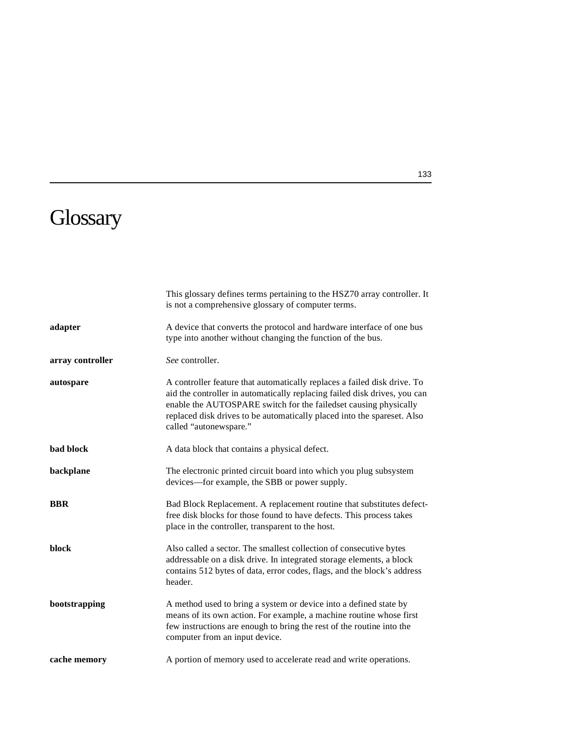# Glossary

This glossary defines terms pertaining to the HSZ70 array controller. It is not a comprehensive glossary of computer terms.

**adapter** A device that converts the protocol and hardware interface of one bus type into another without changing the function of the bus.

**array controller** *See* controller.

**autospare** A controller feature that automatically replaces a failed disk drive. To aid the controller in automatically replacing failed disk drives, you can enable the AUTOSPARE switch for the failedset causing physically replaced disk drives to be automatically placed into the spareset. Also called “autonewspare.”

**bad block** A data block that contains a physical defect.

**backplane** The electronic printed circuit board into which you plug subsystem devices—for example, the SBB or power supply.

**BBR** Bad Block Replacement. A replacement routine that substitutes defect-free disk blocks for those found to have defects. This process takes place in the controller, transparent to the host.

**block** Also called a sector. The smallest collection of consecutive bytes addressable on a disk drive. In integrated storage elements, a block contains 512 bytes of data, error codes, flags, and the block’s address header.

**bootstrapping** A method used to bring a system or device into a defined state by means of its own action. For example, a machine routine whose first few instructions are enough to bring the rest of the routine into the computer from an input device.

**cache memory** A portion of memory used to accelerate read and write operations.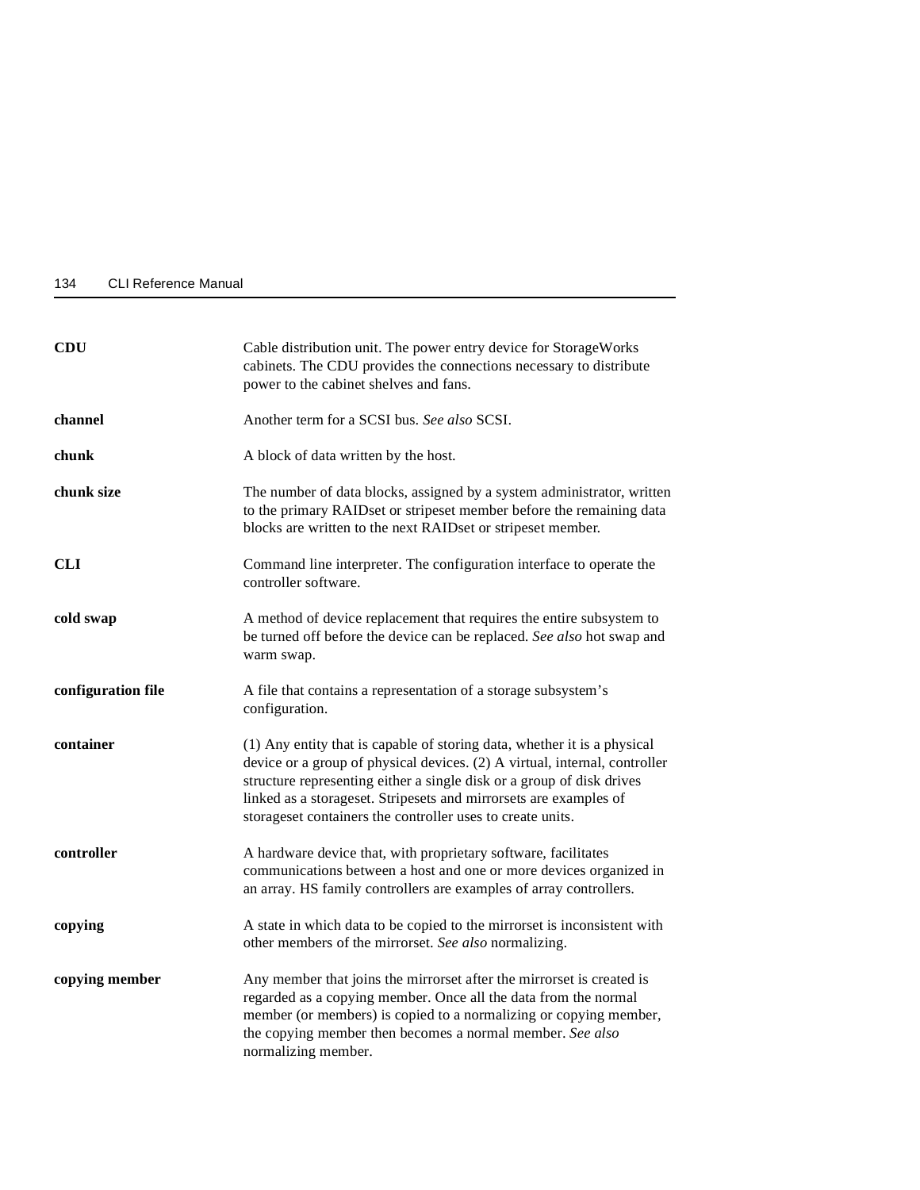**CDU**
Cable distribution unit. The power entry device for StorageWorks cabinets. The CDU provides the connections necessary to distribute power to the cabinet shelves and fans.

**channel**
Another term for a SCSI bus. *See also* SCSI.

**chunk**
A block of data written by the host.

**chunk size**
The number of data blocks, assigned by a system administrator, written to the primary RAIDset or stripeset member before the remaining data blocks are written to the next RAIDset or stripeset member.

**CLI**
Command line interpreter. The configuration interface to operate the controller software.

**cold swap**
A method of device replacement that requires the entire subsystem to be turned off before the device can be replaced. *See also* hot swap and warm swap.

**configuration file**
A file that contains a representation of a storage subsystem's configuration.

**container**
(1) Any entity that is capable of storing data, whether it is a physical device or a group of physical devices. (2) A virtual, internal, controller structure representing either a single disk or a group of disk drives linked as a storageset. Stripesets and mirrorsets are examples of storageset containers the controller uses to create units.

**controller**
A hardware device that, with proprietary software, facilitates communications between a host and one or more devices organized in an array. HS family controllers are examples of array controllers.

**copying**
A state in which data to be copied to the mirrorset is inconsistent with other members of the mirrorset. *See also* normalizing.

**copying member**
Any member that joins the mirrorset after the mirrorset is created is regarded as a copying member. Once all the data from the normal member (or members) is copied to a normalizing or copying member, the copying member then becomes a normal member. *See also* normalizing member.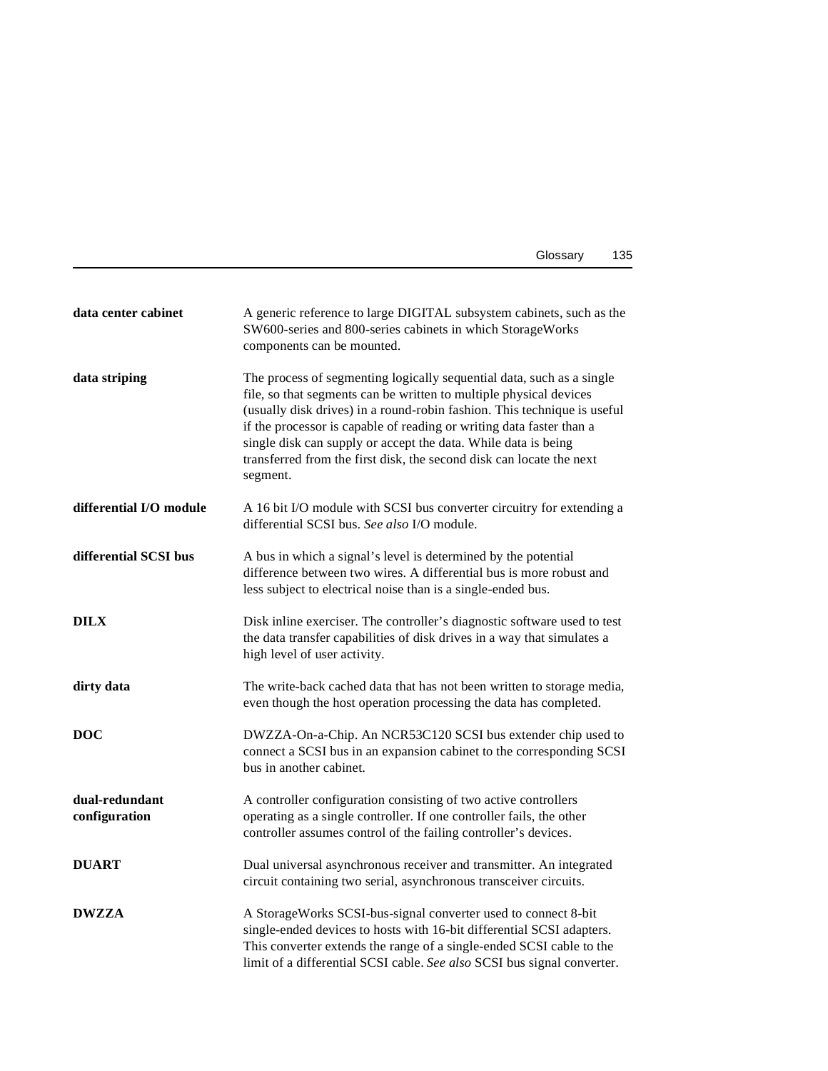**data center cabinet** — A generic reference to large DIGITAL subsystem cabinets, such as the SW600-series and 800-series cabinets in which StorageWorks components can be mounted.

**data striping** — The process of segmenting logically sequential data, such as a single file, so that segments can be written to multiple physical devices (usually disk drives) in a round-robin fashion. This technique is useful if the processor is capable of reading or writing data faster than a single disk can supply or accept the data. While data is being transferred from the first disk, the second disk can locate the next segment.

**differential I/O module** — A 16 bit I/O module with SCSI bus converter circuitry for extending a differential SCSI bus. *See also* I/O module.

**differential SCSI bus** — A bus in which a signal's level is determined by the potential difference between two wires. A differential bus is more robust and less subject to electrical noise than is a single-ended bus.

**DILX** — Disk inline exerciser. The controller's diagnostic software used to test the data transfer capabilities of disk drives in a way that simulates a high level of user activity.

**dirty data** — The write-back cached data that has not been written to storage media, even though the host operation processing the data has completed.

**DOC** — DWZZA-On-a-Chip. An NCR53C120 SCSI bus extender chip used to connect a SCSI bus in an expansion cabinet to the corresponding SCSI bus in another cabinet.

**dual-redundant configuration** — A controller configuration consisting of two active controllers operating as a single controller. If one controller fails, the other controller assumes control of the failing controller's devices.

**DUART** — Dual universal asynchronous receiver and transmitter. An integrated circuit containing two serial, asynchronous transceiver circuits.

**DWZZA** — A StorageWorks SCSI-bus-signal converter used to connect 8-bit single-ended devices to hosts with 16-bit differential SCSI adapters. This converter extends the range of a single-ended SCSI cable to the limit of a differential SCSI cable. *See also* SCSI bus signal converter.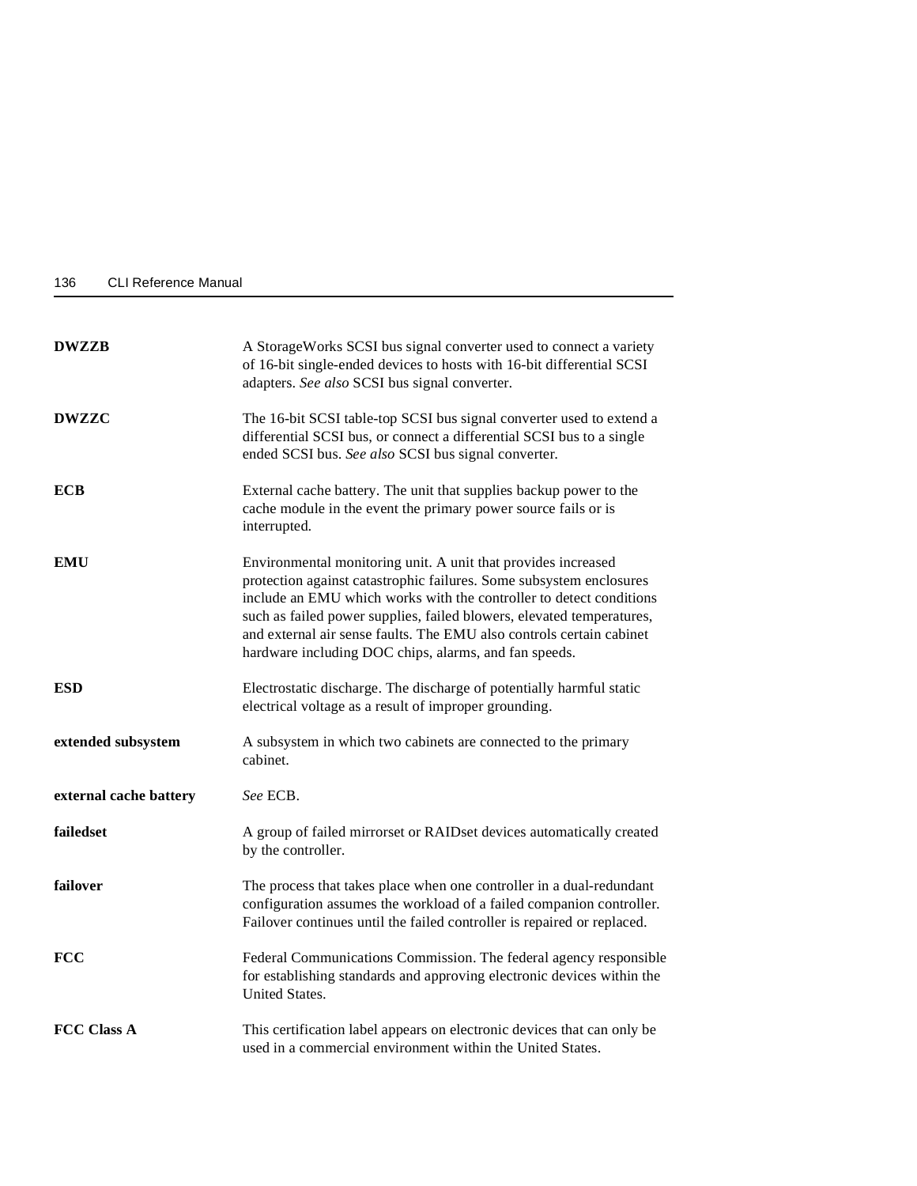**DWZZB**
A StorageWorks SCSI bus signal converter used to connect a variety of 16-bit single-ended devices to hosts with 16-bit differential SCSI adapters. *See also* SCSI bus signal converter.

**DWZZC**
The 16-bit SCSI table-top SCSI bus signal converter used to extend a differential SCSI bus, or connect a differential SCSI bus to a single ended SCSI bus. *See also* SCSI bus signal converter.

**ECB**
External cache battery. The unit that supplies backup power to the cache module in the event the primary power source fails or is interrupted.

**EMU**
Environmental monitoring unit. A unit that provides increased protection against catastrophic failures. Some subsystem enclosures include an EMU which works with the controller to detect conditions such as failed power supplies, failed blowers, elevated temperatures, and external air sense faults. The EMU also controls certain cabinet hardware including DOC chips, alarms, and fan speeds.

**ESD**
Electrostatic discharge. The discharge of potentially harmful static electrical voltage as a result of improper grounding.

**extended subsystem**
A subsystem in which two cabinets are connected to the primary cabinet.

**external cache battery**
*See* ECB.

**failedset**
A group of failed mirrorset or RAIDset devices automatically created by the controller.

**failover**
The process that takes place when one controller in a dual-redundant configuration assumes the workload of a failed companion controller. Failover continues until the failed controller is repaired or replaced.

**FCC**
Federal Communications Commission. The federal agency responsible for establishing standards and approving electronic devices within the United States.

**FCC Class A**
This certification label appears on electronic devices that can only be used in a commercial environment within the United States.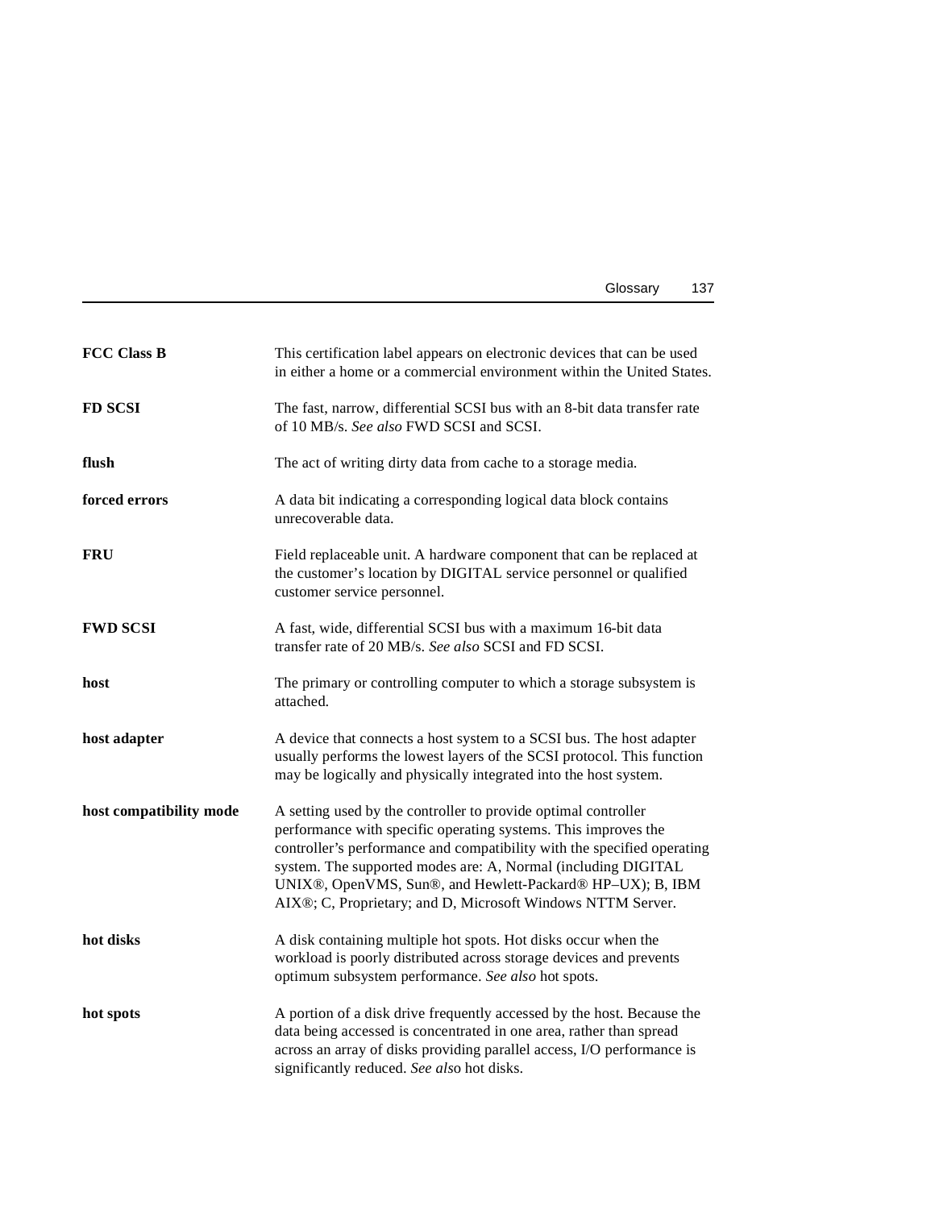**FCC Class B** This certification label appears on electronic devices that can be used in either a home or a commercial environment within the United States.

**FD SCSI** The fast, narrow, differential SCSI bus with an 8-bit data transfer rate of 10 MB/s. *See also* FWD SCSI and SCSI.

**flush** The act of writing dirty data from cache to a storage media.

**forced errors** A data bit indicating a corresponding logical data block contains unrecoverable data.

**FRU** Field replaceable unit. A hardware component that can be replaced at the customer's location by DIGITAL service personnel or qualified customer service personnel.

**FWD SCSI** A fast, wide, differential SCSI bus with a maximum 16-bit data transfer rate of 20 MB/s. *See also* SCSI and FD SCSI.

**host** The primary or controlling computer to which a storage subsystem is attached.

**host adapter** A device that connects a host system to a SCSI bus. The host adapter usually performs the lowest layers of the SCSI protocol. This function may be logically and physically integrated into the host system.

**host compatibility mode** A setting used by the controller to provide optimal controller performance with specific operating systems. This improves the controller's performance and compatibility with the specified operating system. The supported modes are: A, Normal (including DIGITAL UNIX®, OpenVMS, Sun®, and Hewlett-Packard® HP–UX); B, IBM AIX®; C, Proprietary; and D, Microsoft Windows NTTM Server.

**hot disks** A disk containing multiple hot spots. Hot disks occur when the workload is poorly distributed across storage devices and prevents optimum subsystem performance. *See also* hot spots.

**hot spots** A portion of a disk drive frequently accessed by the host. Because the data being accessed is concentrated in one area, rather than spread across an array of disks providing parallel access, I/O performance is significantly reduced. *See also* hot disks.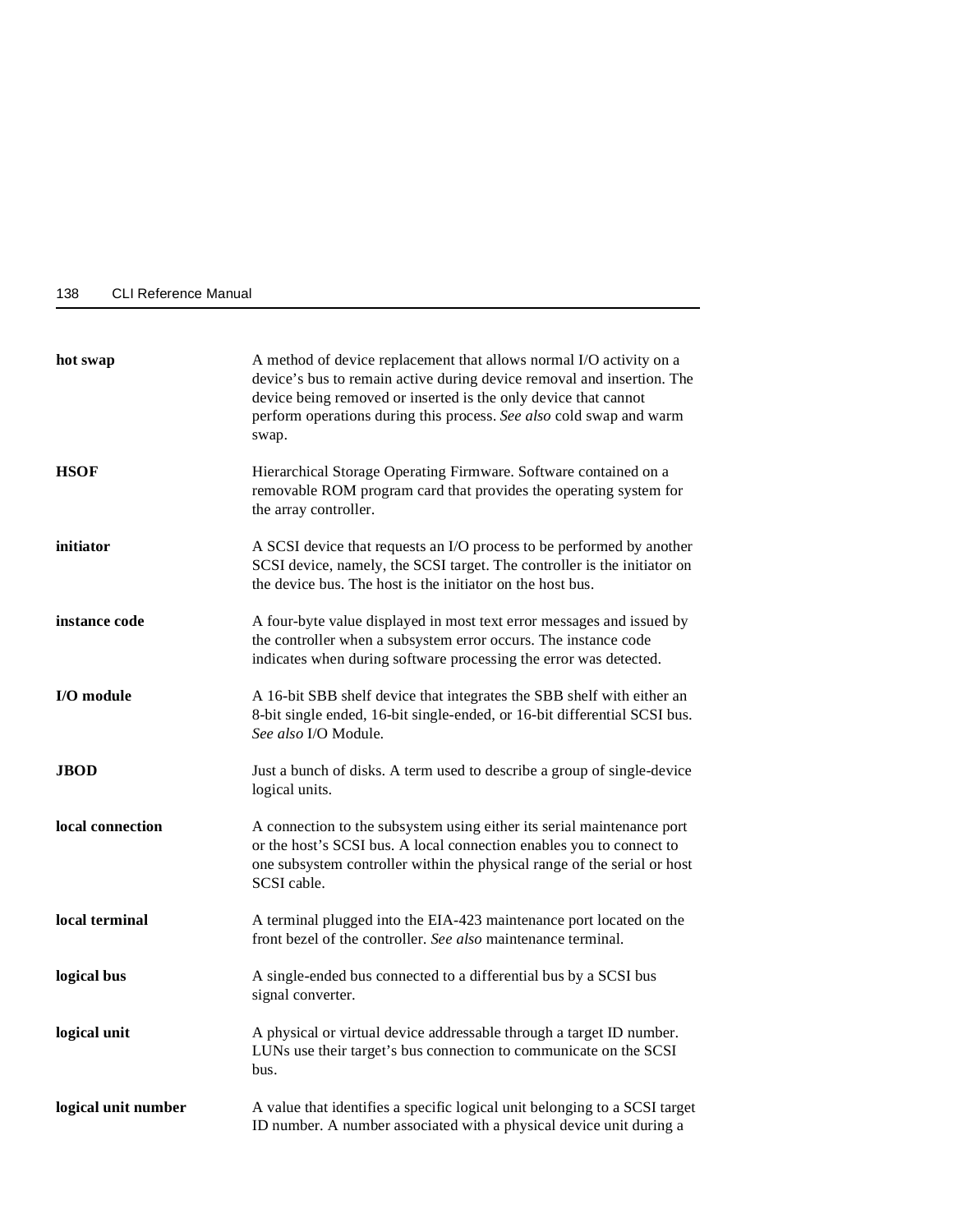**hot swap** A method of device replacement that allows normal I/O activity on a device's bus to remain active during device removal and insertion. The device being removed or inserted is the only device that cannot perform operations during this process. *See also* cold swap and warm swap.

**HSOF** Hierarchical Storage Operating Firmware. Software contained on a removable ROM program card that provides the operating system for the array controller.

**initiator** A SCSI device that requests an I/O process to be performed by another SCSI device, namely, the SCSI target. The controller is the initiator on the device bus. The host is the initiator on the host bus.

**instance code** A four-byte value displayed in most text error messages and issued by the controller when a subsystem error occurs. The instance code indicates when during software processing the error was detected.

**I/O module** A 16-bit SBB shelf device that integrates the SBB shelf with either an 8-bit single ended, 16-bit single-ended, or 16-bit differential SCSI bus. *See also* I/O Module.

**JBOD** Just a bunch of disks. A term used to describe a group of single-device logical units.

**local connection** A connection to the subsystem using either its serial maintenance port or the host's SCSI bus. A local connection enables you to connect to one subsystem controller within the physical range of the serial or host SCSI cable.

**local terminal** A terminal plugged into the EIA-423 maintenance port located on the front bezel of the controller. *See also* maintenance terminal.

**logical bus** A single-ended bus connected to a differential bus by a SCSI bus signal converter.

**logical unit** A physical or virtual device addressable through a target ID number. LUNs use their target's bus connection to communicate on the SCSI bus.

**logical unit number** A value that identifies a specific logical unit belonging to a SCSI target ID number. A number associated with a physical device unit during a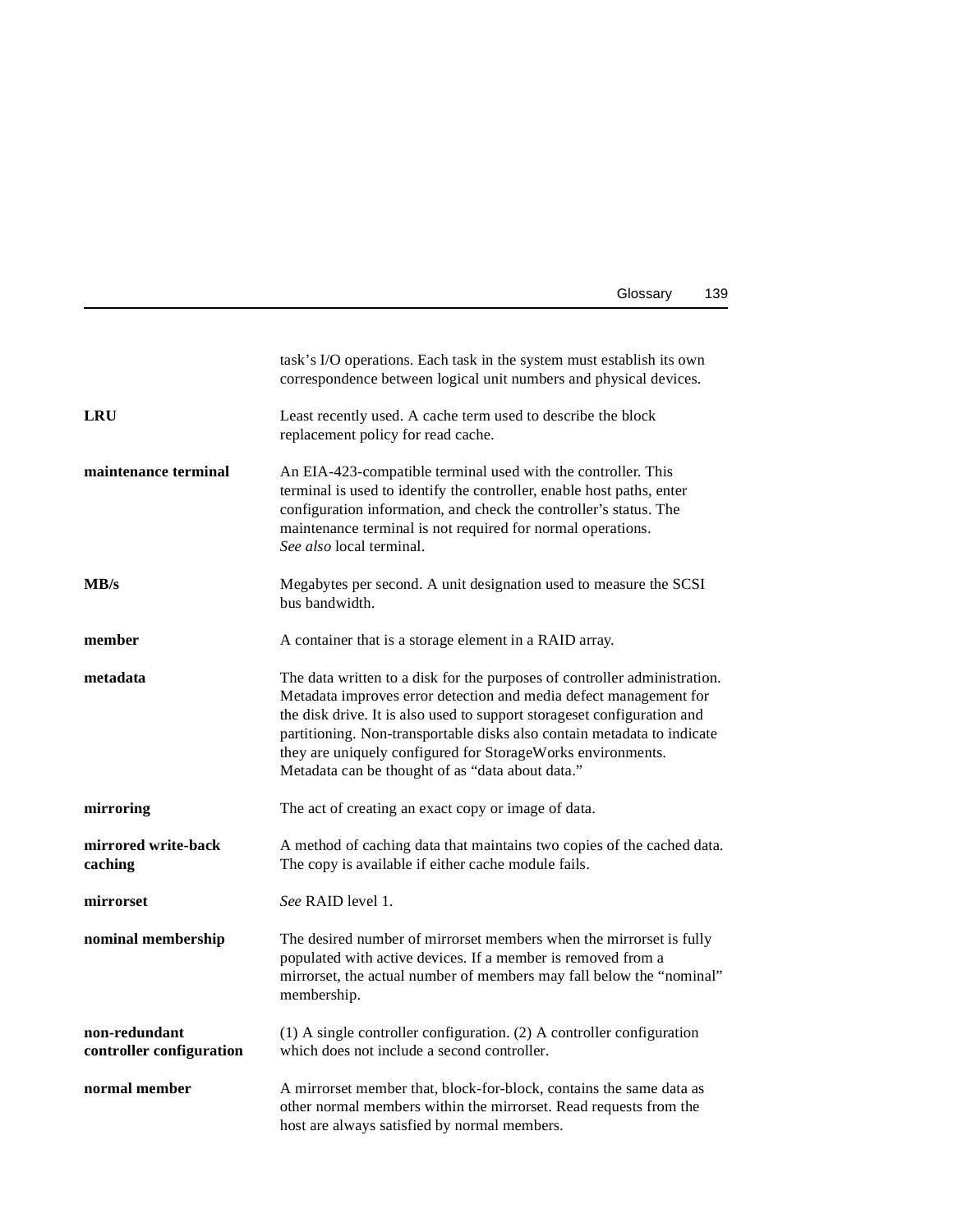task's I/O operations. Each task in the system must establish its own correspondence between logical unit numbers and physical devices.

**LRU** Least recently used. A cache term used to describe the block replacement policy for read cache.

**maintenance terminal** An EIA-423-compatible terminal used with the controller. This terminal is used to identify the controller, enable host paths, enter configuration information, and check the controller's status. The maintenance terminal is not required for normal operations. *See also* local terminal.

**MB/s** Megabytes per second. A unit designation used to measure the SCSI bus bandwidth.

**member** A container that is a storage element in a RAID array.

**metadata** The data written to a disk for the purposes of controller administration. Metadata improves error detection and media defect management for the disk drive. It is also used to support storageset configuration and partitioning. Non-transportable disks also contain metadata to indicate they are uniquely configured for StorageWorks environments. Metadata can be thought of as "data about data."

**mirroring** The act of creating an exact copy or image of data.

**mirrored write-back caching** A method of caching data that maintains two copies of the cached data. The copy is available if either cache module fails.

**mirrorset** *See* RAID level 1.

**nominal membership** The desired number of mirrorset members when the mirrorset is fully populated with active devices. If a member is removed from a mirrorset, the actual number of members may fall below the "nominal" membership.

**non-redundant controller configuration** (1) A single controller configuration. (2) A controller configuration which does not include a second controller.

**normal member** A mirrorset member that, block-for-block, contains the same data as other normal members within the mirrorset. Read requests from the host are always satisfied by normal members.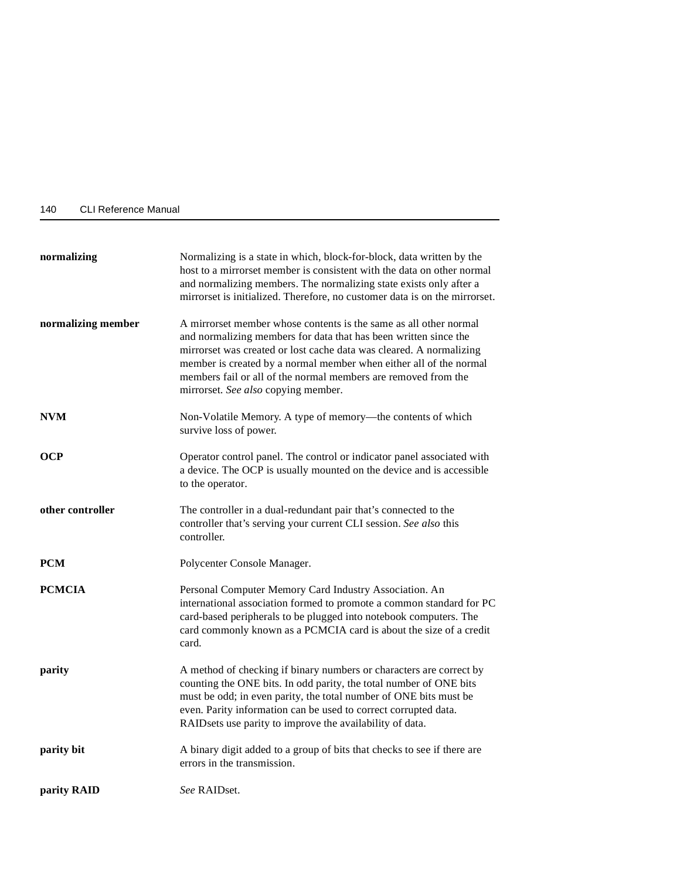**normalizing** Normalizing is a state in which, block-for-block, data written by the host to a mirrorset member is consistent with the data on other normal and normalizing members. The normalizing state exists only after a mirrorset is initialized. Therefore, no customer data is on the mirrorset.

**normalizing member** A mirrorset member whose contents is the same as all other normal and normalizing members for data that has been written since the mirrorset was created or lost cache data was cleared. A normalizing member is created by a normal member when either all of the normal members fail or all of the normal members are removed from the mirrorset. *See also* copying member.

**NVM** Non-Volatile Memory. A type of memory—the contents of which survive loss of power.

**OCP** Operator control panel. The control or indicator panel associated with a device. The OCP is usually mounted on the device and is accessible to the operator.

**other controller** The controller in a dual-redundant pair that's connected to the controller that's serving your current CLI session. *See also* this controller.

**PCM** Polycenter Console Manager.

**PCMCIA** Personal Computer Memory Card Industry Association. An international association formed to promote a common standard for PC card-based peripherals to be plugged into notebook computers. The card commonly known as a PCMCIA card is about the size of a credit card.

**parity** A method of checking if binary numbers or characters are correct by counting the ONE bits. In odd parity, the total number of ONE bits must be odd; in even parity, the total number of ONE bits must be even. Parity information can be used to correct corrupted data. RAIDsets use parity to improve the availability of data.

**parity bit** A binary digit added to a group of bits that checks to see if there are errors in the transmission.

**parity RAID** *See* RAIDset.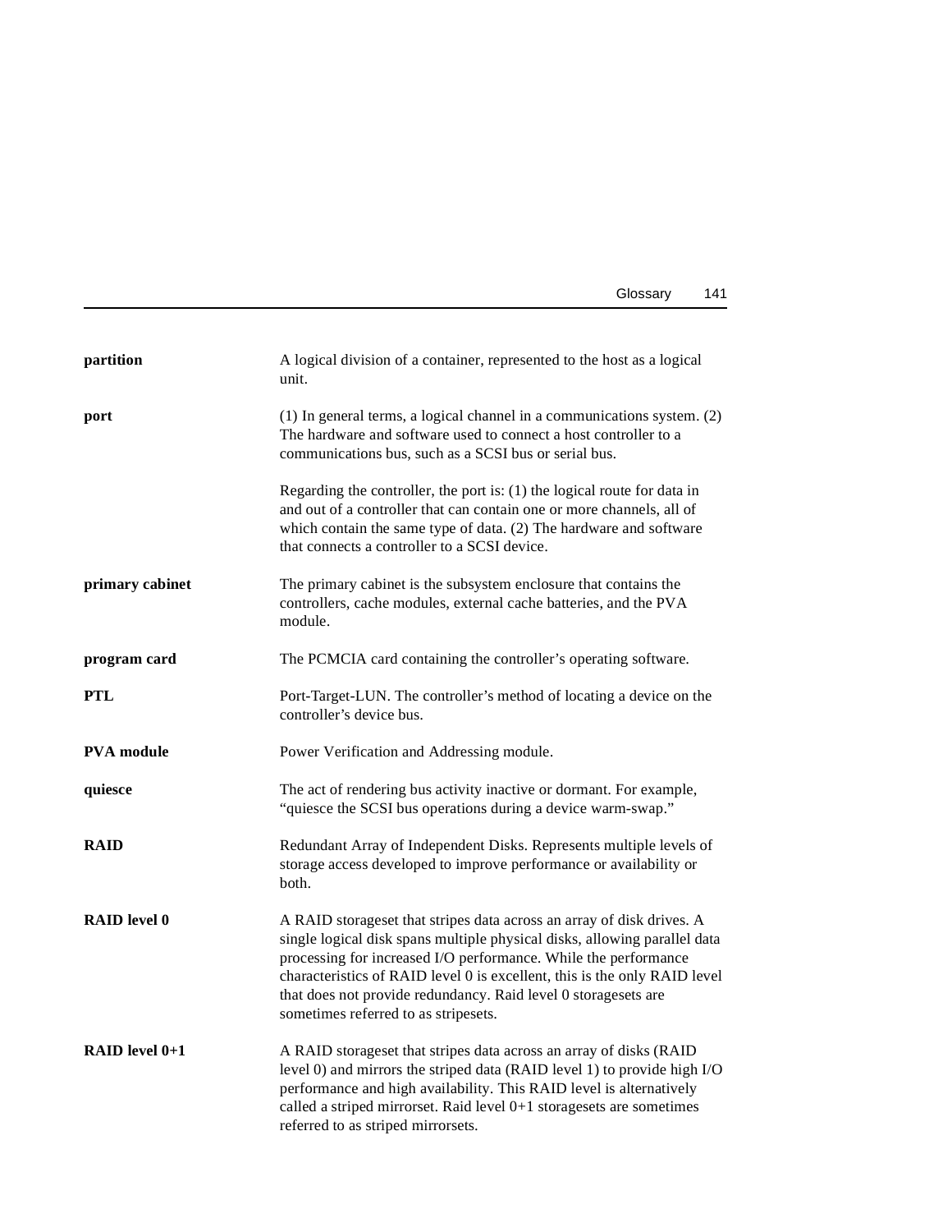**partition** A logical division of a container, represented to the host as a logical unit.

**port** (1) In general terms, a logical channel in a communications system. (2) The hardware and software used to connect a host controller to a communications bus, such as a SCSI bus or serial bus.

Regarding the controller, the port is: (1) the logical route for data in and out of a controller that can contain one or more channels, all of which contain the same type of data. (2) The hardware and software that connects a controller to a SCSI device.

**primary cabinet** The primary cabinet is the subsystem enclosure that contains the controllers, cache modules, external cache batteries, and the PVA module.

**program card** The PCMCIA card containing the controller's operating software.

**PTL** Port-Target-LUN. The controller's method of locating a device on the controller's device bus.

**PVA module** Power Verification and Addressing module.

**quiesce** The act of rendering bus activity inactive or dormant. For example, "quiesce the SCSI bus operations during a device warm-swap."

**RAID** Redundant Array of Independent Disks. Represents multiple levels of storage access developed to improve performance or availability or both.

**RAID level 0** A RAID storageset that stripes data across an array of disk drives. A single logical disk spans multiple physical disks, allowing parallel data processing for increased I/O performance. While the performance characteristics of RAID level 0 is excellent, this is the only RAID level that does not provide redundancy. Raid level 0 storagesets are sometimes referred to as stripesets.

**RAID level 0+1** A RAID storageset that stripes data across an array of disks (RAID level 0) and mirrors the striped data (RAID level 1) to provide high I/O performance and high availability. This RAID level is alternatively called a striped mirrorset. Raid level 0+1 storagesets are sometimes referred to as striped mirrorsets.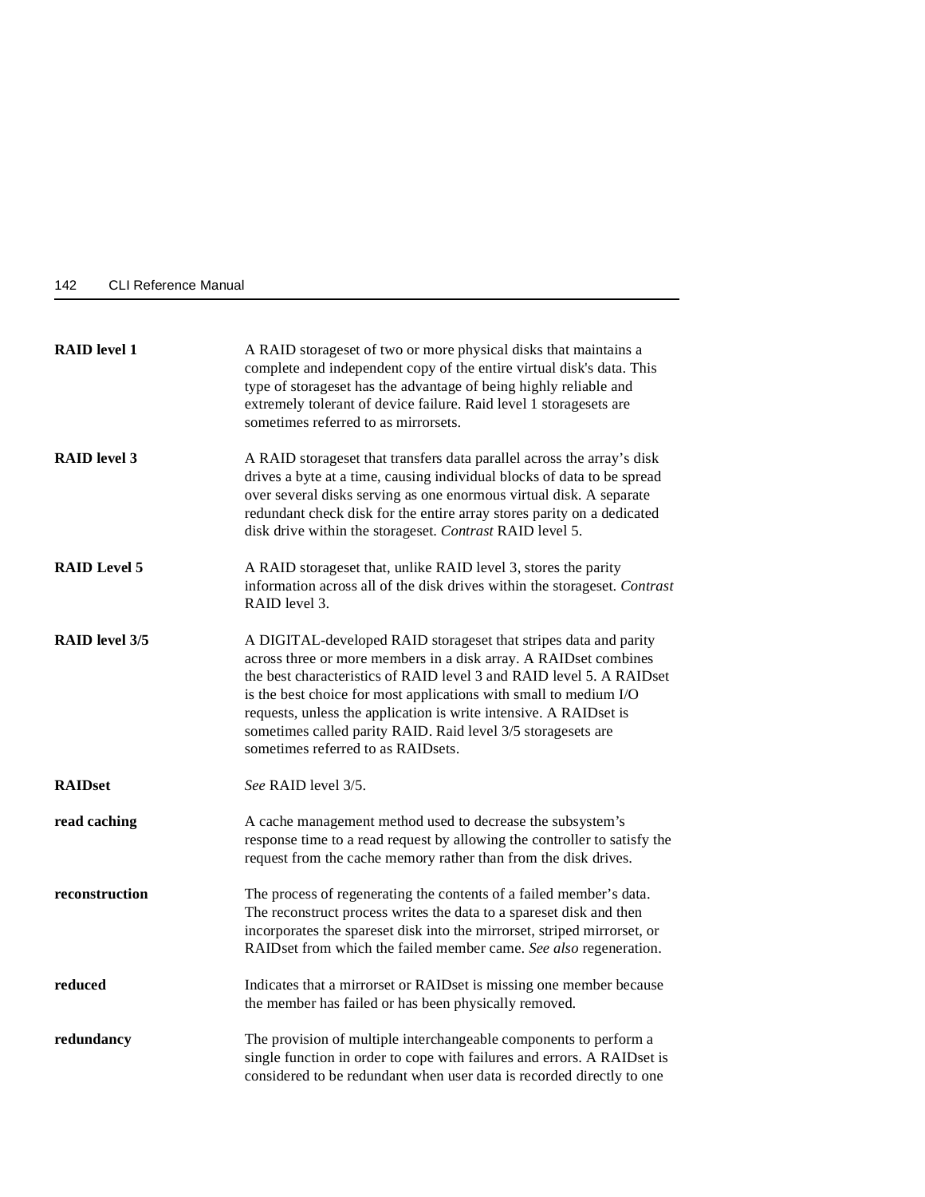**RAID level 1**
A RAID storageset of two or more physical disks that maintains a complete and independent copy of the entire virtual disk's data. This type of storageset has the advantage of being highly reliable and extremely tolerant of device failure. Raid level 1 storagesets are sometimes referred to as mirrorsets.

**RAID level 3**
A RAID storageset that transfers data parallel across the array's disk drives a byte at a time, causing individual blocks of data to be spread over several disks serving as one enormous virtual disk. A separate redundant check disk for the entire array stores parity on a dedicated disk drive within the storageset. *Contrast* RAID level 5.

**RAID Level 5**
A RAID storageset that, unlike RAID level 3, stores the parity information across all of the disk drives within the storageset. *Contrast* RAID level 3.

**RAID level 3/5**
A DIGITAL-developed RAID storageset that stripes data and parity across three or more members in a disk array. A RAIDset combines the best characteristics of RAID level 3 and RAID level 5. A RAIDset is the best choice for most applications with small to medium I/O requests, unless the application is write intensive. A RAIDset is sometimes called parity RAID. Raid level 3/5 storagesets are sometimes referred to as RAIDsets.

**RAIDset**
*See* RAID level 3/5.

**read caching**
A cache management method used to decrease the subsystem's response time to a read request by allowing the controller to satisfy the request from the cache memory rather than from the disk drives.

**reconstruction**
The process of regenerating the contents of a failed member's data. The reconstruct process writes the data to a spareset disk and then incorporates the spareset disk into the mirrorset, striped mirrorset, or RAIDset from which the failed member came. *See also* regeneration.

**reduced**
Indicates that a mirrorset or RAIDset is missing one member because the member has failed or has been physically removed.

**redundancy**
The provision of multiple interchangeable components to perform a single function in order to cope with failures and errors. A RAIDset is considered to be redundant when user data is recorded directly to one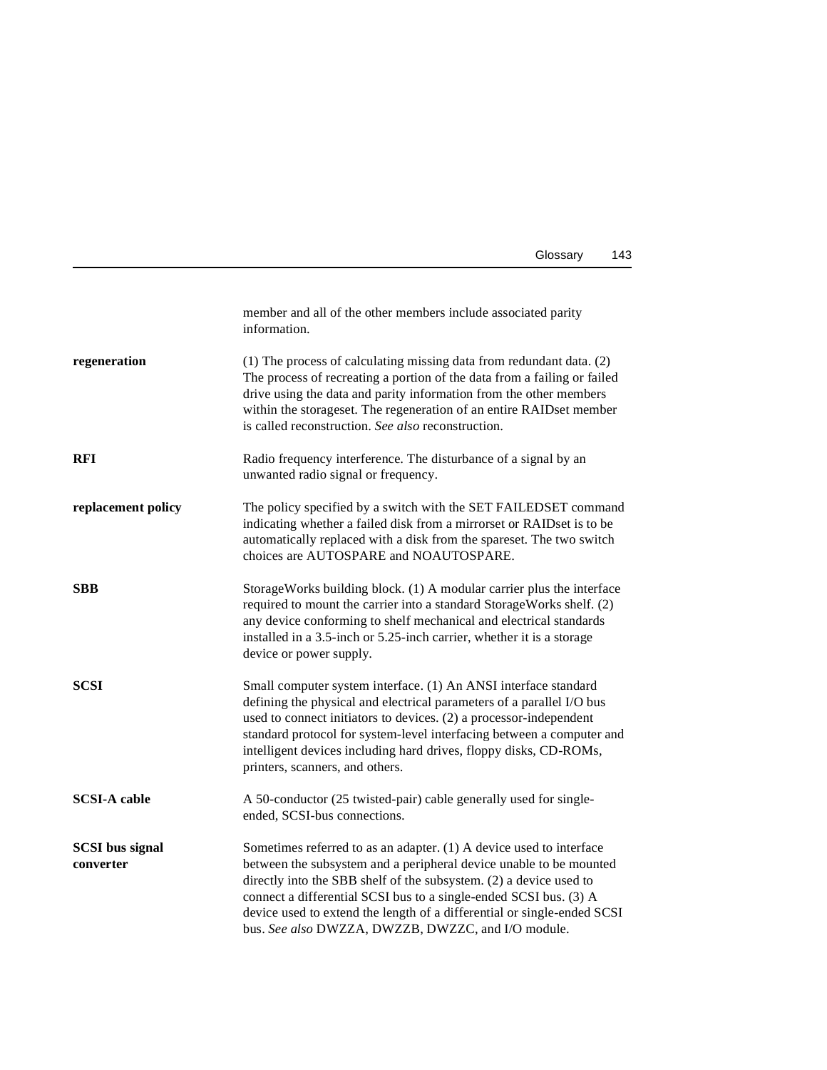member and all of the other members include associated parity information.

**regeneration**

(1) The process of calculating missing data from redundant data. (2) The process of recreating a portion of the data from a failing or failed drive using the data and parity information from the other members within the storageset. The regeneration of an entire RAIDset member is called reconstruction. *See also* reconstruction.

**RFI**

Radio frequency interference. The disturbance of a signal by an unwanted radio signal or frequency.

**replacement policy**

The policy specified by a switch with the SET FAILEDSET command indicating whether a failed disk from a mirrorset or RAIDset is to be automatically replaced with a disk from the spareset. The two switch choices are AUTOSPARE and NOAUTOSPARE.

**SBB**

StorageWorks building block. (1) A modular carrier plus the interface required to mount the carrier into a standard StorageWorks shelf. (2) any device conforming to shelf mechanical and electrical standards installed in a 3.5-inch or 5.25-inch carrier, whether it is a storage device or power supply.

**SCSI**

Small computer system interface. (1) An ANSI interface standard defining the physical and electrical parameters of a parallel I/O bus used to connect initiators to devices. (2) a processor-independent standard protocol for system-level interfacing between a computer and intelligent devices including hard drives, floppy disks, CD-ROMs, printers, scanners, and others.

**SCSI-A cable**

A 50-conductor (25 twisted-pair) cable generally used for single-ended, SCSI-bus connections.

**SCSI bus signal converter**

Sometimes referred to as an adapter. (1) A device used to interface between the subsystem and a peripheral device unable to be mounted directly into the SBB shelf of the subsystem. (2) a device used to connect a differential SCSI bus to a single-ended SCSI bus. (3) A device used to extend the length of a differential or single-ended SCSI bus. *See also* DWZZA, DWZZB, DWZZC, and I/O module.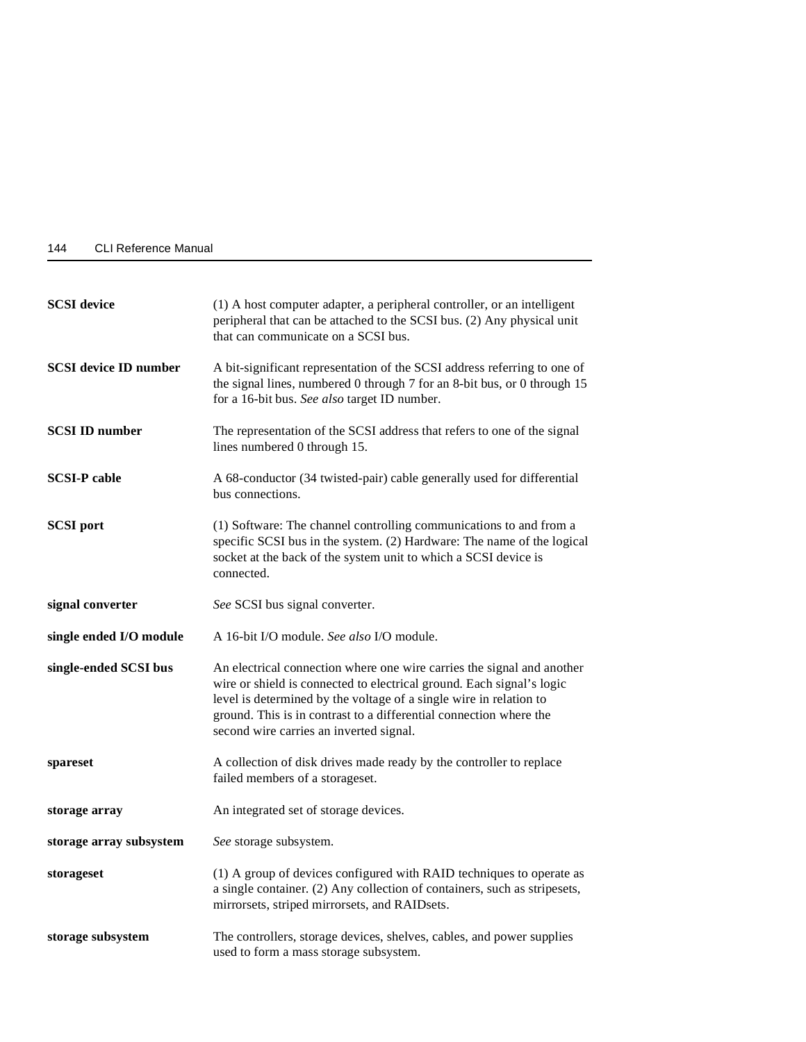**SCSI device** (1) A host computer adapter, a peripheral controller, or an intelligent peripheral that can be attached to the SCSI bus. (2) Any physical unit that can communicate on a SCSI bus.

**SCSI device ID number** A bit-significant representation of the SCSI address referring to one of the signal lines, numbered 0 through 7 for an 8-bit bus, or 0 through 15 for a 16-bit bus. *See also* target ID number.

**SCSI ID number** The representation of the SCSI address that refers to one of the signal lines numbered 0 through 15.

**SCSI-P cable** A 68-conductor (34 twisted-pair) cable generally used for differential bus connections.

**SCSI port** (1) Software: The channel controlling communications to and from a specific SCSI bus in the system. (2) Hardware: The name of the logical socket at the back of the system unit to which a SCSI device is connected.

**signal converter** *See* SCSI bus signal converter.

**single ended I/O module** A 16-bit I/O module. *See also* I/O module.

**single-ended SCSI bus** An electrical connection where one wire carries the signal and another wire or shield is connected to electrical ground. Each signal's logic level is determined by the voltage of a single wire in relation to ground. This is in contrast to a differential connection where the second wire carries an inverted signal.

**spareset** A collection of disk drives made ready by the controller to replace failed members of a storageset.

**storage array** An integrated set of storage devices.

**storage array subsystem** *See* storage subsystem.

**storageset** (1) A group of devices configured with RAID techniques to operate as a single container. (2) Any collection of containers, such as stripesets, mirrorsets, striped mirrorsets, and RAIDsets.

**storage subsystem** The controllers, storage devices, shelves, cables, and power supplies used to form a mass storage subsystem.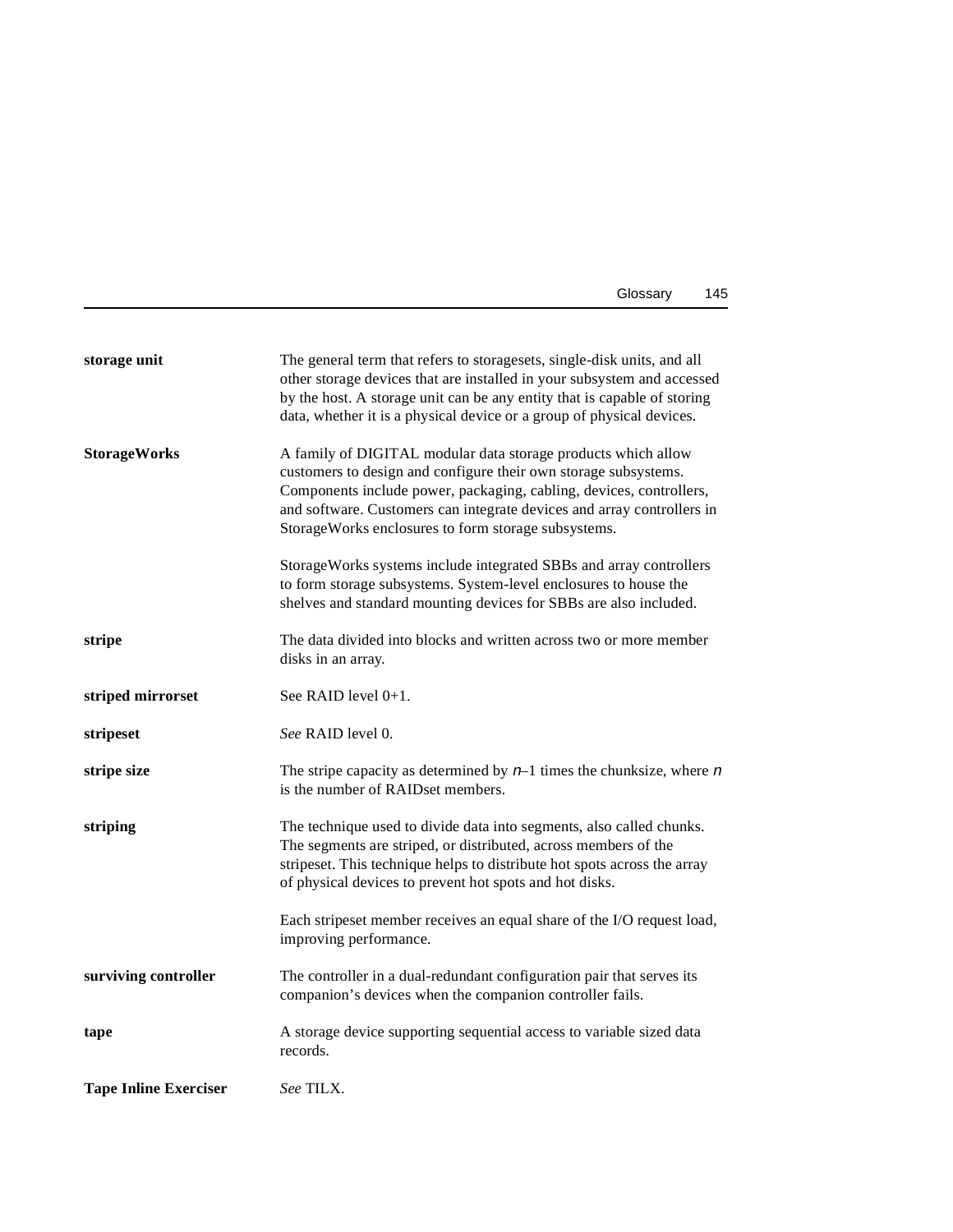**storage unit** The general term that refers to storagesets, single-disk units, and all other storage devices that are installed in your subsystem and accessed by the host. A storage unit can be any entity that is capable of storing data, whether it is a physical device or a group of physical devices.

**StorageWorks** A family of DIGITAL modular data storage products which allow customers to design and configure their own storage subsystems. Components include power, packaging, cabling, devices, controllers, and software. Customers can integrate devices and array controllers in StorageWorks enclosures to form storage subsystems.

StorageWorks systems include integrated SBBs and array controllers to form storage subsystems. System-level enclosures to house the shelves and standard mounting devices for SBBs are also included.

**stripe** The data divided into blocks and written across two or more member disks in an array.

**striped mirrorset** See RAID level 0+1.

**stripeset** *See* RAID level 0.

**stripe size** The stripe capacity as determined by $n$–1 times the chunksize, where $n$ is the number of RAIDset members.

**striping** The technique used to divide data into segments, also called chunks. The segments are striped, or distributed, across members of the stripeset. This technique helps to distribute hot spots across the array of physical devices to prevent hot spots and hot disks.

Each stripeset member receives an equal share of the I/O request load, improving performance.

**surviving controller** The controller in a dual-redundant configuration pair that serves its companion's devices when the companion controller fails.

**tape** A storage device supporting sequential access to variable sized data records.

**Tape Inline Exerciser** *See* TILX.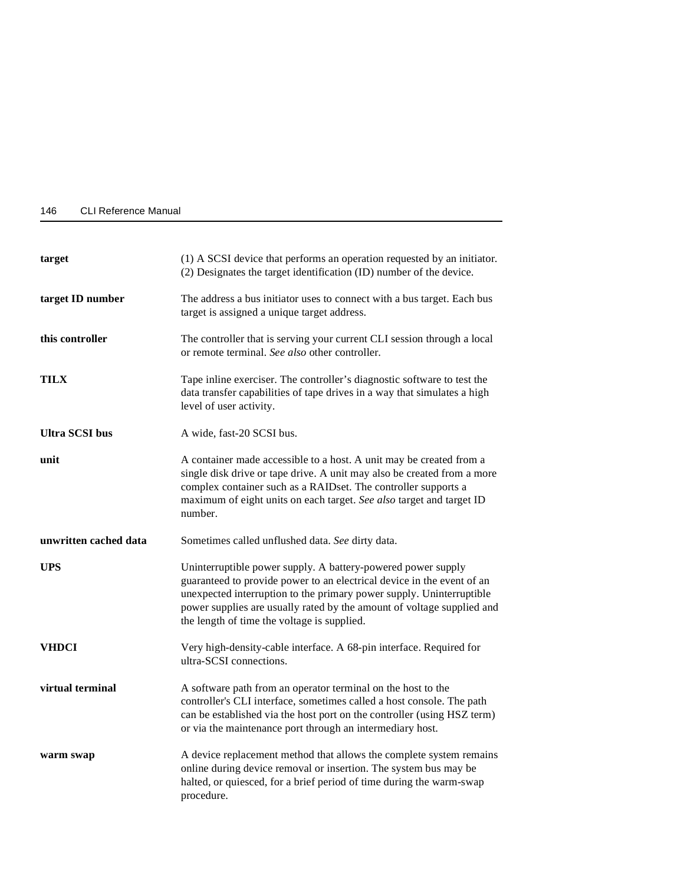**target** (1) A SCSI device that performs an operation requested by an initiator. (2) Designates the target identification (ID) number of the device.

**target ID number** The address a bus initiator uses to connect with a bus target. Each bus target is assigned a unique target address.

**this controller** The controller that is serving your current CLI session through a local or remote terminal. *See also* other controller.

**TILX** Tape inline exerciser. The controller's diagnostic software to test the data transfer capabilities of tape drives in a way that simulates a high level of user activity.

**Ultra SCSI bus** A wide, fast-20 SCSI bus.

**unit** A container made accessible to a host. A unit may be created from a single disk drive or tape drive. A unit may also be created from a more complex container such as a RAIDset. The controller supports a maximum of eight units on each target. *See also* target and target ID number.

**unwritten cached data** Sometimes called unflushed data. *See* dirty data.

**UPS** Uninterruptible power supply. A battery-powered power supply guaranteed to provide power to an electrical device in the event of an unexpected interruption to the primary power supply. Uninterruptible power supplies are usually rated by the amount of voltage supplied and the length of time the voltage is supplied.

**VHDCI** Very high-density-cable interface. A 68-pin interface. Required for ultra-SCSI connections.

**virtual terminal** A software path from an operator terminal on the host to the controller's CLI interface, sometimes called a host console. The path can be established via the host port on the controller (using HSZ term) or via the maintenance port through an intermediary host.

**warm swap** A device replacement method that allows the complete system remains online during device removal or insertion. The system bus may be halted, or quiesced, for a brief period of time during the warm-swap procedure.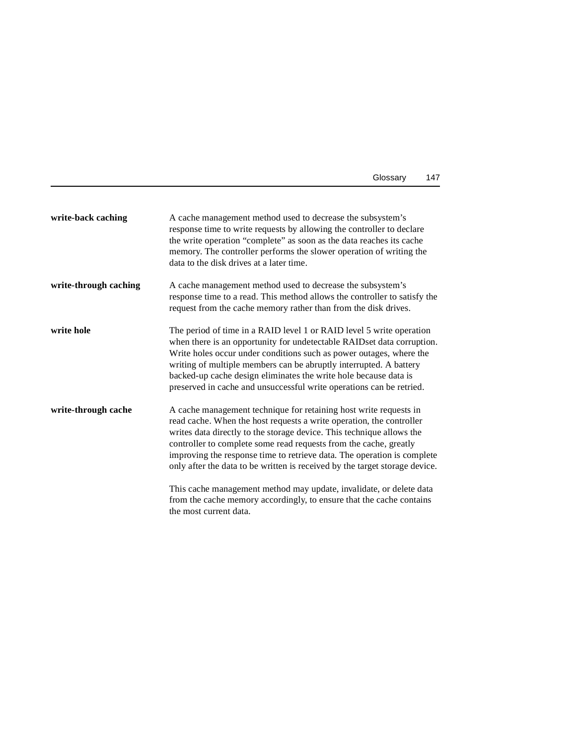**write-back caching**

A cache management method used to decrease the subsystem's response time to write requests by allowing the controller to declare the write operation "complete" as soon as the data reaches its cache memory. The controller performs the slower operation of writing the data to the disk drives at a later time.

**write-through caching**

A cache management method used to decrease the subsystem's response time to a read. This method allows the controller to satisfy the request from the cache memory rather than from the disk drives.

**write hole**

The period of time in a RAID level 1 or RAID level 5 write operation when there is an opportunity for undetectable RAIDset data corruption. Write holes occur under conditions such as power outages, where the writing of multiple members can be abruptly interrupted. A battery backed-up cache design eliminates the write hole because data is preserved in cache and unsuccessful write operations can be retried.

**write-through cache**

A cache management technique for retaining host write requests in read cache. When the host requests a write operation, the controller writes data directly to the storage device. This technique allows the controller to complete some read requests from the cache, greatly improving the response time to retrieve data. The operation is complete only after the data to be written is received by the target storage device.

This cache management method may update, invalidate, or delete data from the cache memory accordingly, to ensure that the cache contains the most current data.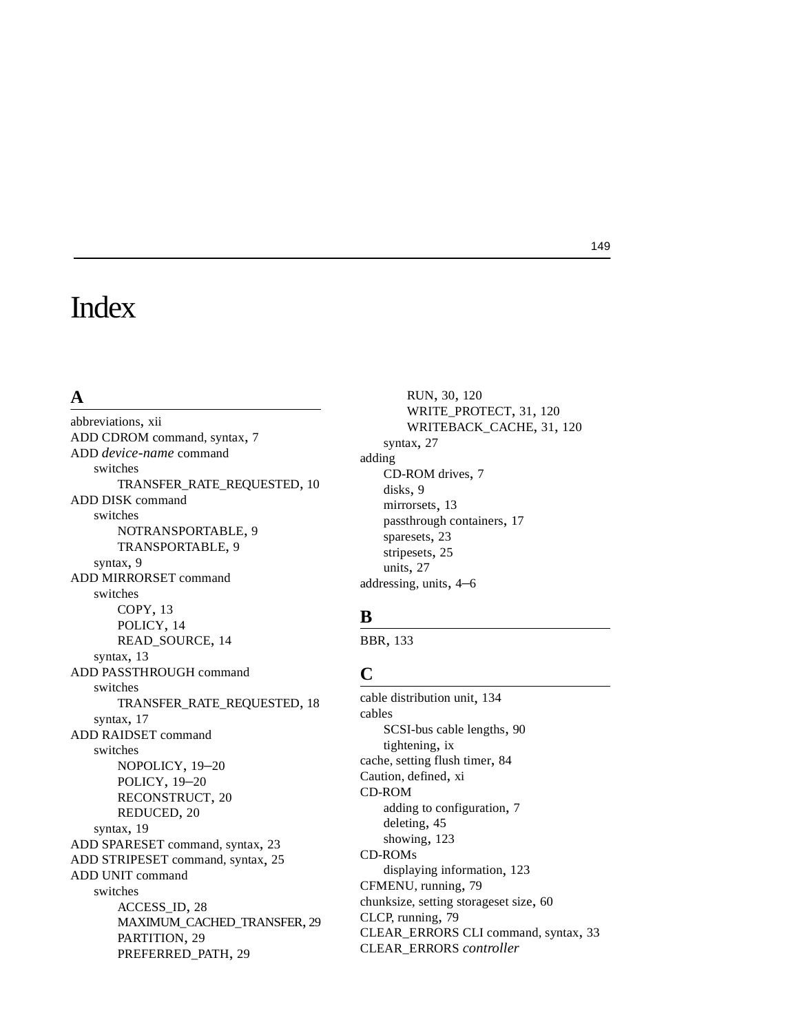# Index

## A

abbreviations, xii
ADD CDROM command, syntax, 7
ADD *device-name* command
- switches
  - TRANSFER_RATE_REQUESTED, 10

ADD DISK command
- switches
  - NOTRANSPORTABLE, 9
  - TRANSPORTABLE, 9
- syntax, 9

ADD MIRRORSET command
- switches
  - COPY, 13
  - POLICY, 14
  - READ_SOURCE, 14
- syntax, 13

ADD PASSTHROUGH command
- switches
  - TRANSFER_RATE_REQUESTED, 18
- syntax, 17

ADD RAIDSET command
- switches
  - NOPOLICY, 19–20
  - POLICY, 19–20
  - RECONSTRUCT, 20
  - REDUCED, 20
- syntax, 19

ADD SPARESET command, syntax, 23
ADD STRIPESET command, syntax, 25
ADD UNIT command
- switches
  - ACCESS_ID, 28
  - MAXIMUM_CACHED_TRANSFER, 29
  - PARTITION, 29
  - PREFERRED_PATH, 29
  - RUN, 30, 120
  - WRITE_PROTECT, 31, 120
  - WRITEBACK_CACHE, 31, 120
- syntax, 27

adding
- CD-ROM drives, 7
- disks, 9
- mirrorsets, 13
- passthrough containers, 17
- sparesets, 23
- stripesets, 25
- units, 27

addressing, units, 4–6

## B

BBR, 133

## C

cable distribution unit, 134
cables
- SCSI-bus cable lengths, 90
- tightening, ix

cache, setting flush timer, 84
Caution, defined, xi
CD-ROM
- adding to configuration, 7
- deleting, 45
- showing, 123

CD-ROMs
- displaying information, 123

CFMENU, running, 79
chunksize, setting storageset size, 60
CLCP, running, 79
CLEAR_ERRORS CLI command, syntax, 33
CLEAR_ERRORS *controller*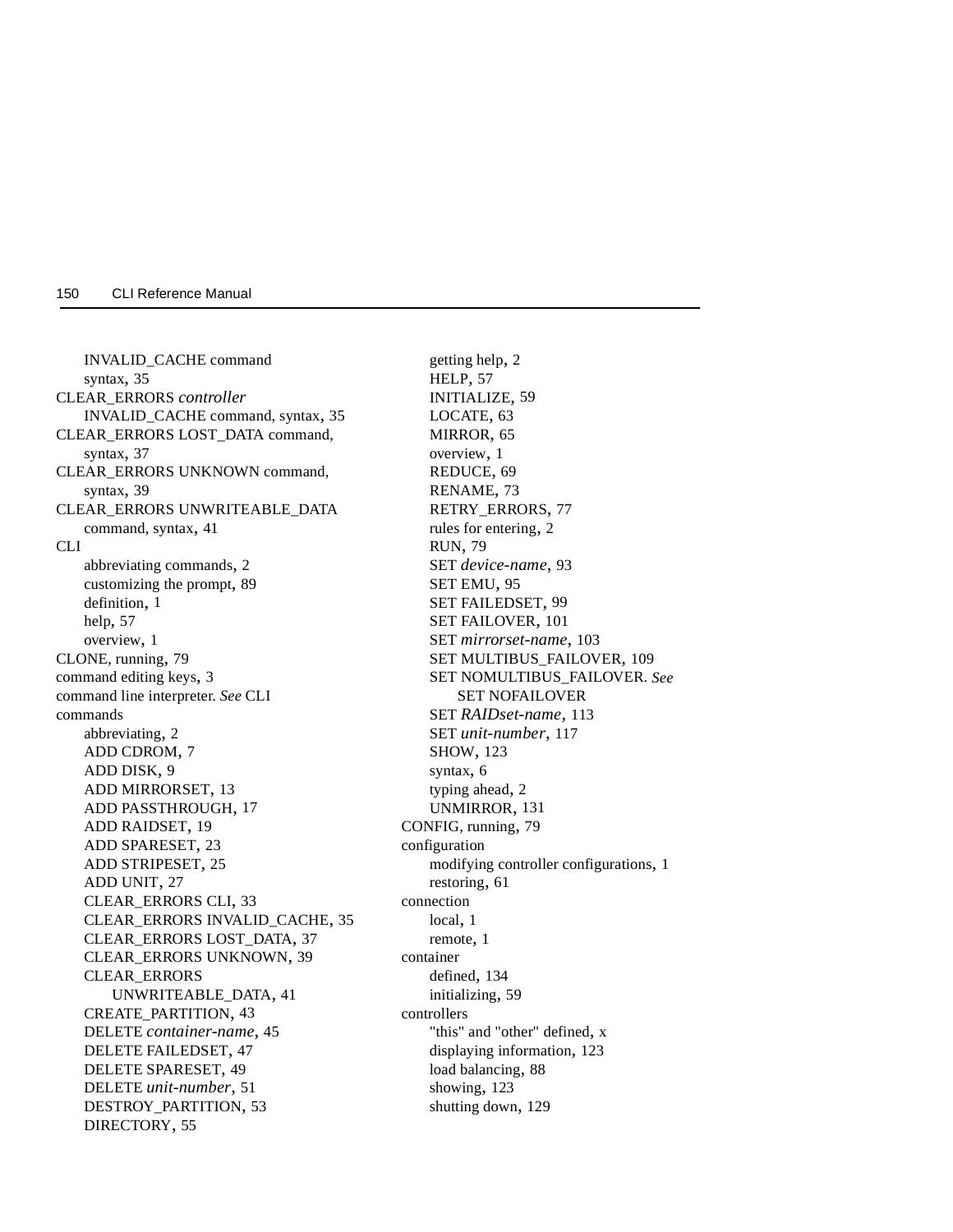INVALID_CACHE command
    syntax, 35
CLEAR_ERRORS *controller*
    INVALID_CACHE command, syntax, 35
CLEAR_ERRORS LOST_DATA command,
    syntax, 37
CLEAR_ERRORS UNKNOWN command,
    syntax, 39
CLEAR_ERRORS UNWRITEABLE_DATA
    command, syntax, 41
CLI
    abbreviating commands, 2
    customizing the prompt, 89
    definition, 1
    help, 57
    overview, 1
CLONE, running, 79
command editing keys, 3
command line interpreter. *See* CLI
commands
    abbreviating, 2
    ADD CDROM, 7
    ADD DISK, 9
    ADD MIRRORSET, 13
    ADD PASSTHROUGH, 17
    ADD RAIDSET, 19
    ADD SPARESET, 23
    ADD STRIPESET, 25
    ADD UNIT, 27
    CLEAR_ERRORS CLI, 33
    CLEAR_ERRORS INVALID_CACHE, 35
    CLEAR_ERRORS LOST_DATA, 37
    CLEAR_ERRORS UNKNOWN, 39
    CLEAR_ERRORS
        UNWRITEABLE_DATA, 41
    CREATE_PARTITION, 43
    DELETE *container-name*, 45
    DELETE FAILEDSET, 47
    DELETE SPARESET, 49
    DELETE *unit-number*, 51
    DESTROY_PARTITION, 53
    DIRECTORY, 55
    getting help, 2
    HELP, 57
    INITIALIZE, 59
    LOCATE, 63
    MIRROR, 65
    overview, 1
    REDUCE, 69
    RENAME, 73
    RETRY_ERRORS, 77
    rules for entering, 2
    RUN, 79
    SET *device-name*, 93
    SET EMU, 95
    SET FAILEDSET, 99
    SET FAILOVER, 101
    SET *mirrorset-name*, 103
    SET MULTIBUS_FAILOVER, 109
    SET NOMULTIBUS_FAILOVER. *See*
        SET NOFAILOVER
    SET *RAIDset-name*, 113
    SET *unit-number*, 117
    SHOW, 123
    syntax, 6
    typing ahead, 2
    UNMIRROR, 131
CONFIG, running, 79
configuration
    modifying controller configurations, 1
    restoring, 61
connection
    local, 1
    remote, 1
container
    defined, 134
    initializing, 59
controllers
    "this" and "other" defined, x
    displaying information, 123
    load balancing, 88
    showing, 123
    shutting down, 129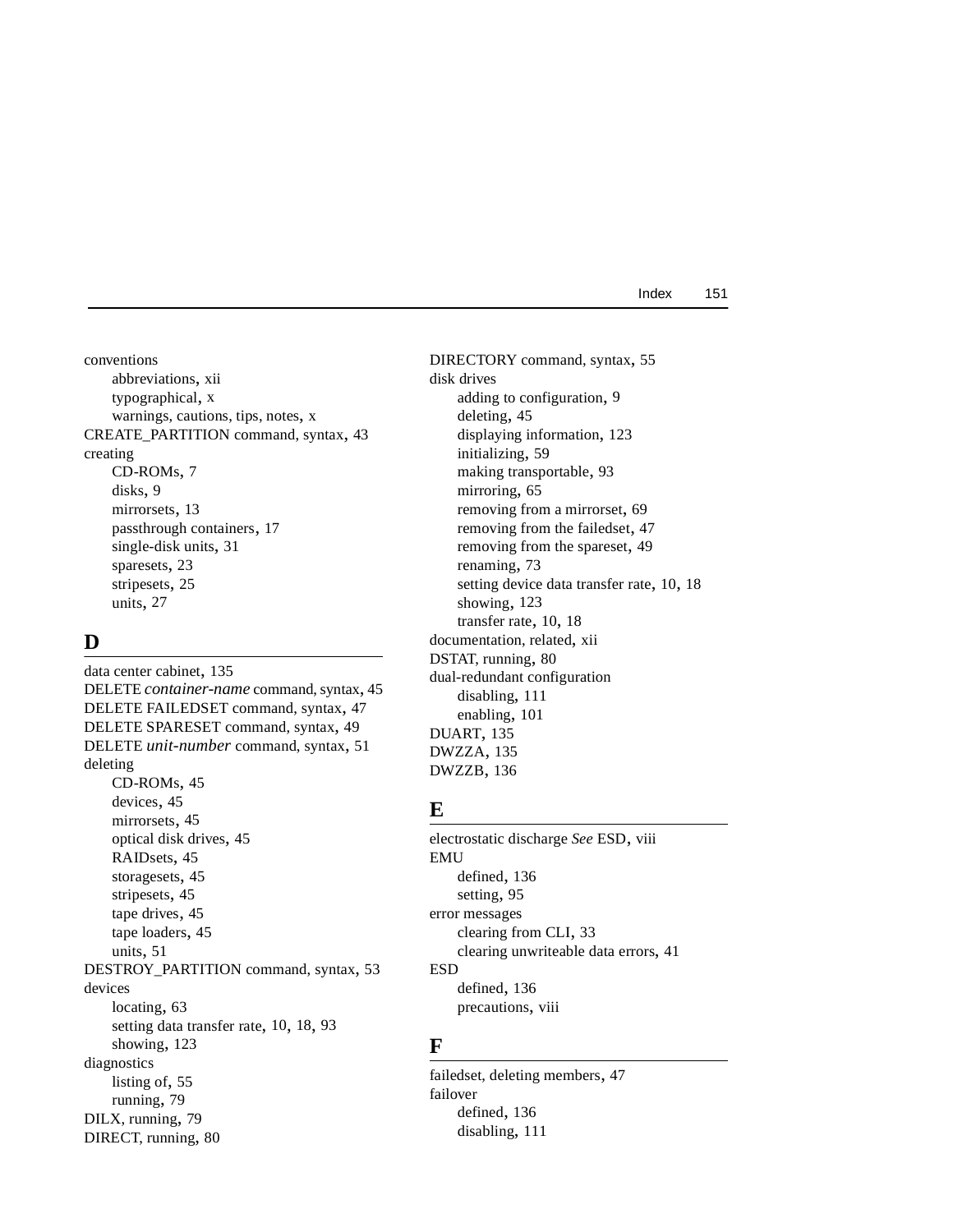conventions
- abbreviations, xii
- typographical, x
- warnings, cautions, tips, notes, x

CREATE_PARTITION command, syntax, 43

creating
- CD-ROMs, 7
- disks, 9
- mirrorsets, 13
- passthrough containers, 17
- single-disk units, 31
- sparesets, 23
- stripesets, 25
- units, 27

## D

data center cabinet, 135

DELETE *container-name* command, syntax, 45

DELETE FAILEDSET command, syntax, 47

DELETE SPARESET command, syntax, 49

DELETE *unit-number* command, syntax, 51

deleting
- CD-ROMs, 45
- devices, 45
- mirrorsets, 45
- optical disk drives, 45
- RAIDsets, 45
- storagesets, 45
- stripesets, 45
- tape drives, 45
- tape loaders, 45
- units, 51

DESTROY_PARTITION command, syntax, 53

devices
- locating, 63
- setting data transfer rate, 10, 18, 93
- showing, 123

diagnostics
- listing of, 55
- running, 79

DILX, running, 79

DIRECT, running, 80

DIRECTORY command, syntax, 55

disk drives
- adding to configuration, 9
- deleting, 45
- displaying information, 123
- initializing, 59
- making transportable, 93
- mirroring, 65
- removing from a mirrorset, 69
- removing from the failedset, 47
- removing from the spareset, 49
- renaming, 73
- setting device data transfer rate, 10, 18
- showing, 123
- transfer rate, 10, 18

documentation, related, xii

DSTAT, running, 80

dual-redundant configuration
- disabling, 111
- enabling, 101

DUART, 135

DWZZA, 135

DWZZB, 136

## E

electrostatic discharge *See* ESD, viii

EMU
- defined, 136
- setting, 95

error messages
- clearing from CLI, 33
- clearing unwriteable data errors, 41

ESD
- defined, 136
- precautions, viii

## F

failedset, deleting members, 47

failover
- defined, 136
- disabling, 111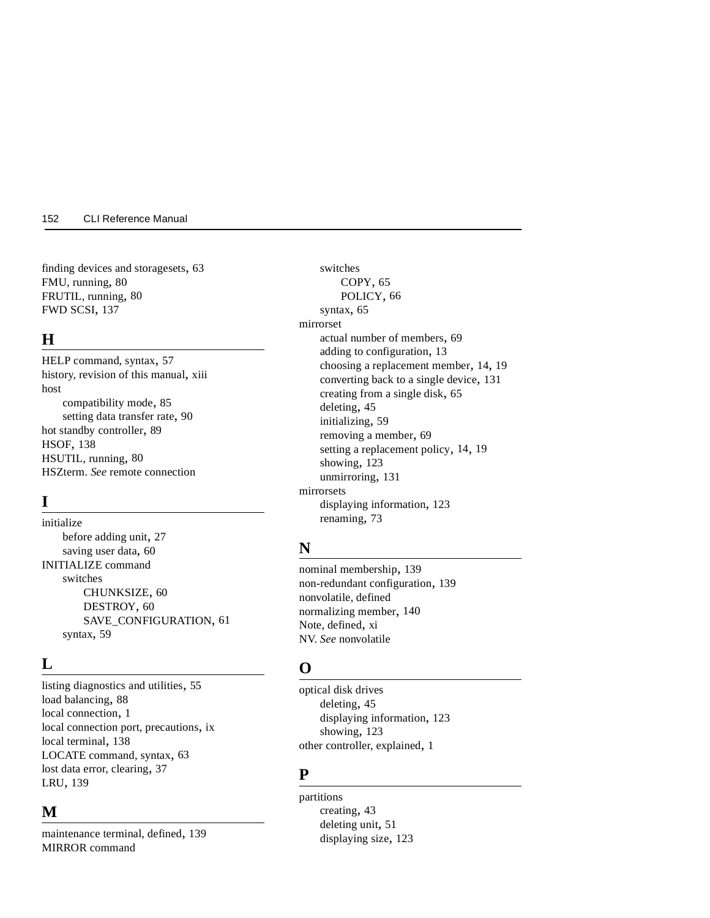finding devices and storagesets, 63
FMU, running, 80
FRUTIL, running, 80
FWD SCSI, 137

## H

HELP command, syntax, 57
history, revision of this manual, xiii
host
- compatibility mode, 85
- setting data transfer rate, 90

hot standby controller, 89
HSOF, 138
HSUTIL, running, 80
HSZterm. *See* remote connection

## I

initialize
- before adding unit, 27
- saving user data, 60

INITIALIZE command
- switches
  - CHUNKSIZE, 60
  - DESTROY, 60
  - SAVE_CONFIGURATION, 61
- syntax, 59

## L

listing diagnostics and utilities, 55
load balancing, 88
local connection, 1
local connection port, precautions, ix
local terminal, 138
LOCATE command, syntax, 63
lost data error, clearing, 37
LRU, 139

## M

maintenance terminal, defined, 139
MIRROR command
- switches
  - COPY, 65
  - POLICY, 66
- syntax, 65

mirrorset
- actual number of members, 69
- adding to configuration, 13
- choosing a replacement member, 14, 19
- converting back to a single device, 131
- creating from a single disk, 65
- deleting, 45
- initializing, 59
- removing a member, 69
- setting a replacement policy, 14, 19
- showing, 123
- unmirroring, 131

mirrorsets
- displaying information, 123
- renaming, 73

## N

nominal membership, 139
non-redundant configuration, 139
nonvolatile, defined
normalizing member, 140
Note, defined, xi
NV. *See* nonvolatile

## O

optical disk drives
- deleting, 45
- displaying information, 123
- showing, 123

other controller, explained, 1

## P

partitions
- creating, 43
- deleting unit, 51
- displaying size, 123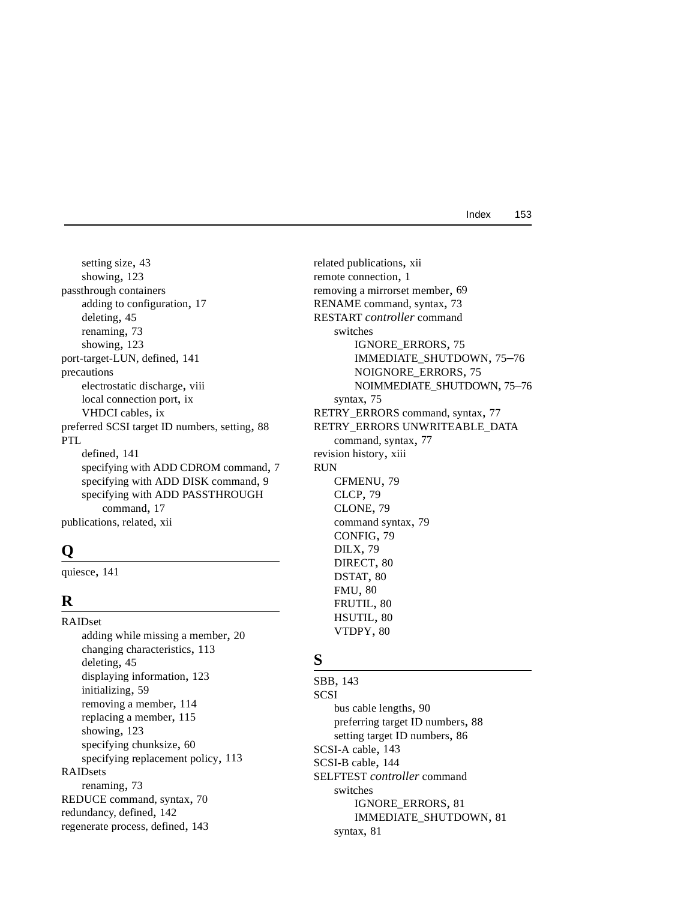setting size, 43
    showing, 123
passthrough containers
    adding to configuration, 17
    deleting, 45
    renaming, 73
    showing, 123
port-target-LUN, defined, 141
precautions
    electrostatic discharge, viii
    local connection port, ix
    VHDCI cables, ix
preferred SCSI target ID numbers, setting, 88
PTL
    defined, 141
    specifying with ADD CDROM command, 7
    specifying with ADD DISK command, 9
    specifying with ADD PASSTHROUGH
        command, 17
publications, related, xii

## Q

quiesce, 141

## R

RAIDset
    adding while missing a member, 20
    changing characteristics, 113
    deleting, 45
    displaying information, 123
    initializing, 59
    removing a member, 114
    replacing a member, 115
    showing, 123
    specifying chunksize, 60
    specifying replacement policy, 113
RAIDsets
    renaming, 73
REDUCE command, syntax, 70
redundancy, defined, 142
regenerate process, defined, 143
related publications, xii
remote connection, 1
removing a mirrorset member, 69
RENAME command, syntax, 73
RESTART *controller* command
    switches
        IGNORE_ERRORS, 75
        IMMEDIATE_SHUTDOWN, 75–76
        NOIGNORE_ERRORS, 75
        NOIMMEDIATE_SHUTDOWN, 75–76
    syntax, 75
RETRY_ERRORS command, syntax, 77
RETRY_ERRORS UNWRITEABLE_DATA
    command, syntax, 77
revision history, xiii
RUN
    CFMENU, 79
    CLCP, 79
    CLONE, 79
    command syntax, 79
    CONFIG, 79
    DILX, 79
    DIRECT, 80
    DSTAT, 80
    FMU, 80
    FRUTIL, 80
    HSUTIL, 80
    VTDPY, 80

## S

SBB, 143
SCSI
    bus cable lengths, 90
    preferring target ID numbers, 88
    setting target ID numbers, 86
SCSI-A cable, 143
SCSI-B cable, 144
SELFTEST *controller* command
    switches
        IGNORE_ERRORS, 81
        IMMEDIATE_SHUTDOWN, 81
    syntax, 81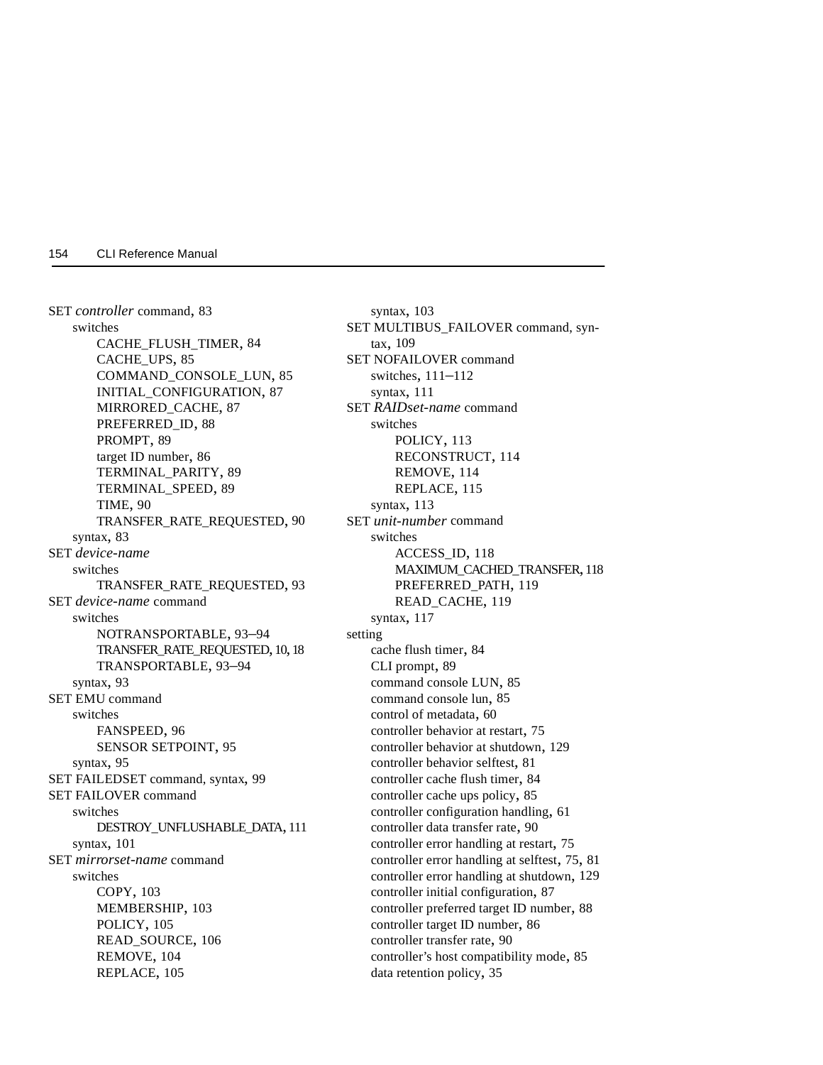SET *controller* command, 83
- switches
  - CACHE_FLUSH_TIMER, 84
  - CACHE_UPS, 85
  - COMMAND_CONSOLE_LUN, 85
  - INITIAL_CONFIGURATION, 87
  - MIRRORED_CACHE, 87
  - PREFERRED_ID, 88
  - PROMPT, 89
  - target ID number, 86
  - TERMINAL_PARITY, 89
  - TERMINAL_SPEED, 89
  - TIME, 90
  - TRANSFER_RATE_REQUESTED, 90
- syntax, 83

SET *device-name*
- switches
  - TRANSFER_RATE_REQUESTED, 93

SET *device-name* command
- switches
  - NOTRANSPORTABLE, 93–94
  - TRANSFER_RATE_REQUESTED, 10, 18
  - TRANSPORTABLE, 93–94
- syntax, 93

SET EMU command
- switches
  - FANSPEED, 96
  - SENSOR SETPOINT, 95
- syntax, 95

SET FAILEDSET command, syntax, 99

SET FAILOVER command
- switches
  - DESTROY_UNFLUSHABLE_DATA, 111
- syntax, 101

SET *mirrorset-name* command
- switches
  - COPY, 103
  - MEMBERSHIP, 103
  - POLICY, 105
  - READ_SOURCE, 106
  - REMOVE, 104
  - REPLACE, 105
- syntax, 103

SET MULTIBUS_FAILOVER command, syntax, 109

SET NOFAILOVER command
- switches, 111–112
- syntax, 111

SET *RAIDset-name* command
- switches
  - POLICY, 113
  - RECONSTRUCT, 114
  - REMOVE, 114
  - REPLACE, 115
- syntax, 113

SET *unit-number* command
- switches
  - ACCESS_ID, 118
  - MAXIMUM_CACHED_TRANSFER, 118
  - PREFERRED_PATH, 119
  - READ_CACHE, 119
- syntax, 117

setting
- cache flush timer, 84
- CLI prompt, 89
- command console LUN, 85
- command console lun, 85
- control of metadata, 60
- controller behavior at restart, 75
- controller behavior at shutdown, 129
- controller behavior selftest, 81
- controller cache flush timer, 84
- controller cache ups policy, 85
- controller configuration handling, 61
- controller data transfer rate, 90
- controller error handling at restart, 75
- controller error handling at selftest, 75, 81
- controller error handling at shutdown, 129
- controller initial configuration, 87
- controller preferred target ID number, 88
- controller target ID number, 86
- controller transfer rate, 90
- controller's host compatibility mode, 85
- data retention policy, 35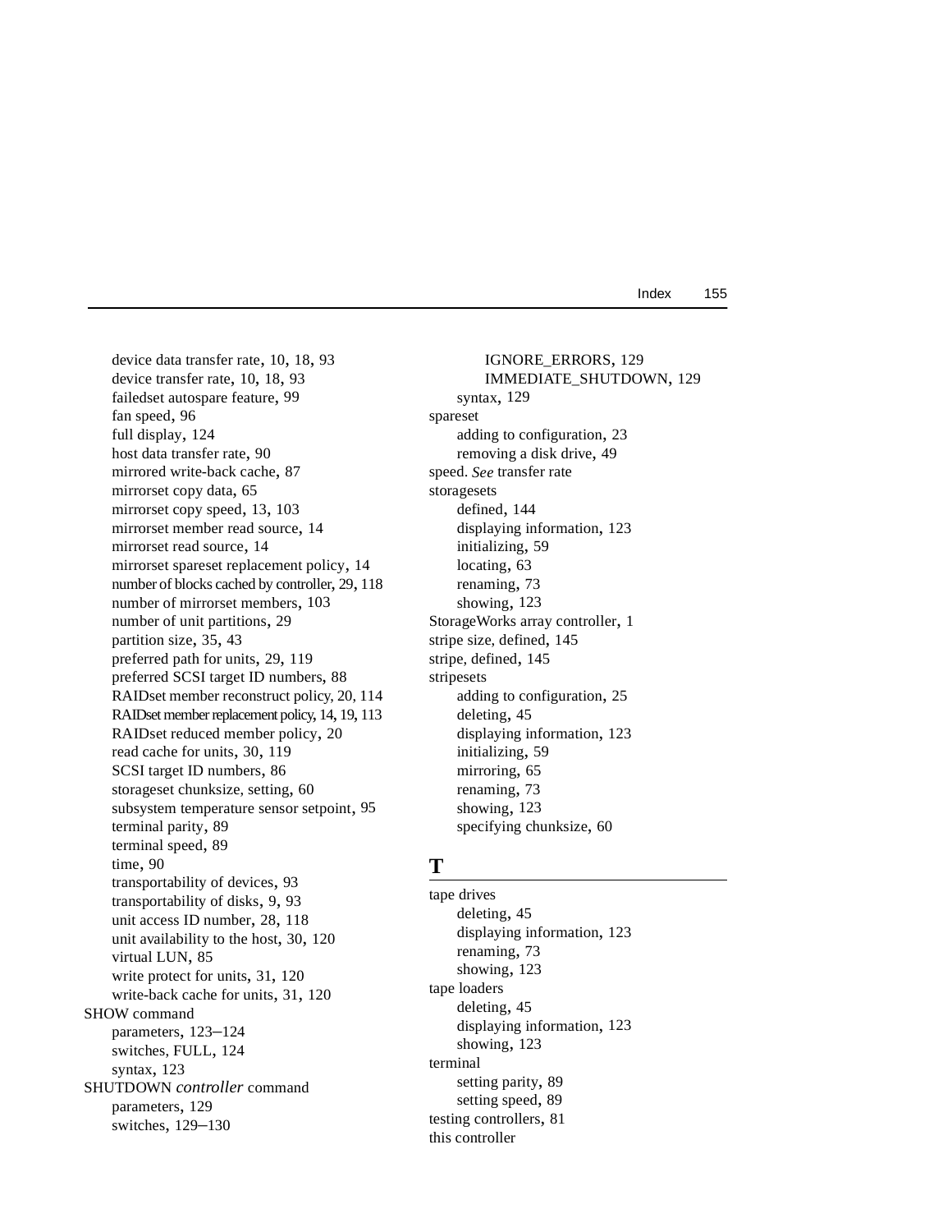- device data transfer rate, 10, 18, 93
- device transfer rate, 10, 18, 93
- failedset autospare feature, 99
- fan speed, 96
- full display, 124
- host data transfer rate, 90
- mirrored write-back cache, 87
- mirrorset copy data, 65
- mirrorset copy speed, 13, 103
- mirrorset member read source, 14
- mirrorset read source, 14
- mirrorset spareset replacement policy, 14
- number of blocks cached by controller, 29, 118
- number of mirrorset members, 103
- number of unit partitions, 29
- partition size, 35, 43
- preferred path for units, 29, 119
- preferred SCSI target ID numbers, 88
- RAIDset member reconstruct policy, 20, 114
- RAIDset member replacement policy, 14, 19, 113
- RAIDset reduced member policy, 20
- read cache for units, 30, 119
- SCSI target ID numbers, 86
- storageset chunksize, setting, 60
- subsystem temperature sensor setpoint, 95
- terminal parity, 89
- terminal speed, 89
- time, 90
- transportability of devices, 93
- transportability of disks, 9, 93
- unit access ID number, 28, 118
- unit availability to the host, 30, 120
- virtual LUN, 85
- write protect for units, 31, 120
- write-back cache for units, 31, 120

SHOW command
- parameters, 123–124
- switches, FULL, 124
- syntax, 123

SHUTDOWN *controller* command
- parameters, 129
- switches, 129–130
  - IGNORE_ERRORS, 129
  - IMMEDIATE_SHUTDOWN, 129
- syntax, 129

spareset
- adding to configuration, 23
- removing a disk drive, 49

speed. *See* transfer rate

storagesets
- defined, 144
- displaying information, 123
- initializing, 59
- locating, 63
- renaming, 73
- showing, 123

StorageWorks array controller, 1

stripe size, defined, 145

stripe, defined, 145

stripesets
- adding to configuration, 25
- deleting, 45
- displaying information, 123
- initializing, 59
- mirroring, 65
- renaming, 73
- showing, 123
- specifying chunksize, 60

## T

tape drives
- deleting, 45
- displaying information, 123
- renaming, 73
- showing, 123

tape loaders
- deleting, 45
- displaying information, 123
- showing, 123

terminal
- setting parity, 89
- setting speed, 89

testing controllers, 81

this controller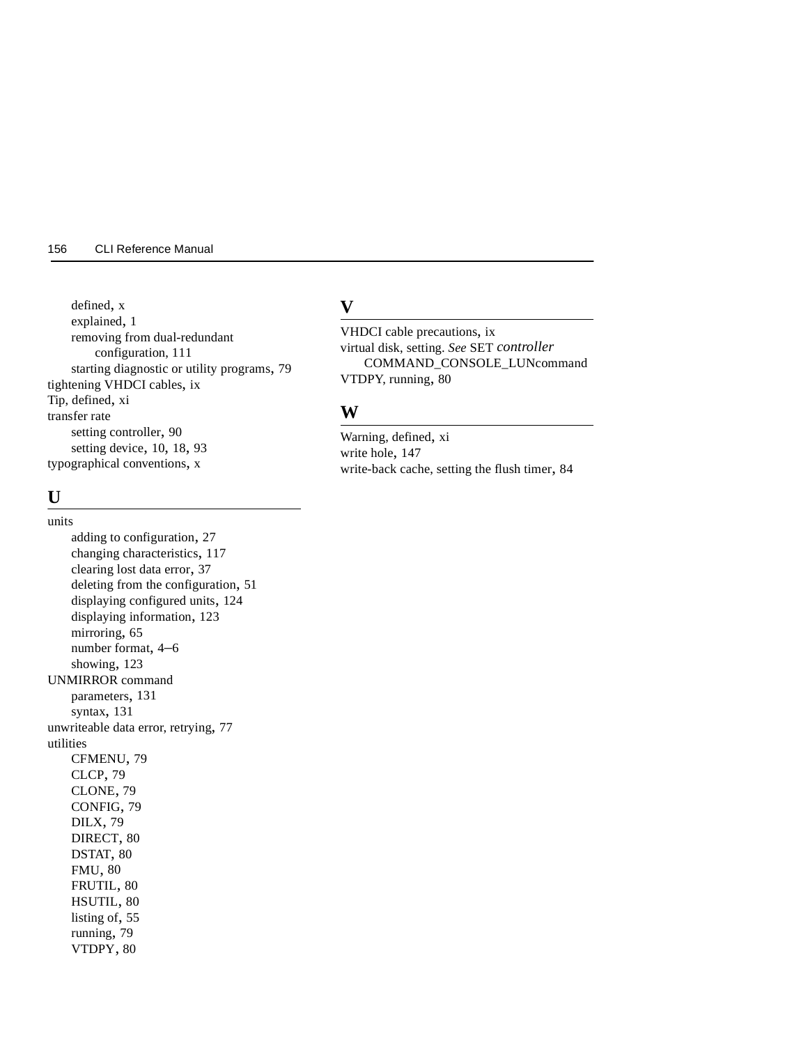- defined, x
- explained, 1
- removing from dual-redundant configuration, 111
- starting diagnostic or utility programs, 79

tightening VHDCI cables, ix
Tip, defined, xi
transfer rate

- setting controller, 90
- setting device, 10, 18, 93

typographical conventions, x

## U

units

- adding to configuration, 27
- changing characteristics, 117
- clearing lost data error, 37
- deleting from the configuration, 51
- displaying configured units, 124
- displaying information, 123
- mirroring, 65
- number format, 4–6
- showing, 123

UNMIRROR command

- parameters, 131
- syntax, 131

unwriteable data error, retrying, 77
utilities

- CFMENU, 79
- CLCP, 79
- CLONE, 79
- CONFIG, 79
- DILX, 79
- DIRECT, 80
- DSTAT, 80
- FMU, 80
- FRUTIL, 80
- HSUTIL, 80
- listing of, 55
- running, 79
- VTDPY, 80

## V

VHDCI cable precautions, ix
virtual disk, setting. *See* SET *controller* COMMAND_CONSOLE_LUNcommand
VTDPY, running, 80

## W

Warning, defined, xi
write hole, 147
write-back cache, setting the flush timer, 84